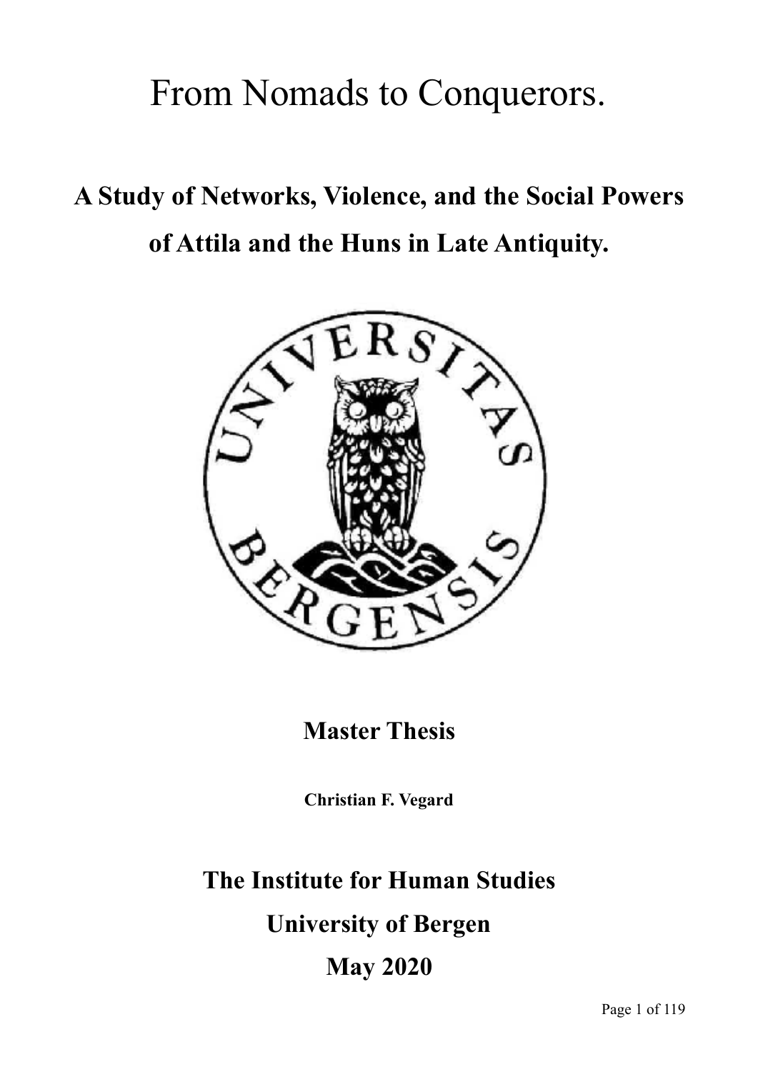# From Nomads to Conquerors.

## A Study of Networks, Violence, and the Social Powers of Attila and the Huns in Late Antiquity.

**Master Thesis**

**Christian F. Vegard**

**The Institute for Human Studies**

**University of Bergen**

**May 2020**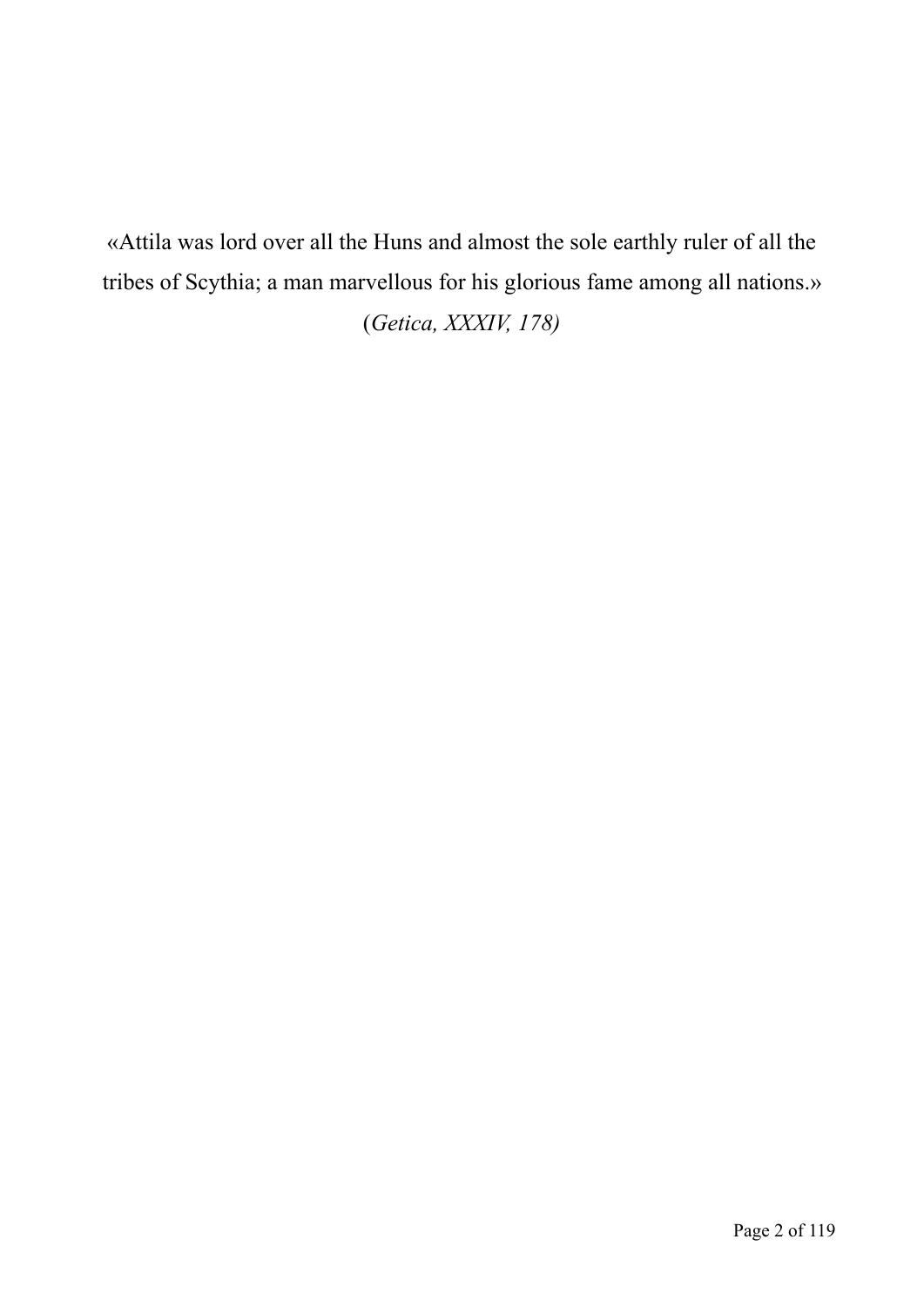«Attila was lord over all the Huns and almost the sole earthly ruler of all the tribes of Scythia; a man marvellous for his glorious fame among all nations.»

(*Getica, XXXIV, 178)*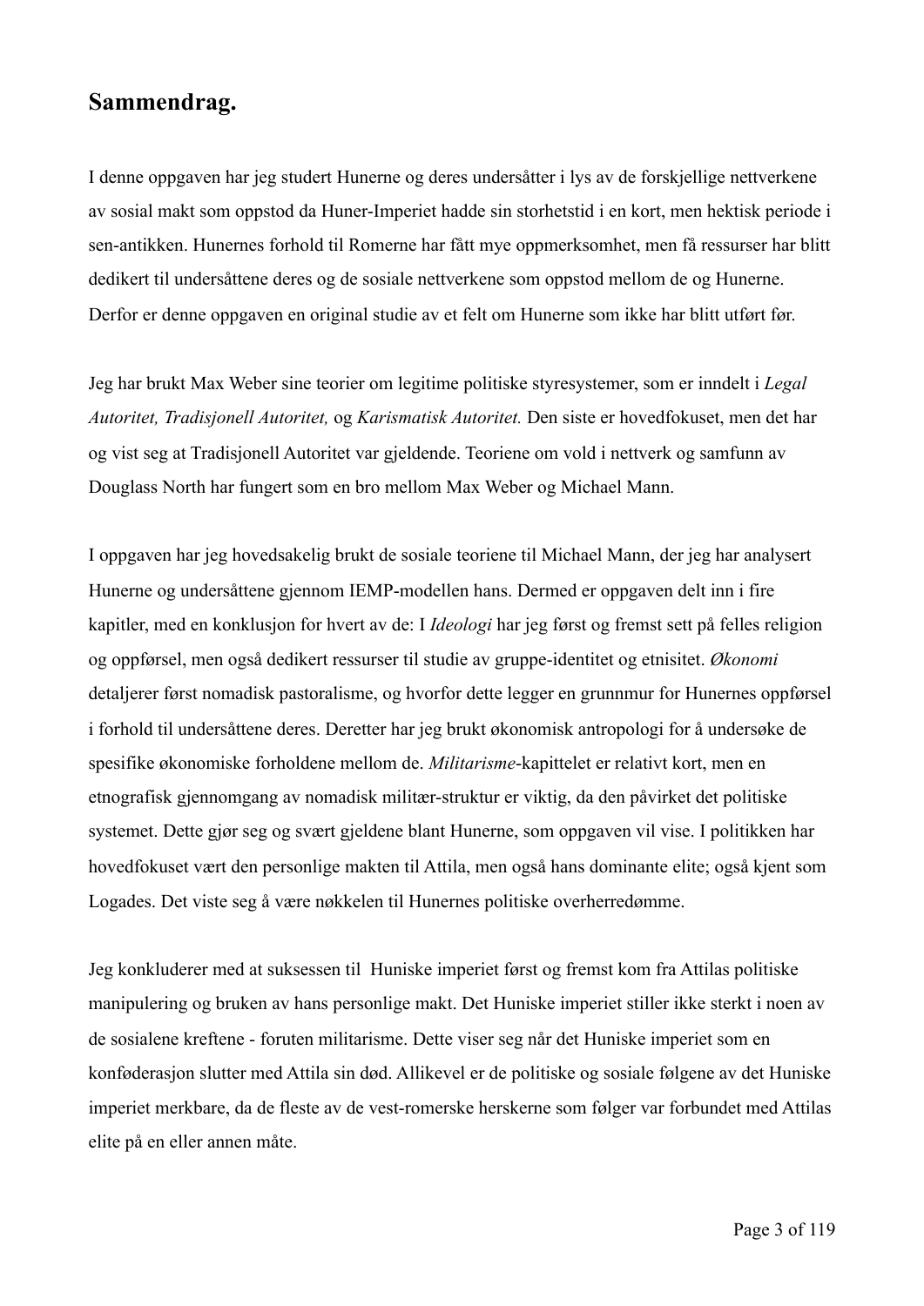## Sammendrag.

I denne oppgaven har jeg studert Hunerne og deres undersåtter i lys av de forskjellige nettverkene av sosial makt som oppstod da Huner-Imperiet hadde sin storhetstid i en kort, men hektisk periode i sen-antikken. Hunernes forhold til Romerne har fått mye oppmerksomhet, men få ressurser har blitt dedikert til undersåttene deres og de sosiale nettverkene som oppstod mellom de og Hunerne. Derfor er denne oppgaven en original studie av et felt om Hunerne som ikke har blitt utført før.

Jeg har brukt Max Weber sine teorier om legitime politiske styresystemer, som er inndelt i *Legal Autoritet, Tradisjonell Autoritet,* og *Karismatisk Autoritet.* Den siste er hovedfokuset, men det har og vist seg at Tradisjonell Autoritet var gjeldende. Teoriene om vold i nettverk og samfunn av Douglass North har fungert som en bro mellom Max Weber og Michael Mann.

I oppgaven har jeg hovedsakelig brukt de sosiale teoriene til Michael Mann, der jeg har analysert Hunerne og undersåttene gjennom IEMP-modellen hans. Dermed er oppgaven delt inn i fire kapitler, med en konklusjon for hvert av de: I *Ideologi* har jeg først og fremst sett på felles religion og oppførsel, men også dedikert ressurser til studie av gruppe-identitet og etnisitet. *Økonomi* detaljerer først nomadisk pastoralisme, og hvorfor dette legger en grunnmur for Hunernes oppførsel i forhold til undersåttene deres. Deretter har jeg brukt økonomisk antropologi for å undersøke de spesifike økonomiske forholdene mellom de. *Militarisme*-kapittelet er relativt kort, men en etnografisk gjennomgang av nomadisk militær-struktur er viktig, da den påvirket det politiske systemet. Dette gjør seg og svært gjeldene blant Hunerne, som oppgaven vil vise. I politikken har hovedfokuset vært den personlige makten til Attila, men også hans dominante elite; også kjent som Logades. Det viste seg å være nøkkelen til Hunernes politiske overherredømme.

Jeg konkluderer med at suksessen til Huniske imperiet først og fremst kom fra Attilas politiske manipulering og bruken av hans personlige makt. Det Huniske imperiet stiller ikke sterkt i noen av de sosialene kreftene - foruten militarisme. Dette viser seg når det Huniske imperiet som en konføderasjon slutter med Attila sin død. Allikevel er de politiske og sosiale følgene av det Huniske imperiet merkbare, da de fleste av de vest-romerske herskerne som følger var forbundet med Attilas elite på en eller annen måte.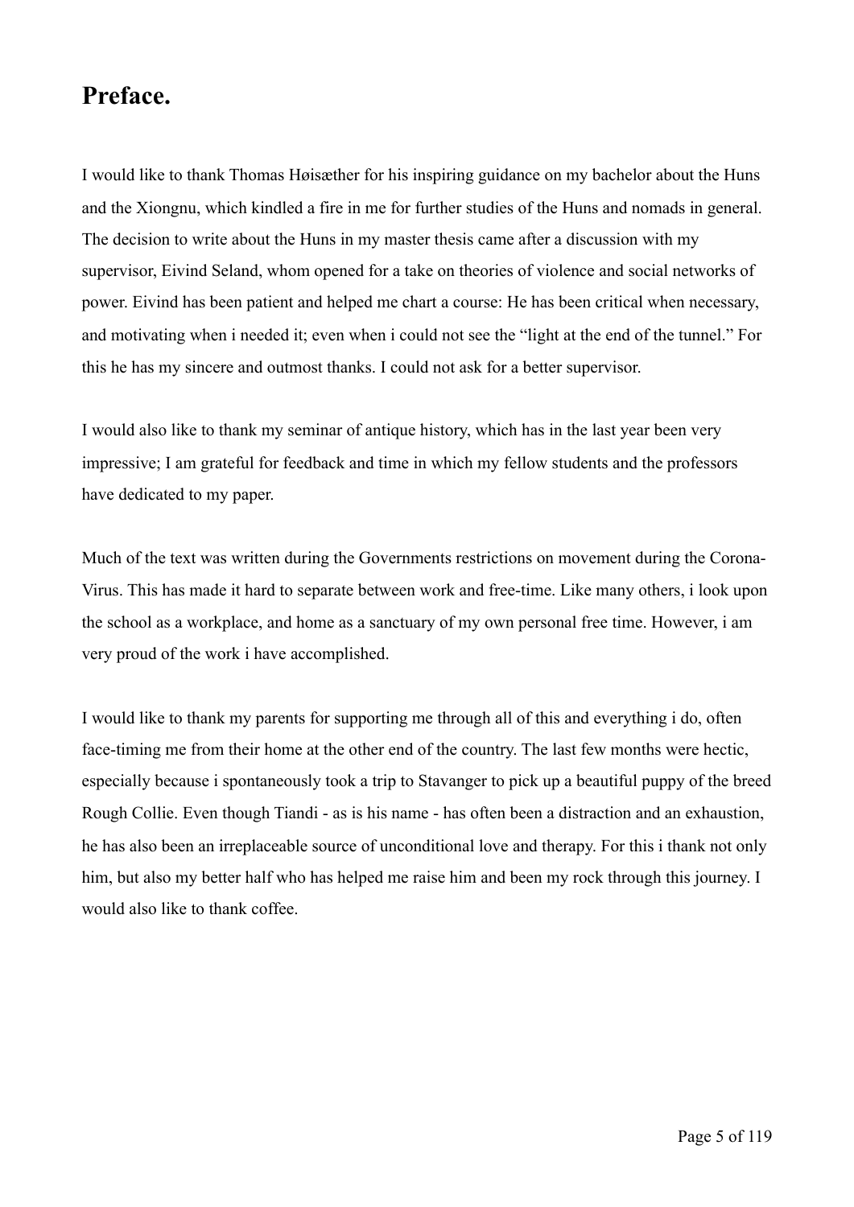# Preface.

I would like to thank Thomas Høisæther for his inspiring guidance on my bachelor about the Huns and the Xiongnu, which kindled a fire in me for further studies of the Huns and nomads in general. The decision to write about the Huns in my master thesis came after a discussion with my supervisor, Eivind Seland, whom opened for a take on theories of violence and social networks of power. Eivind has been patient and helped me chart a course: He has been critical when necessary, and motivating when i needed it; even when i could not see the "light at the end of the tunnel." For this he has my sincere and outmost thanks. I could not ask for a better supervisor.

I would also like to thank my seminar of antique history, which has in the last year been very impressive; I am grateful for feedback and time in which my fellow students and the professors have dedicated to my paper.

Much of the text was written during the Governments restrictions on movement during the Corona-Virus. This has made it hard to separate between work and free-time. Like many others, i look upon the school as a workplace, and home as a sanctuary of my own personal free time. However, i am very proud of the work i have accomplished.

I would like to thank my parents for supporting me through all of this and everything i do, often face-timing me from their home at the other end of the country. The last few months were hectic, especially because i spontaneously took a trip to Stavanger to pick up a beautiful puppy of the breed Rough Collie. Even though Tiandi - as is his name - has often been a distraction and an exhaustion, he has also been an irreplaceable source of unconditional love and therapy. For this i thank not only him, but also my better half who has helped me raise him and been my rock through this journey. I would also like to thank coffee.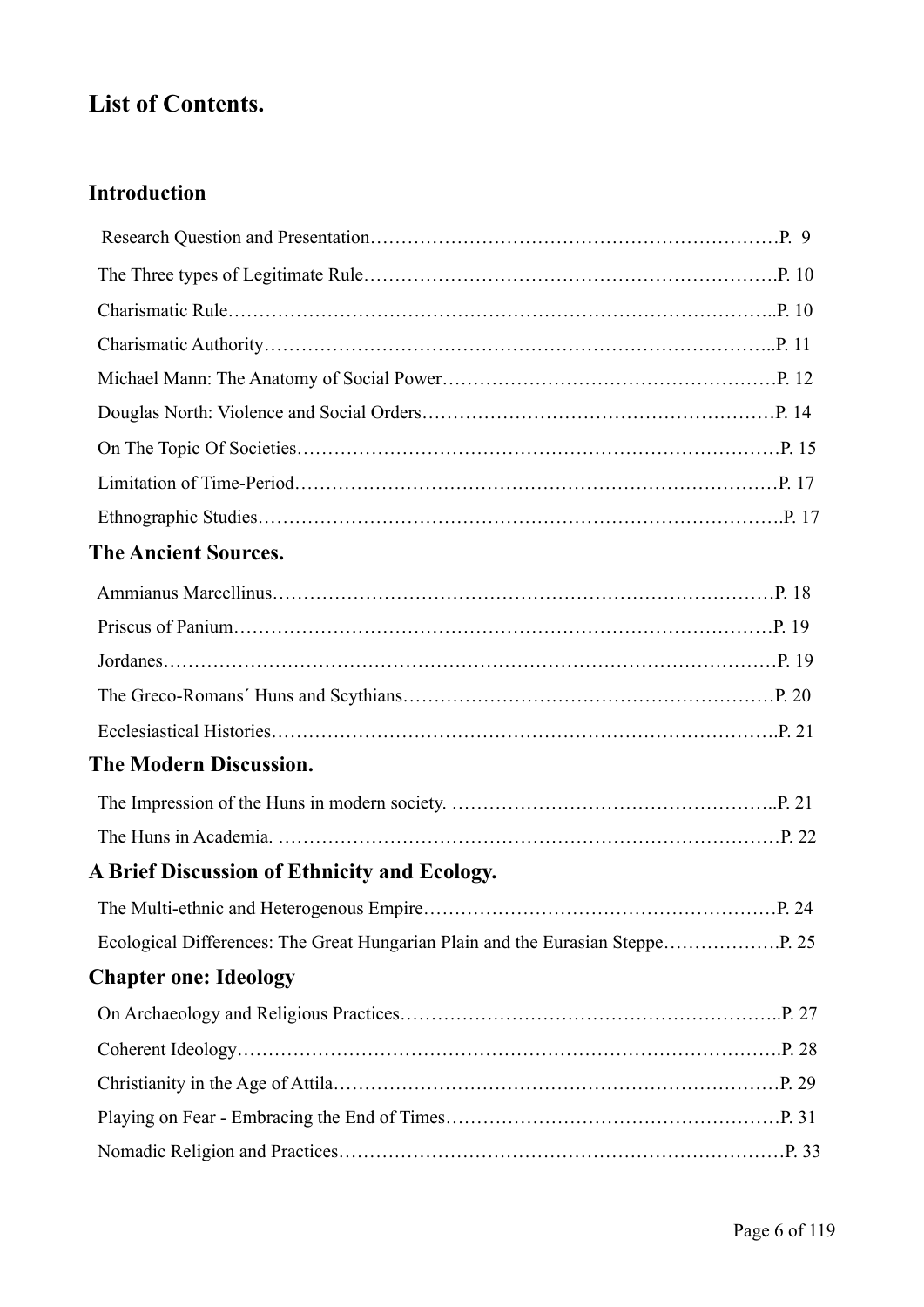## List of Contents.

### Introduction

Research Question and Presentation………………………………………………………P. 9

The Three types of Legitimate Rule………………………………………………………P. 10

Charismatic Rule…………………………………………………………………………..P. 10

Charismatic Authority……………………………………………………………………..P. 11

Michael Mann: The Anatomy of Social Power……………………………………………P. 12

Douglas North: Violence and Social Orders………………………………………………P. 14

On The Topic Of Societies…………………………………………………………………P. 15

Limitation of Time-Period…………………………………………………………………P. 17

Ethnographic Studies……………………………………………………………………….P. 17

### The Ancient Sources.

Ammianus Marcellinus……………………………………………………………………P. 18

Priscus of Panium…………………………………………………………………………P. 19

Jordanes……………………………………………………………………………………P. 19

The Greco-Romans´ Huns and Scythians…………………………………………………P. 20

Ecclesiastical Histories……………………………………………………………………..P. 21

### The Modern Discussion.

The Impression of the Huns in modern society. …………………………………………..P. 21

The Huns in Academia. ……………………………………………………………………P. 22

### A Brief Discussion of Ethnicity and Ecology.

The Multi-ethnic and Heterogenous Empire………………………………………………P. 24

Ecological Differences: The Great Hungarian Plain and the Eurasian Steppe……………….P. 25

### Chapter one: Ideology

On Archaeology and Religious Practices…………………………………………………..P. 27

Coherent Ideology…………………………………………………………………………..P. 28

Christianity in the Age of Attila……………………………………………………………P. 29

Playing on Fear - Embracing the End of Times……………………………………………P. 31

Nomadic Religion and Practices……………………………………………………………P. 33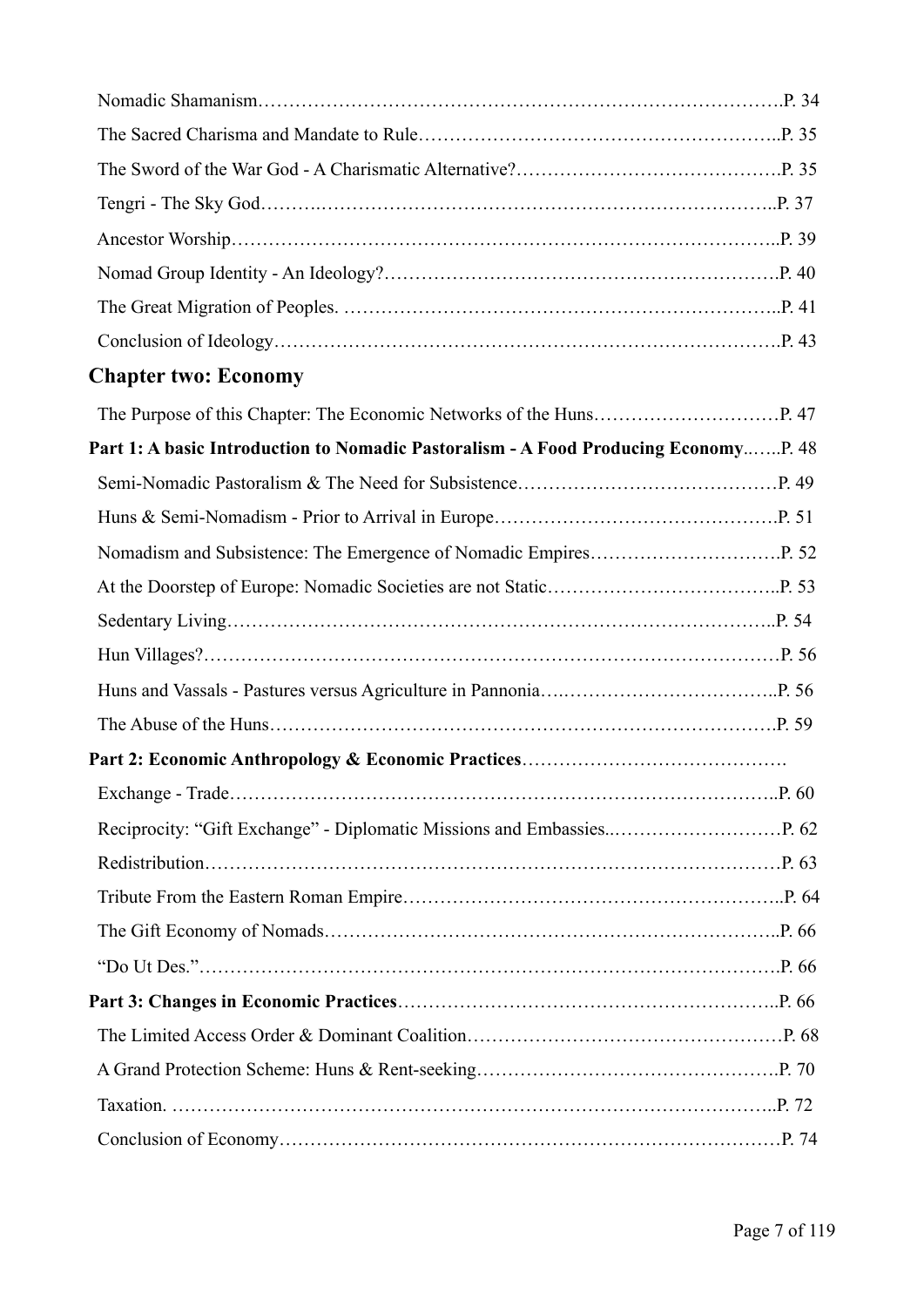Nomadic Shamanism……………………………………………………………………….P. 34

The Sacred Charisma and Mandate to Rule………………………………………………..P. 35

The Sword of the War God - A Charismatic Alternative?…………………………………….P. 35

Tengri - The Sky God……….………………………………………………………………..P. 37

Ancestor Worship………………………………………………………………………..P. 39

Nomad Group Identity - An Ideology?…………………………………………………….P. 40

The Great Migration of Peoples. …………………………………………………………..P. 41

Conclusion of Ideology……………………………………………………………………….P. 43

## Chapter two: Economy

The Purpose of this Chapter: The Economic Networks of the Huns…………………………P. 47

**Part 1: A basic Introduction to Nomadic Pastoralism - A Food Producing Economy**..…..P. 48

Semi-Nomadic Pastoralism & The Need for Subsistence……………………………………P. 49

Huns & Semi-Nomadism - Prior to Arrival in Europe……………………………………….P. 51

Nomadism and Subsistence: The Emergence of Nomadic Empires………………………….P. 52

At the Doorstep of Europe: Nomadic Societies are not Static………………………………..P. 53

Sedentary Living…………………………………………………………………………..P. 54

Hun Villages?………………………………………………………………………………P. 56

Huns and Vassals - Pastures versus Agriculture in Pannonia….……………………………..P. 56

The Abuse of the Huns……………………………………………………………………….P. 59

**Part 2: Economic Anthropology & Economic Practices**…………………………………….

Exchange - Trade……………………………………………………………………………..P. 60

Reciprocity: “Gift Exchange” - Diplomatic Missions and Embassies..………………………P. 62

Redistribution…………………………………………………………………………………P. 63

Tribute From the Eastern Roman Empire……………………………………………………..P. 64

The Gift Economy of Nomads………………………………………………………………..P. 66

“Do Ut Des.”…………………………………………………………………………………….P. 66

**Part 3: Changes in Economic Practices**……………………………………………………..P. 66

The Limited Access Order & Dominant Coalition……………………………………………P. 68

A Grand Protection Scheme: Huns & Rent-seeking…………………………………………..P. 70

Taxation. ………………………………………………………………………………………..P. 72

Conclusion of Economy………………………………………………………………………P. 74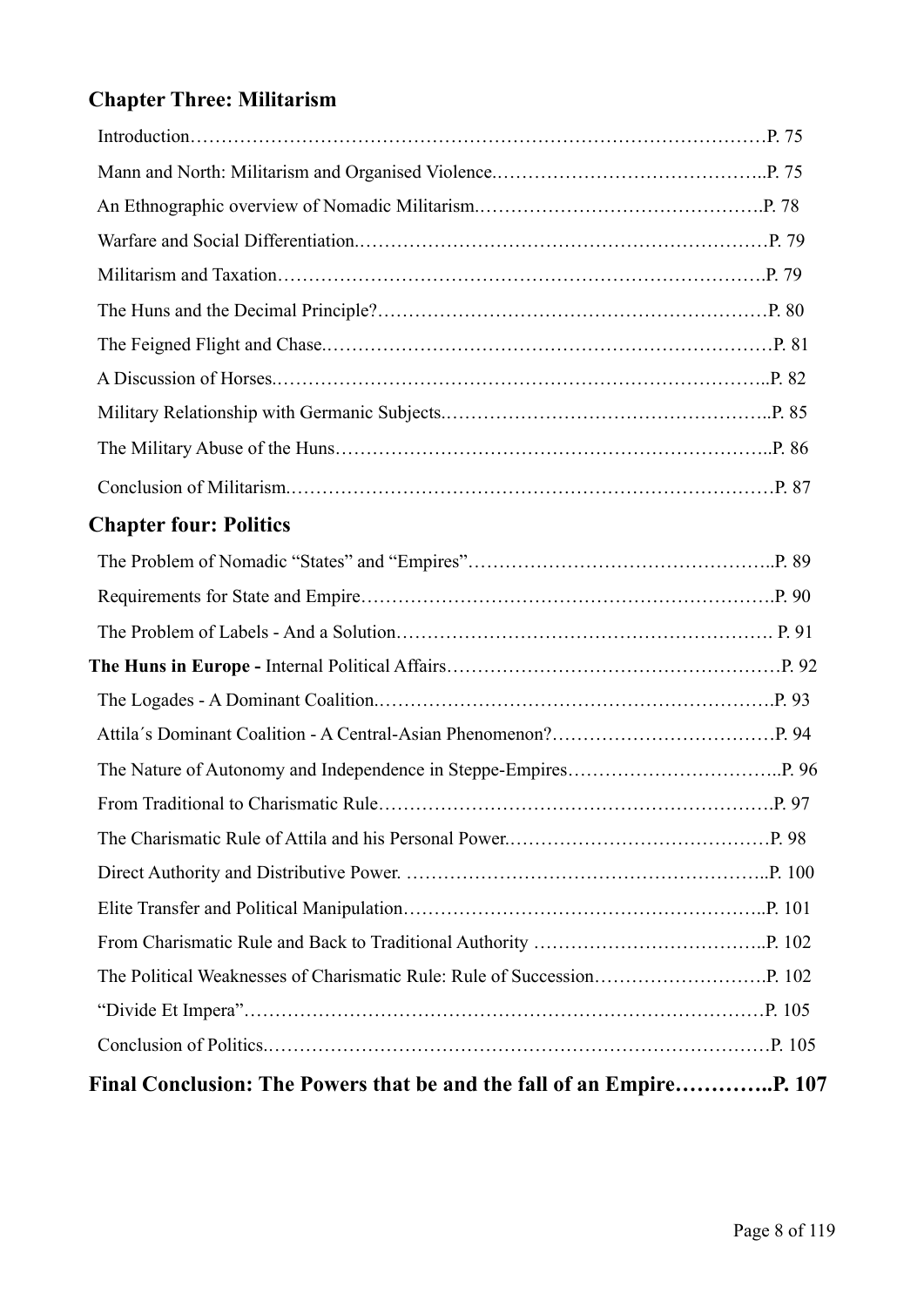## Chapter Three: Militarism

Introduction……………………………………………………………………………………P. 75

Mann and North: Militarism and Organised Violence.……………………………………..P. 75

An Ethnographic overview of Nomadic Militarism.……………………………………….P. 78

Warfare and Social Differentiation.…………………………………………………………P. 79

Militarism and Taxation…………………………………………………………………….P. 79

The Huns and the Decimal Principle?………………………………………………………P. 80

The Feigned Flight and Chase.………………………………………………………………P. 81

A Discussion of Horses.……………………………………………………………………..P. 82

Military Relationship with Germanic Subjects.……………………………………………..P. 85

The Military Abuse of the Huns……………………………………………………………..P. 86

Conclusion of Militarism.……………………………………………………………………P. 87

## Chapter four: Politics

The Problem of Nomadic "States" and "Empires"…………………………………………..P. 89

Requirements for State and Empire………………………………………………………….P. 90

The Problem of Labels - And a Solution……………………………………………………. P. 91

**The Huns in Europe -** Internal Political Affairs……………………………………………P. 92

The Logades - A Dominant Coalition.………………………………………………………P. 93

Attila´s Dominant Coalition - A Central-Asian Phenomenon?………………………………P. 94

The Nature of Autonomy and Independence in Steppe-Empires……………………………..P. 96

From Traditional to Charismatic Rule………………………………………………………..P. 97

The Charismatic Rule of Attila and his Personal Power.……………………………………P. 98

Direct Authority and Distributive Power. …………………………………………………..P. 100

Elite Transfer and Political Manipulation…………………………………………………..P. 101

From Charismatic Rule and Back to Traditional Authority ………………………………..P. 102

The Political Weaknesses of Charismatic Rule: Rule of Succession……………………….P. 102

"Divide Et Impera"……………………………………………………………………………P. 105

Conclusion of Politics.……………………………………………………………………….P. 105

## Final Conclusion: The Powers that be and the fall of an Empire………….P. 107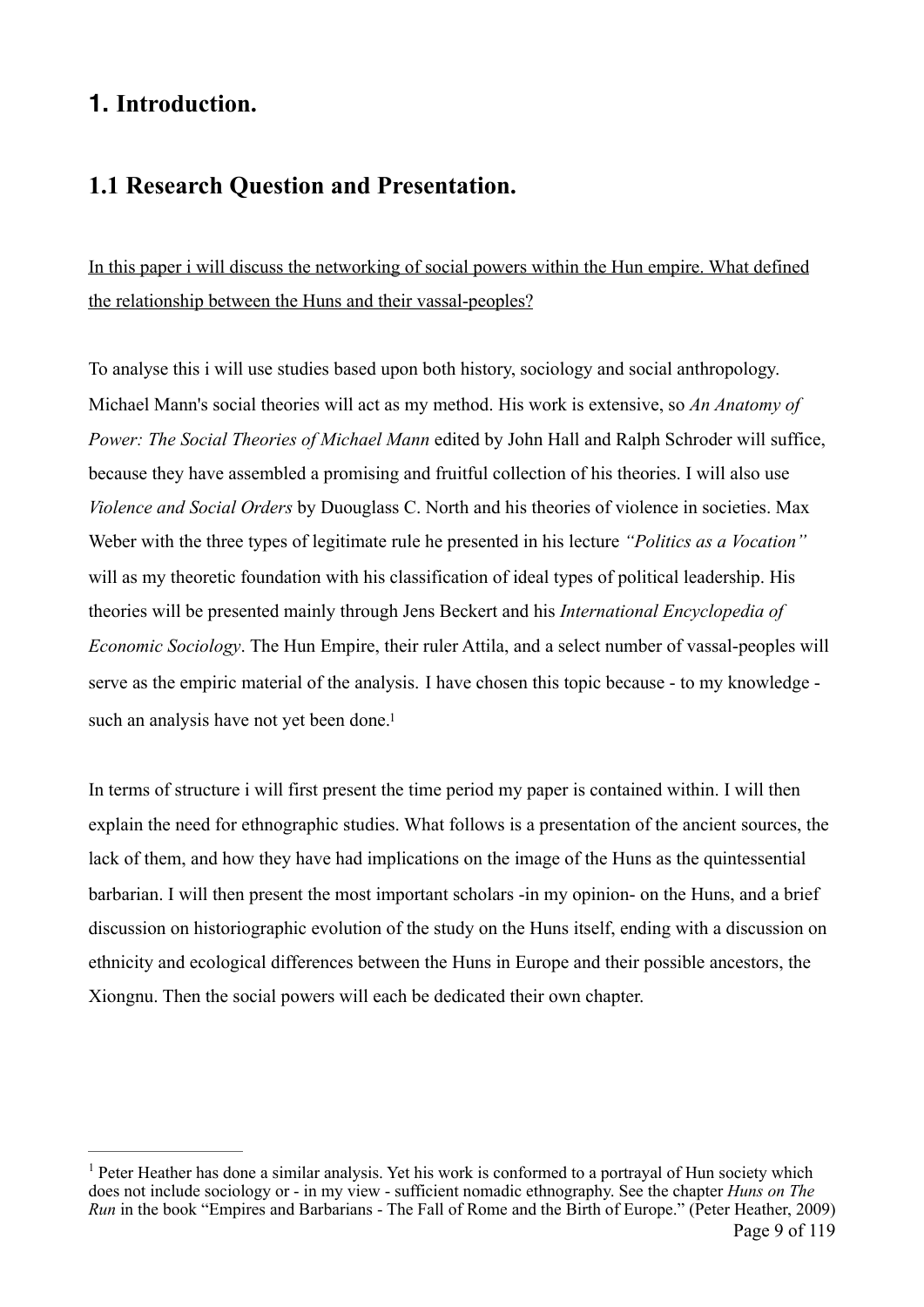# 1. Introduction.

## 1.1 Research Question and Presentation.

<u>In this paper i will discuss the networking of social powers within the Hun empire. What defined the relationship between the Huns and their vassal-peoples?</u>

To analyse this i will use studies based upon both history, sociology and social anthropology. Michael Mann's social theories will act as my method. His work is extensive, so *An Anatomy of Power: The Social Theories of Michael Mann* edited by John Hall and Ralph Schroder will suffice, because they have assembled a promising and fruitful collection of his theories. I will also use *Violence and Social Orders* by Duouglass C. North and his theories of violence in societies. Max Weber with the three types of legitimate rule he presented in his lecture *"Politics as a Vocation"* will as my theoretic foundation with his classification of ideal types of political leadership. His theories will be presented mainly through Jens Beckert and his *International Encyclopedia of Economic Sociology*. The Hun Empire, their ruler Attila, and a select number of vassal-peoples will serve as the empiric material of the analysis. I have chosen this topic because - to my knowledge - such an analysis have not yet been done.[1]

In terms of structure i will first present the time period my paper is contained within. I will then explain the need for ethnographic studies. What follows is a presentation of the ancient sources, the lack of them, and how they have had implications on the image of the Huns as the quintessential barbarian. I will then present the most important scholars -in my opinion- on the Huns, and a brief discussion on historiographic evolution of the study on the Huns itself, ending with a discussion on ethnicity and ecological differences between the Huns in Europe and their possible ancestors, the Xiongnu. Then the social powers will each be dedicated their own chapter.

---

[1] Peter Heather has done a similar analysis. Yet his work is conformed to a portrayal of Hun society which does not include sociology or - in my view - sufficient nomadic ethnography. See the chapter *Huns on The Run* in the book "Empires and Barbarians - The Fall of Rome and the Birth of Europe." (Peter Heather, 2009)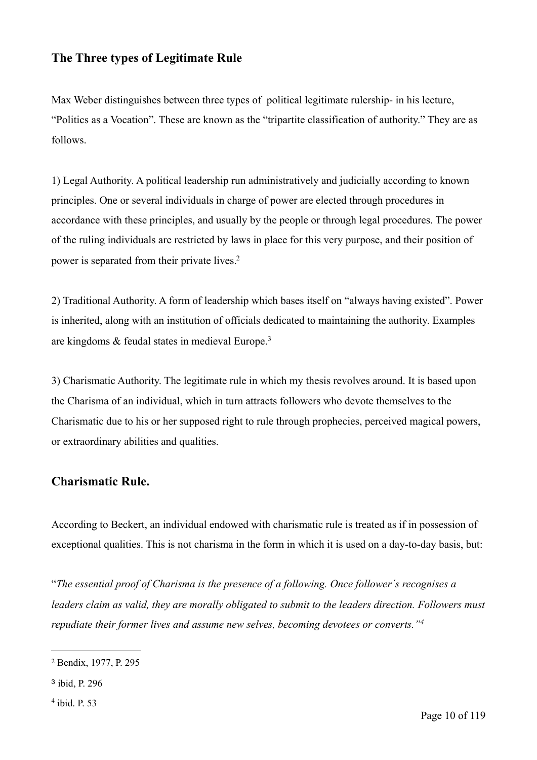## The Three types of Legitimate Rule

Max Weber distinguishes between three types of political legitimate rulership- in his lecture, "Politics as a Vocation". These are known as the "tripartite classification of authority." They are as follows.

1) Legal Authority. A political leadership run administratively and judicially according to known principles. One or several individuals in charge of power are elected through procedures in accordance with these principles, and usually by the people or through legal procedures. The power of the ruling individuals are restricted by laws in place for this very purpose, and their position of power is separated from their private lives.[2]

2) Traditional Authority. A form of leadership which bases itself on "always having existed". Power is inherited, along with an institution of officials dedicated to maintaining the authority. Examples are kingdoms & feudal states in medieval Europe.[3]

3) Charismatic Authority. The legitimate rule in which my thesis revolves around. It is based upon the Charisma of an individual, which in turn attracts followers who devote themselves to the Charismatic due to his or her supposed right to rule through prophecies, perceived magical powers, or extraordinary abilities and qualities.

## Charismatic Rule.

According to Beckert, an individual endowed with charismatic rule is treated as if in possession of exceptional qualities. This is not charisma in the form in which it is used on a day-to-day basis, but:

"*The essential proof of Charisma is the presence of a following. Once follower´s recognises a leaders claim as valid, they are morally obligated to submit to the leaders direction. Followers must repudiate their former lives and assume new selves, becoming devotees or converts."*[4]

---

[2] Bendix, 1977, P. 295

[3] ibid, P. 296

[4] ibid. P. 53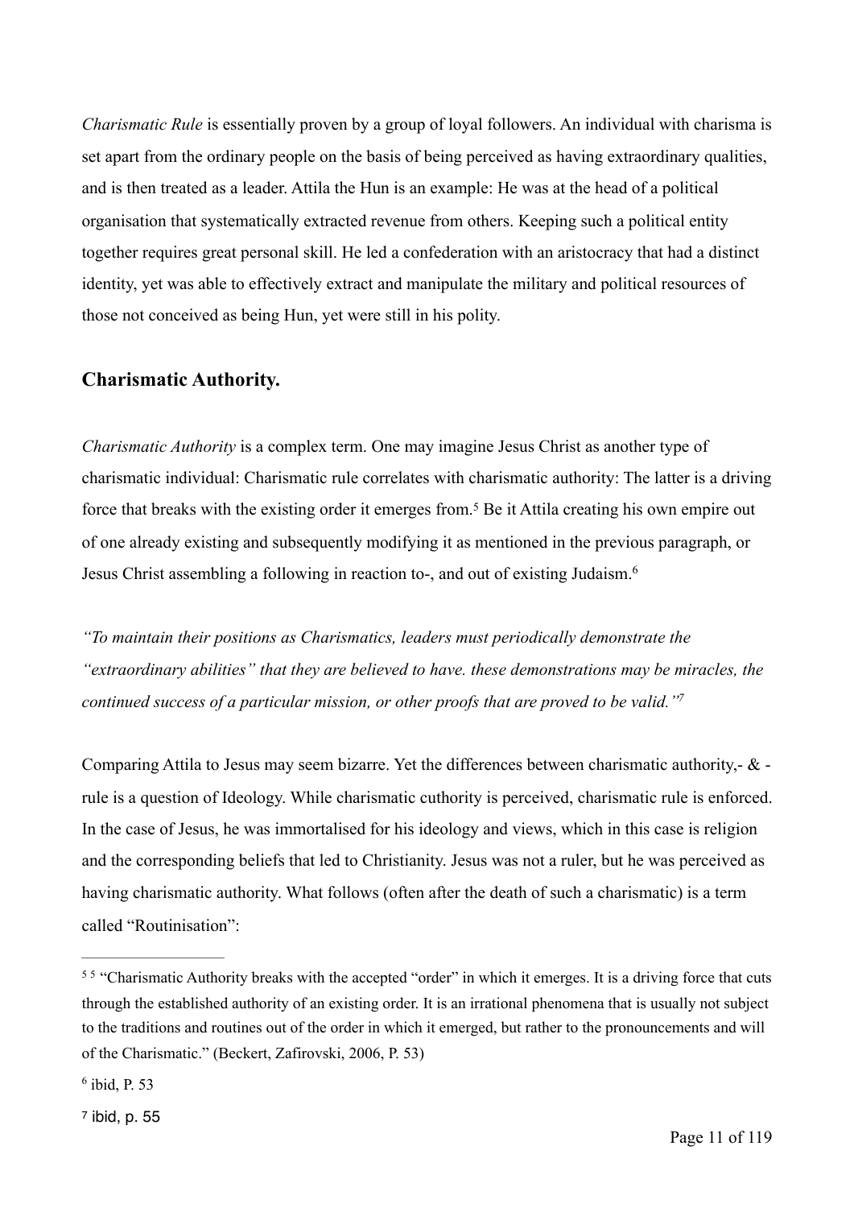*Charismatic Rule* is essentially proven by a group of loyal followers. An individual with charisma is set apart from the ordinary people on the basis of being perceived as having extraordinary qualities, and is then treated as a leader. Attila the Hun is an example: He was at the head of a political organisation that systematically extracted revenue from others. Keeping such a political entity together requires great personal skill. He led a confederation with an aristocracy that had a distinct identity, yet was able to effectively extract and manipulate the military and political resources of those not conceived as being Hun, yet were still in his polity.

## Charismatic Authority.

*Charismatic Authority* is a complex term. One may imagine Jesus Christ as another type of charismatic individual: Charismatic rule correlates with charismatic authority: The latter is a driving force that breaks with the existing order it emerges from.[5] Be it Attila creating his own empire out of one already existing and subsequently modifying it as mentioned in the previous paragraph, or Jesus Christ assembling a following in reaction to-, and out of existing Judaism.[6]

*"To maintain their positions as Charismatics, leaders must periodically demonstrate the "extraordinary abilities" that they are believed to have. these demonstrations may be miracles, the continued success of a particular mission, or other proofs that are proved to be valid."*[7]

Comparing Attila to Jesus may seem bizarre. Yet the differences between charismatic authority,- & -rule is a question of Ideology. While charismatic cuthority is perceived, charismatic rule is enforced. In the case of Jesus, he was immortalised for his ideology and views, which in this case is religion and the corresponding beliefs that led to Christianity. Jesus was not a ruler, but he was perceived as having charismatic authority. What follows (often after the death of such a charismatic) is a term called "Routinisation":

---

[5] [5] "Charismatic Authority breaks with the accepted "order" in which it emerges. It is a driving force that cuts through the established authority of an existing order. It is an irrational phenomena that is usually not subject to the traditions and routines out of the order in which it emerged, but rather to the pronouncements and will of the Charismatic." (Beckert, Zafirovski, 2006, P. 53)

[6] ibid, P. 53

[7] ibid, p. 55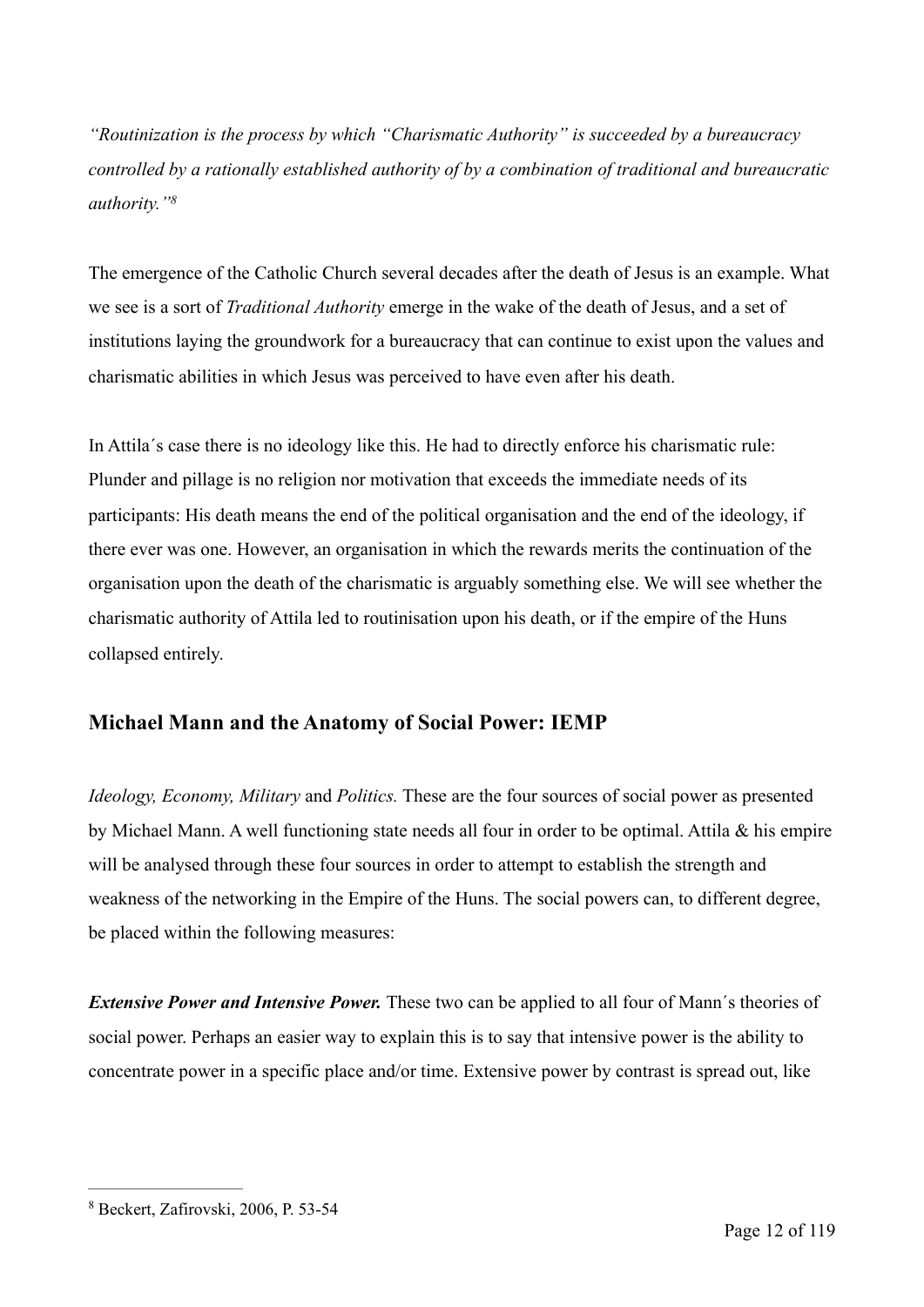*"Routinization is the process by which "Charismatic Authority" is succeeded by a bureaucracy controlled by a rationally established authority of by a combination of traditional and bureaucratic authority."*[8]

The emergence of the Catholic Church several decades after the death of Jesus is an example. What we see is a sort of *Traditional Authority* emerge in the wake of the death of Jesus, and a set of institutions laying the groundwork for a bureaucracy that can continue to exist upon the values and charismatic abilities in which Jesus was perceived to have even after his death.

In Attila´s case there is no ideology like this. He had to directly enforce his charismatic rule: Plunder and pillage is no religion nor motivation that exceeds the immediate needs of its participants: His death means the end of the political organisation and the end of the ideology, if there ever was one. However, an organisation in which the rewards merits the continuation of the organisation upon the death of the charismatic is arguably something else. We will see whether the charismatic authority of Attila led to routinisation upon his death, or if the empire of the Huns collapsed entirely.

## Michael Mann and the Anatomy of Social Power: IEMP

*Ideology, Economy, Military* and *Politics.* These are the four sources of social power as presented by Michael Mann. A well functioning state needs all four in order to be optimal. Attila & his empire will be analysed through these four sources in order to attempt to establish the strength and weakness of the networking in the Empire of the Huns. The social powers can, to different degree, be placed within the following measures:

***Extensive Power and Intensive Power.*** These two can be applied to all four of Mann´s theories of social power. Perhaps an easier way to explain this is to say that intensive power is the ability to concentrate power in a specific place and/or time. Extensive power by contrast is spread out, like

---

[8] Beckert, Zafirovski, 2006, P. 53-54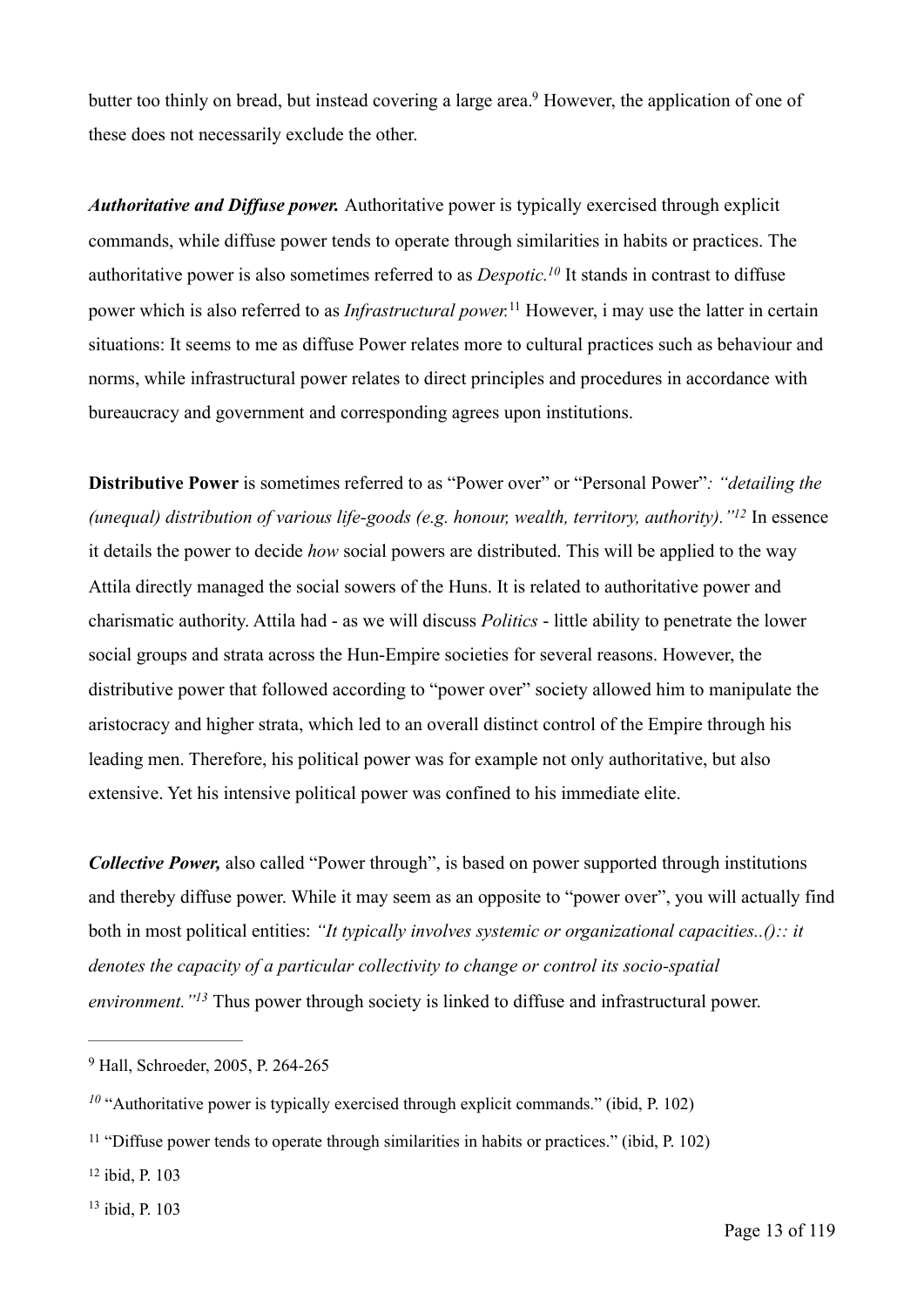butter too thinly on bread, but instead covering a large area.[9] However, the application of one of these does not necessarily exclude the other.

***Authoritative and Diffuse power.*** Authoritative power is typically exercised through explicit commands, while diffuse power tends to operate through similarities in habits or practices. The authoritative power is also sometimes referred to as *Despotic.*[10] It stands in contrast to diffuse power which is also referred to as *Infrastructural power.*[11] However, i may use the latter in certain situations: It seems to me as diffuse Power relates more to cultural practices such as behaviour and norms, while infrastructural power relates to direct principles and procedures in accordance with bureaucracy and government and corresponding agrees upon institutions.

**Distributive Power** is sometimes referred to as "Power over" or "Personal Power"*: "detailing the (unequal) distribution of various life-goods (e.g. honour, wealth, territory, authority)."*[12] In essence it details the power to decide *how* social powers are distributed. This will be applied to the way Attila directly managed the social sowers of the Huns. It is related to authoritative power and charismatic authority. Attila had - as we will discuss *Politics* - little ability to penetrate the lower social groups and strata across the Hun-Empire societies for several reasons. However, the distributive power that followed according to "power over" society allowed him to manipulate the aristocracy and higher strata, which led to an overall distinct control of the Empire through his leading men. Therefore, his political power was for example not only authoritative, but also extensive. Yet his intensive political power was confined to his immediate elite.

***Collective Power,*** also called "Power through", is based on power supported through institutions and thereby diffuse power. While it may seem as an opposite to "power over", you will actually find both in most political entities: *"It typically involves systemic or organizational capacities..():: it denotes the capacity of a particular collectivity to change or control its socio-spatial environment."*[13] Thus power through society is linked to diffuse and infrastructural power.

---

[9] Hall, Schroeder, 2005, P. 264-265

[10] "Authoritative power is typically exercised through explicit commands." (ibid, P. 102)

[11] "Diffuse power tends to operate through similarities in habits or practices." (ibid, P. 102)

[12] ibid, P. 103

[13] ibid, P. 103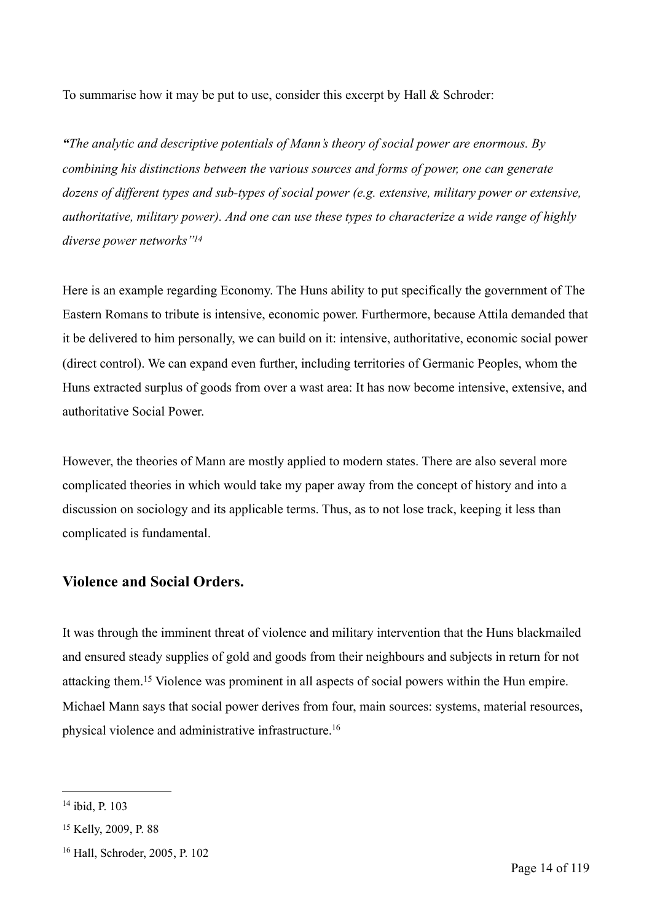To summarise how it may be put to use, consider this excerpt by Hall & Schroder:

***"****The analytic and descriptive potentials of Mann's theory of social power are enormous. By combining his distinctions between the various sources and forms of power, one can generate dozens of different types and sub-types of social power (e.g. extensive, military power or extensive, authoritative, military power). And one can use these types to characterize a wide range of highly diverse power networks"*[14]

Here is an example regarding Economy. The Huns ability to put specifically the government of The Eastern Romans to tribute is intensive, economic power. Furthermore, because Attila demanded that it be delivered to him personally, we can build on it: intensive, authoritative, economic social power (direct control). We can expand even further, including territories of Germanic Peoples, whom the Huns extracted surplus of goods from over a wast area: It has now become intensive, extensive, and authoritative Social Power.

However, the theories of Mann are mostly applied to modern states. There are also several more complicated theories in which would take my paper away from the concept of history and into a discussion on sociology and its applicable terms. Thus, as to not lose track, keeping it less than complicated is fundamental.

## Violence and Social Orders.

It was through the imminent threat of violence and military intervention that the Huns blackmailed and ensured steady supplies of gold and goods from their neighbours and subjects in return for not attacking them.[15] Violence was prominent in all aspects of social powers within the Hun empire. Michael Mann says that social power derives from four, main sources: systems, material resources, physical violence and administrative infrastructure.[16]

---

[14] ibid, P. 103

[15] Kelly, 2009, P. 88

[16] Hall, Schroder, 2005, P. 102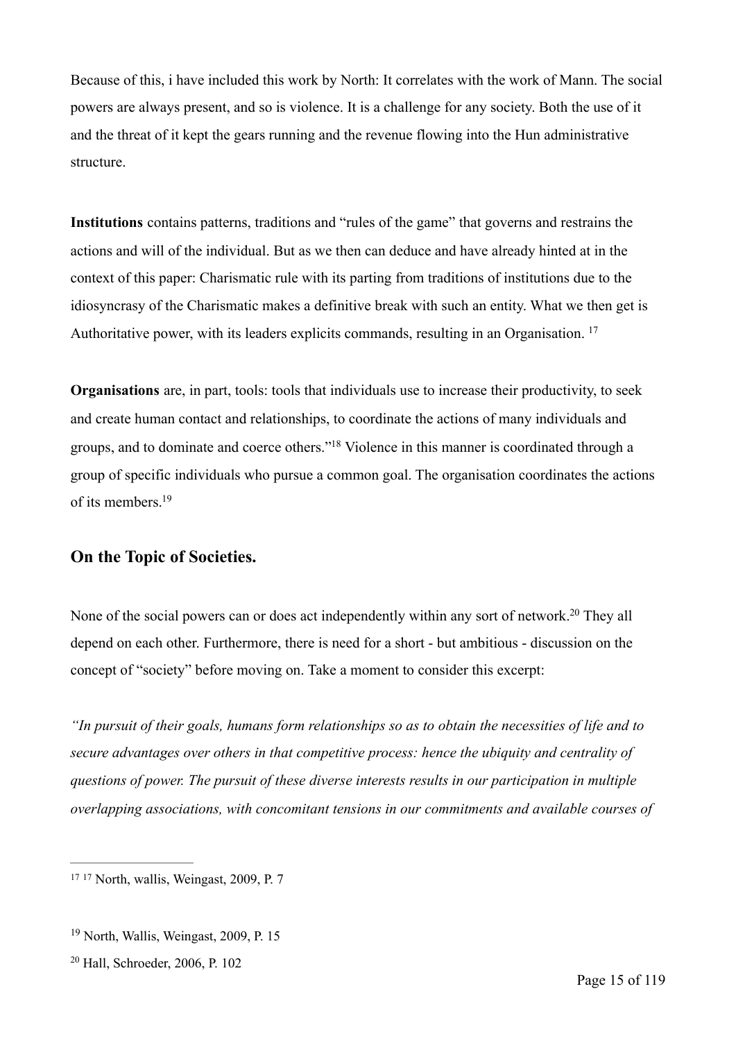Because of this, i have included this work by North: It correlates with the work of Mann. The social powers are always present, and so is violence. It is a challenge for any society. Both the use of it and the threat of it kept the gears running and the revenue flowing into the Hun administrative structure.

**Institutions** contains patterns, traditions and "rules of the game" that governs and restrains the actions and will of the individual. But as we then can deduce and have already hinted at in the context of this paper: Charismatic rule with its parting from traditions of institutions due to the idiosyncrasy of the Charismatic makes a definitive break with such an entity. What we then get is Authoritative power, with its leaders explicits commands, resulting in an Organisation. [17]

**Organisations** are, in part, tools: tools that individuals use to increase their productivity, to seek and create human contact and relationships, to coordinate the actions of many individuals and groups, and to dominate and coerce others."[18] Violence in this manner is coordinated through a group of specific individuals who pursue a common goal. The organisation coordinates the actions of its members.[19]

## On the Topic of Societies.

None of the social powers can or does act independently within any sort of network.[20] They all depend on each other. Furthermore, there is need for a short - but ambitious - discussion on the concept of "society" before moving on. Take a moment to consider this excerpt:

*"In pursuit of their goals, humans form relationships so as to obtain the necessities of life and to secure advantages over others in that competitive process: hence the ubiquity and centrality of questions of power. The pursuit of these diverse interests results in our participation in multiple overlapping associations, with concomitant tensions in our commitments and available courses of*

---

[17] [17] North, wallis, Weingast, 2009, P. 7

[19] North, Wallis, Weingast, 2009, P. 15

[20] Hall, Schroeder, 2006, P. 102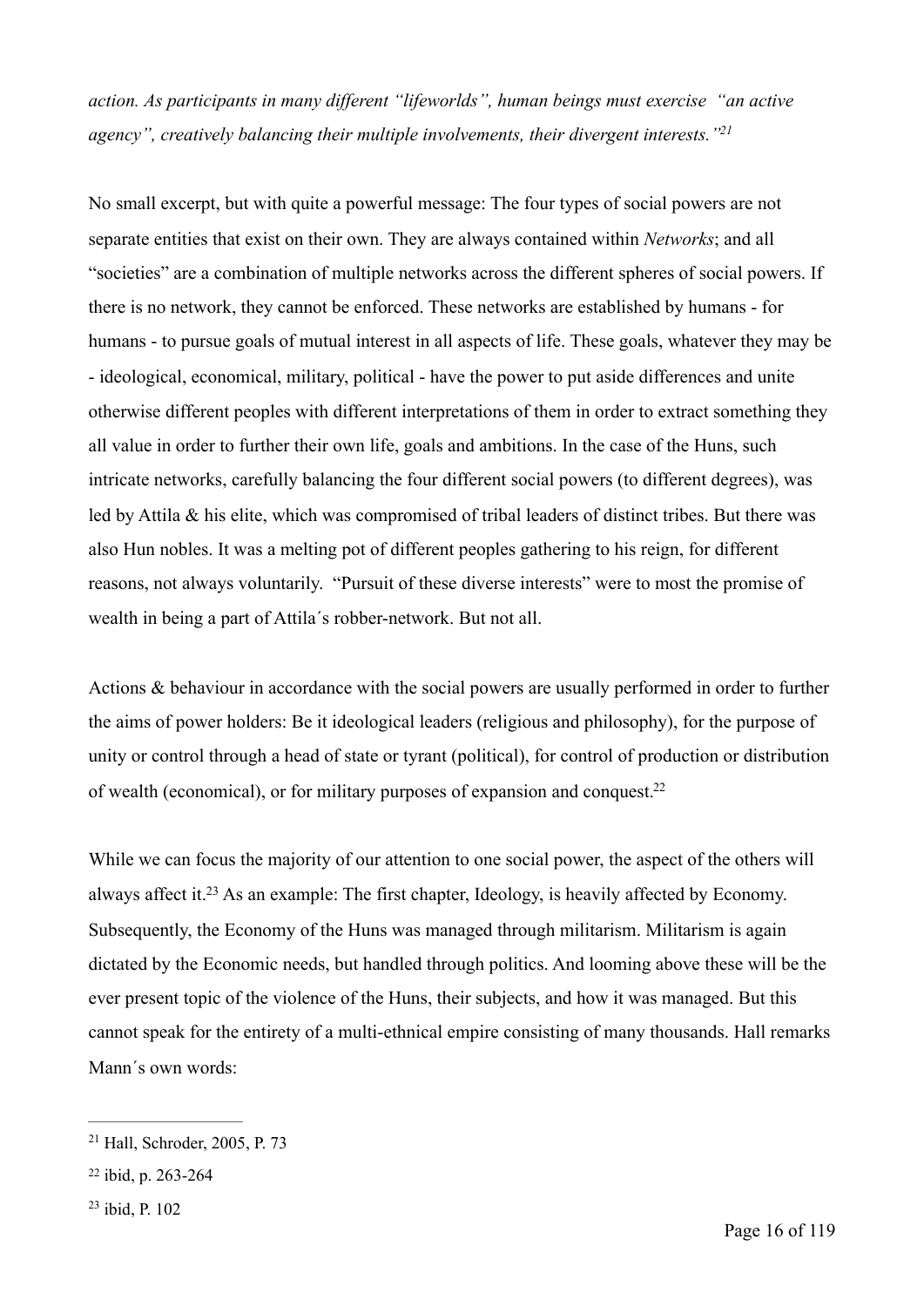*action. As participants in many different "lifeworlds", human beings must exercise "an active agency", creatively balancing their multiple involvements, their divergent interests."*[21]

No small excerpt, but with quite a powerful message: The four types of social powers are not separate entities that exist on their own. They are always contained within *Networks*; and all "societies" are a combination of multiple networks across the different spheres of social powers. If there is no network, they cannot be enforced. These networks are established by humans - for humans - to pursue goals of mutual interest in all aspects of life. These goals, whatever they may be - ideological, economical, military, political - have the power to put aside differences and unite otherwise different peoples with different interpretations of them in order to extract something they all value in order to further their own life, goals and ambitions. In the case of the Huns, such intricate networks, carefully balancing the four different social powers (to different degrees), was led by Attila & his elite, which was compromised of tribal leaders of distinct tribes. But there was also Hun nobles. It was a melting pot of different peoples gathering to his reign, for different reasons, not always voluntarily. "Pursuit of these diverse interests" were to most the promise of wealth in being a part of Attila´s robber-network. But not all.

Actions & behaviour in accordance with the social powers are usually performed in order to further the aims of power holders: Be it ideological leaders (religious and philosophy), for the purpose of unity or control through a head of state or tyrant (political), for control of production or distribution of wealth (economical), or for military purposes of expansion and conquest.[22]

While we can focus the majority of our attention to one social power, the aspect of the others will always affect it.[23] As an example: The first chapter, Ideology, is heavily affected by Economy. Subsequently, the Economy of the Huns was managed through militarism. Militarism is again dictated by the Economic needs, but handled through politics. And looming above these will be the ever present topic of the violence of the Huns, their subjects, and how it was managed. But this cannot speak for the entirety of a multi-ethnical empire consisting of many thousands. Hall remarks Mann´s own words:

---

[21] Hall, Schroder, 2005, P. 73

[22] ibid, p. 263-264

[23] ibid, P. 102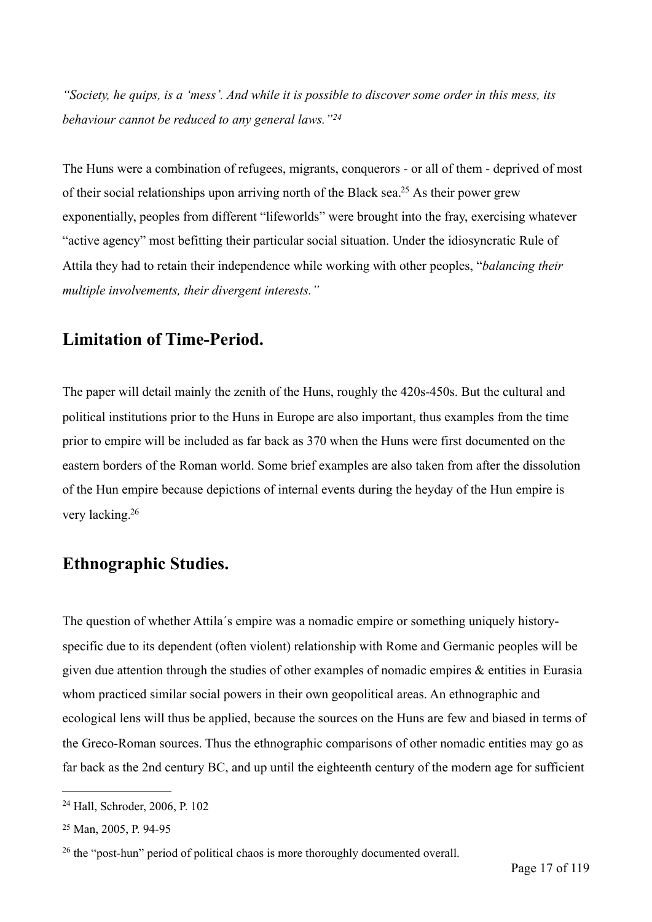*"Society, he quips, is a 'mess'. And while it is possible to discover some order in this mess, its behaviour cannot be reduced to any general laws."*[24]

The Huns were a combination of refugees, migrants, conquerors - or all of them - deprived of most of their social relationships upon arriving north of the Black sea.[25] As their power grew exponentially, peoples from different "lifeworlds" were brought into the fray, exercising whatever "active agency" most befitting their particular social situation. Under the idiosyncratic Rule of Attila they had to retain their independence while working with other peoples, "*balancing their multiple involvements, their divergent interests."*

## Limitation of Time-Period.

The paper will detail mainly the zenith of the Huns, roughly the 420s-450s. But the cultural and political institutions prior to the Huns in Europe are also important, thus examples from the time prior to empire will be included as far back as 370 when the Huns were first documented on the eastern borders of the Roman world. Some brief examples are also taken from after the dissolution of the Hun empire because depictions of internal events during the heyday of the Hun empire is very lacking.[26]

## Ethnographic Studies.

The question of whether Attila´s empire was a nomadic empire or something uniquely history-specific due to its dependent (often violent) relationship with Rome and Germanic peoples will be given due attention through the studies of other examples of nomadic empires & entities in Eurasia whom practiced similar social powers in their own geopolitical areas. An ethnographic and ecological lens will thus be applied, because the sources on the Huns are few and biased in terms of the Greco-Roman sources. Thus the ethnographic comparisons of other nomadic entities may go as far back as the 2nd century BC, and up until the eighteenth century of the modern age for sufficient

---

[24] Hall, Schroder, 2006, P. 102

[25] Man, 2005, P. 94-95

[26] the "post-hun" period of political chaos is more thoroughly documented overall.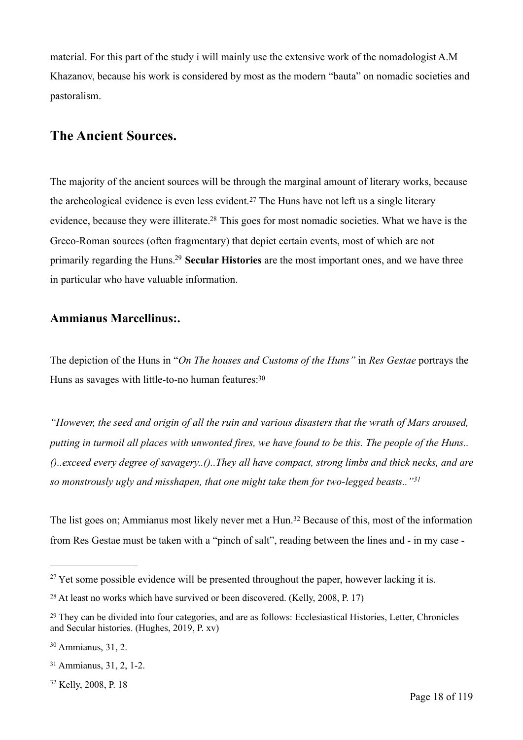material. For this part of the study i will mainly use the extensive work of the nomadologist A.M Khazanov, because his work is considered by most as the modern "bauta" on nomadic societies and pastoralism.

## The Ancient Sources.

The majority of the ancient sources will be through the marginal amount of literary works, because the archeological evidence is even less evident.[27] The Huns have not left us a single literary evidence, because they were illiterate.[28] This goes for most nomadic societies. What we have is the Greco-Roman sources (often fragmentary) that depict certain events, most of which are not primarily regarding the Huns.[29] **Secular Histories** are the most important ones, and we have three in particular who have valuable information.

### Ammianus Marcellinus:.

The depiction of the Huns in "*On The houses and Customs of the Huns"* in *Res Gestae* portrays the Huns as savages with little-to-no human features:[30]

*"However, the seed and origin of all the ruin and various disasters that the wrath of Mars aroused, putting in turmoil all places with unwonted fires, we have found to be this. The people of the Huns.. ()..exceed every degree of savagery..()..They all have compact, strong limbs and thick necks, and are so monstrously ugly and misshapen, that one might take them for two-legged beasts.."[31]*

The list goes on; Ammianus most likely never met a Hun.[32] Because of this, most of the information from Res Gestae must be taken with a "pinch of salt", reading between the lines and - in my case -

---

[27] Yet some possible evidence will be presented throughout the paper, however lacking it is.

[28] At least no works which have survived or been discovered. (Kelly, 2008, P. 17)

[29] They can be divided into four categories, and are as follows: Ecclesiastical Histories, Letter, Chronicles and Secular histories. (Hughes, 2019, P. xv)

[30] Ammianus, 31, 2.

[31] Ammianus, 31, 2, 1-2.

[32] Kelly, 2008, P. 18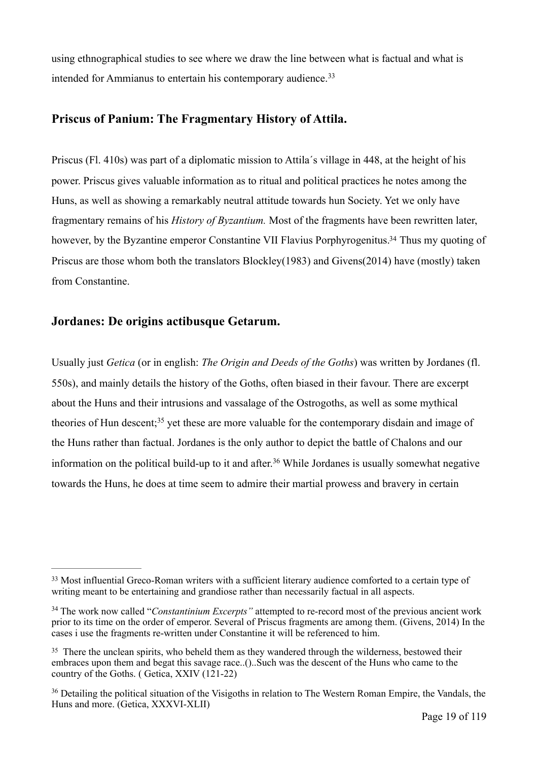using ethnographical studies to see where we draw the line between what is factual and what is intended for Ammianus to entertain his contemporary audience.[33]

## Priscus of Panium: The Fragmentary History of Attila.

Priscus (Fl. 410s) was part of a diplomatic mission to Attila´s village in 448, at the height of his power. Priscus gives valuable information as to ritual and political practices he notes among the Huns, as well as showing a remarkably neutral attitude towards hun Society. Yet we only have fragmentary remains of his *History of Byzantium.* Most of the fragments have been rewritten later, however, by the Byzantine emperor Constantine VII Flavius Porphyrogenitus.[34] Thus my quoting of Priscus are those whom both the translators Blockley(1983) and Givens(2014) have (mostly) taken from Constantine.

## Jordanes: De origins actibusque Getarum.

Usually just *Getica* (or in english: *The Origin and Deeds of the Goths*) was written by Jordanes (fl. 550s), and mainly details the history of the Goths, often biased in their favour. There are excerpt about the Huns and their intrusions and vassalage of the Ostrogoths, as well as some mythical theories of Hun descent;[35] yet these are more valuable for the contemporary disdain and image of the Huns rather than factual. Jordanes is the only author to depict the battle of Chalons and our information on the political build-up to it and after.[36] While Jordanes is usually somewhat negative towards the Huns, he does at time seem to admire their martial prowess and bravery in certain

---

[33] Most influential Greco-Roman writers with a sufficient literary audience comforted to a certain type of writing meant to be entertaining and grandiose rather than necessarily factual in all aspects.

[34] The work now called "*Constantinium Excerpts"* attempted to re-record most of the previous ancient work prior to its time on the order of emperor. Several of Priscus fragments are among them. (Givens, 2014) In the cases i use the fragments re-written under Constantine it will be referenced to him.

[35] There the unclean spirits, who beheld them as they wandered through the wilderness, bestowed their embraces upon them and begat this savage race..()..Such was the descent of the Huns who came to the country of the Goths. ( Getica, XXIV (121-22)

[36] Detailing the political situation of the Visigoths in relation to The Western Roman Empire, the Vandals, the Huns and more. (Getica, XXXVI-XLII)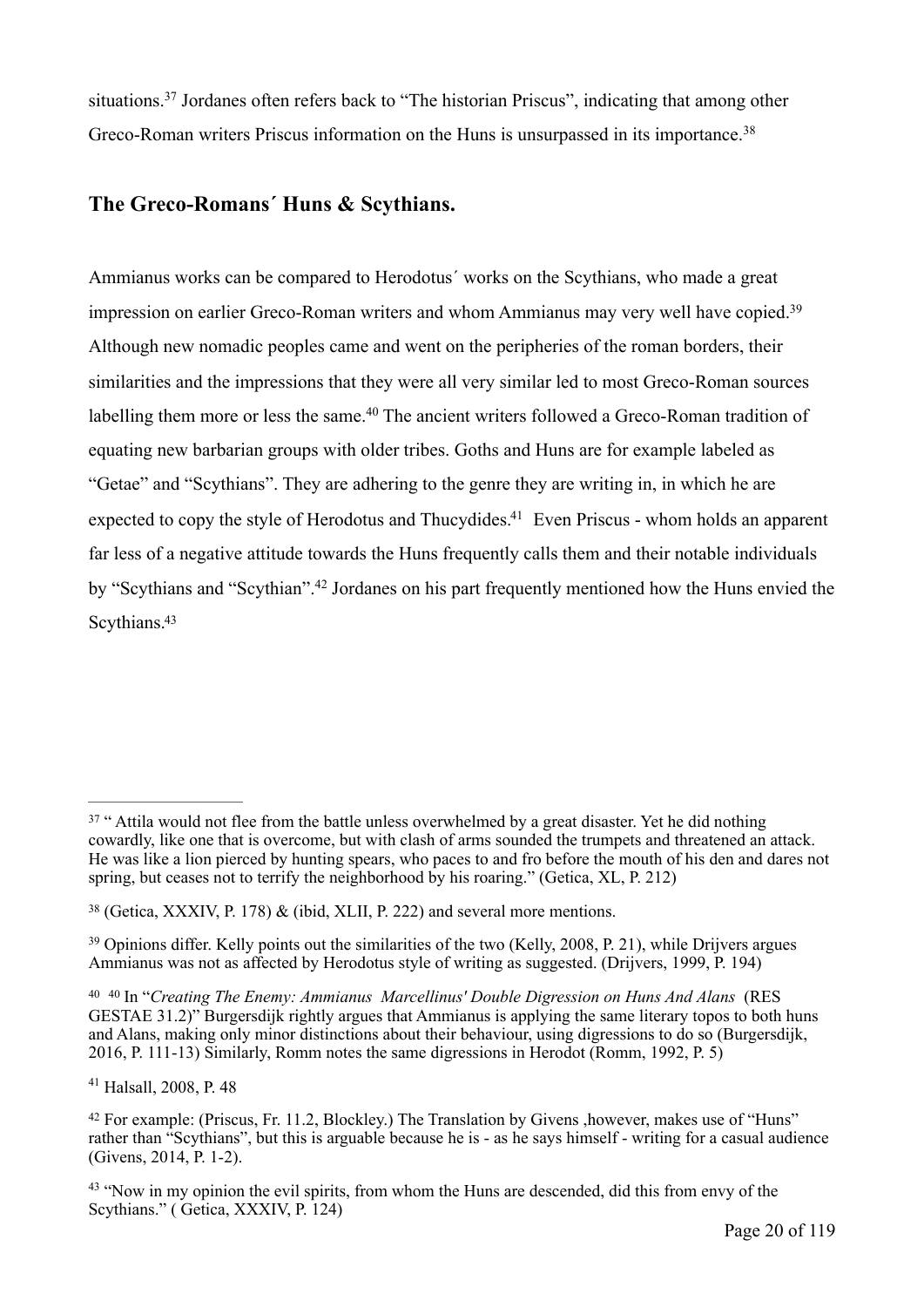situations.[37] Jordanes often refers back to "The historian Priscus", indicating that among other Greco-Roman writers Priscus information on the Huns is unsurpassed in its importance.[38]

## The Greco-Romans´ Huns & Scythians.

Ammianus works can be compared to Herodotus´ works on the Scythians, who made a great impression on earlier Greco-Roman writers and whom Ammianus may very well have copied.[39] Although new nomadic peoples came and went on the peripheries of the roman borders, their similarities and the impressions that they were all very similar led to most Greco-Roman sources labelling them more or less the same.[40] The ancient writers followed a Greco-Roman tradition of equating new barbarian groups with older tribes. Goths and Huns are for example labeled as "Getae" and "Scythians". They are adhering to the genre they are writing in, in which he are expected to copy the style of Herodotus and Thucydides.[41] Even Priscus - whom holds an apparent far less of a negative attitude towards the Huns frequently calls them and their notable individuals by "Scythians and "Scythian".[42] Jordanes on his part frequently mentioned how the Huns envied the Scythians.[43]

---

[37] " Attila would not flee from the battle unless overwhelmed by a great disaster. Yet he did nothing cowardly, like one that is overcome, but with clash of arms sounded the trumpets and threatened an attack. He was like a lion pierced by hunting spears, who paces to and fro before the mouth of his den and dares not spring, but ceases not to terrify the neighborhood by his roaring." (Getica, XL, P. 212)

[38] (Getica, XXXIV, P. 178) & (ibid, XLII, P. 222) and several more mentions.

[39] Opinions differ. Kelly points out the similarities of the two (Kelly, 2008, P. 21), while Drijvers argues Ammianus was not as affected by Herodotus style of writing as suggested. (Drijvers, 1999, P. 194)

[40] 40 In "*Creating The Enemy: Ammianus Marcellinus' Double Digression on Huns And Alans* (RES GESTAE 31.2)" Burgersdijk rightly argues that Ammianus is applying the same literary topos to both huns and Alans, making only minor distinctions about their behaviour, using digressions to do so (Burgersdijk, 2016, P. 111-13) Similarly, Romm notes the same digressions in Herodot (Romm, 1992, P. 5)

[41] Halsall, 2008, P. 48

[42] For example: (Priscus, Fr. 11.2, Blockley.) The Translation by Givens ,however, makes use of "Huns" rather than "Scythians", but this is arguable because he is - as he says himself - writing for a casual audience (Givens, 2014, P. 1-2).

[43] "Now in my opinion the evil spirits, from whom the Huns are descended, did this from envy of the Scythians." ( Getica, XXXIV, P. 124)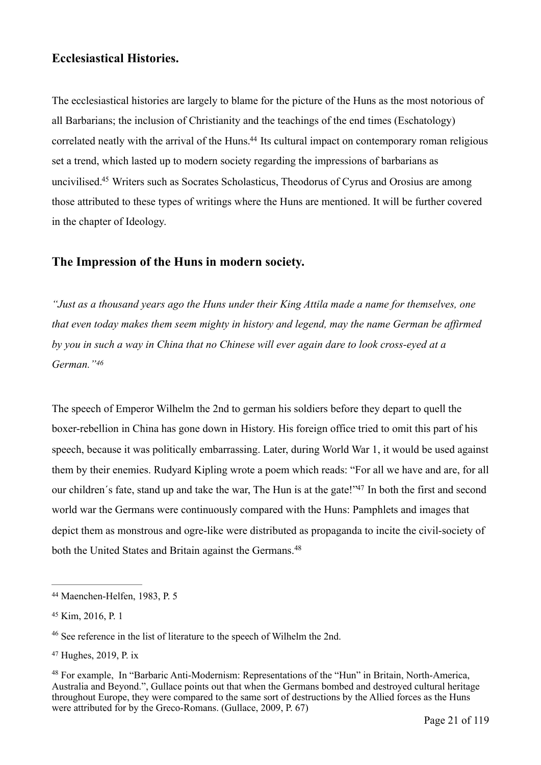## Ecclesiastical Histories.

The ecclesiastical histories are largely to blame for the picture of the Huns as the most notorious of all Barbarians; the inclusion of Christianity and the teachings of the end times (Eschatology) correlated neatly with the arrival of the Huns.[44] Its cultural impact on contemporary roman religious set a trend, which lasted up to modern society regarding the impressions of barbarians as uncivilised.[45] Writers such as Socrates Scholasticus, Theodorus of Cyrus and Orosius are among those attributed to these types of writings where the Huns are mentioned. It will be further covered in the chapter of Ideology.

## The Impression of the Huns in modern society.

*"Just as a thousand years ago the Huns under their King Attila made a name for themselves, one that even today makes them seem mighty in history and legend, may the name German be affirmed by you in such a way in China that no Chinese will ever again dare to look cross-eyed at a German."*[46]

The speech of Emperor Wilhelm the 2nd to german his soldiers before they depart to quell the boxer-rebellion in China has gone down in History. His foreign office tried to omit this part of his speech, because it was politically embarrassing. Later, during World War 1, it would be used against them by their enemies. Rudyard Kipling wrote a poem which reads: "For all we have and are, for all our children´s fate, stand up and take the war, The Hun is at the gate!"[47] In both the first and second world war the Germans were continuously compared with the Huns: Pamphlets and images that depict them as monstrous and ogre-like were distributed as propaganda to incite the civil-society of both the United States and Britain against the Germans.[48]

---

[44] Maenchen-Helfen, 1983, P. 5

[45] Kim, 2016, P. 1

[46] See reference in the list of literature to the speech of Wilhelm the 2nd.

[47] Hughes, 2019, P. ix

[48] For example, In "Barbaric Anti-Modernism: Representations of the "Hun" in Britain, North-America, Australia and Beyond.", Gullace points out that when the Germans bombed and destroyed cultural heritage throughout Europe, they were compared to the same sort of destructions by the Allied forces as the Huns were attributed for by the Greco-Romans. (Gullace, 2009, P. 67)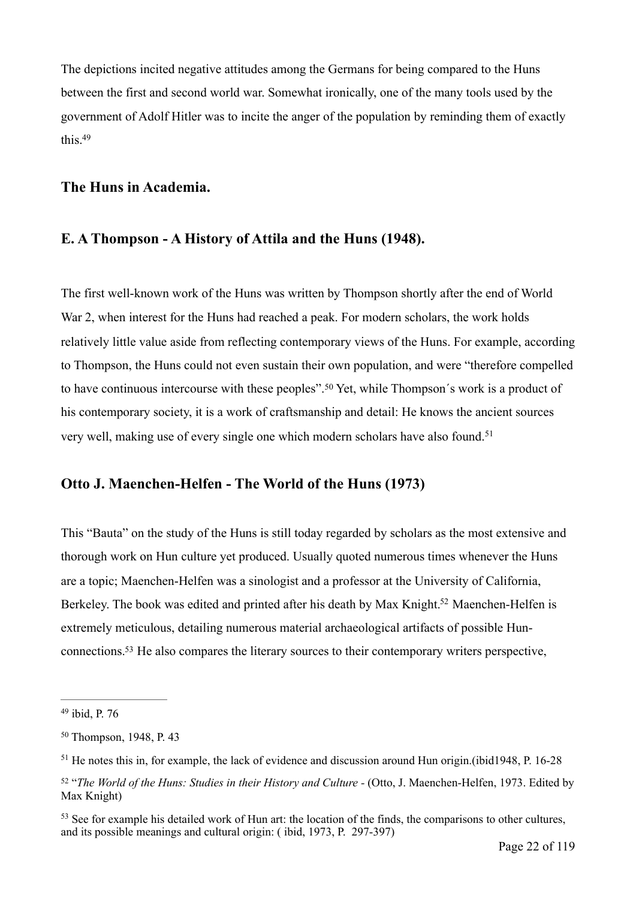The depictions incited negative attitudes among the Germans for being compared to the Huns between the first and second world war. Somewhat ironically, one of the many tools used by the government of Adolf Hitler was to incite the anger of the population by reminding them of exactly this.[49]

## The Huns in Academia.

## E. A Thompson - A History of Attila and the Huns (1948).

The first well-known work of the Huns was written by Thompson shortly after the end of World War 2, when interest for the Huns had reached a peak. For modern scholars, the work holds relatively little value aside from reflecting contemporary views of the Huns. For example, according to Thompson, the Huns could not even sustain their own population, and were "therefore compelled to have continuous intercourse with these peoples".[50] Yet, while Thompson´s work is a product of his contemporary society, it is a work of craftsmanship and detail: He knows the ancient sources very well, making use of every single one which modern scholars have also found.[51]

## Otto J. Maenchen-Helfen - The World of the Huns (1973)

This "Bauta" on the study of the Huns is still today regarded by scholars as the most extensive and thorough work on Hun culture yet produced. Usually quoted numerous times whenever the Huns are a topic; Maenchen-Helfen was a sinologist and a professor at the University of California, Berkeley. The book was edited and printed after his death by Max Knight.[52] Maenchen-Helfen is extremely meticulous, detailing numerous material archaeological artifacts of possible Hun-connections.[53] He also compares the literary sources to their contemporary writers perspective,

---

[49] ibid, P. 76

[50] Thompson, 1948, P. 43

[51] He notes this in, for example, the lack of evidence and discussion around Hun origin.(ibid1948, P. 16-28

[52] "*The World of the Huns: Studies in their History and Culture* - (Otto, J. Maenchen-Helfen, 1973. Edited by Max Knight)

[53] See for example his detailed work of Hun art: the location of the finds, the comparisons to other cultures, and its possible meanings and cultural origin: ( ibid, 1973, P. 297-397)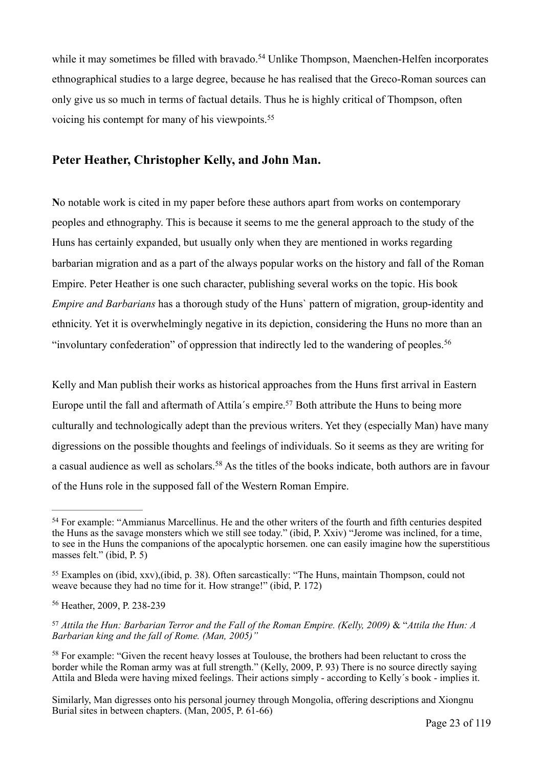while it may sometimes be filled with bravado.[54] Unlike Thompson, Maenchen-Helfen incorporates ethnographical studies to a large degree, because he has realised that the Greco-Roman sources can only give us so much in terms of factual details. Thus he is highly critical of Thompson, often voicing his contempt for many of his viewpoints.[55]

## Peter Heather, Christopher Kelly, and John Man.

**N**o notable work is cited in my paper before these authors apart from works on contemporary peoples and ethnography. This is because it seems to me the general approach to the study of the Huns has certainly expanded, but usually only when they are mentioned in works regarding barbarian migration and as a part of the always popular works on the history and fall of the Roman Empire. Peter Heather is one such character, publishing several works on the topic. His book *Empire and Barbarians* has a thorough study of the Huns` pattern of migration, group-identity and ethnicity. Yet it is overwhelmingly negative in its depiction, considering the Huns no more than an "involuntary confederation" of oppression that indirectly led to the wandering of peoples.[56]

Kelly and Man publish their works as historical approaches from the Huns first arrival in Eastern Europe until the fall and aftermath of Attila´s empire.[57] Both attribute the Huns to being more culturally and technologically adept than the previous writers. Yet they (especially Man) have many digressions on the possible thoughts and feelings of individuals. So it seems as they are writing for a casual audience as well as scholars.[58] As the titles of the books indicate, both authors are in favour of the Huns role in the supposed fall of the Western Roman Empire.

---

[54] For example: "Ammianus Marcellinus. He and the other writers of the fourth and fifth centuries despited the Huns as the savage monsters which we still see today." (ibid, P. Xxiv) "Jerome was inclined, for a time, to see in the Huns the companions of the apocalyptic horsemen. one can easily imagine how the superstitious masses felt." (ibid, P. 5)

[55] Examples on (ibid, xxv),(ibid, p. 38). Often sarcastically: "The Huns, maintain Thompson, could not weave because they had no time for it. How strange!" (ibid, P. 172)

[56] Heather, 2009, P. 238-239

[57] *Attila the Hun: Barbarian Terror and the Fall of the Roman Empire. (Kelly, 2009)* & "*Attila the Hun: A Barbarian king and the fall of Rome. (Man, 2005)"*

[58] For example: "Given the recent heavy losses at Toulouse, the brothers had been reluctant to cross the border while the Roman army was at full strength." (Kelly, 2009, P. 93) There is no source directly saying Attila and Bleda were having mixed feelings. Their actions simply - according to Kelly´s book - implies it.

Similarly, Man digresses onto his personal journey through Mongolia, offering descriptions and Xiongnu Burial sites in between chapters. (Man, 2005, P. 61-66)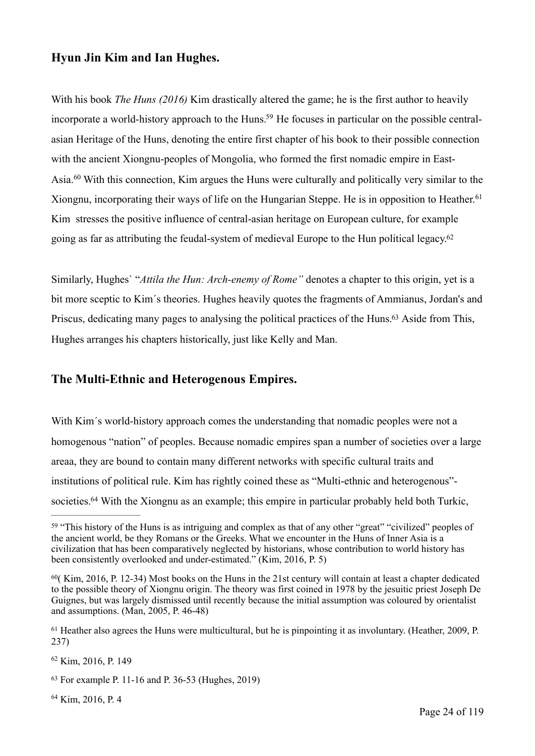## Hyun Jin Kim and Ian Hughes.

With his book *The Huns (2016)* Kim drastically altered the game; he is the first author to heavily incorporate a world-history approach to the Huns.[59] He focuses in particular on the possible central-asian Heritage of the Huns, denoting the entire first chapter of his book to their possible connection with the ancient Xiongnu-peoples of Mongolia, who formed the first nomadic empire in East-Asia.[60] With this connection, Kim argues the Huns were culturally and politically very similar to the Xiongnu, incorporating their ways of life on the Hungarian Steppe. He is in opposition to Heather.[61] Kim stresses the positive influence of central-asian heritage on European culture, for example going as far as attributing the feudal-system of medieval Europe to the Hun political legacy.[62]

Similarly, Hughes` "*Attila the Hun: Arch-enemy of Rome"* denotes a chapter to this origin, yet is a bit more sceptic to Kim´s theories. Hughes heavily quotes the fragments of Ammianus, Jordan's and Priscus, dedicating many pages to analysing the political practices of the Huns.[63] Aside from This, Hughes arranges his chapters historically, just like Kelly and Man.

## The Multi-Ethnic and Heterogenous Empires.

With Kim´s world-history approach comes the understanding that nomadic peoples were not a homogenous "nation" of peoples. Because nomadic empires span a number of societies over a large areaa, they are bound to contain many different networks with specific cultural traits and institutions of political rule. Kim has rightly coined these as "Multi-ethnic and heterogenous"-societies.[64] With the Xiongnu as an example; this empire in particular probably held both Turkic,

---

[59] "This history of the Huns is as intriguing and complex as that of any other "great" "civilized" peoples of the ancient world, be they Romans or the Greeks. What we encounter in the Huns of Inner Asia is a civilization that has been comparatively neglected by historians, whose contribution to world history has been consistently overlooked and under-estimated." (Kim, 2016, P. 5)

[60]( Kim, 2016, P. 12-34) Most books on the Huns in the 21st century will contain at least a chapter dedicated to the possible theory of Xiongnu origin. The theory was first coined in 1978 by the jesuitic priest Joseph De Guignes, but was largely dismissed until recently because the initial assumption was coloured by orientalist and assumptions. (Man, 2005, P. 46-48)

[61] Heather also agrees the Huns were multicultural, but he is pinpointing it as involuntary. (Heather, 2009, P. 237)

[62] Kim, 2016, P. 149

[63] For example P. 11-16 and P. 36-53 (Hughes, 2019)

[64] Kim, 2016, P. 4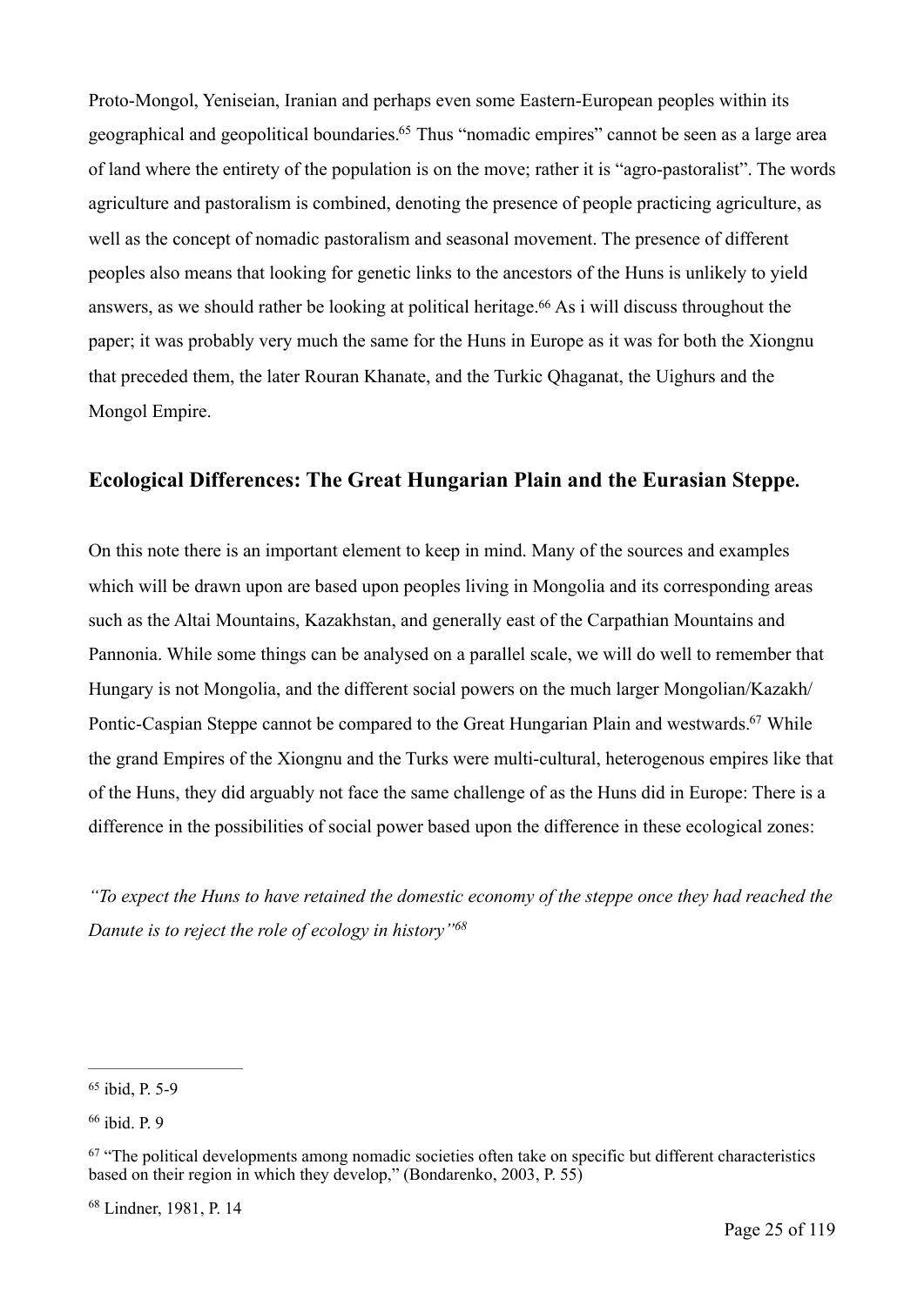Proto-Mongol, Yeniseian, Iranian and perhaps even some Eastern-European peoples within its geographical and geopolitical boundaries.[65] Thus "nomadic empires" cannot be seen as a large area of land where the entirety of the population is on the move; rather it is "agro-pastoralist". The words agriculture and pastoralism is combined, denoting the presence of people practicing agriculture, as well as the concept of nomadic pastoralism and seasonal movement. The presence of different peoples also means that looking for genetic links to the ancestors of the Huns is unlikely to yield answers, as we should rather be looking at political heritage.[66] As i will discuss throughout the paper; it was probably very much the same for the Huns in Europe as it was for both the Xiongnu that preceded them, the later Rouran Khanate, and the Turkic Qhaganat, the Uighurs and the Mongol Empire.

## Ecological Differences: The Great Hungarian Plain and the Eurasian Steppe.

On this note there is an important element to keep in mind. Many of the sources and examples which will be drawn upon are based upon peoples living in Mongolia and its corresponding areas such as the Altai Mountains, Kazakhstan, and generally east of the Carpathian Mountains and Pannonia. While some things can be analysed on a parallel scale, we will do well to remember that Hungary is not Mongolia, and the different social powers on the much larger Mongolian/Kazakh/Pontic-Caspian Steppe cannot be compared to the Great Hungarian Plain and westwards.[67] While the grand Empires of the Xiongnu and the Turks were multi-cultural, heterogenous empires like that of the Huns, they did arguably not face the same challenge of as the Huns did in Europe: There is a difference in the possibilities of social power based upon the difference in these ecological zones:

*"To expect the Huns to have retained the domestic economy of the steppe once they had reached the Danute is to reject the role of ecology in history"[68]*

---

[65] ibid, P. 5-9

[66] ibid. P. 9

[67] "The political developments among nomadic societies often take on specific but different characteristics based on their region in which they develop," (Bondarenko, 2003, P. 55)

[68] Lindner, 1981, P. 14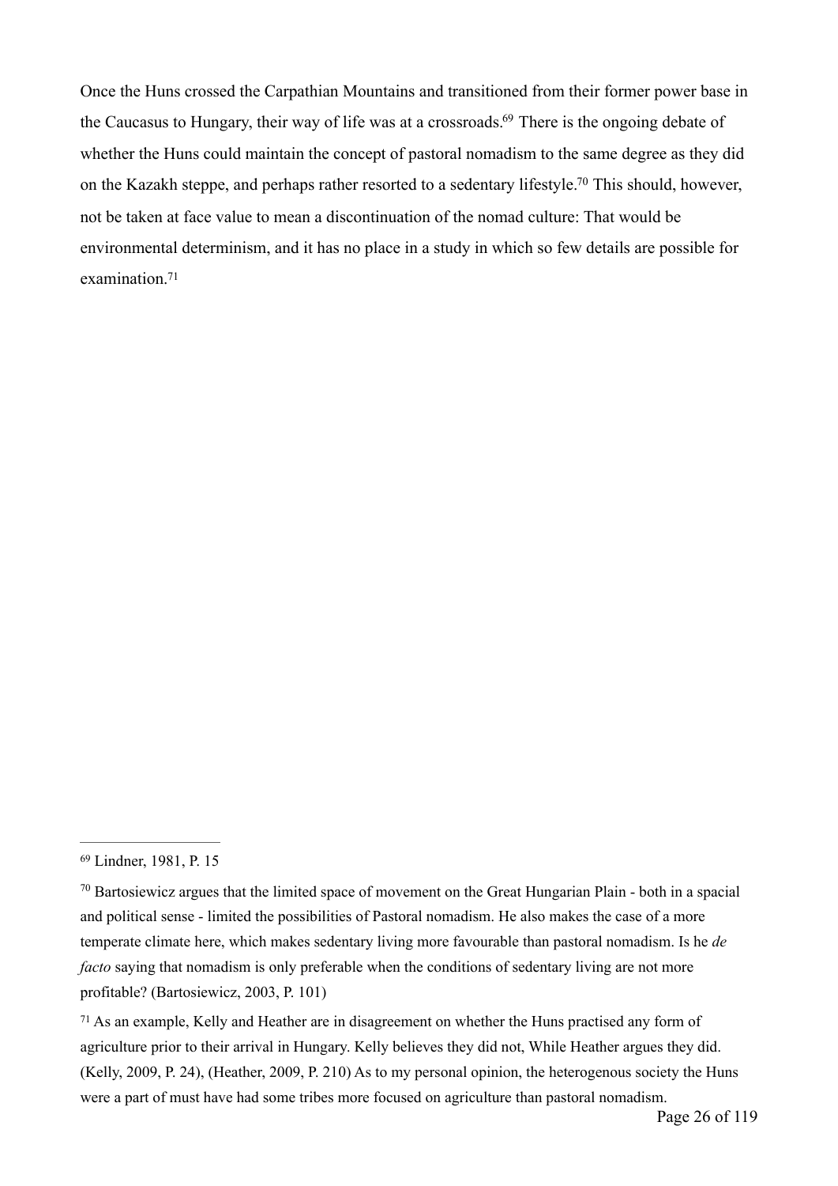Once the Huns crossed the Carpathian Mountains and transitioned from their former power base in the Caucasus to Hungary, their way of life was at a crossroads.[69] There is the ongoing debate of whether the Huns could maintain the concept of pastoral nomadism to the same degree as they did on the Kazakh steppe, and perhaps rather resorted to a sedentary lifestyle.[70] This should, however, not be taken at face value to mean a discontinuation of the nomad culture: That would be environmental determinism, and it has no place in a study in which so few details are possible for examination.[71]

---

[69] Lindner, 1981, P. 15

[70] Bartosiewicz argues that the limited space of movement on the Great Hungarian Plain - both in a spacial and political sense - limited the possibilities of Pastoral nomadism. He also makes the case of a more temperate climate here, which makes sedentary living more favourable than pastoral nomadism. Is he *de facto* saying that nomadism is only preferable when the conditions of sedentary living are not more profitable? (Bartosiewicz, 2003, P. 101)

[71] As an example, Kelly and Heather are in disagreement on whether the Huns practised any form of agriculture prior to their arrival in Hungary. Kelly believes they did not, While Heather argues they did. (Kelly, 2009, P. 24), (Heather, 2009, P. 210) As to my personal opinion, the heterogenous society the Huns were a part of must have had some tribes more focused on agriculture than pastoral nomadism.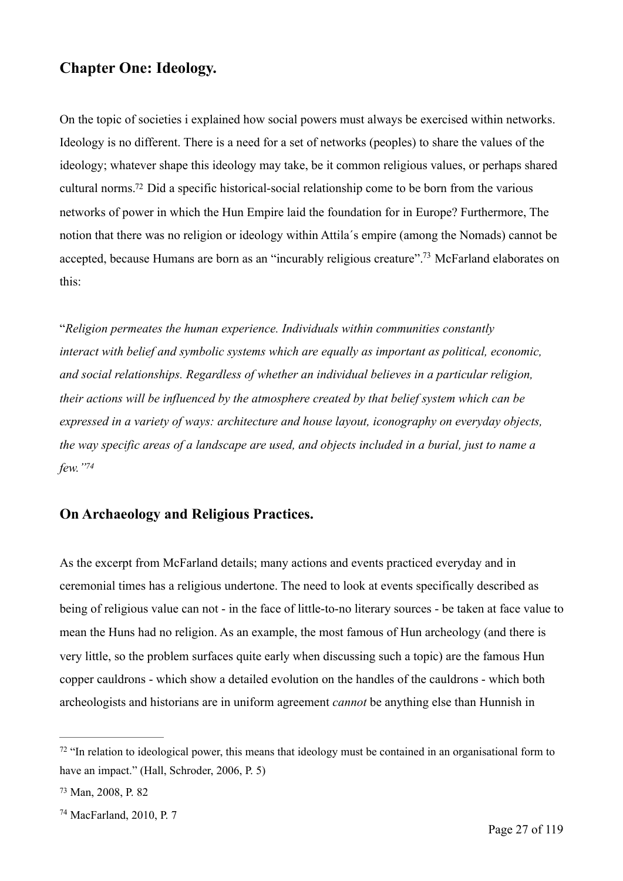## Chapter One: Ideology.

On the topic of societies i explained how social powers must always be exercised within networks. Ideology is no different. There is a need for a set of networks (peoples) to share the values of the ideology; whatever shape this ideology may take, be it common religious values, or perhaps shared cultural norms.[72] Did a specific historical-social relationship come to be born from the various networks of power in which the Hun Empire laid the foundation for in Europe? Furthermore, The notion that there was no religion or ideology within Attila´s empire (among the Nomads) cannot be accepted, because Humans are born as an "incurably religious creature".[73] McFarland elaborates on this:

"*Religion permeates the human experience. Individuals within communities constantly interact with belief and symbolic systems which are equally as important as political, economic, and social relationships. Regardless of whether an individual believes in a particular religion, their actions will be influenced by the atmosphere created by that belief system which can be expressed in a variety of ways: architecture and house layout, iconography on everyday objects, the way specific areas of a landscape are used, and objects included in a burial, just to name a few."*[74]

## On Archaeology and Religious Practices.

As the excerpt from McFarland details; many actions and events practiced everyday and in ceremonial times has a religious undertone. The need to look at events specifically described as being of religious value can not - in the face of little-to-no literary sources - be taken at face value to mean the Huns had no religion. As an example, the most famous of Hun archeology (and there is very little, so the problem surfaces quite early when discussing such a topic) are the famous Hun copper cauldrons - which show a detailed evolution on the handles of the cauldrons - which both archeologists and historians are in uniform agreement *cannot* be anything else than Hunnish in

---

[72] "In relation to ideological power, this means that ideology must be contained in an organisational form to have an impact." (Hall, Schroder, 2006, P. 5)

[73] Man, 2008, P. 82

[74] MacFarland, 2010, P. 7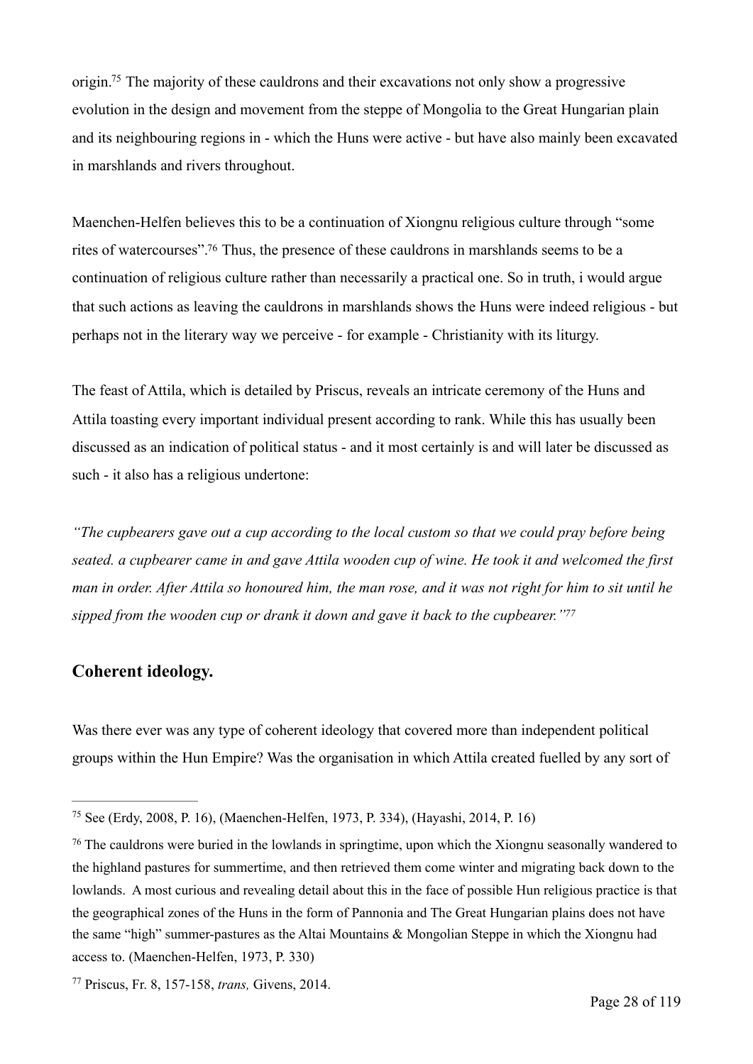origin.[75] The majority of these cauldrons and their excavations not only show a progressive evolution in the design and movement from the steppe of Mongolia to the Great Hungarian plain and its neighbouring regions in - which the Huns were active - but have also mainly been excavated in marshlands and rivers throughout.

Maenchen-Helfen believes this to be a continuation of Xiongnu religious culture through "some rites of watercourses".[76] Thus, the presence of these cauldrons in marshlands seems to be a continuation of religious culture rather than necessarily a practical one. So in truth, i would argue that such actions as leaving the cauldrons in marshlands shows the Huns were indeed religious - but perhaps not in the literary way we perceive - for example - Christianity with its liturgy.

The feast of Attila, which is detailed by Priscus, reveals an intricate ceremony of the Huns and Attila toasting every important individual present according to rank. While this has usually been discussed as an indication of political status - and it most certainly is and will later be discussed as such - it also has a religious undertone:

*"The cupbearers gave out a cup according to the local custom so that we could pray before being seated. a cupbearer came in and gave Attila wooden cup of wine. He took it and welcomed the first man in order. After Attila so honoured him, the man rose, and it was not right for him to sit until he sipped from the wooden cup or drank it down and gave it back to the cupbearer."*[77]

## Coherent ideology.

Was there ever was any type of coherent ideology that covered more than independent political groups within the Hun Empire? Was the organisation in which Attila created fuelled by any sort of

---

[75] See (Erdy, 2008, P. 16), (Maenchen-Helfen, 1973, P. 334), (Hayashi, 2014, P. 16)

[76] The cauldrons were buried in the lowlands in springtime, upon which the Xiongnu seasonally wandered to the highland pastures for summertime, and then retrieved them come winter and migrating back down to the lowlands. A most curious and revealing detail about this in the face of possible Hun religious practice is that the geographical zones of the Huns in the form of Pannonia and The Great Hungarian plains does not have the same "high" summer-pastures as the Altai Mountains & Mongolian Steppe in which the Xiongnu had access to. (Maenchen-Helfen, 1973, P. 330)

[77] Priscus, Fr. 8, 157-158, *trans,* Givens, 2014.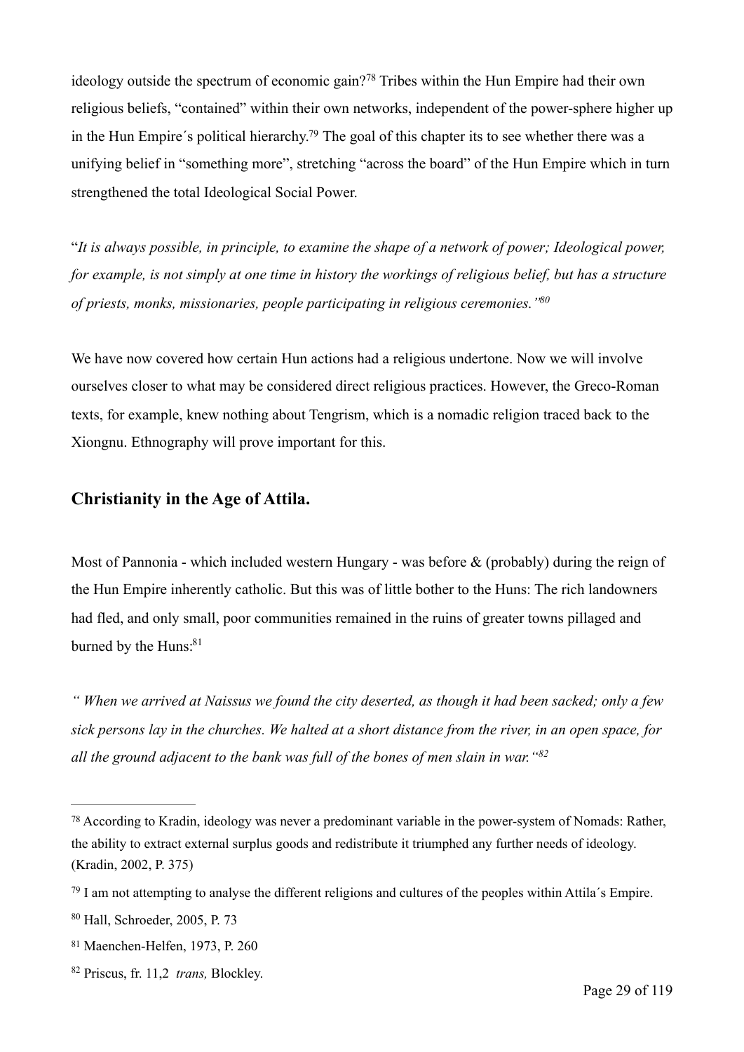ideology outside the spectrum of economic gain?[78] Tribes within the Hun Empire had their own religious beliefs, "contained" within their own networks, independent of the power-sphere higher up in the Hun Empire´s political hierarchy.[79] The goal of this chapter its to see whether there was a unifying belief in "something more", stretching "across the board" of the Hun Empire which in turn strengthened the total Ideological Social Power.

"*It is always possible, in principle, to examine the shape of a network of power; Ideological power, for example, is not simply at one time in history the workings of religious belief, but has a structure of priests, monks, missionaries, people participating in religious ceremonies."*[80]

We have now covered how certain Hun actions had a religious undertone. Now we will involve ourselves closer to what may be considered direct religious practices. However, the Greco-Roman texts, for example, knew nothing about Tengrism, which is a nomadic religion traced back to the Xiongnu. Ethnography will prove important for this.

## Christianity in the Age of Attila.

Most of Pannonia - which included western Hungary - was before & (probably) during the reign of the Hun Empire inherently catholic. But this was of little bother to the Huns: The rich landowners had fled, and only small, poor communities remained in the ruins of greater towns pillaged and burned by the Huns:[81]

*" When we arrived at Naissus we found the city deserted, as though it had been sacked; only a few sick persons lay in the churches. We halted at a short distance from the river, in an open space, for all the ground adjacent to the bank was full of the bones of men slain in war."*[82]

---

[78] According to Kradin, ideology was never a predominant variable in the power-system of Nomads: Rather, the ability to extract external surplus goods and redistribute it triumphed any further needs of ideology. (Kradin, 2002, P. 375)

[79] I am not attempting to analyse the different religions and cultures of the peoples within Attila´s Empire.

[80] Hall, Schroeder, 2005, P. 73

[81] Maenchen-Helfen, 1973, P. 260

[82] Priscus, fr. 11,2 *trans,* Blockley.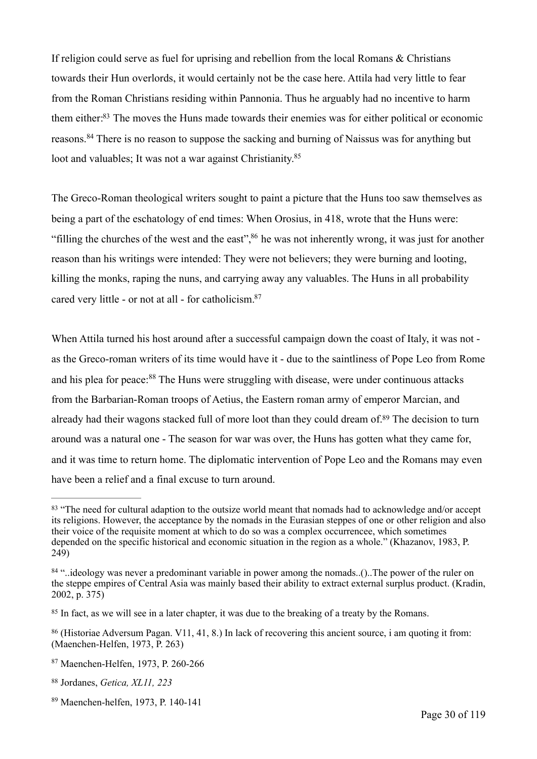If religion could serve as fuel for uprising and rebellion from the local Romans & Christians towards their Hun overlords, it would certainly not be the case here. Attila had very little to fear from the Roman Christians residing within Pannonia. Thus he arguably had no incentive to harm them either:[83] The moves the Huns made towards their enemies was for either political or economic reasons.[84] There is no reason to suppose the sacking and burning of Naissus was for anything but loot and valuables; It was not a war against Christianity.[85]

The Greco-Roman theological writers sought to paint a picture that the Huns too saw themselves as being a part of the eschatology of end times: When Orosius, in 418, wrote that the Huns were: "filling the churches of the west and the east",[86] he was not inherently wrong, it was just for another reason than his writings were intended: They were not believers; they were burning and looting, killing the monks, raping the nuns, and carrying away any valuables. The Huns in all probability cared very little - or not at all - for catholicism.[87]

When Attila turned his host around after a successful campaign down the coast of Italy, it was not - as the Greco-roman writers of its time would have it - due to the saintliness of Pope Leo from Rome and his plea for peace:[88] The Huns were struggling with disease, were under continuous attacks from the Barbarian-Roman troops of Aetius, the Eastern roman army of emperor Marcian, and already had their wagons stacked full of more loot than they could dream of.[89] The decision to turn around was a natural one - The season for war was over, the Huns has gotten what they came for, and it was time to return home. The diplomatic intervention of Pope Leo and the Romans may even have been a relief and a final excuse to turn around.

---

[83] "The need for cultural adaption to the outsize world meant that nomads had to acknowledge and/or accept its religions. However, the acceptance by the nomads in the Eurasian steppes of one or other religion and also their voice of the requisite moment at which to do so was a complex occurrencee, which sometimes depended on the specific historical and economic situation in the region as a whole." (Khazanov, 1983, P. 249)

[84] "..ideology was never a predominant variable in power among the nomads..()..The power of the ruler on the steppe empires of Central Asia was mainly based their ability to extract external surplus product. (Kradin, 2002, p. 375)

[85] In fact, as we will see in a later chapter, it was due to the breaking of a treaty by the Romans.

[86] (Historiae Adversum Pagan. V11, 41, 8.) In lack of recovering this ancient source, i am quoting it from: (Maenchen-Helfen, 1973, P. 263)

[87] Maenchen-Helfen, 1973, P. 260-266

[88] Jordanes, *Getica, XL11, 223*

[89] Maenchen-helfen, 1973, P. 140-141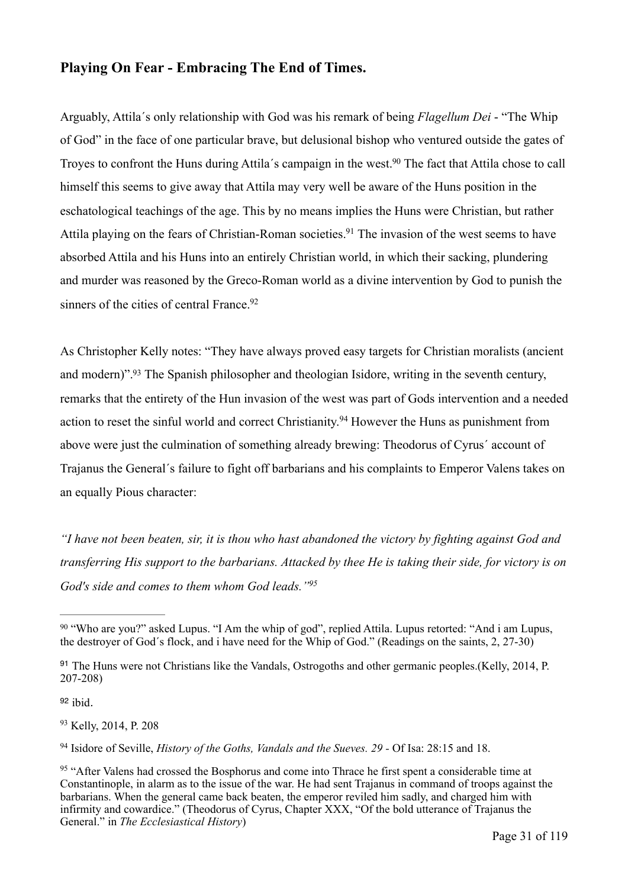## Playing On Fear - Embracing The End of Times.

Arguably, Attila´s only relationship with God was his remark of being *Flagellum Dei* - "The Whip of God" in the face of one particular brave, but delusional bishop who ventured outside the gates of Troyes to confront the Huns during Attila´s campaign in the west.[90] The fact that Attila chose to call himself this seems to give away that Attila may very well be aware of the Huns position in the eschatological teachings of the age. This by no means implies the Huns were Christian, but rather Attila playing on the fears of Christian-Roman societies.[91] The invasion of the west seems to have absorbed Attila and his Huns into an entirely Christian world, in which their sacking, plundering and murder was reasoned by the Greco-Roman world as a divine intervention by God to punish the sinners of the cities of central France.[92]

As Christopher Kelly notes: "They have always proved easy targets for Christian moralists (ancient and modern)".[93] The Spanish philosopher and theologian Isidore, writing in the seventh century, remarks that the entirety of the Hun invasion of the west was part of Gods intervention and a needed action to reset the sinful world and correct Christianity.[94] However the Huns as punishment from above were just the culmination of something already brewing: Theodorus of Cyrus´ account of Trajanus the General´s failure to fight off barbarians and his complaints to Emperor Valens takes on an equally Pious character:

*"I have not been beaten, sir, it is thou who hast abandoned the victory by fighting against God and transferring His support to the barbarians. Attacked by thee He is taking their side, for victory is on God's side and comes to them whom God leads."*[95]

---

[90] "Who are you?" asked Lupus. "I Am the whip of god", replied Attila. Lupus retorted: "And i am Lupus, the destroyer of God´s flock, and i have need for the Whip of God." (Readings on the saints, 2, 27-30)

[91] The Huns were not Christians like the Vandals, Ostrogoths and other germanic peoples.(Kelly, 2014, P. 207-208)

[92] ibid.

[93] Kelly, 2014, P. 208

[94] Isidore of Seville, *History of the Goths, Vandals and the Sueves. 29* - Of Isa: 28:15 and 18.

[95] "After Valens had crossed the Bosphorus and come into Thrace he first spent a considerable time at Constantinople, in alarm as to the issue of the war. He had sent Trajanus in command of troops against the barbarians. When the general came back beaten, the emperor reviled him sadly, and charged him with infirmity and cowardice." (Theodorus of Cyrus, Chapter XXX, "Of the bold utterance of Trajanus the General." in *The Ecclesiastical History*)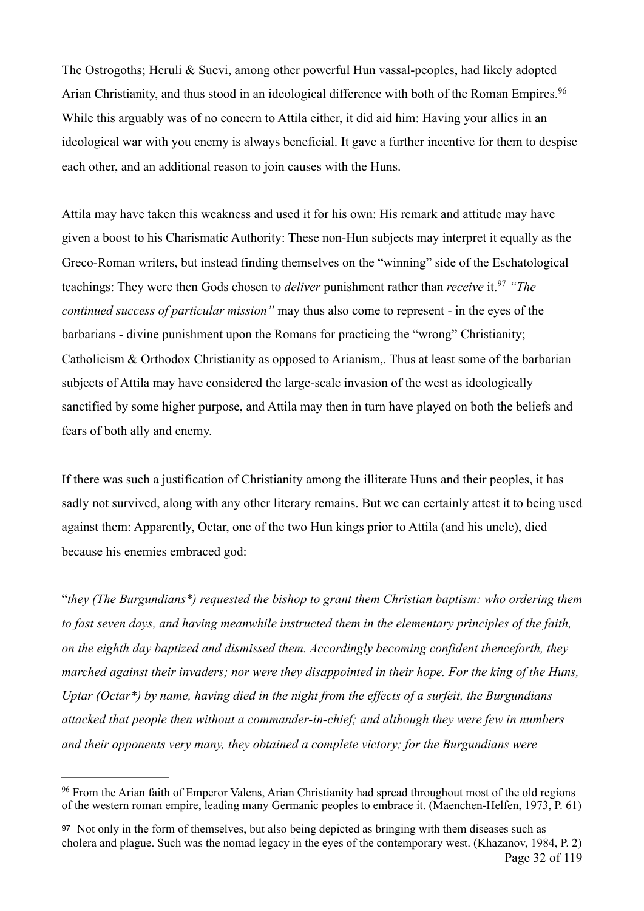The Ostrogoths; Heruli & Suevi, among other powerful Hun vassal-peoples, had likely adopted Arian Christianity, and thus stood in an ideological difference with both of the Roman Empires.[96] While this arguably was of no concern to Attila either, it did aid him: Having your allies in an ideological war with you enemy is always beneficial. It gave a further incentive for them to despise each other, and an additional reason to join causes with the Huns.

Attila may have taken this weakness and used it for his own: His remark and attitude may have given a boost to his Charismatic Authority: These non-Hun subjects may interpret it equally as the Greco-Roman writers, but instead finding themselves on the "winning" side of the Eschatological teachings: They were then Gods chosen to *deliver* punishment rather than *receive* it.[97] *"The continued success of particular mission"* may thus also come to represent - in the eyes of the barbarians - divine punishment upon the Romans for practicing the "wrong" Christianity; Catholicism & Orthodox Christianity as opposed to Arianism,. Thus at least some of the barbarian subjects of Attila may have considered the large-scale invasion of the west as ideologically sanctified by some higher purpose, and Attila may then in turn have played on both the beliefs and fears of both ally and enemy.

If there was such a justification of Christianity among the illiterate Huns and their peoples, it has sadly not survived, along with any other literary remains. But we can certainly attest it to being used against them: Apparently, Octar, one of the two Hun kings prior to Attila (and his uncle), died because his enemies embraced god:

"*they (The Burgundians*) requested the bishop to grant them Christian baptism: who ordering them to fast seven days, and having meanwhile instructed them in the elementary principles of the faith, on the eighth day baptized and dismissed them. Accordingly becoming confident thenceforth, they marched against their invaders; nor were they disappointed in their hope. For the king of the Huns, Uptar (Octar*) by name, having died in the night from the effects of a surfeit, the Burgundians attacked that people then without a commander-in-chief; and although they were few in numbers and their opponents very many, they obtained a complete victory; for the Burgundians were*

---

[96] From the Arian faith of Emperor Valens, Arian Christianity had spread throughout most of the old regions of the western roman empire, leading many Germanic peoples to embrace it. (Maenchen-Helfen, 1973, P. 61)

[97] Not only in the form of themselves, but also being depicted as bringing with them diseases such as cholera and plague. Such was the nomad legacy in the eyes of the contemporary west. (Khazanov, 1984, P. 2)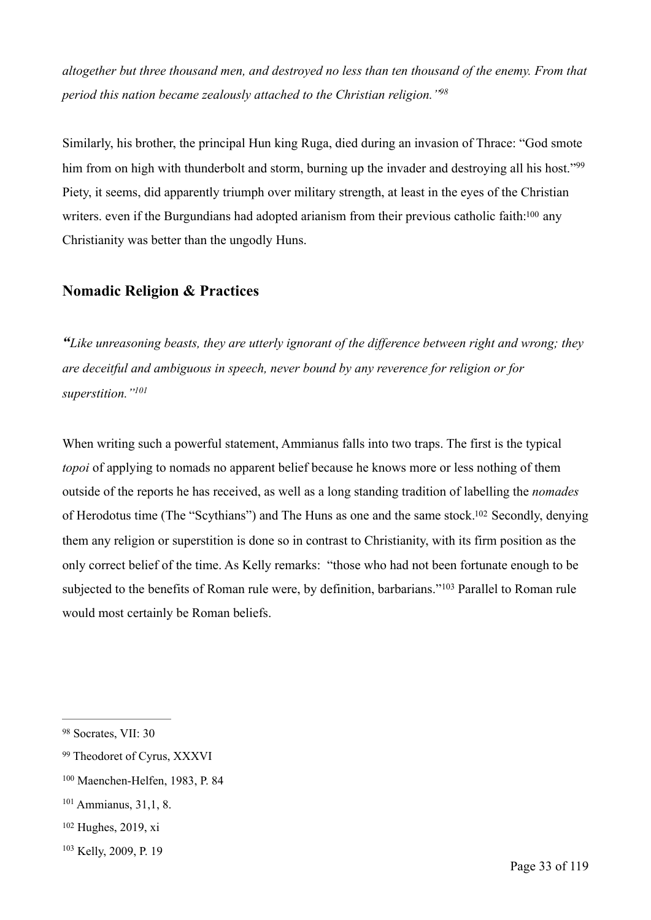*altogether but three thousand men, and destroyed no less than ten thousand of the enemy. From that period this nation became zealously attached to the Christian religion.'*[98]

Similarly, his brother, the principal Hun king Ruga, died during an invasion of Thrace: "God smote him from on high with thunderbolt and storm, burning up the invader and destroying all his host."[99] Piety, it seems, did apparently triumph over military strength, at least in the eyes of the Christian writers. even if the Burgundians had adopted arianism from their previous catholic faith:[100] any Christianity was better than the ungodly Huns.

## Nomadic Religion & Practices

*"Like unreasoning beasts, they are utterly ignorant of the difference between right and wrong; they are deceitful and ambiguous in speech, never bound by any reverence for religion or for superstition."*[101]

When writing such a powerful statement, Ammianus falls into two traps. The first is the typical *topoi* of applying to nomads no apparent belief because he knows more or less nothing of them outside of the reports he has received, as well as a long standing tradition of labelling the *nomades* of Herodotus time (The "Scythians") and The Huns as one and the same stock.[102] Secondly, denying them any religion or superstition is done so in contrast to Christianity, with its firm position as the only correct belief of the time. As Kelly remarks: "those who had not been fortunate enough to be subjected to the benefits of Roman rule were, by definition, barbarians."[103] Parallel to Roman rule would most certainly be Roman beliefs.

---

[98] Socrates, VII: 30

[99] Theodoret of Cyrus, XXXVI

[100] Maenchen-Helfen, 1983, P. 84

[101] Ammianus, 31,1, 8.

[102] Hughes, 2019, xi

[103] Kelly, 2009, P. 19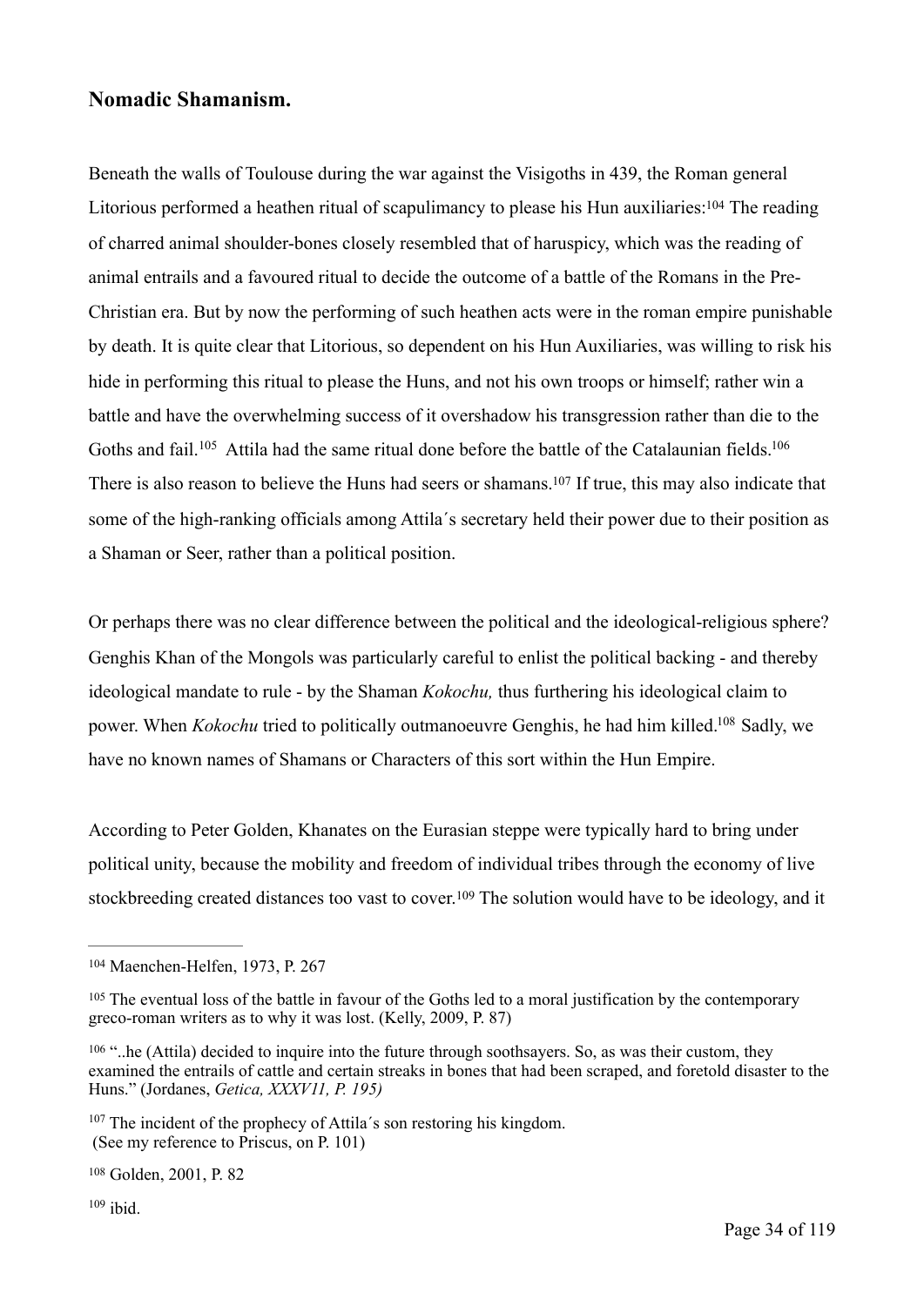## Nomadic Shamanism.

Beneath the walls of Toulouse during the war against the Visigoths in 439, the Roman general Litorious performed a heathen ritual of scapulimancy to please his Hun auxiliaries:[104] The reading of charred animal shoulder-bones closely resembled that of haruspicy, which was the reading of animal entrails and a favoured ritual to decide the outcome of a battle of the Romans in the Pre-Christian era. But by now the performing of such heathen acts were in the roman empire punishable by death. It is quite clear that Litorious, so dependent on his Hun Auxiliaries, was willing to risk his hide in performing this ritual to please the Huns, and not his own troops or himself; rather win a battle and have the overwhelming success of it overshadow his transgression rather than die to the Goths and fail.[105] Attila had the same ritual done before the battle of the Catalaunian fields.[106] There is also reason to believe the Huns had seers or shamans.[107] If true, this may also indicate that some of the high-ranking officials among Attila´s secretary held their power due to their position as a Shaman or Seer, rather than a political position.

Or perhaps there was no clear difference between the political and the ideological-religious sphere? Genghis Khan of the Mongols was particularly careful to enlist the political backing - and thereby ideological mandate to rule - by the Shaman *Kokochu,* thus furthering his ideological claim to power. When *Kokochu* tried to politically outmanoeuvre Genghis, he had him killed.[108] Sadly, we have no known names of Shamans or Characters of this sort within the Hun Empire.

According to Peter Golden, Khanates on the Eurasian steppe were typically hard to bring under political unity, because the mobility and freedom of individual tribes through the economy of live stockbreeding created distances too vast to cover.[109] The solution would have to be ideology, and it

---

[104] Maenchen-Helfen, 1973, P. 267

[105] The eventual loss of the battle in favour of the Goths led to a moral justification by the contemporary greco-roman writers as to why it was lost. (Kelly, 2009, P. 87)

[106] "..he (Attila) decided to inquire into the future through soothsayers. So, as was their custom, they examined the entrails of cattle and certain streaks in bones that had been scraped, and foretold disaster to the Huns." (Jordanes, *Getica, XXXVI1, P. 195)*

[107] The incident of the prophecy of Attila´s son restoring his kingdom. (See my reference to Priscus, on P. 101)

[108] Golden, 2001, P. 82

[109] ibid.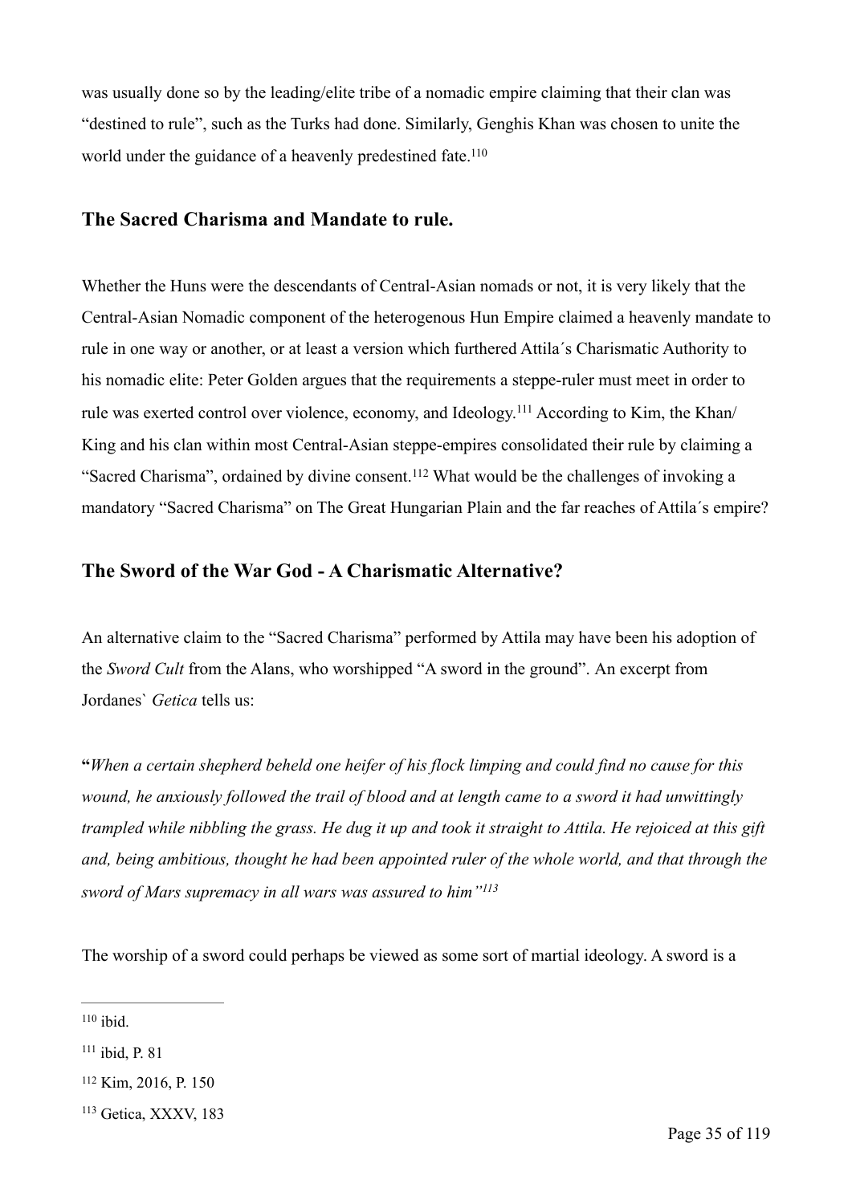was usually done so by the leading/elite tribe of a nomadic empire claiming that their clan was "destined to rule", such as the Turks had done. Similarly, Genghis Khan was chosen to unite the world under the guidance of a heavenly predestined fate.[110]

## The Sacred Charisma and Mandate to rule.

Whether the Huns were the descendants of Central-Asian nomads or not, it is very likely that the Central-Asian Nomadic component of the heterogenous Hun Empire claimed a heavenly mandate to rule in one way or another, or at least a version which furthered Attila´s Charismatic Authority to his nomadic elite: Peter Golden argues that the requirements a steppe-ruler must meet in order to rule was exerted control over violence, economy, and Ideology.[111] According to Kim, the Khan/King and his clan within most Central-Asian steppe-empires consolidated their rule by claiming a "Sacred Charisma", ordained by divine consent.[112] What would be the challenges of invoking a mandatory "Sacred Charisma" on The Great Hungarian Plain and the far reaches of Attila´s empire?

## The Sword of the War God - A Charismatic Alternative?

An alternative claim to the "Sacred Charisma" performed by Attila may have been his adoption of the *Sword Cult* from the Alans, who worshipped "A sword in the ground". An excerpt from Jordanes` *Getica* tells us:

**"***When a certain shepherd beheld one heifer of his flock limping and could find no cause for this wound, he anxiously followed the trail of blood and at length came to a sword it had unwittingly trampled while nibbling the grass. He dug it up and took it straight to Attila. He rejoiced at this gift and, being ambitious, thought he had been appointed ruler of the whole world, and that through the sword of Mars supremacy in all wars was assured to him"*[113]

The worship of a sword could perhaps be viewed as some sort of martial ideology. A sword is a

---

[110] ibid.

[111] ibid, P. 81

[112] Kim, 2016, P. 150

[113] Getica, XXXV, 183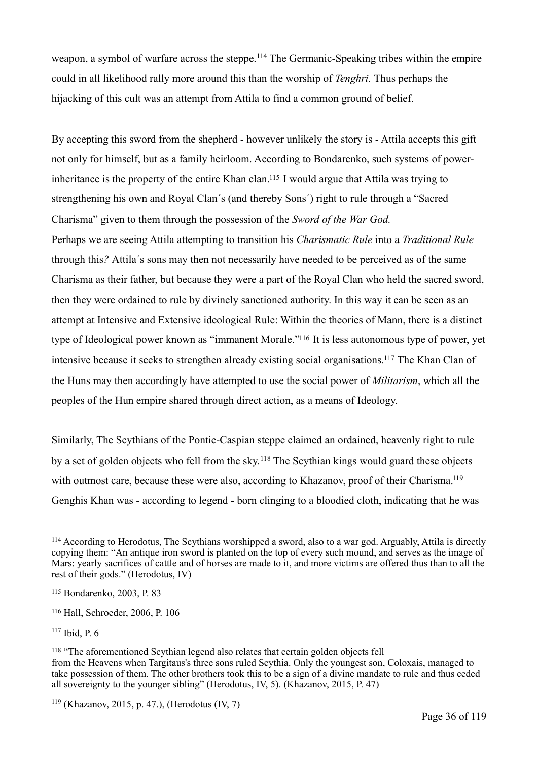weapon, a symbol of warfare across the steppe.[114] The Germanic-Speaking tribes within the empire could in all likelihood rally more around this than the worship of *Tenghri.* Thus perhaps the hijacking of this cult was an attempt from Attila to find a common ground of belief.

By accepting this sword from the shepherd - however unlikely the story is - Attila accepts this gift not only for himself, but as a family heirloom. According to Bondarenko, such systems of power-inheritance is the property of the entire Khan clan.[115] I would argue that Attila was trying to strengthening his own and Royal Clan´s (and thereby Sons´) right to rule through a "Sacred Charisma" given to them through the possession of the *Sword of the War God.*
Perhaps we are seeing Attila attempting to transition his *Charismatic Rule* into a *Traditional Rule* through this*?* Attila´s sons may then not necessarily have needed to be perceived as of the same Charisma as their father, but because they were a part of the Royal Clan who held the sacred sword, then they were ordained to rule by divinely sanctioned authority. In this way it can be seen as an attempt at Intensive and Extensive ideological Rule: Within the theories of Mann, there is a distinct type of Ideological power known as "immanent Morale."[116] It is less autonomous type of power, yet intensive because it seeks to strengthen already existing social organisations.[117] The Khan Clan of the Huns may then accordingly have attempted to use the social power of *Militarism*, which all the peoples of the Hun empire shared through direct action, as a means of Ideology.

Similarly, The Scythians of the Pontic-Caspian steppe claimed an ordained, heavenly right to rule by a set of golden objects who fell from the sky.[118] The Scythian kings would guard these objects with outmost care, because these were also, according to Khazanov, proof of their Charisma.[119] Genghis Khan was - according to legend - born clinging to a bloodied cloth, indicating that he was

---

[114] According to Herodotus, The Scythians worshipped a sword, also to a war god. Arguably, Attila is directly copying them: "An antique iron sword is planted on the top of every such mound, and serves as the image of Mars: yearly sacrifices of cattle and of horses are made to it, and more victims are offered thus than to all the rest of their gods." (Herodotus, IV)

[115] Bondarenko, 2003, P. 83

[116] Hall, Schroeder, 2006, P. 106

[117] Ibid, P. 6

[118] "The aforementioned Scythian legend also relates that certain golden objects fell from the Heavens when Targitaus's three sons ruled Scythia. Only the youngest son, Coloxais, managed to take possession of them. The other brothers took this to be a sign of a divine mandate to rule and thus ceded all sovereignty to the younger sibling" (Herodotus, IV, 5). (Khazanov, 2015, P. 47)

[119] (Khazanov, 2015, p. 47.), (Herodotus (IV, 7)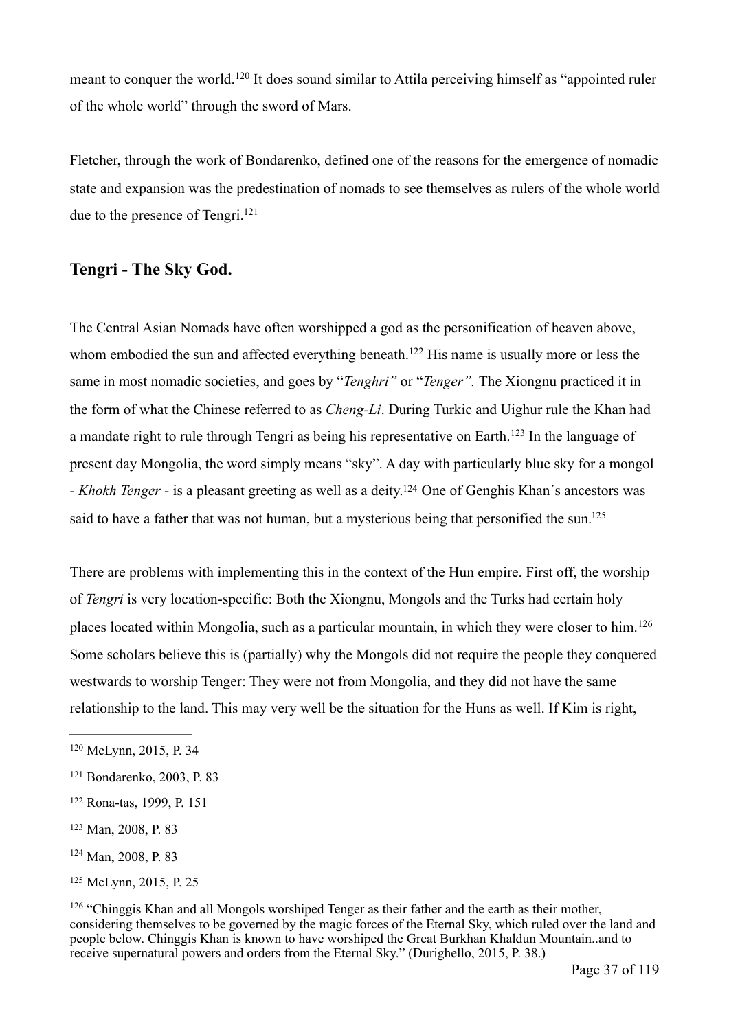meant to conquer the world.[120] It does sound similar to Attila perceiving himself as "appointed ruler of the whole world" through the sword of Mars.

Fletcher, through the work of Bondarenko, defined one of the reasons for the emergence of nomadic state and expansion was the predestination of nomads to see themselves as rulers of the whole world due to the presence of Tengri.[121]

## Tengri - The Sky God.

The Central Asian Nomads have often worshipped a god as the personification of heaven above, whom embodied the sun and affected everything beneath.[122] His name is usually more or less the same in most nomadic societies, and goes by "*Tenghri"* or "*Tenger".* The Xiongnu practiced it in the form of what the Chinese referred to as *Cheng-Li*. During Turkic and Uighur rule the Khan had a mandate right to rule through Tengri as being his representative on Earth.[123] In the language of present day Mongolia, the word simply means "sky". A day with particularly blue sky for a mongol - *Khokh Tenger* - is a pleasant greeting as well as a deity.[124] One of Genghis Khan´s ancestors was said to have a father that was not human, but a mysterious being that personified the sun.[125]

There are problems with implementing this in the context of the Hun empire. First off, the worship of *Tengri* is very location-specific: Both the Xiongnu, Mongols and the Turks had certain holy places located within Mongolia, such as a particular mountain, in which they were closer to him.[126] Some scholars believe this is (partially) why the Mongols did not require the people they conquered westwards to worship Tenger: They were not from Mongolia, and they did not have the same relationship to the land. This may very well be the situation for the Huns as well. If Kim is right,

---

[120] McLynn, 2015, P. 34

[121] Bondarenko, 2003, P. 83

[122] Rona-tas, 1999, P. 151

[123] Man, 2008, P. 83

[124] Man, 2008, P. 83

[125] McLynn, 2015, P. 25

[126] "Chinggis Khan and all Mongols worshiped Tenger as their father and the earth as their mother, considering themselves to be governed by the magic forces of the Eternal Sky, which ruled over the land and people below. Chinggis Khan is known to have worshiped the Great Burkhan Khaldun Mountain..and to receive supernatural powers and orders from the Eternal Sky." (Durighello, 2015, P. 38.)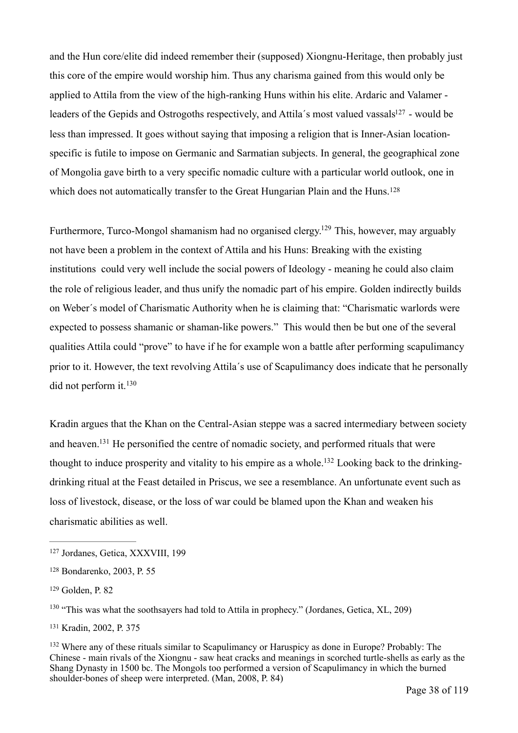and the Hun core/elite did indeed remember their (supposed) Xiongnu-Heritage, then probably just this core of the empire would worship him. Thus any charisma gained from this would only be applied to Attila from the view of the high-ranking Huns within his elite. Ardaric and Valamer - leaders of the Gepids and Ostrogoths respectively, and Attila´s most valued vassals[127] - would be less than impressed. It goes without saying that imposing a religion that is Inner-Asian location-specific is futile to impose on Germanic and Sarmatian subjects. In general, the geographical zone of Mongolia gave birth to a very specific nomadic culture with a particular world outlook, one in which does not automatically transfer to the Great Hungarian Plain and the Huns.[128]

Furthermore, Turco-Mongol shamanism had no organised clergy.[129] This, however, may arguably not have been a problem in the context of Attila and his Huns: Breaking with the existing institutions could very well include the social powers of Ideology - meaning he could also claim the role of religious leader, and thus unify the nomadic part of his empire. Golden indirectly builds on Weber´s model of Charismatic Authority when he is claiming that: "Charismatic warlords were expected to possess shamanic or shaman-like powers." This would then be but one of the several qualities Attila could "prove" to have if he for example won a battle after performing scapulimancy prior to it. However, the text revolving Attila´s use of Scapulimancy does indicate that he personally did not perform it.[130]

Kradin argues that the Khan on the Central-Asian steppe was a sacred intermediary between society and heaven.[131] He personified the centre of nomadic society, and performed rituals that were thought to induce prosperity and vitality to his empire as a whole.[132] Looking back to the drinking-drinking ritual at the Feast detailed in Priscus, we see a resemblance. An unfortunate event such as loss of livestock, disease, or the loss of war could be blamed upon the Khan and weaken his charismatic abilities as well.

---

[127] Jordanes, Getica, XXXVIII, 199

[128] Bondarenko, 2003, P. 55

[129] Golden, P. 82

[130] "This was what the soothsayers had told to Attila in prophecy." (Jordanes, Getica, XL, 209)

[131] Kradin, 2002, P. 375

[132] Where any of these rituals similar to Scapulimancy or Haruspicy as done in Europe? Probably: The Chinese - main rivals of the Xiongnu - saw heat cracks and meanings in scorched turtle-shells as early as the Shang Dynasty in 1500 bc. The Mongols too performed a version of Scapulimancy in which the burned shoulder-bones of sheep were interpreted. (Man, 2008, P. 84)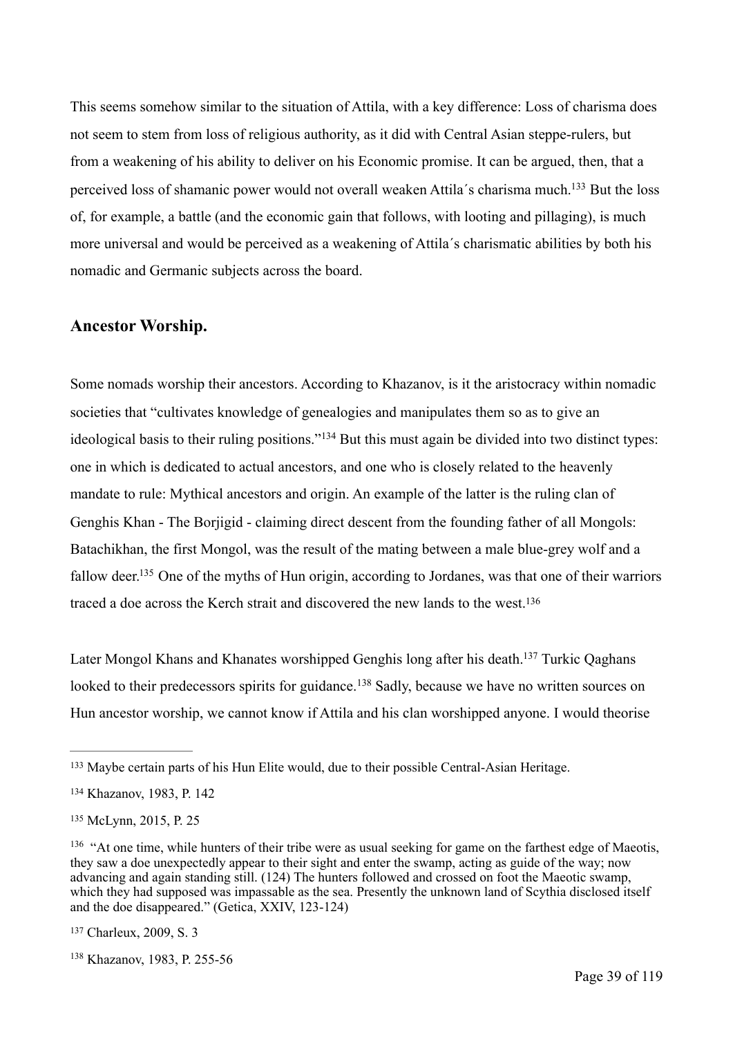This seems somehow similar to the situation of Attila, with a key difference: Loss of charisma does not seem to stem from loss of religious authority, as it did with Central Asian steppe-rulers, but from a weakening of his ability to deliver on his Economic promise. It can be argued, then, that a perceived loss of shamanic power would not overall weaken Attila´s charisma much.[133] But the loss of, for example, a battle (and the economic gain that follows, with looting and pillaging), is much more universal and would be perceived as a weakening of Attila´s charismatic abilities by both his nomadic and Germanic subjects across the board.

## Ancestor Worship.

Some nomads worship their ancestors. According to Khazanov, is it the aristocracy within nomadic societies that "cultivates knowledge of genealogies and manipulates them so as to give an ideological basis to their ruling positions."[134] But this must again be divided into two distinct types: one in which is dedicated to actual ancestors, and one who is closely related to the heavenly mandate to rule: Mythical ancestors and origin. An example of the latter is the ruling clan of Genghis Khan - The Borjigid - claiming direct descent from the founding father of all Mongols: Batachikhan, the first Mongol, was the result of the mating between a male blue-grey wolf and a fallow deer.[135] One of the myths of Hun origin, according to Jordanes, was that one of their warriors traced a doe across the Kerch strait and discovered the new lands to the west.[136]

Later Mongol Khans and Khanates worshipped Genghis long after his death.[137] Turkic Qaghans looked to their predecessors spirits for guidance.[138] Sadly, because we have no written sources on Hun ancestor worship, we cannot know if Attila and his clan worshipped anyone. I would theorise

---

[133] Maybe certain parts of his Hun Elite would, due to their possible Central-Asian Heritage.

[134] Khazanov, 1983, P. 142

[135] McLynn, 2015, P. 25

[136] "At one time, while hunters of their tribe were as usual seeking for game on the farthest edge of Maeotis, they saw a doe unexpectedly appear to their sight and enter the swamp, acting as guide of the way; now advancing and again standing still. (124) The hunters followed and crossed on foot the Maeotic swamp, which they had supposed was impassable as the sea. Presently the unknown land of Scythia disclosed itself and the doe disappeared." (Getica, XXIV, 123-124)

[137] Charleux, 2009, S. 3

[138] Khazanov, 1983, P. 255-56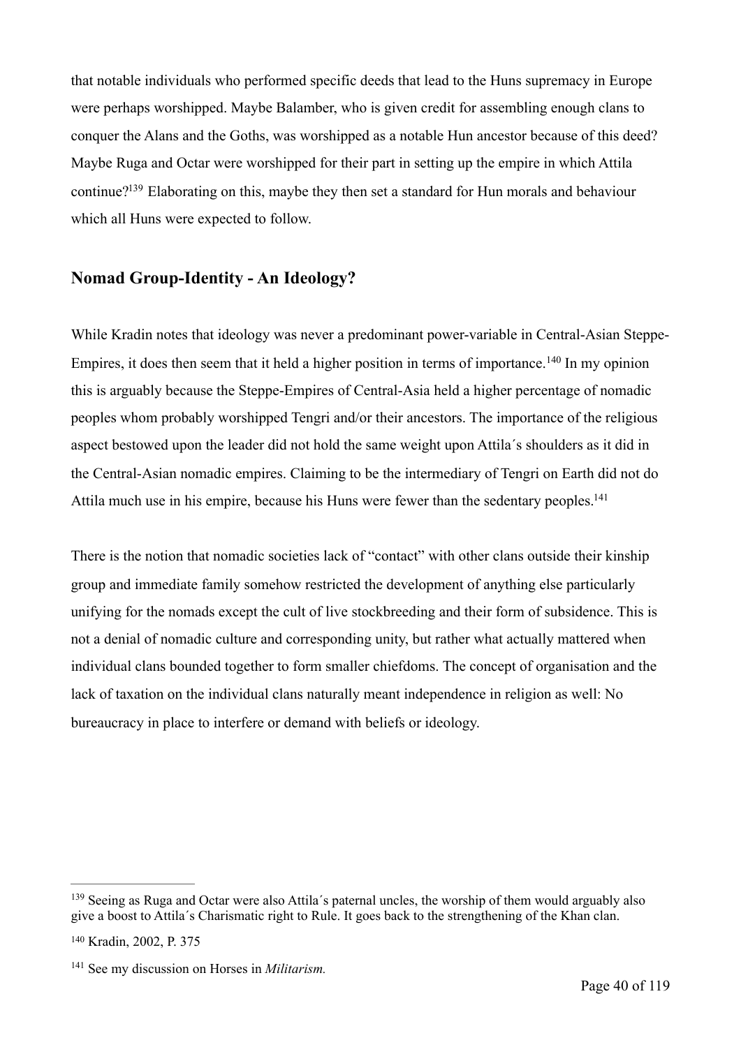that notable individuals who performed specific deeds that lead to the Huns supremacy in Europe were perhaps worshipped. Maybe Balamber, who is given credit for assembling enough clans to conquer the Alans and the Goths, was worshipped as a notable Hun ancestor because of this deed? Maybe Ruga and Octar were worshipped for their part in setting up the empire in which Attila continue?[139] Elaborating on this, maybe they then set a standard for Hun morals and behaviour which all Huns were expected to follow.

## Nomad Group-Identity - An Ideology?

While Kradin notes that ideology was never a predominant power-variable in Central-Asian Steppe-Empires, it does then seem that it held a higher position in terms of importance.[140] In my opinion this is arguably because the Steppe-Empires of Central-Asia held a higher percentage of nomadic peoples whom probably worshipped Tengri and/or their ancestors. The importance of the religious aspect bestowed upon the leader did not hold the same weight upon Attila´s shoulders as it did in the Central-Asian nomadic empires. Claiming to be the intermediary of Tengri on Earth did not do Attila much use in his empire, because his Huns were fewer than the sedentary peoples.[141]

There is the notion that nomadic societies lack of "contact" with other clans outside their kinship group and immediate family somehow restricted the development of anything else particularly unifying for the nomads except the cult of live stockbreeding and their form of subsidence. This is not a denial of nomadic culture and corresponding unity, but rather what actually mattered when individual clans bounded together to form smaller chiefdoms. The concept of organisation and the lack of taxation on the individual clans naturally meant independence in religion as well: No bureaucracy in place to interfere or demand with beliefs or ideology.

---

[139] Seeing as Ruga and Octar were also Attila´s paternal uncles, the worship of them would arguably also give a boost to Attila´s Charismatic right to Rule. It goes back to the strengthening of the Khan clan.

[140] Kradin, 2002, P. 375

[141] See my discussion on Horses in *Militarism.*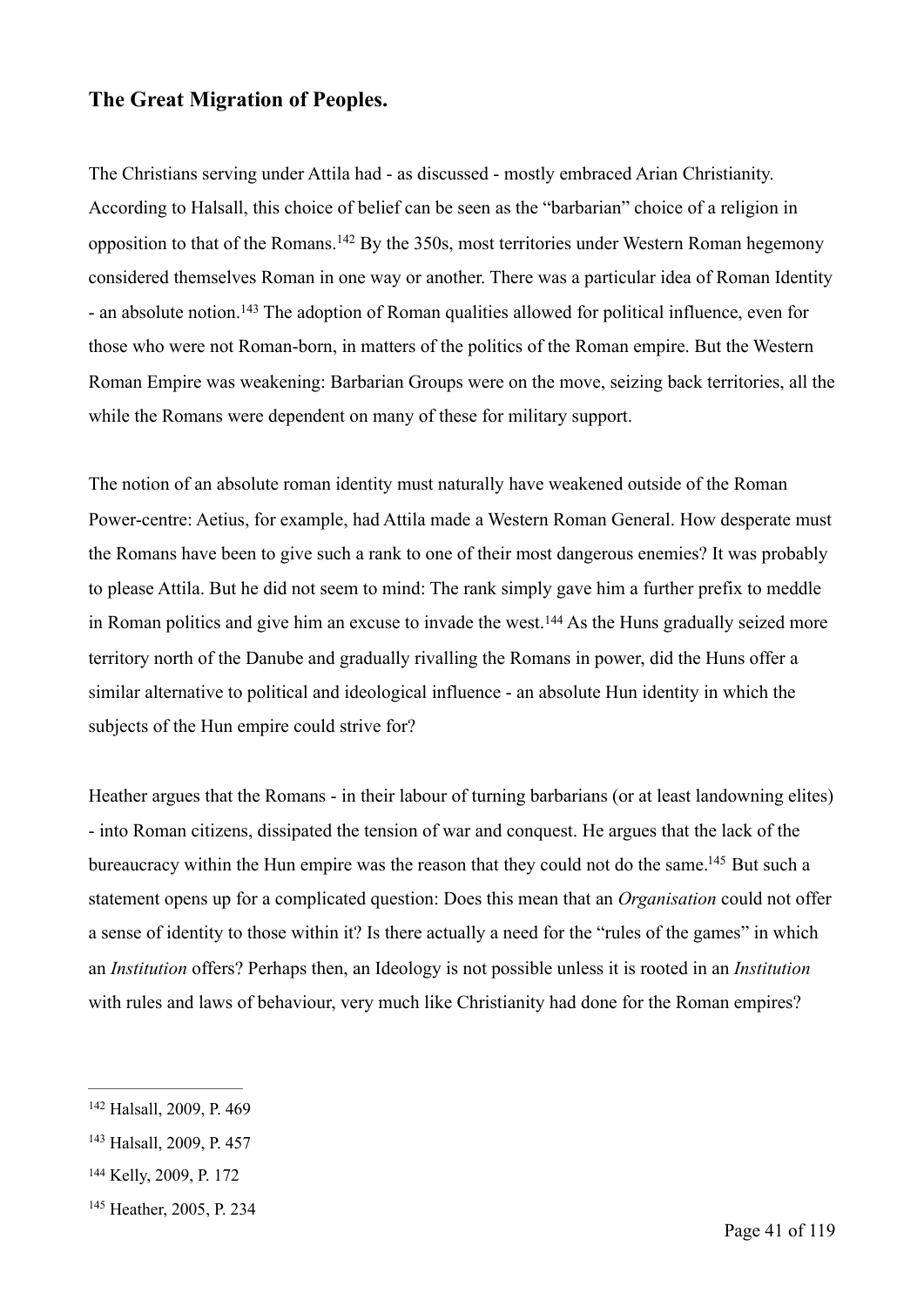## The Great Migration of Peoples.

The Christians serving under Attila had - as discussed - mostly embraced Arian Christianity. According to Halsall, this choice of belief can be seen as the "barbarian" choice of a religion in opposition to that of the Romans.[142] By the 350s, most territories under Western Roman hegemony considered themselves Roman in one way or another. There was a particular idea of Roman Identity - an absolute notion.[143] The adoption of Roman qualities allowed for political influence, even for those who were not Roman-born, in matters of the politics of the Roman empire. But the Western Roman Empire was weakening: Barbarian Groups were on the move, seizing back territories, all the while the Romans were dependent on many of these for military support.

The notion of an absolute roman identity must naturally have weakened outside of the Roman Power-centre: Aetius, for example, had Attila made a Western Roman General. How desperate must the Romans have been to give such a rank to one of their most dangerous enemies? It was probably to please Attila. But he did not seem to mind: The rank simply gave him a further prefix to meddle in Roman politics and give him an excuse to invade the west.[144] As the Huns gradually seized more territory north of the Danube and gradually rivalling the Romans in power, did the Huns offer a similar alternative to political and ideological influence - an absolute Hun identity in which the subjects of the Hun empire could strive for?

Heather argues that the Romans - in their labour of turning barbarians (or at least landowning elites) - into Roman citizens, dissipated the tension of war and conquest. He argues that the lack of the bureaucracy within the Hun empire was the reason that they could not do the same.[145] But such a statement opens up for a complicated question: Does this mean that an *Organisation* could not offer a sense of identity to those within it? Is there actually a need for the "rules of the games" in which an *Institution* offers? Perhaps then, an Ideology is not possible unless it is rooted in an *Institution* with rules and laws of behaviour, very much like Christianity had done for the Roman empires?

---

[142] Halsall, 2009, P. 469

[143] Halsall, 2009, P. 457

[144] Kelly, 2009, P. 172

[145] Heather, 2005, P. 234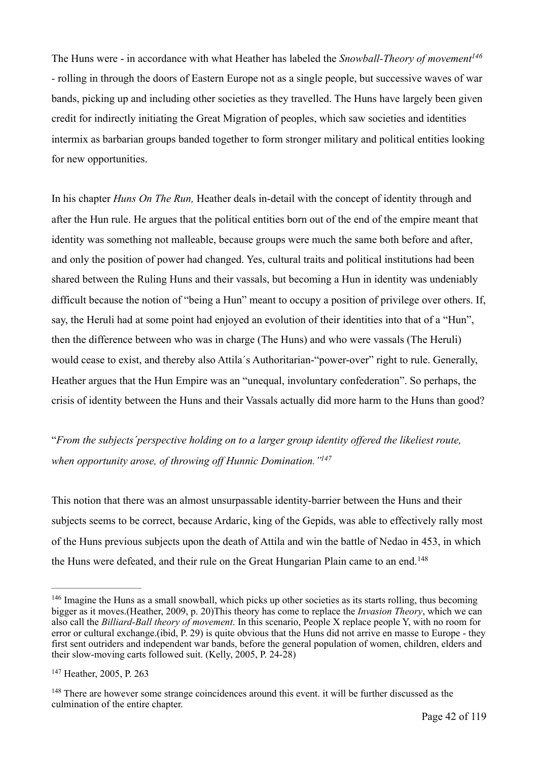The Huns were - in accordance with what Heather has labeled the *Snowball-Theory of movement*[146] - rolling in through the doors of Eastern Europe not as a single people, but successive waves of war bands, picking up and including other societies as they travelled. The Huns have largely been given credit for indirectly initiating the Great Migration of peoples, which saw societies and identities intermix as barbarian groups banded together to form stronger military and political entities looking for new opportunities.

In his chapter *Huns On The Run,* Heather deals in-detail with the concept of identity through and after the Hun rule. He argues that the political entities born out of the end of the empire meant that identity was something not malleable, because groups were much the same both before and after, and only the position of power had changed. Yes, cultural traits and political institutions had been shared between the Ruling Huns and their vassals, but becoming a Hun in identity was undeniably difficult because the notion of "being a Hun" meant to occupy a position of privilege over others. If, say, the Heruli had at some point had enjoyed an evolution of their identities into that of a "Hun", then the difference between who was in charge (The Huns) and who were vassals (The Heruli) would cease to exist, and thereby also Attila´s Authoritarian-"power-over" right to rule. Generally, Heather argues that the Hun Empire was an "unequal, involuntary confederation". So perhaps, the crisis of identity between the Huns and their Vassals actually did more harm to the Huns than good?

"*From the subjects´perspective holding on to a larger group identity offered the likeliest route, when opportunity arose, of throwing off Hunnic Domination."*[147]

This notion that there was an almost unsurpassable identity-barrier between the Huns and their subjects seems to be correct, because Ardaric, king of the Gepids, was able to effectively rally most of the Huns previous subjects upon the death of Attila and win the battle of Nedao in 453, in which the Huns were defeated, and their rule on the Great Hungarian Plain came to an end.[148]

---

[146] Imagine the Huns as a small snowball, which picks up other societies as its starts rolling, thus becoming bigger as it moves.(Heather, 2009, p. 20)This theory has come to replace the *Invasion Theory*, which we can also call the *Billiard-Ball theory of movement*. In this scenario, People X replace people Y, with no room for error or cultural exchange.(ibid, P. 29) is quite obvious that the Huns did not arrive en masse to Europe - they first sent outriders and independent war bands, before the general population of women, children, elders and their slow-moving carts followed suit. (Kelly, 2005, P. 24-28)

[147] Heather, 2005, P. 263

[148] There are however some strange coincidences around this event. it will be further discussed as the culmination of the entire chapter.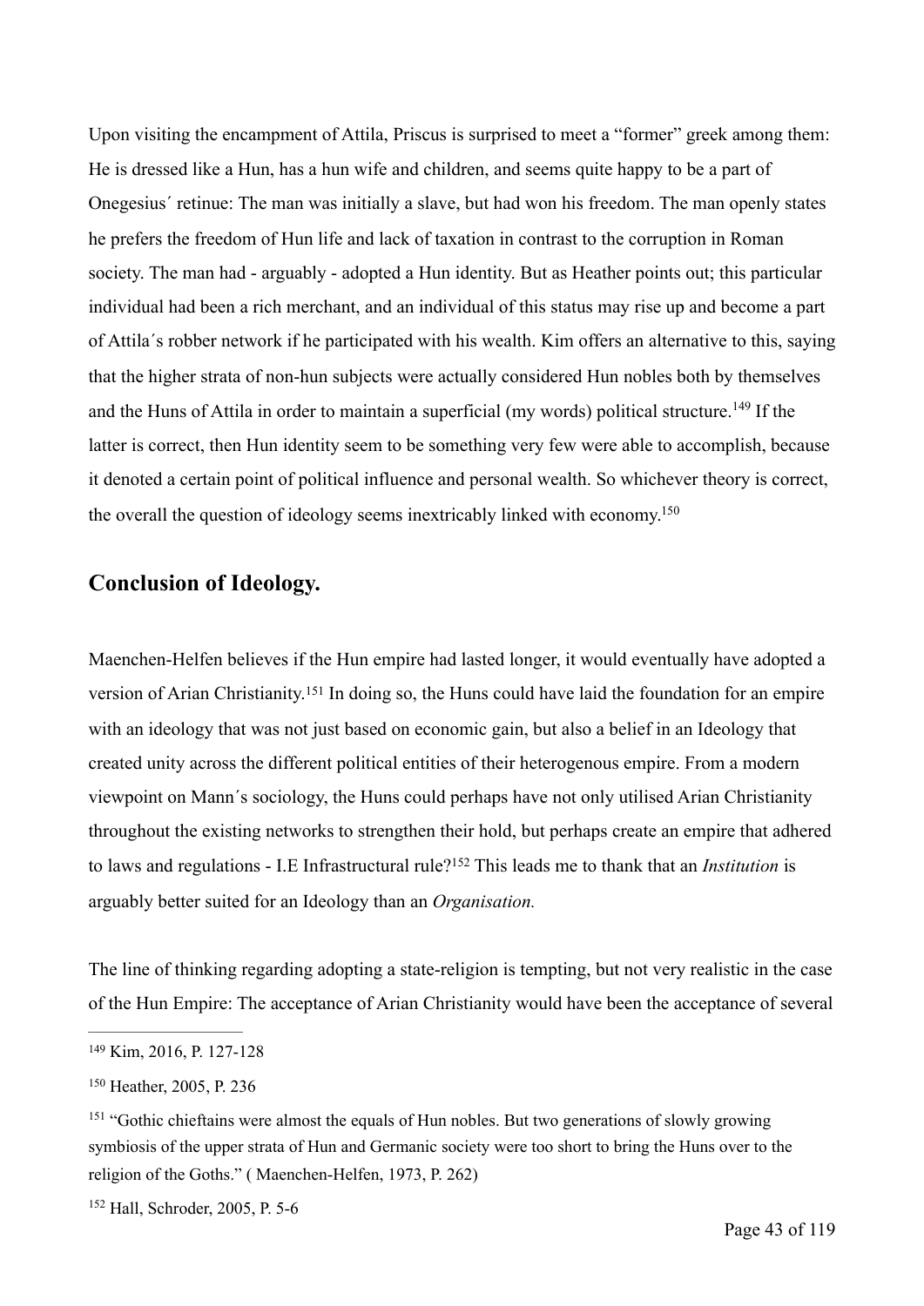Upon visiting the encampment of Attila, Priscus is surprised to meet a "former" greek among them: He is dressed like a Hun, has a hun wife and children, and seems quite happy to be a part of Onegesius´ retinue: The man was initially a slave, but had won his freedom. The man openly states he prefers the freedom of Hun life and lack of taxation in contrast to the corruption in Roman society. The man had - arguably - adopted a Hun identity. But as Heather points out; this particular individual had been a rich merchant, and an individual of this status may rise up and become a part of Attila´s robber network if he participated with his wealth. Kim offers an alternative to this, saying that the higher strata of non-hun subjects were actually considered Hun nobles both by themselves and the Huns of Attila in order to maintain a superficial (my words) political structure.[149] If the latter is correct, then Hun identity seem to be something very few were able to accomplish, because it denoted a certain point of political influence and personal wealth. So whichever theory is correct, the overall the question of ideology seems inextricably linked with economy.[150]

## Conclusion of Ideology.

Maenchen-Helfen believes if the Hun empire had lasted longer, it would eventually have adopted a version of Arian Christianity.[151] In doing so, the Huns could have laid the foundation for an empire with an ideology that was not just based on economic gain, but also a belief in an Ideology that created unity across the different political entities of their heterogenous empire. From a modern viewpoint on Mann´s sociology, the Huns could perhaps have not only utilised Arian Christianity throughout the existing networks to strengthen their hold, but perhaps create an empire that adhered to laws and regulations - I.E Infrastructural rule?[152] This leads me to thank that an *Institution* is arguably better suited for an Ideology than an *Organisation.*

The line of thinking regarding adopting a state-religion is tempting, but not very realistic in the case of the Hun Empire: The acceptance of Arian Christianity would have been the acceptance of several

---

[149] Kim, 2016, P. 127-128

[150] Heather, 2005, P. 236

[151] "Gothic chieftains were almost the equals of Hun nobles. But two generations of slowly growing symbiosis of the upper strata of Hun and Germanic society were too short to bring the Huns over to the religion of the Goths." ( Maenchen-Helfen, 1973, P. 262)

[152] Hall, Schroder, 2005, P. 5-6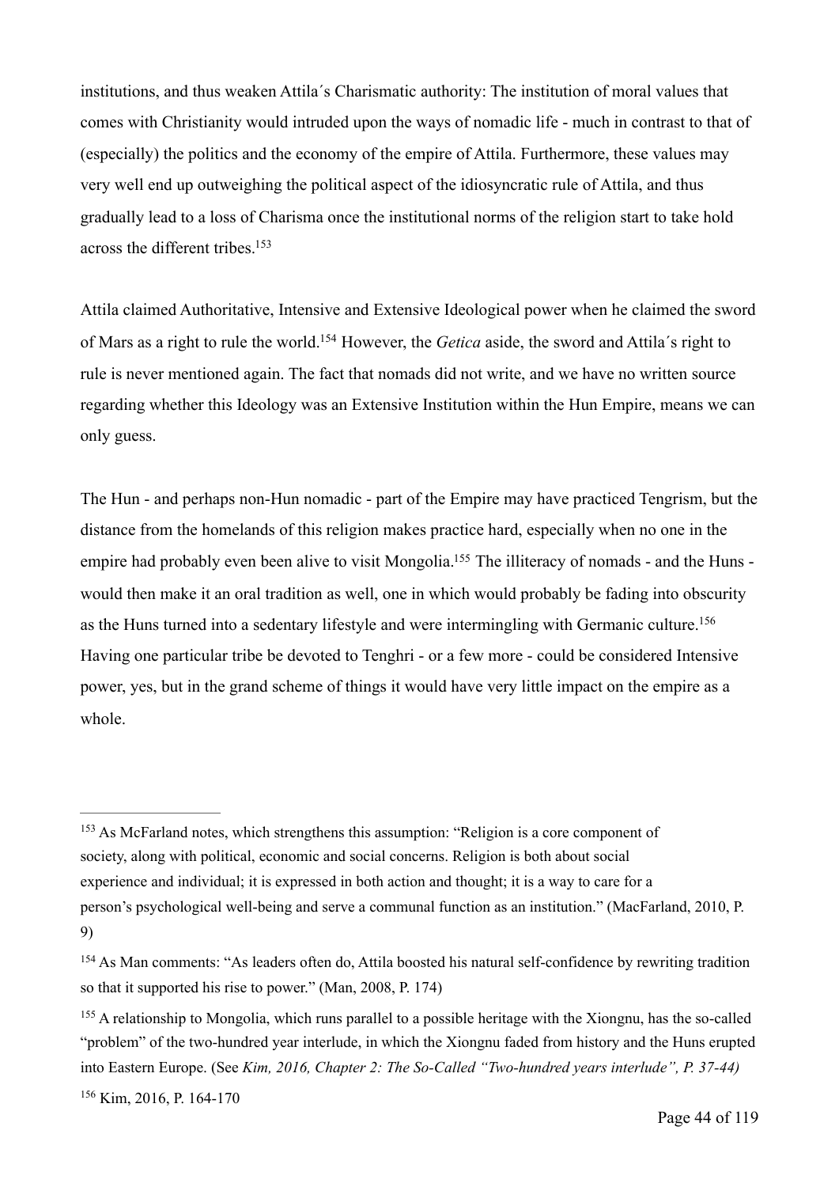institutions, and thus weaken Attila´s Charismatic authority: The institution of moral values that comes with Christianity would intruded upon the ways of nomadic life - much in contrast to that of (especially) the politics and the economy of the empire of Attila. Furthermore, these values may very well end up outweighing the political aspect of the idiosyncratic rule of Attila, and thus gradually lead to a loss of Charisma once the institutional norms of the religion start to take hold across the different tribes.[153]

Attila claimed Authoritative, Intensive and Extensive Ideological power when he claimed the sword of Mars as a right to rule the world.[154] However, the *Getica* aside, the sword and Attila´s right to rule is never mentioned again. The fact that nomads did not write, and we have no written source regarding whether this Ideology was an Extensive Institution within the Hun Empire, means we can only guess.

The Hun - and perhaps non-Hun nomadic - part of the Empire may have practiced Tengrism, but the distance from the homelands of this religion makes practice hard, especially when no one in the empire had probably even been alive to visit Mongolia.[155] The illiteracy of nomads - and the Huns - would then make it an oral tradition as well, one in which would probably be fading into obscurity as the Huns turned into a sedentary lifestyle and were intermingling with Germanic culture.[156] Having one particular tribe be devoted to Tenghri - or a few more - could be considered Intensive power, yes, but in the grand scheme of things it would have very little impact on the empire as a whole.

---

[153] As McFarland notes, which strengthens this assumption: "Religion is a core component of society, along with political, economic and social concerns. Religion is both about social experience and individual; it is expressed in both action and thought; it is a way to care for a person's psychological well-being and serve a communal function as an institution." (MacFarland, 2010, P. 9)

[154] As Man comments: "As leaders often do, Attila boosted his natural self-confidence by rewriting tradition so that it supported his rise to power." (Man, 2008, P. 174)

[155] A relationship to Mongolia, which runs parallel to a possible heritage with the Xiongnu, has the so-called "problem" of the two-hundred year interlude, in which the Xiongnu faded from history and the Huns erupted into Eastern Europe. (See *Kim, 2016, Chapter 2: The So-Called "Two-hundred years interlude", P. 37-44)*

[156] Kim, 2016, P. 164-170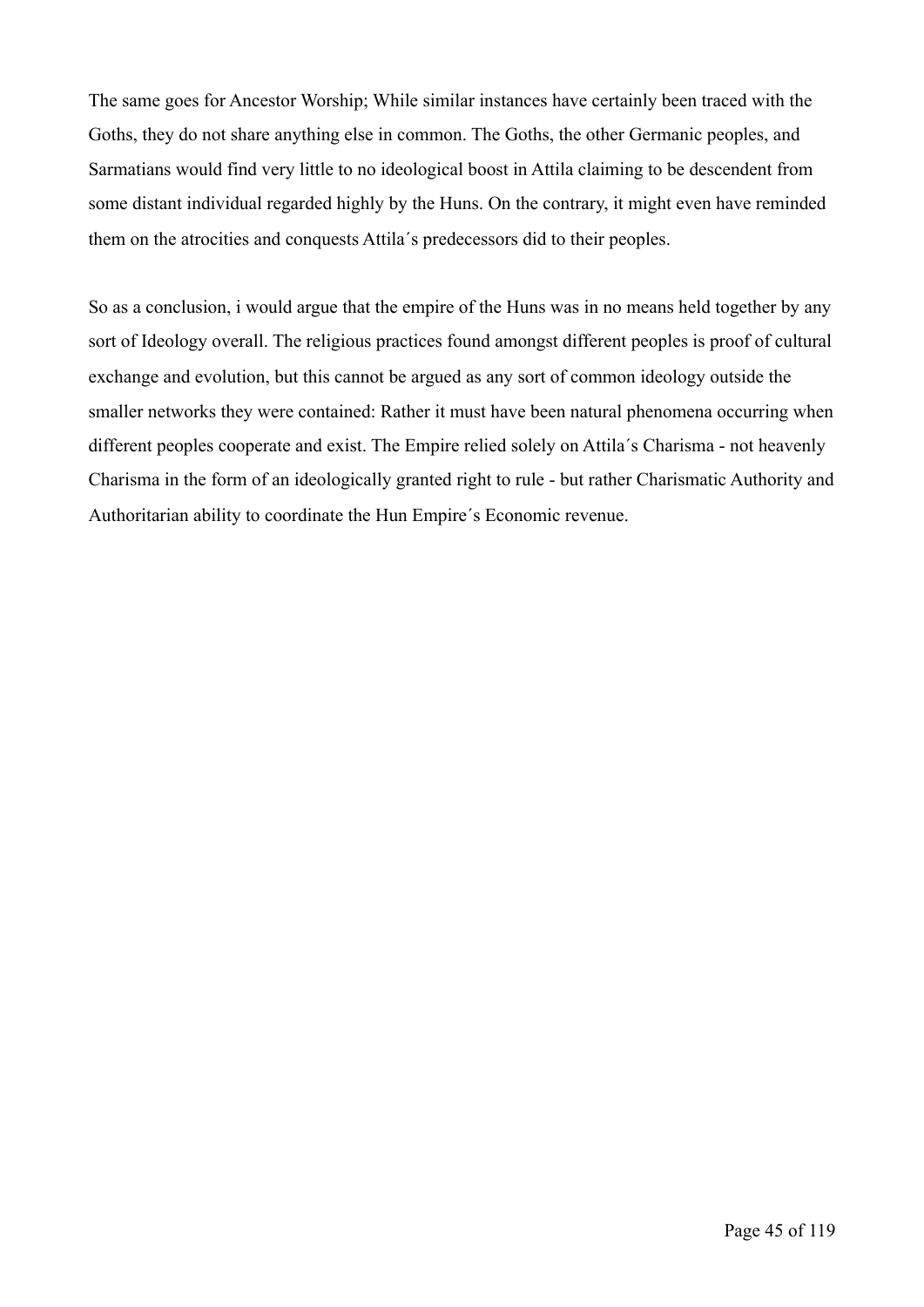The same goes for Ancestor Worship; While similar instances have certainly been traced with the Goths, they do not share anything else in common. The Goths, the other Germanic peoples, and Sarmatians would find very little to no ideological boost in Attila claiming to be descendent from some distant individual regarded highly by the Huns. On the contrary, it might even have reminded them on the atrocities and conquests Attila´s predecessors did to their peoples.

So as a conclusion, i would argue that the empire of the Huns was in no means held together by any sort of Ideology overall. The religious practices found amongst different peoples is proof of cultural exchange and evolution, but this cannot be argued as any sort of common ideology outside the smaller networks they were contained: Rather it must have been natural phenomena occurring when different peoples cooperate and exist. The Empire relied solely on Attila´s Charisma - not heavenly Charisma in the form of an ideologically granted right to rule - but rather Charismatic Authority and Authoritarian ability to coordinate the Hun Empire´s Economic revenue.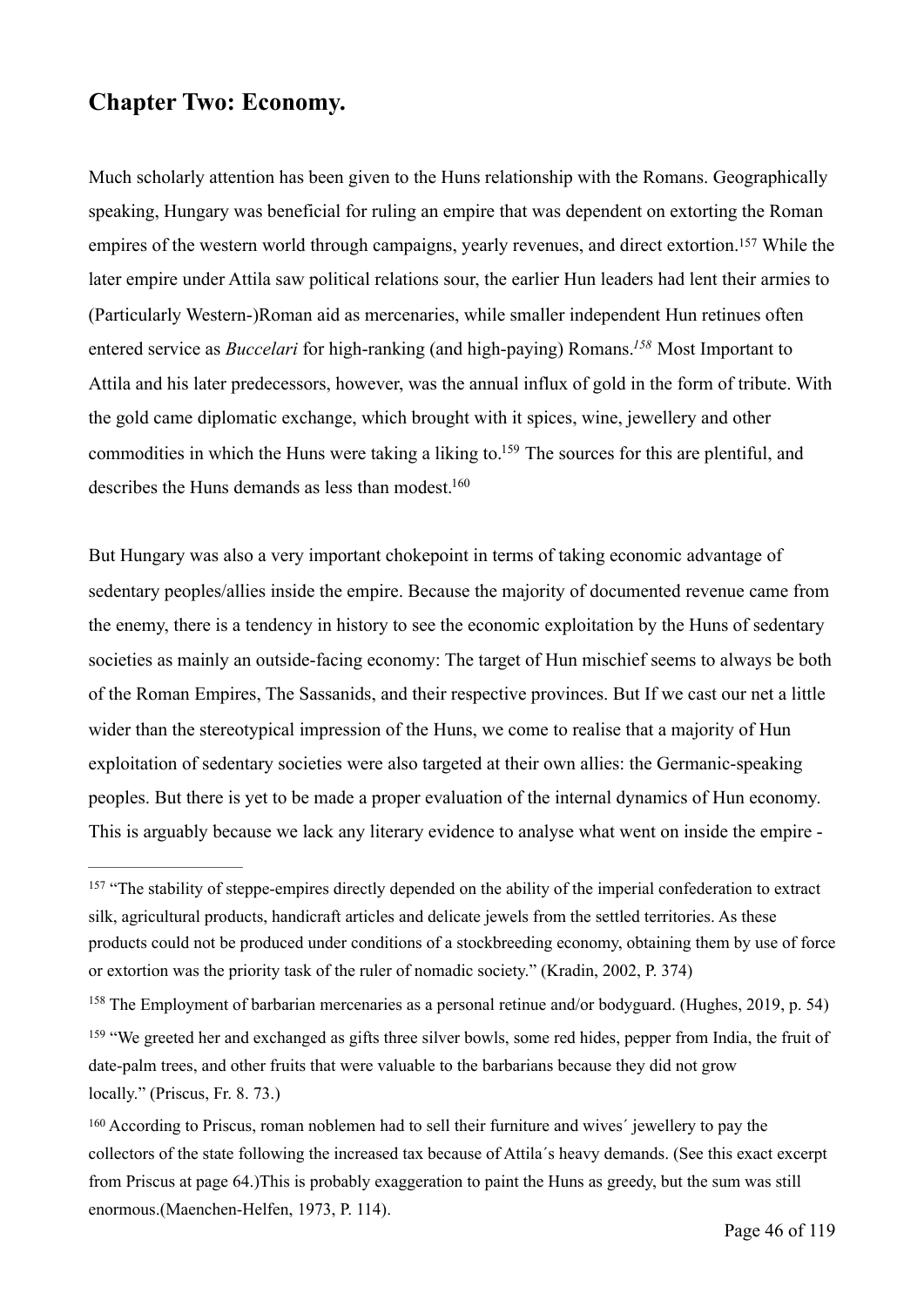## Chapter Two: Economy.

Much scholarly attention has been given to the Huns relationship with the Romans. Geographically speaking, Hungary was beneficial for ruling an empire that was dependent on extorting the Roman empires of the western world through campaigns, yearly revenues, and direct extortion.[157] While the later empire under Attila saw political relations sour, the earlier Hun leaders had lent their armies to (Particularly Western-)Roman aid as mercenaries, while smaller independent Hun retinues often entered service as *Buccelari* for high-ranking (and high-paying) Romans.[158] Most Important to Attila and his later predecessors, however, was the annual influx of gold in the form of tribute. With the gold came diplomatic exchange, which brought with it spices, wine, jewellery and other commodities in which the Huns were taking a liking to.[159] The sources for this are plentiful, and describes the Huns demands as less than modest.[160]

But Hungary was also a very important chokepoint in terms of taking economic advantage of sedentary peoples/allies inside the empire. Because the majority of documented revenue came from the enemy, there is a tendency in history to see the economic exploitation by the Huns of sedentary societies as mainly an outside-facing economy: The target of Hun mischief seems to always be both of the Roman Empires, The Sassanids, and their respective provinces. But If we cast our net a little wider than the stereotypical impression of the Huns, we come to realise that a majority of Hun exploitation of sedentary societies were also targeted at their own allies: the Germanic-speaking peoples. But there is yet to be made a proper evaluation of the internal dynamics of Hun economy. This is arguably because we lack any literary evidence to analyse what went on inside the empire -

---

[157] "The stability of steppe-empires directly depended on the ability of the imperial confederation to extract silk, agricultural products, handicraft articles and delicate jewels from the settled territories. As these products could not be produced under conditions of a stockbreeding economy, obtaining them by use of force or extortion was the priority task of the ruler of nomadic society." (Kradin, 2002, P. 374)

[158] The Employment of barbarian mercenaries as a personal retinue and/or bodyguard. (Hughes, 2019, p. 54)

[159] "We greeted her and exchanged as gifts three silver bowls, some red hides, pepper from India, the fruit of date-palm trees, and other fruits that were valuable to the barbarians because they did not grow locally." (Priscus, Fr. 8. 73.)

[160] According to Priscus, roman noblemen had to sell their furniture and wives´ jewellery to pay the collectors of the state following the increased tax because of Attila´s heavy demands. (See this exact excerpt from Priscus at page 64.)This is probably exaggeration to paint the Huns as greedy, but the sum was still enormous.(Maenchen-Helfen, 1973, P. 114).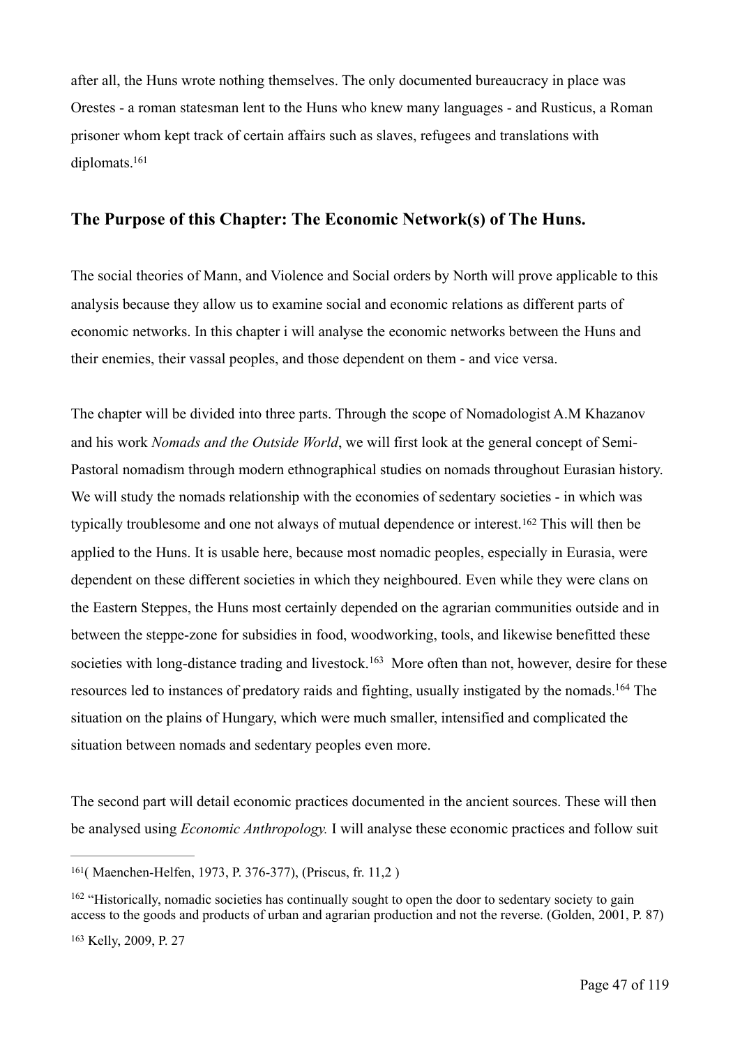after all, the Huns wrote nothing themselves. The only documented bureaucracy in place was Orestes - a roman statesman lent to the Huns who knew many languages - and Rusticus, a Roman prisoner whom kept track of certain affairs such as slaves, refugees and translations with diplomats.[161]

## The Purpose of this Chapter: The Economic Network(s) of The Huns.

The social theories of Mann, and Violence and Social orders by North will prove applicable to this analysis because they allow us to examine social and economic relations as different parts of economic networks. In this chapter i will analyse the economic networks between the Huns and their enemies, their vassal peoples, and those dependent on them - and vice versa.

The chapter will be divided into three parts. Through the scope of Nomadologist A.M Khazanov and his work *Nomads and the Outside World*, we will first look at the general concept of Semi-Pastoral nomadism through modern ethnographical studies on nomads throughout Eurasian history. We will study the nomads relationship with the economies of sedentary societies - in which was typically troublesome and one not always of mutual dependence or interest.[162] This will then be applied to the Huns. It is usable here, because most nomadic peoples, especially in Eurasia, were dependent on these different societies in which they neighboured. Even while they were clans on the Eastern Steppes, the Huns most certainly depended on the agrarian communities outside and in between the steppe-zone for subsidies in food, woodworking, tools, and likewise benefitted these societies with long-distance trading and livestock.[163] More often than not, however, desire for these resources led to instances of predatory raids and fighting, usually instigated by the nomads.[164] The situation on the plains of Hungary, which were much smaller, intensified and complicated the situation between nomads and sedentary peoples even more.

The second part will detail economic practices documented in the ancient sources. These will then be analysed using *Economic Anthropology.* I will analyse these economic practices and follow suit

---

[161]( Maenchen-Helfen, 1973, P. 376-377), (Priscus, fr. 11,2 )

[162] "Historically, nomadic societies has continually sought to open the door to sedentary society to gain access to the goods and products of urban and agrarian production and not the reverse. (Golden, 2001, P. 87)

[163] Kelly, 2009, P. 27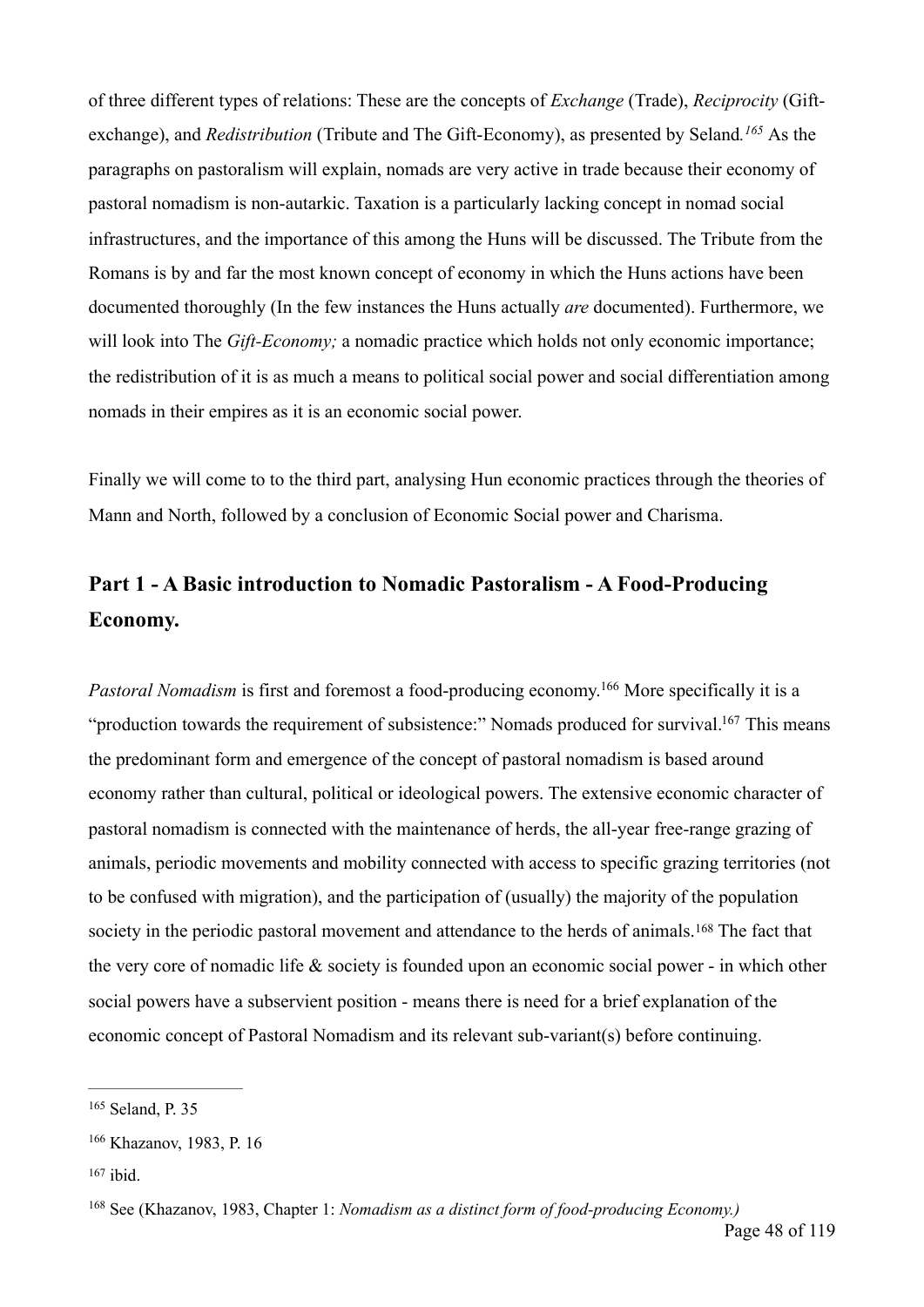of three different types of relations: These are the concepts of *Exchange* (Trade), *Reciprocity* (Gift-exchange), and *Redistribution* (Tribute and The Gift-Economy), as presented by Seland.[165] As the paragraphs on pastoralism will explain, nomads are very active in trade because their economy of pastoral nomadism is non-autarkic. Taxation is a particularly lacking concept in nomad social infrastructures, and the importance of this among the Huns will be discussed. The Tribute from the Romans is by and far the most known concept of economy in which the Huns actions have been documented thoroughly (In the few instances the Huns actually *are* documented). Furthermore, we will look into The *Gift-Economy;* a nomadic practice which holds not only economic importance; the redistribution of it is as much a means to political social power and social differentiation among nomads in their empires as it is an economic social power.

Finally we will come to to the third part, analysing Hun economic practices through the theories of Mann and North, followed by a conclusion of Economic Social power and Charisma.

## Part 1 - A Basic introduction to Nomadic Pastoralism - A Food-Producing Economy.

*Pastoral Nomadism* is first and foremost a food-producing economy.[166] More specifically it is a "production towards the requirement of subsistence:" Nomads produced for survival.[167] This means the predominant form and emergence of the concept of pastoral nomadism is based around economy rather than cultural, political or ideological powers. The extensive economic character of pastoral nomadism is connected with the maintenance of herds, the all-year free-range grazing of animals, periodic movements and mobility connected with access to specific grazing territories (not to be confused with migration), and the participation of (usually) the majority of the population society in the periodic pastoral movement and attendance to the herds of animals.[168] The fact that the very core of nomadic life & society is founded upon an economic social power - in which other social powers have a subservient position - means there is need for a brief explanation of the economic concept of Pastoral Nomadism and its relevant sub-variant(s) before continuing.

---

[165] Seland, P. 35

[166] Khazanov, 1983, P. 16

[167] ibid.

[168] See (Khazanov, 1983, Chapter 1: *Nomadism as a distinct form of food-producing Economy.)*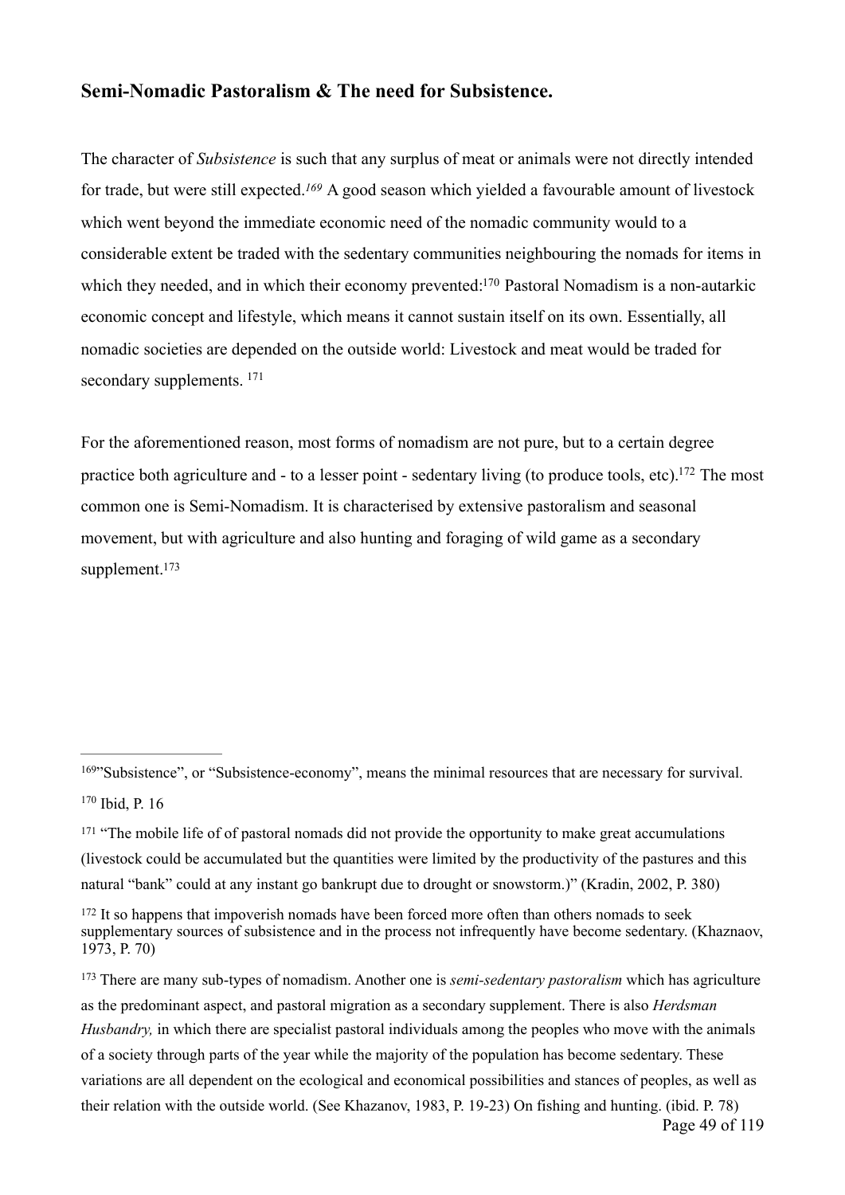## Semi-Nomadic Pastoralism & The need for Subsistence.

The character of *Subsistence* is such that any surplus of meat or animals were not directly intended for trade, but were still expected.[169] A good season which yielded a favourable amount of livestock which went beyond the immediate economic need of the nomadic community would to a considerable extent be traded with the sedentary communities neighbouring the nomads for items in which they needed, and in which their economy prevented:[170] Pastoral Nomadism is a non-autarkic economic concept and lifestyle, which means it cannot sustain itself on its own. Essentially, all nomadic societies are depended on the outside world: Livestock and meat would be traded for secondary supplements. [171]

For the aforementioned reason, most forms of nomadism are not pure, but to a certain degree practice both agriculture and - to a lesser point - sedentary living (to produce tools, etc).[172] The most common one is Semi-Nomadism. It is characterised by extensive pastoralism and seasonal movement, but with agriculture and also hunting and foraging of wild game as a secondary supplement.[173]

---

[169]"Subsistence", or "Subsistence-economy", means the minimal resources that are necessary for survival.

[170] Ibid, P. 16

[171] "The mobile life of of pastoral nomads did not provide the opportunity to make great accumulations (livestock could be accumulated but the quantities were limited by the productivity of the pastures and this natural "bank" could at any instant go bankrupt due to drought or snowstorm.)" (Kradin, 2002, P. 380)

[172] It so happens that impoverish nomads have been forced more often than others nomads to seek supplementary sources of subsistence and in the process not infrequently have become sedentary. (Khaznaov, 1973, P. 70)

[173] There are many sub-types of nomadism. Another one is *semi-sedentary pastoralism* which has agriculture as the predominant aspect, and pastoral migration as a secondary supplement. There is also *Herdsman Husbandry,* in which there are specialist pastoral individuals among the peoples who move with the animals of a society through parts of the year while the majority of the population has become sedentary. These variations are all dependent on the ecological and economical possibilities and stances of peoples, as well as their relation with the outside world. (See Khazanov, 1983, P. 19-23) On fishing and hunting. (ibid. P. 78)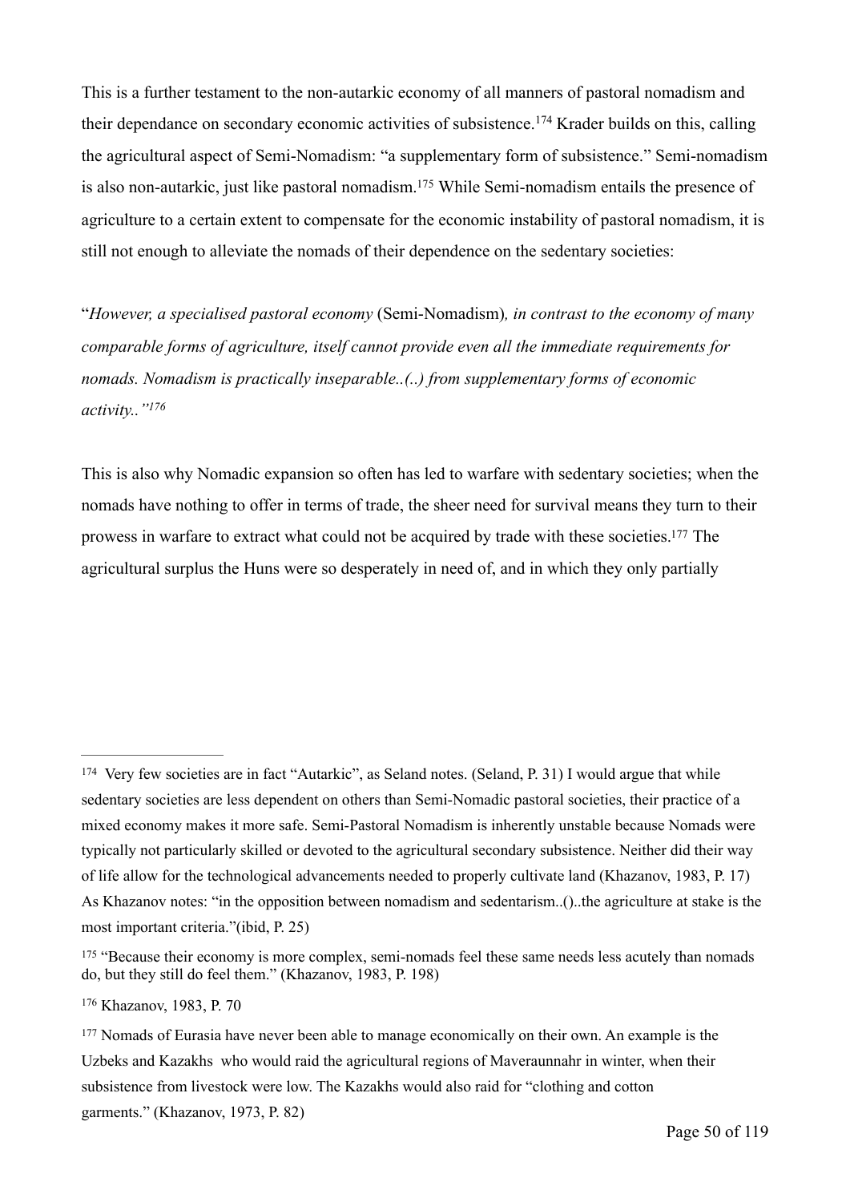This is a further testament to the non-autarkic economy of all manners of pastoral nomadism and their dependance on secondary economic activities of subsistence.[174] Krader builds on this, calling the agricultural aspect of Semi-Nomadism: "a supplementary form of subsistence." Semi-nomadism is also non-autarkic, just like pastoral nomadism.[175] While Semi-nomadism entails the presence of agriculture to a certain extent to compensate for the economic instability of pastoral nomadism, it is still not enough to alleviate the nomads of their dependence on the sedentary societies:

"*However, a specialised pastoral economy* (Semi-Nomadism)*, in contrast to the economy of many comparable forms of agriculture, itself cannot provide even all the immediate requirements for nomads. Nomadism is practically inseparable..(..) from supplementary forms of economic activity.."*[176]

This is also why Nomadic expansion so often has led to warfare with sedentary societies; when the nomads have nothing to offer in terms of trade, the sheer need for survival means they turn to their prowess in warfare to extract what could not be acquired by trade with these societies.[177] The agricultural surplus the Huns were so desperately in need of, and in which they only partially

---

[174] Very few societies are in fact "Autarkic", as Seland notes. (Seland, P. 31) I would argue that while sedentary societies are less dependent on others than Semi-Nomadic pastoral societies, their practice of a mixed economy makes it more safe. Semi-Pastoral Nomadism is inherently unstable because Nomads were typically not particularly skilled or devoted to the agricultural secondary subsistence. Neither did their way of life allow for the technological advancements needed to properly cultivate land (Khazanov, 1983, P. 17) As Khazanov notes: "in the opposition between nomadism and sedentarism..()..the agriculture at stake is the most important criteria."(ibid, P. 25)

[175] "Because their economy is more complex, semi-nomads feel these same needs less acutely than nomads do, but they still do feel them." (Khazanov, 1983, P. 198)

[176] Khazanov, 1983, P. 70

[177] Nomads of Eurasia have never been able to manage economically on their own. An example is the Uzbeks and Kazakhs who would raid the agricultural regions of Maveraunnahr in winter, when their subsistence from livestock were low. The Kazakhs would also raid for "clothing and cotton garments." (Khazanov, 1973, P. 82)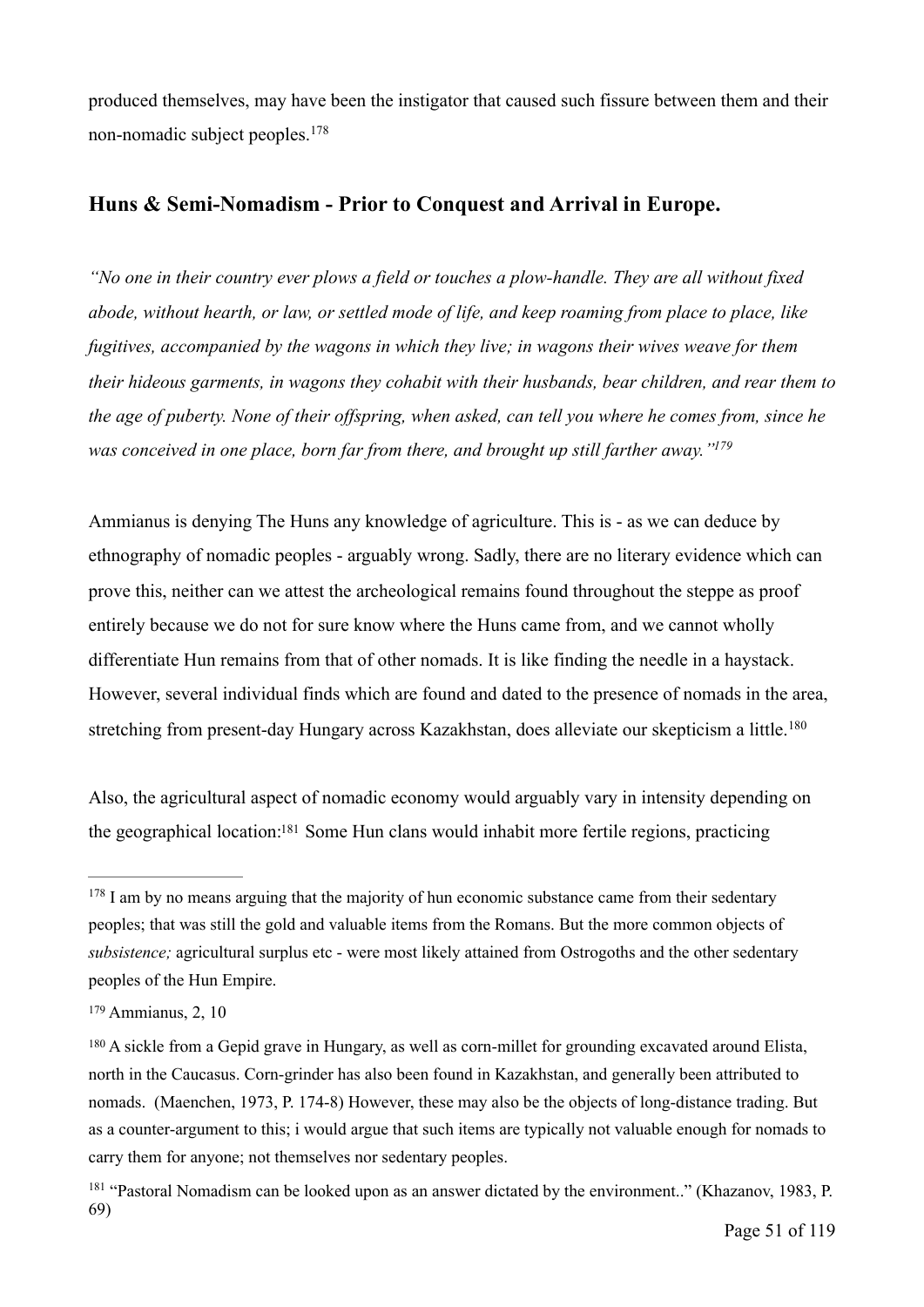produced themselves, may have been the instigator that caused such fissure between them and their non-nomadic subject peoples.[178]

## Huns & Semi-Nomadism - Prior to Conquest and Arrival in Europe.

*"No one in their country ever plows a field or touches a plow-handle. They are all without fixed abode, without hearth, or law, or settled mode of life, and keep roaming from place to place, like fugitives, accompanied by the wagons in which they live; in wagons their wives weave for them their hideous garments, in wagons they cohabit with their husbands, bear children, and rear them to the age of puberty. None of their offspring, when asked, can tell you where he comes from, since he was conceived in one place, born far from there, and brought up still farther away."*[179]

Ammianus is denying The Huns any knowledge of agriculture. This is - as we can deduce by ethnography of nomadic peoples - arguably wrong. Sadly, there are no literary evidence which can prove this, neither can we attest the archeological remains found throughout the steppe as proof entirely because we do not for sure know where the Huns came from, and we cannot wholly differentiate Hun remains from that of other nomads. It is like finding the needle in a haystack. However, several individual finds which are found and dated to the presence of nomads in the area, stretching from present-day Hungary across Kazakhstan, does alleviate our skepticism a little.[180]

Also, the agricultural aspect of nomadic economy would arguably vary in intensity depending on the geographical location:[181] Some Hun clans would inhabit more fertile regions, practicing

---

[178] I am by no means arguing that the majority of hun economic substance came from their sedentary peoples; that was still the gold and valuable items from the Romans. But the more common objects of *subsistence;* agricultural surplus etc - were most likely attained from Ostrogoths and the other sedentary peoples of the Hun Empire.

[179] Ammianus, 2, 10

[180] A sickle from a Gepid grave in Hungary, as well as corn-millet for grounding excavated around Elista, north in the Caucasus. Corn-grinder has also been found in Kazakhstan, and generally been attributed to nomads. (Maenchen, 1973, P. 174-8) However, these may also be the objects of long-distance trading. But as a counter-argument to this; i would argue that such items are typically not valuable enough for nomads to carry them for anyone; not themselves nor sedentary peoples.

[181] "Pastoral Nomadism can be looked upon as an answer dictated by the environment.." (Khazanov, 1983, P. 69)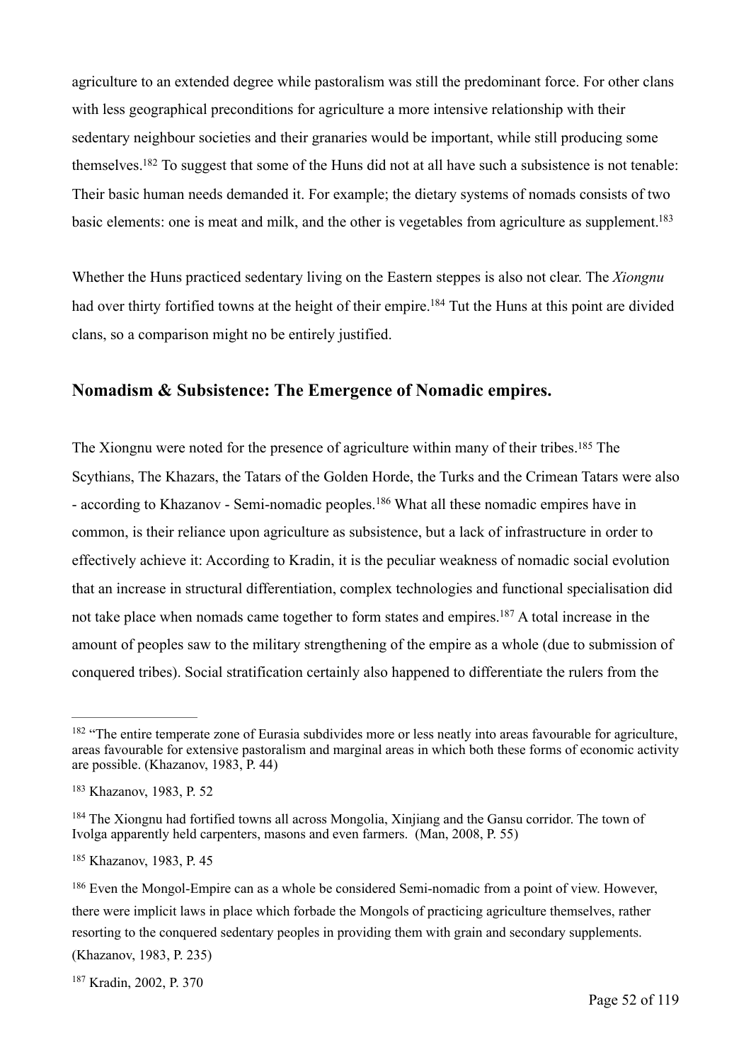agriculture to an extended degree while pastoralism was still the predominant force. For other clans with less geographical preconditions for agriculture a more intensive relationship with their sedentary neighbour societies and their granaries would be important, while still producing some themselves.[182] To suggest that some of the Huns did not at all have such a subsistence is not tenable: Their basic human needs demanded it. For example; the dietary systems of nomads consists of two basic elements: one is meat and milk, and the other is vegetables from agriculture as supplement.[183]

Whether the Huns practiced sedentary living on the Eastern steppes is also not clear. The *Xiongnu* had over thirty fortified towns at the height of their empire.[184] Tut the Huns at this point are divided clans, so a comparison might no be entirely justified.

## Nomadism & Subsistence: The Emergence of Nomadic empires.

The Xiongnu were noted for the presence of agriculture within many of their tribes.[185] The Scythians, The Khazars, the Tatars of the Golden Horde, the Turks and the Crimean Tatars were also - according to Khazanov - Semi-nomadic peoples.[186] What all these nomadic empires have in common, is their reliance upon agriculture as subsistence, but a lack of infrastructure in order to effectively achieve it: According to Kradin, it is the peculiar weakness of nomadic social evolution that an increase in structural differentiation, complex technologies and functional specialisation did not take place when nomads came together to form states and empires.[187] A total increase in the amount of peoples saw to the military strengthening of the empire as a whole (due to submission of conquered tribes). Social stratification certainly also happened to differentiate the rulers from the

---

[182] "The entire temperate zone of Eurasia subdivides more or less neatly into areas favourable for agriculture, areas favourable for extensive pastoralism and marginal areas in which both these forms of economic activity are possible. (Khazanov, 1983, P. 44)

[183] Khazanov, 1983, P. 52

[184] The Xiongnu had fortified towns all across Mongolia, Xinjiang and the Gansu corridor. The town of Ivolga apparently held carpenters, masons and even farmers. (Man, 2008, P. 55)

[185] Khazanov, 1983, P. 45

[186] Even the Mongol-Empire can as a whole be considered Semi-nomadic from a point of view. However, there were implicit laws in place which forbade the Mongols of practicing agriculture themselves, rather resorting to the conquered sedentary peoples in providing them with grain and secondary supplements. (Khazanov, 1983, P. 235)

[187] Kradin, 2002, P. 370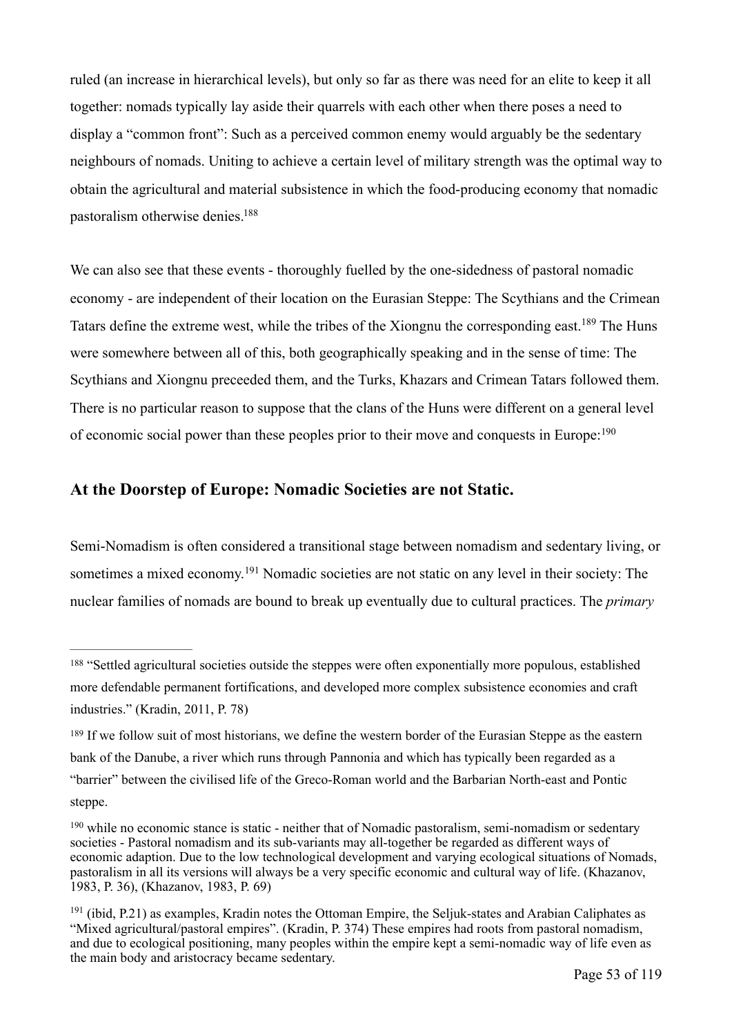ruled (an increase in hierarchical levels), but only so far as there was need for an elite to keep it all together: nomads typically lay aside their quarrels with each other when there poses a need to display a "common front": Such as a perceived common enemy would arguably be the sedentary neighbours of nomads. Uniting to achieve a certain level of military strength was the optimal way to obtain the agricultural and material subsistence in which the food-producing economy that nomadic pastoralism otherwise denies.[188]

We can also see that these events - thoroughly fuelled by the one-sidedness of pastoral nomadic economy - are independent of their location on the Eurasian Steppe: The Scythians and the Crimean Tatars define the extreme west, while the tribes of the Xiongnu the corresponding east.[189] The Huns were somewhere between all of this, both geographically speaking and in the sense of time: The Scythians and Xiongnu preceeded them, and the Turks, Khazars and Crimean Tatars followed them. There is no particular reason to suppose that the clans of the Huns were different on a general level of economic social power than these peoples prior to their move and conquests in Europe:[190]

## At the Doorstep of Europe: Nomadic Societies are not Static.

Semi-Nomadism is often considered a transitional stage between nomadism and sedentary living, or sometimes a mixed economy.[191] Nomadic societies are not static on any level in their society: The nuclear families of nomads are bound to break up eventually due to cultural practices. The *primary*

---

[188] "Settled agricultural societies outside the steppes were often exponentially more populous, established more defendable permanent fortifications, and developed more complex subsistence economies and craft industries." (Kradin, 2011, P. 78)

[189] If we follow suit of most historians, we define the western border of the Eurasian Steppe as the eastern bank of the Danube, a river which runs through Pannonia and which has typically been regarded as a "barrier" between the civilised life of the Greco-Roman world and the Barbarian North-east and Pontic steppe.

[190] while no economic stance is static - neither that of Nomadic pastoralism, semi-nomadism or sedentary societies - Pastoral nomadism and its sub-variants may all-together be regarded as different ways of economic adaption. Due to the low technological development and varying ecological situations of Nomads, pastoralism in all its versions will always be a very specific economic and cultural way of life. (Khazanov, 1983, P. 36), (Khazanov, 1983, P. 69)

[191] (ibid, P.21) as examples, Kradin notes the Ottoman Empire, the Seljuk-states and Arabian Caliphates as "Mixed agricultural/pastoral empires". (Kradin, P. 374) These empires had roots from pastoral nomadism, and due to ecological positioning, many peoples within the empire kept a semi-nomadic way of life even as the main body and aristocracy became sedentary.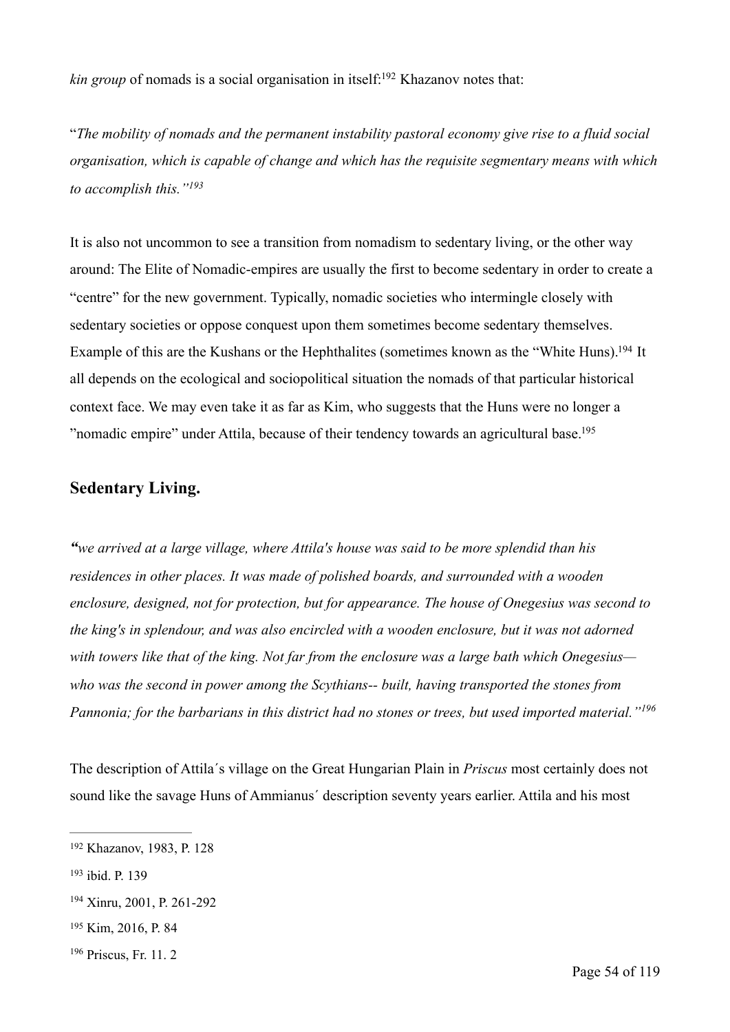*kin group* of nomads is a social organisation in itself:[192] Khazanov notes that:

"*The mobility of nomads and the permanent instability pastoral economy give rise to a fluid social organisation, which is capable of change and which has the requisite segmentary means with which to accomplish this."*[193]

It is also not uncommon to see a transition from nomadism to sedentary living, or the other way around: The Elite of Nomadic-empires are usually the first to become sedentary in order to create a "centre" for the new government. Typically, nomadic societies who intermingle closely with sedentary societies or oppose conquest upon them sometimes become sedentary themselves. Example of this are the Kushans or the Hephthalites (sometimes known as the "White Huns).[194] It all depends on the ecological and sociopolitical situation the nomads of that particular historical context face. We may even take it as far as Kim, who suggests that the Huns were no longer a "nomadic empire" under Attila, because of their tendency towards an agricultural base.[195]

## Sedentary Living.

*"we arrived at a large village, where Attila's house was said to be more splendid than his residences in other places. It was made of polished boards, and surrounded with a wooden enclosure, designed, not for protection, but for appearance. The house of Onegesius was second to the king's in splendour, and was also encircled with a wooden enclosure, but it was not adorned with towers like that of the king. Not far from the enclosure was a large bath which Onegesius— who was the second in power among the Scythians-- built, having transported the stones from Pannonia; for the barbarians in this district had no stones or trees, but used imported material."*[196]

The description of Attila´s village on the Great Hungarian Plain in *Priscus* most certainly does not sound like the savage Huns of Ammianus´ description seventy years earlier. Attila and his most

---

[192] Khazanov, 1983, P. 128

[193] ibid. P. 139

[194] Xinru, 2001, P. 261-292

[195] Kim, 2016, P. 84

[196] Priscus, Fr. 11. 2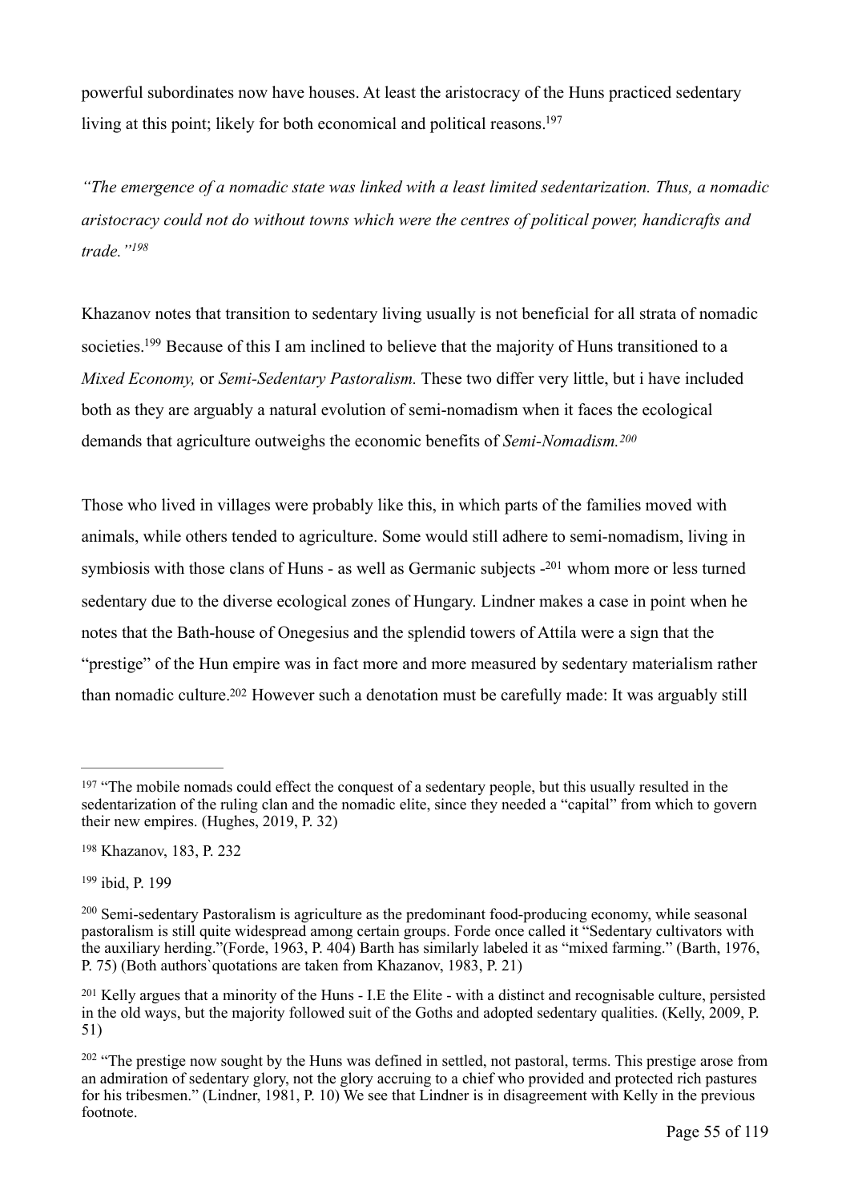powerful subordinates now have houses. At least the aristocracy of the Huns practiced sedentary living at this point; likely for both economical and political reasons.[197]

*"The emergence of a nomadic state was linked with a least limited sedentarization. Thus, a nomadic aristocracy could not do without towns which were the centres of political power, handicrafts and trade."[198]*

Khazanov notes that transition to sedentary living usually is not beneficial for all strata of nomadic societies.[199] Because of this I am inclined to believe that the majority of Huns transitioned to a *Mixed Economy,* or *Semi-Sedentary Pastoralism.* These two differ very little, but i have included both as they are arguably a natural evolution of semi-nomadism when it faces the ecological demands that agriculture outweighs the economic benefits of *Semi-Nomadism.[200]*

Those who lived in villages were probably like this, in which parts of the families moved with animals, while others tended to agriculture. Some would still adhere to semi-nomadism, living in symbiosis with those clans of Huns - as well as Germanic subjects -[201] whom more or less turned sedentary due to the diverse ecological zones of Hungary. Lindner makes a case in point when he notes that the Bath-house of Onegesius and the splendid towers of Attila were a sign that the "prestige" of the Hun empire was in fact more and more measured by sedentary materialism rather than nomadic culture.[202] However such a denotation must be carefully made: It was arguably still

---

[197] "The mobile nomads could effect the conquest of a sedentary people, but this usually resulted in the sedentarization of the ruling clan and the nomadic elite, since they needed a "capital" from which to govern their new empires. (Hughes, 2019, P. 32)

[198] Khazanov, 183, P. 232

[199] ibid, P. 199

[200] Semi-sedentary Pastoralism is agriculture as the predominant food-producing economy, while seasonal pastoralism is still quite widespread among certain groups. Forde once called it "Sedentary cultivators with the auxiliary herding."(Forde, 1963, P. 404) Barth has similarly labeled it as "mixed farming." (Barth, 1976, P. 75) (Both authors`quotations are taken from Khazanov, 1983, P. 21)

[201] Kelly argues that a minority of the Huns - I.E the Elite - with a distinct and recognisable culture, persisted in the old ways, but the majority followed suit of the Goths and adopted sedentary qualities. (Kelly, 2009, P. 51)

[202] "The prestige now sought by the Huns was defined in settled, not pastoral, terms. This prestige arose from an admiration of sedentary glory, not the glory accruing to a chief who provided and protected rich pastures for his tribesmen." (Lindner, 1981, P. 10) We see that Lindner is in disagreement with Kelly in the previous footnote.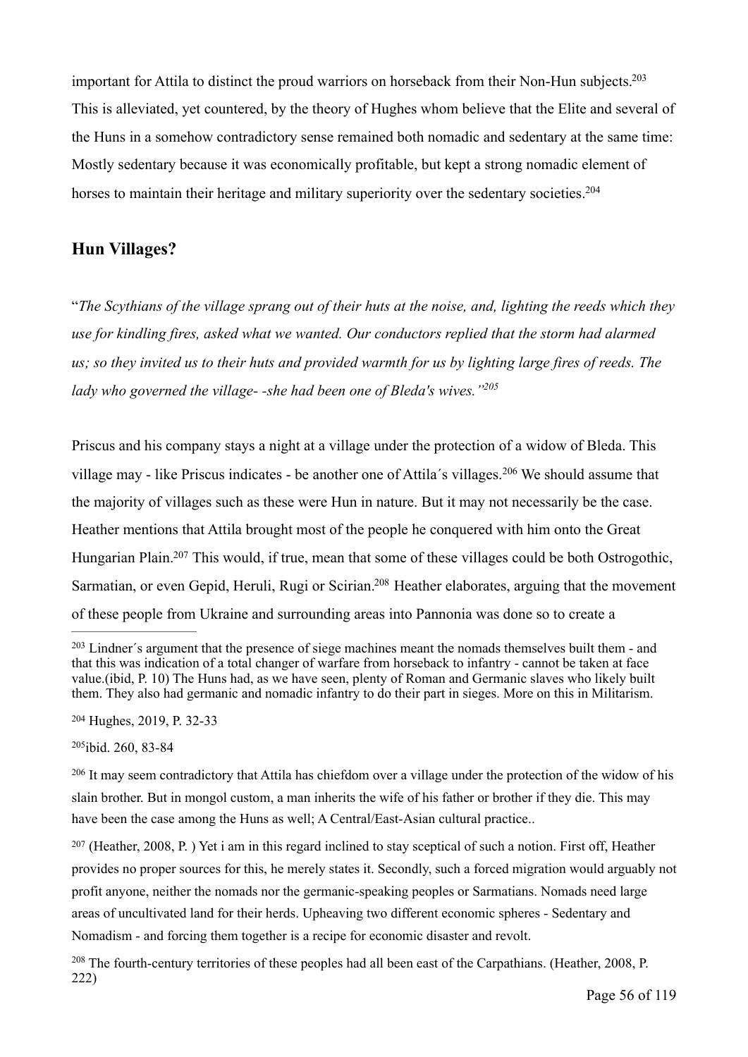important for Attila to distinct the proud warriors on horseback from their Non-Hun subjects.[203] This is alleviated, yet countered, by the theory of Hughes whom believe that the Elite and several of the Huns in a somehow contradictory sense remained both nomadic and sedentary at the same time: Mostly sedentary because it was economically profitable, but kept a strong nomadic element of horses to maintain their heritage and military superiority over the sedentary societies.[204]

## Hun Villages?

"*The Scythians of the village sprang out of their huts at the noise, and, lighting the reeds which they use for kindling fires, asked what we wanted. Our conductors replied that the storm had alarmed us; so they invited us to their huts and provided warmth for us by lighting large fires of reeds. The lady who governed the village- -she had been one of Bleda's wives."*[205]

Priscus and his company stays a night at a village under the protection of a widow of Bleda. This village may - like Priscus indicates - be another one of Attila´s villages.[206] We should assume that the majority of villages such as these were Hun in nature. But it may not necessarily be the case. Heather mentions that Attila brought most of the people he conquered with him onto the Great Hungarian Plain.[207] This would, if true, mean that some of these villages could be both Ostrogothic, Sarmatian, or even Gepid, Heruli, Rugi or Scirian.[208] Heather elaborates, arguing that the movement of these people from Ukraine and surrounding areas into Pannonia was done so to create a

---

[203] Lindner´s argument that the presence of siege machines meant the nomads themselves built them - and that this was indication of a total changer of warfare from horseback to infantry - cannot be taken at face value.(ibid, P. 10) The Huns had, as we have seen, plenty of Roman and Germanic slaves who likely built them. They also had germanic and nomadic infantry to do their part in sieges. More on this in Militarism.

[204] Hughes, 2019, P. 32-33

[205] ibid. 260, 83-84

[206] It may seem contradictory that Attila has chiefdom over a village under the protection of the widow of his slain brother. But in mongol custom, a man inherits the wife of his father or brother if they die. This may have been the case among the Huns as well; A Central/East-Asian cultural practice..

[207] (Heather, 2008, P. ) Yet i am in this regard inclined to stay sceptical of such a notion. First off, Heather provides no proper sources for this, he merely states it. Secondly, such a forced migration would arguably not profit anyone, neither the nomads nor the germanic-speaking peoples or Sarmatians. Nomads need large areas of uncultivated land for their herds. Upheaving two different economic spheres - Sedentary and Nomadism - and forcing them together is a recipe for economic disaster and revolt.

[208] The fourth-century territories of these peoples had all been east of the Carpathians. (Heather, 2008, P. 222)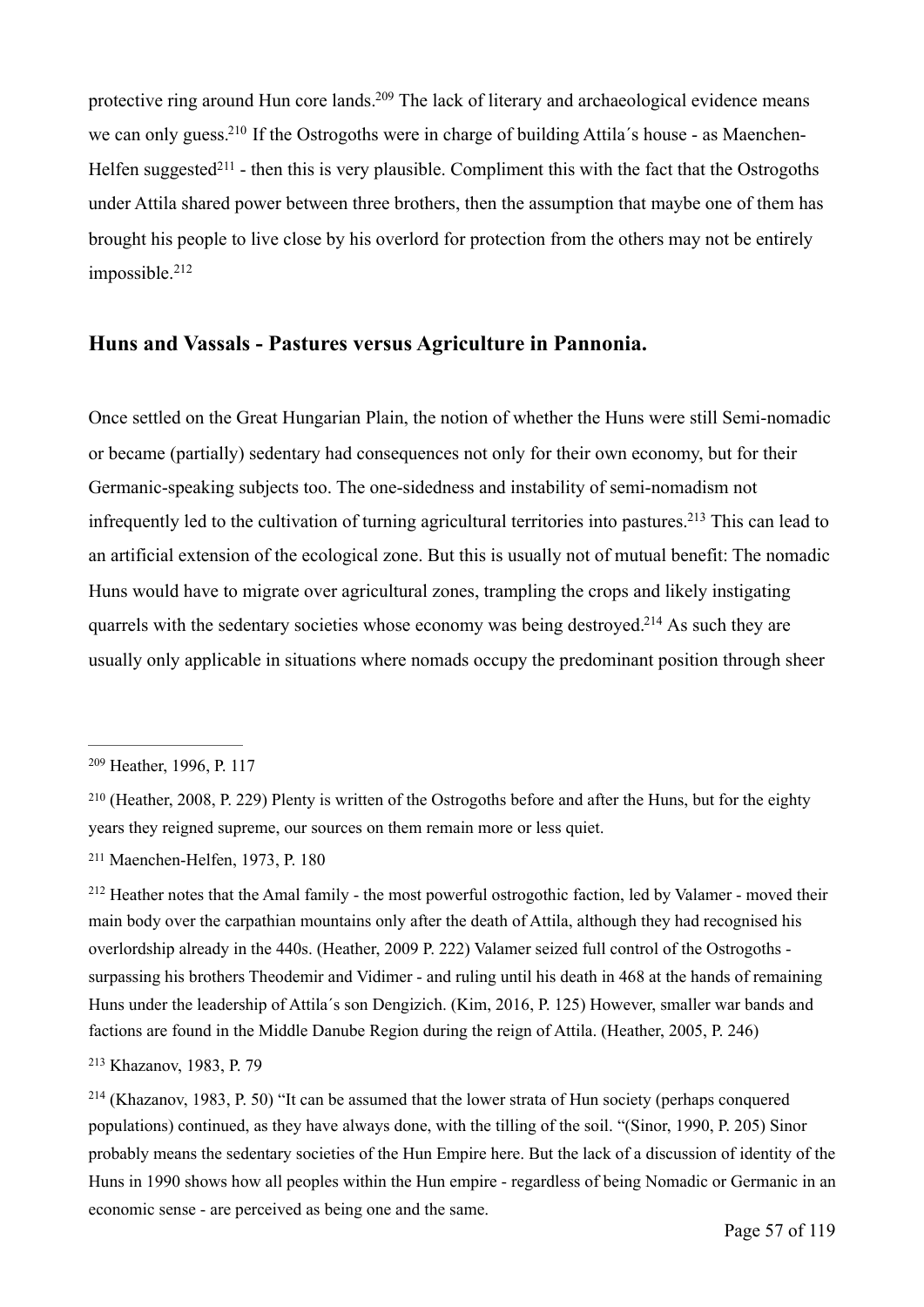protective ring around Hun core lands.[209] The lack of literary and archaeological evidence means we can only guess.[210] If the Ostrogoths were in charge of building Attila´s house - as Maenchen-Helfen suggested[211] - then this is very plausible. Compliment this with the fact that the Ostrogoths under Attila shared power between three brothers, then the assumption that maybe one of them has brought his people to live close by his overlord for protection from the others may not be entirely impossible.[212]

## Huns and Vassals - Pastures versus Agriculture in Pannonia.

Once settled on the Great Hungarian Plain, the notion of whether the Huns were still Semi-nomadic or became (partially) sedentary had consequences not only for their own economy, but for their Germanic-speaking subjects too. The one-sidedness and instability of semi-nomadism not infrequently led to the cultivation of turning agricultural territories into pastures.[213] This can lead to an artificial extension of the ecological zone. But this is usually not of mutual benefit: The nomadic Huns would have to migrate over agricultural zones, trampling the crops and likely instigating quarrels with the sedentary societies whose economy was being destroyed.[214] As such they are usually only applicable in situations where nomads occupy the predominant position through sheer

---

[209] Heather, 1996, P. 117

[210] (Heather, 2008, P. 229) Plenty is written of the Ostrogoths before and after the Huns, but for the eighty years they reigned supreme, our sources on them remain more or less quiet.

[211] Maenchen-Helfen, 1973, P. 180

[212] Heather notes that the Amal family - the most powerful ostrogothic faction, led by Valamer - moved their main body over the carpathian mountains only after the death of Attila, although they had recognised his overlordship already in the 440s. (Heather, 2009 P. 222) Valamer seized full control of the Ostrogoths - surpassing his brothers Theodemir and Vidimer - and ruling until his death in 468 at the hands of remaining Huns under the leadership of Attila´s son Dengizich. (Kim, 2016, P. 125) However, smaller war bands and factions are found in the Middle Danube Region during the reign of Attila. (Heather, 2005, P. 246)

[213] Khazanov, 1983, P. 79

[214] (Khazanov, 1983, P. 50) "It can be assumed that the lower strata of Hun society (perhaps conquered populations) continued, as they have always done, with the tilling of the soil. "(Sinor, 1990, P. 205) Sinor probably means the sedentary societies of the Hun Empire here. But the lack of a discussion of identity of the Huns in 1990 shows how all peoples within the Hun empire - regardless of being Nomadic or Germanic in an economic sense - are perceived as being one and the same.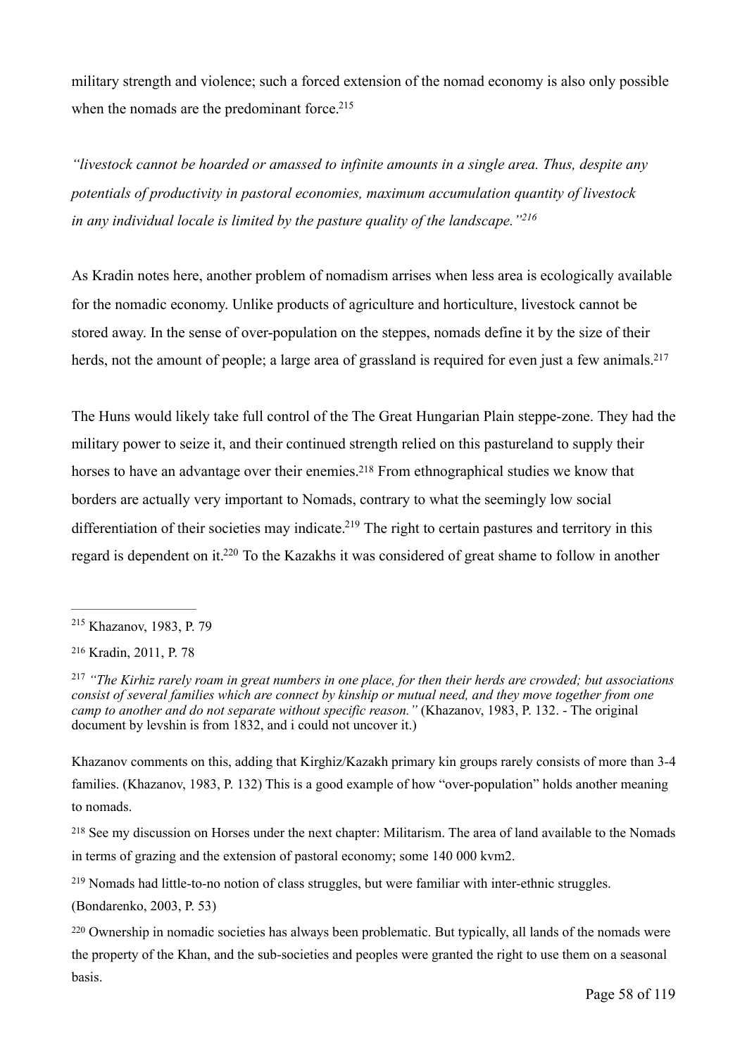military strength and violence; such a forced extension of the nomad economy is also only possible when the nomads are the predominant force.[215]

*"livestock cannot be hoarded or amassed to infinite amounts in a single area. Thus, despite any potentials of productivity in pastoral economies, maximum accumulation quantity of livestock in any individual locale is limited by the pasture quality of the landscape."*[216]

As Kradin notes here, another problem of nomadism arrises when less area is ecologically available for the nomadic economy. Unlike products of agriculture and horticulture, livestock cannot be stored away. In the sense of over-population on the steppes, nomads define it by the size of their herds, not the amount of people; a large area of grassland is required for even just a few animals.[217]

The Huns would likely take full control of the The Great Hungarian Plain steppe-zone. They had the military power to seize it, and their continued strength relied on this pastureland to supply their horses to have an advantage over their enemies.[218] From ethnographical studies we know that borders are actually very important to Nomads, contrary to what the seemingly low social differentiation of their societies may indicate.[219] The right to certain pastures and territory in this regard is dependent on it.[220] To the Kazakhs it was considered of great shame to follow in another

---

[215] Khazanov, 1983, P. 79

[216] Kradin, 2011, P. 78

[217] *"The Kirhiz rarely roam in great numbers in one place, for then their herds are crowded; but associations consist of several families which are connect by kinship or mutual need, and they move together from one camp to another and do not separate without specific reason."* (Khazanov, 1983, P. 132. - The original document by levshin is from 1832, and i could not uncover it.)

Khazanov comments on this, adding that Kirghiz/Kazakh primary kin groups rarely consists of more than 3-4 families. (Khazanov, 1983, P. 132) This is a good example of how "over-population" holds another meaning to nomads.

[218] See my discussion on Horses under the next chapter: Militarism. The area of land available to the Nomads in terms of grazing and the extension of pastoral economy; some 140 000 kvm2.

[219] Nomads had little-to-no notion of class struggles, but were familiar with inter-ethnic struggles. (Bondarenko, 2003, P. 53)

[220] Ownership in nomadic societies has always been problematic. But typically, all lands of the nomads were the property of the Khan, and the sub-societies and peoples were granted the right to use them on a seasonal basis.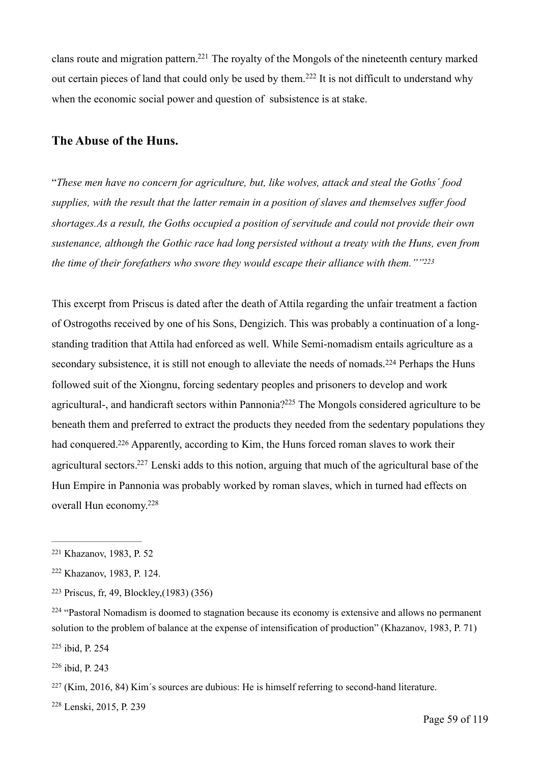clans route and migration pattern.[221] The royalty of the Mongols of the nineteenth century marked out certain pieces of land that could only be used by them.[222] It is not difficult to understand why when the economic social power and question of subsistence is at stake.

## The Abuse of the Huns.

"*These men have no concern for agriculture, but, like wolves, attack and steal the Goths´ food supplies, with the result that the latter remain in a position of slaves and themselves suffer food shortages.As a result, the Goths occupied a position of servitude and could not provide their own sustenance, although the Gothic race had long persisted without a treaty with the Huns, even from the time of their forefathers who swore they would escape their alliance with them."*"[223]

This excerpt from Priscus is dated after the death of Attila regarding the unfair treatment a faction of Ostrogoths received by one of his Sons, Dengizich. This was probably a continuation of a long-standing tradition that Attila had enforced as well. While Semi-nomadism entails agriculture as a secondary subsistence, it is still not enough to alleviate the needs of nomads.[224] Perhaps the Huns followed suit of the Xiongnu, forcing sedentary peoples and prisoners to develop and work agricultural-, and handicraft sectors within Pannonia?[225] The Mongols considered agriculture to be beneath them and preferred to extract the products they needed from the sedentary populations they had conquered.[226] Apparently, according to Kim, the Huns forced roman slaves to work their agricultural sectors.[227] Lenski adds to this notion, arguing that much of the agricultural base of the Hun Empire in Pannonia was probably worked by roman slaves, which in turned had effects on overall Hun economy.[228]

---

[221] Khazanov, 1983, P. 52

[222] Khazanov, 1983, P. 124.

[223] Priscus, fr, 49, Blockley,(1983) (356)

[224] "Pastoral Nomadism is doomed to stagnation because its economy is extensive and allows no permanent solution to the problem of balance at the expense of intensification of production" (Khazanov, 1983, P. 71)

[225] ibid, P. 254

[226] ibid, P. 243

[227] (Kim, 2016, 84) Kim´s sources are dubious: He is himself referring to second-hand literature.

[228] Lenski, 2015, P. 239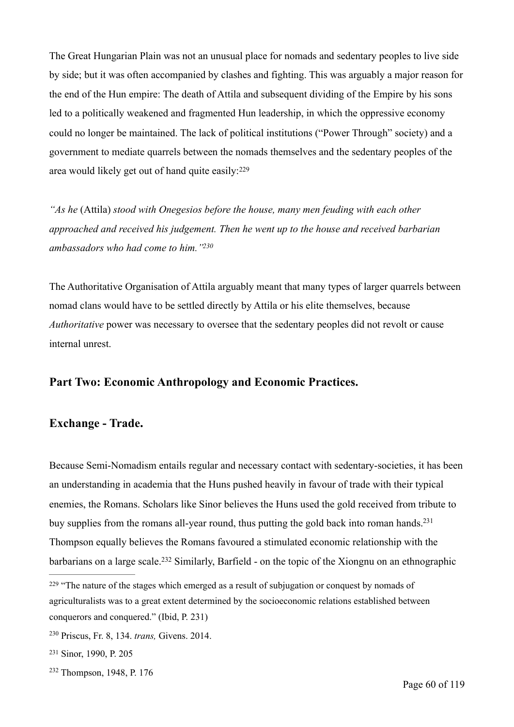The Great Hungarian Plain was not an unusual place for nomads and sedentary peoples to live side by side; but it was often accompanied by clashes and fighting. This was arguably a major reason for the end of the Hun empire: The death of Attila and subsequent dividing of the Empire by his sons led to a politically weakened and fragmented Hun leadership, in which the oppressive economy could no longer be maintained. The lack of political institutions ("Power Through" society) and a government to mediate quarrels between the nomads themselves and the sedentary peoples of the area would likely get out of hand quite easily:[229]

*"As he* (Attila) *stood with Onegesios before the house, many men feuding with each other approached and received his judgement. Then he went up to the house and received barbarian ambassadors who had come to him."*[230]

The Authoritative Organisation of Attila arguably meant that many types of larger quarrels between nomad clans would have to be settled directly by Attila or his elite themselves, because *Authoritative* power was necessary to oversee that the sedentary peoples did not revolt or cause internal unrest.

## Part Two: Economic Anthropology and Economic Practices.

## Exchange - Trade.

Because Semi-Nomadism entails regular and necessary contact with sedentary-societies, it has been an understanding in academia that the Huns pushed heavily in favour of trade with their typical enemies, the Romans. Scholars like Sinor believes the Huns used the gold received from tribute to buy supplies from the romans all-year round, thus putting the gold back into roman hands.[231] Thompson equally believes the Romans favoured a stimulated economic relationship with the barbarians on a large scale.[232] Similarly, Barfield - on the topic of the Xiongnu on an ethnographic

---

[229] "The nature of the stages which emerged as a result of subjugation or conquest by nomads of agriculturalists was to a great extent determined by the socioeconomic relations established between conquerors and conquered." (Ibid, P. 231)

[230] Priscus, Fr. 8, 134. *trans,* Givens. 2014.

[231] Sinor, 1990, P. 205

[232] Thompson, 1948, P. 176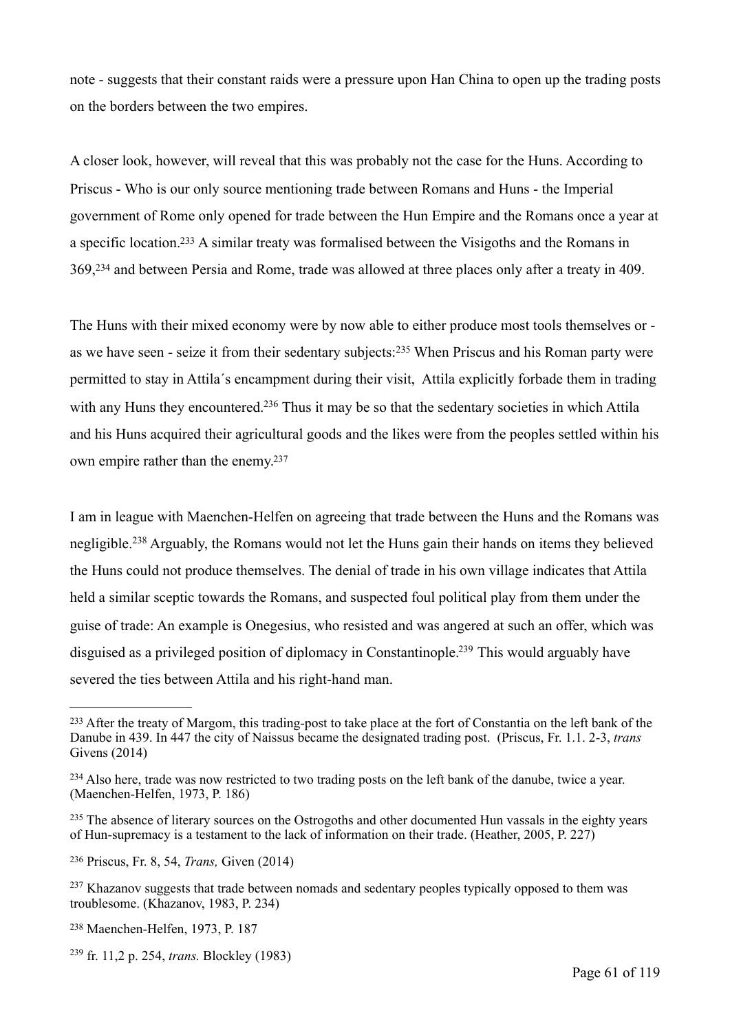note - suggests that their constant raids were a pressure upon Han China to open up the trading posts on the borders between the two empires.

A closer look, however, will reveal that this was probably not the case for the Huns. According to Priscus - Who is our only source mentioning trade between Romans and Huns - the Imperial government of Rome only opened for trade between the Hun Empire and the Romans once a year at a specific location.[233] A similar treaty was formalised between the Visigoths and the Romans in 369,[234] and between Persia and Rome, trade was allowed at three places only after a treaty in 409.

The Huns with their mixed economy were by now able to either produce most tools themselves or - as we have seen - seize it from their sedentary subjects:[235] When Priscus and his Roman party were permitted to stay in Attila´s encampment during their visit, Attila explicitly forbade them in trading with any Huns they encountered.[236] Thus it may be so that the sedentary societies in which Attila and his Huns acquired their agricultural goods and the likes were from the peoples settled within his own empire rather than the enemy.[237]

I am in league with Maenchen-Helfen on agreeing that trade between the Huns and the Romans was negligible.[238] Arguably, the Romans would not let the Huns gain their hands on items they believed the Huns could not produce themselves. The denial of trade in his own village indicates that Attila held a similar sceptic towards the Romans, and suspected foul political play from them under the guise of trade: An example is Onegesius, who resisted and was angered at such an offer, which was disguised as a privileged position of diplomacy in Constantinople.[239] This would arguably have severed the ties between Attila and his right-hand man.

---

[233] After the treaty of Margom, this trading-post to take place at the fort of Constantia on the left bank of the Danube in 439. In 447 the city of Naissus became the designated trading post. (Priscus, Fr. 1.1. 2-3, *trans* Givens (2014)

[234] Also here, trade was now restricted to two trading posts on the left bank of the danube, twice a year. (Maenchen-Helfen, 1973, P. 186)

[235] The absence of literary sources on the Ostrogoths and other documented Hun vassals in the eighty years of Hun-supremacy is a testament to the lack of information on their trade. (Heather, 2005, P. 227)

[236] Priscus, Fr. 8, 54, *Trans,* Given (2014)

[237] Khazanov suggests that trade between nomads and sedentary peoples typically opposed to them was troublesome. (Khazanov, 1983, P. 234)

[238] Maenchen-Helfen, 1973, P. 187

[239] fr. 11,2 p. 254, *trans.* Blockley (1983)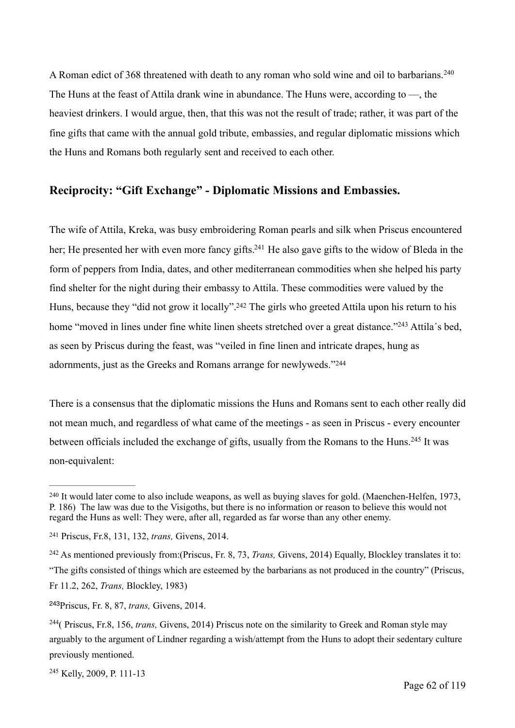A Roman edict of 368 threatened with death to any roman who sold wine and oil to barbarians.[240] The Huns at the feast of Attila drank wine in abundance. The Huns were, according to —, the heaviest drinkers. I would argue, then, that this was not the result of trade; rather, it was part of the fine gifts that came with the annual gold tribute, embassies, and regular diplomatic missions which the Huns and Romans both regularly sent and received to each other.

## Reciprocity: "Gift Exchange" - Diplomatic Missions and Embassies.

The wife of Attila, Kreka, was busy embroidering Roman pearls and silk when Priscus encountered her; He presented her with even more fancy gifts.[241] He also gave gifts to the widow of Bleda in the form of peppers from India, dates, and other mediterranean commodities when she helped his party find shelter for the night during their embassy to Attila. These commodities were valued by the Huns, because they "did not grow it locally".[242] The girls who greeted Attila upon his return to his home "moved in lines under fine white linen sheets stretched over a great distance."[243] Attila´s bed, as seen by Priscus during the feast, was "veiled in fine linen and intricate drapes, hung as adornments, just as the Greeks and Romans arrange for newlyweds."[244]

There is a consensus that the diplomatic missions the Huns and Romans sent to each other really did not mean much, and regardless of what came of the meetings - as seen in Priscus - every encounter between officials included the exchange of gifts, usually from the Romans to the Huns.[245] It was non-equivalent:

---

[240] It would later come to also include weapons, as well as buying slaves for gold. (Maenchen-Helfen, 1973, P. 186) The law was due to the Visigoths, but there is no information or reason to believe this would not regard the Huns as well: They were, after all, regarded as far worse than any other enemy.

[241] Priscus, Fr.8, 131, 132, *trans,* Givens, 2014.

[242] As mentioned previously from:(Priscus, Fr. 8, 73, *Trans,* Givens, 2014) Equally, Blockley translates it to: "The gifts consisted of things which are esteemed by the barbarians as not produced in the country" (Priscus, Fr 11.2, 262, *Trans,* Blockley, 1983)

[243] Priscus, Fr. 8, 87, *trans,* Givens, 2014.

[244] ( Priscus, Fr.8, 156, *trans,* Givens, 2014) Priscus note on the similarity to Greek and Roman style may arguably to the argument of Lindner regarding a wish/attempt from the Huns to adopt their sedentary culture previously mentioned.

[245] Kelly, 2009, P. 111-13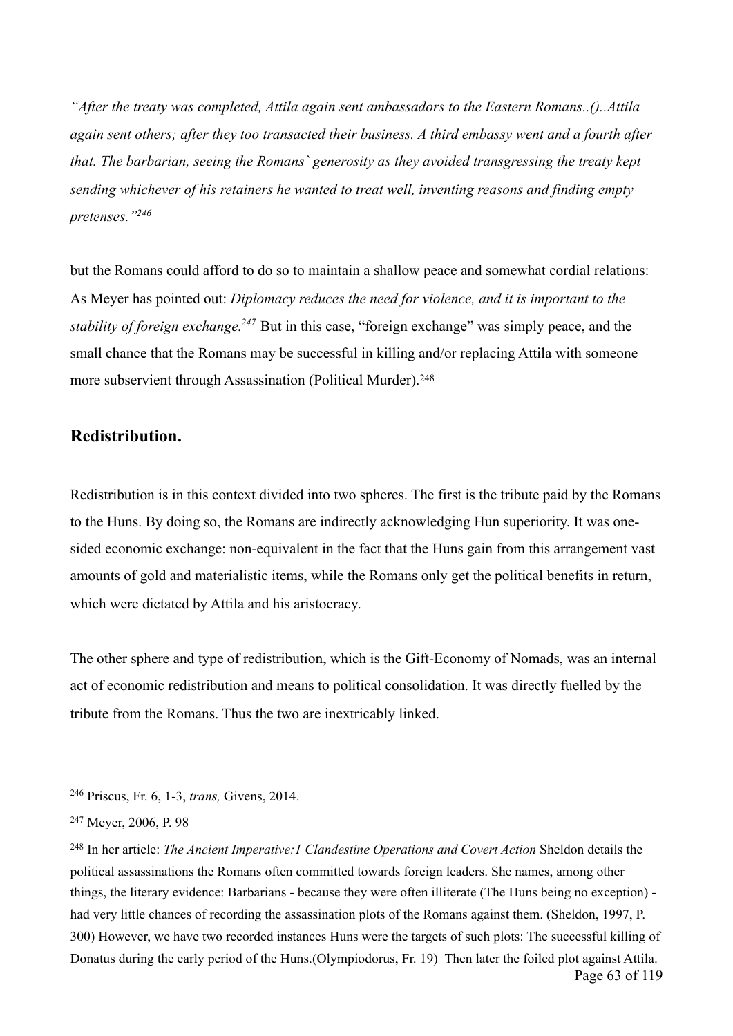*"After the treaty was completed, Attila again sent ambassadors to the Eastern Romans..()..Attila again sent others; after they too transacted their business. A third embassy went and a fourth after that. The barbarian, seeing the Romans` generosity as they avoided transgressing the treaty kept sending whichever of his retainers he wanted to treat well, inventing reasons and finding empty pretenses."*[246]

but the Romans could afford to do so to maintain a shallow peace and somewhat cordial relations: As Meyer has pointed out: *Diplomacy reduces the need for violence, and it is important to the stability of foreign exchange.*[247] But in this case, "foreign exchange" was simply peace, and the small chance that the Romans may be successful in killing and/or replacing Attila with someone more subservient through Assassination (Political Murder).[248]

## Redistribution.

Redistribution is in this context divided into two spheres. The first is the tribute paid by the Romans to the Huns. By doing so, the Romans are indirectly acknowledging Hun superiority. It was one-sided economic exchange: non-equivalent in the fact that the Huns gain from this arrangement vast amounts of gold and materialistic items, while the Romans only get the political benefits in return, which were dictated by Attila and his aristocracy.

The other sphere and type of redistribution, which is the Gift-Economy of Nomads, was an internal act of economic redistribution and means to political consolidation. It was directly fuelled by the tribute from the Romans. Thus the two are inextricably linked.

---

[246] Priscus, Fr. 6, 1-3, *trans,* Givens, 2014.

[247] Meyer, 2006, P. 98

[248] In her article: *The Ancient Imperative:1 Clandestine Operations and Covert Action* Sheldon details the political assassinations the Romans often committed towards foreign leaders. She names, among other things, the literary evidence: Barbarians - because they were often illiterate (The Huns being no exception) - had very little chances of recording the assassination plots of the Romans against them. (Sheldon, 1997, P. 300) However, we have two recorded instances Huns were the targets of such plots: The successful killing of Donatus during the early period of the Huns.(Olympiodorus, Fr. 19) Then later the foiled plot against Attila.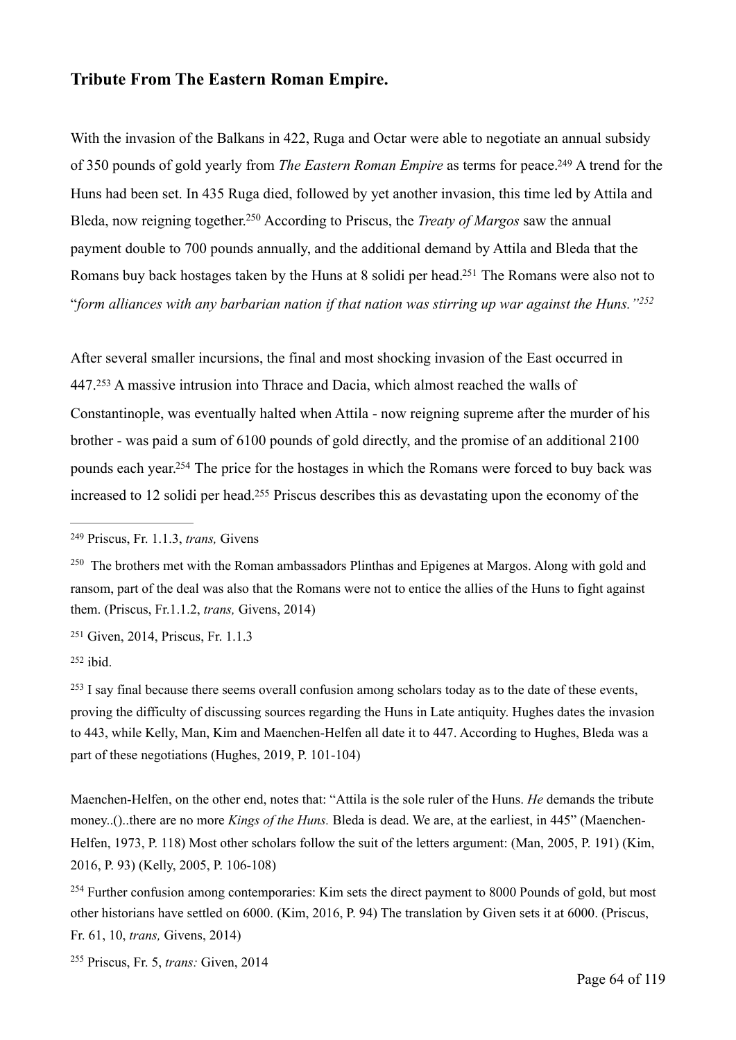## Tribute From The Eastern Roman Empire.

With the invasion of the Balkans in 422, Ruga and Octar were able to negotiate an annual subsidy of 350 pounds of gold yearly from *The Eastern Roman Empire* as terms for peace.[249] A trend for the Huns had been set. In 435 Ruga died, followed by yet another invasion, this time led by Attila and Bleda, now reigning together.[250] According to Priscus, the *Treaty of Margos* saw the annual payment double to 700 pounds annually, and the additional demand by Attila and Bleda that the Romans buy back hostages taken by the Huns at 8 solidi per head.[251] The Romans were also not to "*form alliances with any barbarian nation if that nation was stirring up war against the Huns."*[252]

After several smaller incursions, the final and most shocking invasion of the East occurred in 447.[253] A massive intrusion into Thrace and Dacia, which almost reached the walls of Constantinople, was eventually halted when Attila - now reigning supreme after the murder of his brother - was paid a sum of 6100 pounds of gold directly, and the promise of an additional 2100 pounds each year.[254] The price for the hostages in which the Romans were forced to buy back was increased to 12 solidi per head.[255] Priscus describes this as devastating upon the economy of the

---

[249] Priscus, Fr. 1.1.3, *trans,* Givens

[250] The brothers met with the Roman ambassadors Plinthas and Epigenes at Margos. Along with gold and ransom, part of the deal was also that the Romans were not to entice the allies of the Huns to fight against them. (Priscus, Fr.1.1.2, *trans,* Givens, 2014)

[251] Given, 2014, Priscus, Fr. 1.1.3

[252] ibid.

[253] I say final because there seems overall confusion among scholars today as to the date of these events, proving the difficulty of discussing sources regarding the Huns in Late antiquity. Hughes dates the invasion to 443, while Kelly, Man, Kim and Maenchen-Helfen all date it to 447. According to Hughes, Bleda was a part of these negotiations (Hughes, 2019, P. 101-104)

Maenchen-Helfen, on the other end, notes that: "Attila is the sole ruler of the Huns. *He* demands the tribute money..()..there are no more *Kings of the Huns.* Bleda is dead. We are, at the earliest, in 445" (Maenchen-Helfen, 1973, P. 118) Most other scholars follow the suit of the letters argument: (Man, 2005, P. 191) (Kim, 2016, P. 93) (Kelly, 2005, P. 106-108)

[254] Further confusion among contemporaries: Kim sets the direct payment to 8000 Pounds of gold, but most other historians have settled on 6000. (Kim, 2016, P. 94) The translation by Given sets it at 6000. (Priscus, Fr. 61, 10, *trans,* Givens, 2014)

[255] Priscus, Fr. 5, *trans:* Given, 2014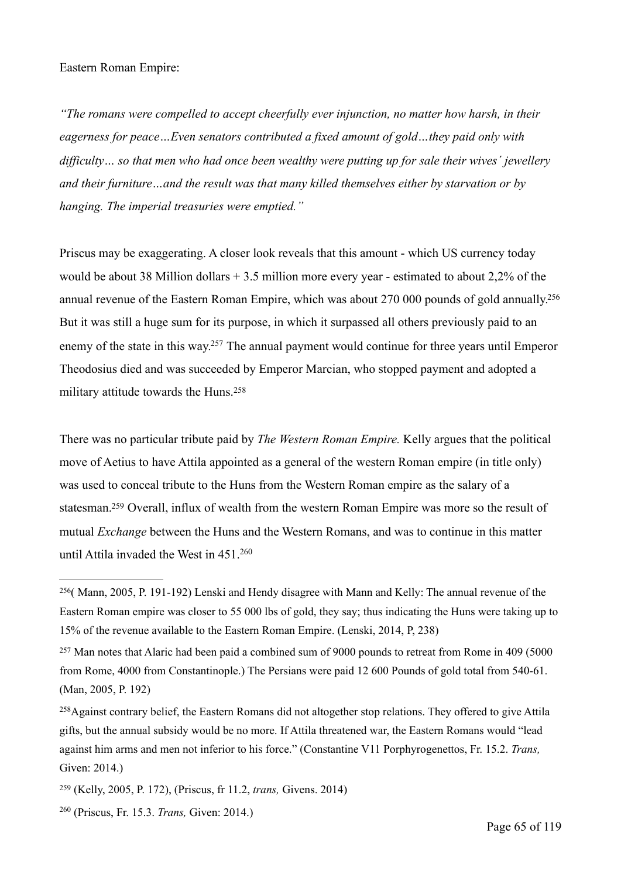Eastern Roman Empire:

*"The romans were compelled to accept cheerfully ever injunction, no matter how harsh, in their eagerness for peace…Even senators contributed a fixed amount of gold…they paid only with difficulty… so that men who had once been wealthy were putting up for sale their wives´ jewellery and their furniture…and the result was that many killed themselves either by starvation or by hanging. The imperial treasuries were emptied."*

Priscus may be exaggerating. A closer look reveals that this amount - which US currency today would be about 38 Million dollars + 3.5 million more every year - estimated to about 2,2% of the annual revenue of the Eastern Roman Empire, which was about 270 000 pounds of gold annually.[256] But it was still a huge sum for its purpose, in which it surpassed all others previously paid to an enemy of the state in this way.[257] The annual payment would continue for three years until Emperor Theodosius died and was succeeded by Emperor Marcian, who stopped payment and adopted a military attitude towards the Huns.[258]

There was no particular tribute paid by *The Western Roman Empire.* Kelly argues that the political move of Aetius to have Attila appointed as a general of the western Roman empire (in title only) was used to conceal tribute to the Huns from the Western Roman empire as the salary of a statesman.[259] Overall, influx of wealth from the western Roman Empire was more so the result of mutual *Exchange* between the Huns and the Western Romans, and was to continue in this matter until Attila invaded the West in 451.[260]

---

[256]( Mann, 2005, P. 191-192) Lenski and Hendy disagree with Mann and Kelly: The annual revenue of the Eastern Roman empire was closer to 55 000 lbs of gold, they say; thus indicating the Huns were taking up to 15% of the revenue available to the Eastern Roman Empire. (Lenski, 2014, P, 238)

[257] Man notes that Alaric had been paid a combined sum of 9000 pounds to retreat from Rome in 409 (5000 from Rome, 4000 from Constantinople.) The Persians were paid 12 600 Pounds of gold total from 540-61. (Man, 2005, P. 192)

[258]Against contrary belief, the Eastern Romans did not altogether stop relations. They offered to give Attila gifts, but the annual subsidy would be no more. If Attila threatened war, the Eastern Romans would "lead against him arms and men not inferior to his force." (Constantine V11 Porphyrogenettos, Fr. 15.2. *Trans,* Given: 2014.)

[259] (Kelly, 2005, P. 172), (Priscus, fr 11.2, *trans,* Givens. 2014)

[260] (Priscus, Fr. 15.3. *Trans,* Given: 2014.)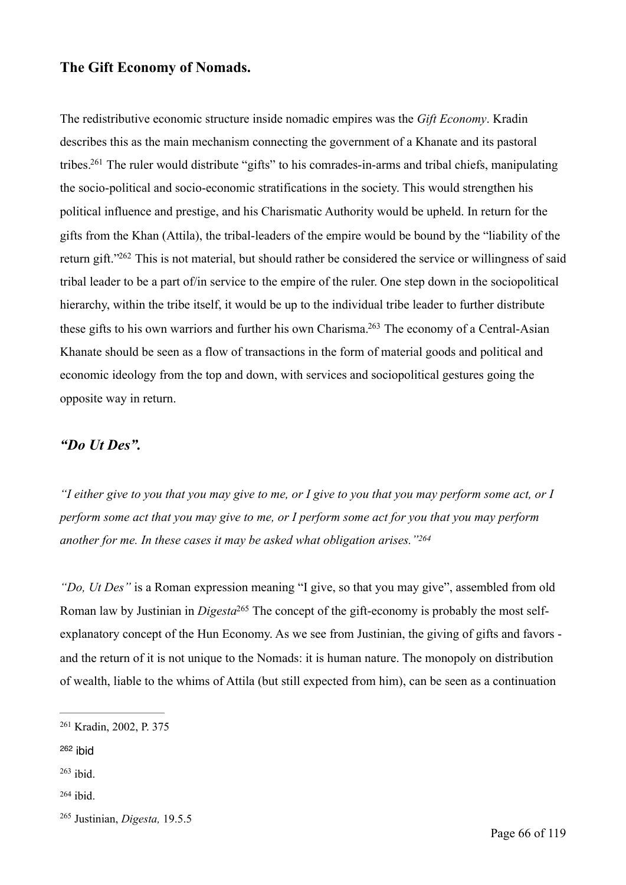### The Gift Economy of Nomads.

The redistributive economic structure inside nomadic empires was the *Gift Economy*. Kradin describes this as the main mechanism connecting the government of a Khanate and its pastoral tribes.[261] The ruler would distribute "gifts" to his comrades-in-arms and tribal chiefs, manipulating the socio-political and socio-economic stratifications in the society. This would strengthen his political influence and prestige, and his Charismatic Authority would be upheld. In return for the gifts from the Khan (Attila), the tribal-leaders of the empire would be bound by the "liability of the return gift."[262] This is not material, but should rather be considered the service or willingness of said tribal leader to be a part of/in service to the empire of the ruler. One step down in the sociopolitical hierarchy, within the tribe itself, it would be up to the individual tribe leader to further distribute these gifts to his own warriors and further his own Charisma.[263] The economy of a Central-Asian Khanate should be seen as a flow of transactions in the form of material goods and political and economic ideology from the top and down, with services and sociopolitical gestures going the opposite way in return.

### *"Do Ut Des".*

*"I either give to you that you may give to me, or I give to you that you may perform some act, or I perform some act that you may give to me, or I perform some act for you that you may perform another for me. In these cases it may be asked what obligation arises."*[264]

*"Do, Ut Des"* is a Roman expression meaning "I give, so that you may give", assembled from old Roman law by Justinian in *Digesta*[265] The concept of the gift-economy is probably the most self-explanatory concept of the Hun Economy. As we see from Justinian, the giving of gifts and favors - and the return of it is not unique to the Nomads: it is human nature. The monopoly on distribution of wealth, liable to the whims of Attila (but still expected from him), can be seen as a continuation

---

[261] Kradin, 2002, P. 375

[262] ibid

[263] ibid.

[264] ibid.

[265] Justinian, *Digesta,* 19.5.5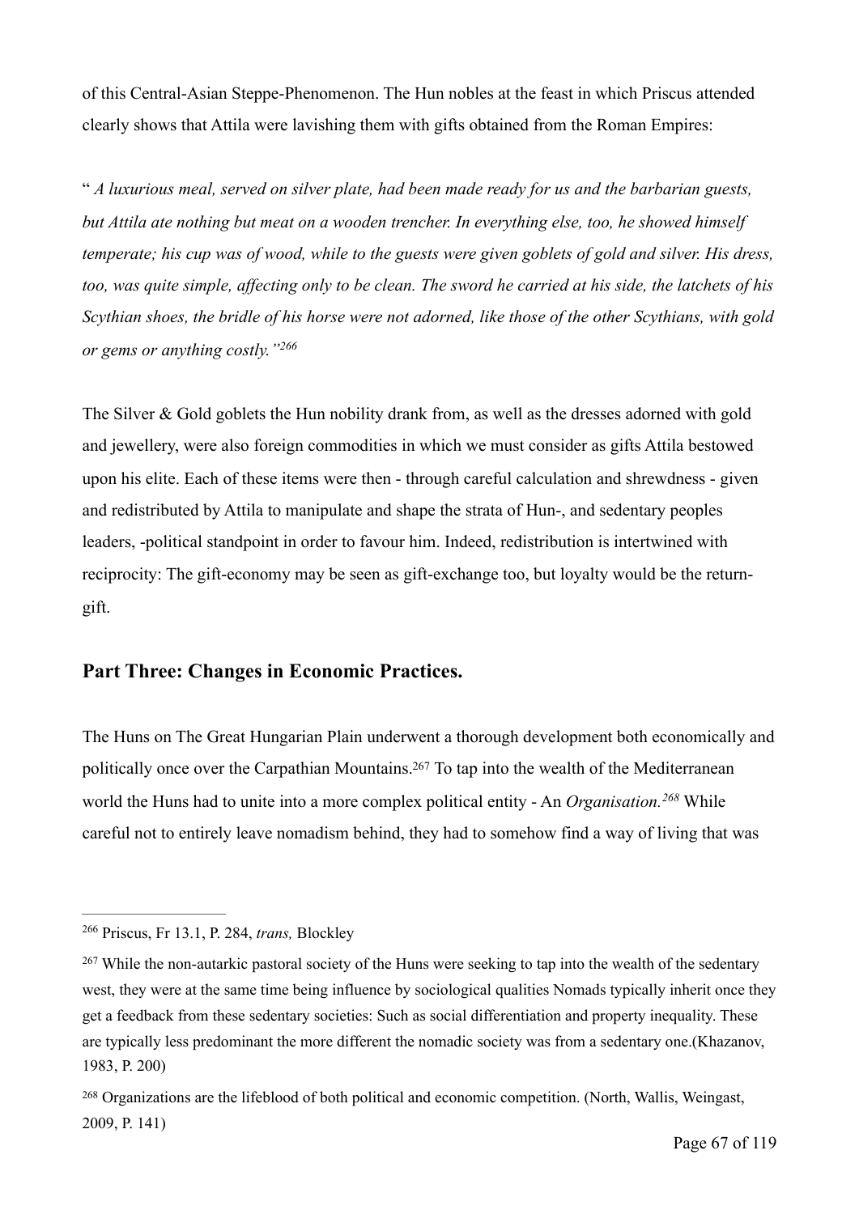of this Central-Asian Steppe-Phenomenon. The Hun nobles at the feast in which Priscus attended clearly shows that Attila were lavishing them with gifts obtained from the Roman Empires:

" *A luxurious meal, served on silver plate, had been made ready for us and the barbarian guests, but Attila ate nothing but meat on a wooden trencher. In everything else, too, he showed himself temperate; his cup was of wood, while to the guests were given goblets of gold and silver. His dress, too, was quite simple, affecting only to be clean. The sword he carried at his side, the latchets of his Scythian shoes, the bridle of his horse were not adorned, like those of the other Scythians, with gold or gems or anything costly."*[266]

The Silver & Gold goblets the Hun nobility drank from, as well as the dresses adorned with gold and jewellery, were also foreign commodities in which we must consider as gifts Attila bestowed upon his elite. Each of these items were then - through careful calculation and shrewdness - given and redistributed by Attila to manipulate and shape the strata of Hun-, and sedentary peoples leaders, -political standpoint in order to favour him. Indeed, redistribution is intertwined with reciprocity: The gift-economy may be seen as gift-exchange too, but loyalty would be the return-gift.

## Part Three: Changes in Economic Practices.

The Huns on The Great Hungarian Plain underwent a thorough development both economically and politically once over the Carpathian Mountains.[267] To tap into the wealth of the Mediterranean world the Huns had to unite into a more complex political entity - An *Organisation.*[268] While careful not to entirely leave nomadism behind, they had to somehow find a way of living that was

---

[266] Priscus, Fr 13.1, P. 284, *trans,* Blockley

[267] While the non-autarkic pastoral society of the Huns were seeking to tap into the wealth of the sedentary west, they were at the same time being influence by sociological qualities Nomads typically inherit once they get a feedback from these sedentary societies: Such as social differentiation and property inequality. These are typically less predominant the more different the nomadic society was from a sedentary one.(Khazanov, 1983, P. 200)

[268] Organizations are the lifeblood of both political and economic competition. (North, Wallis, Weingast, 2009, P. 141)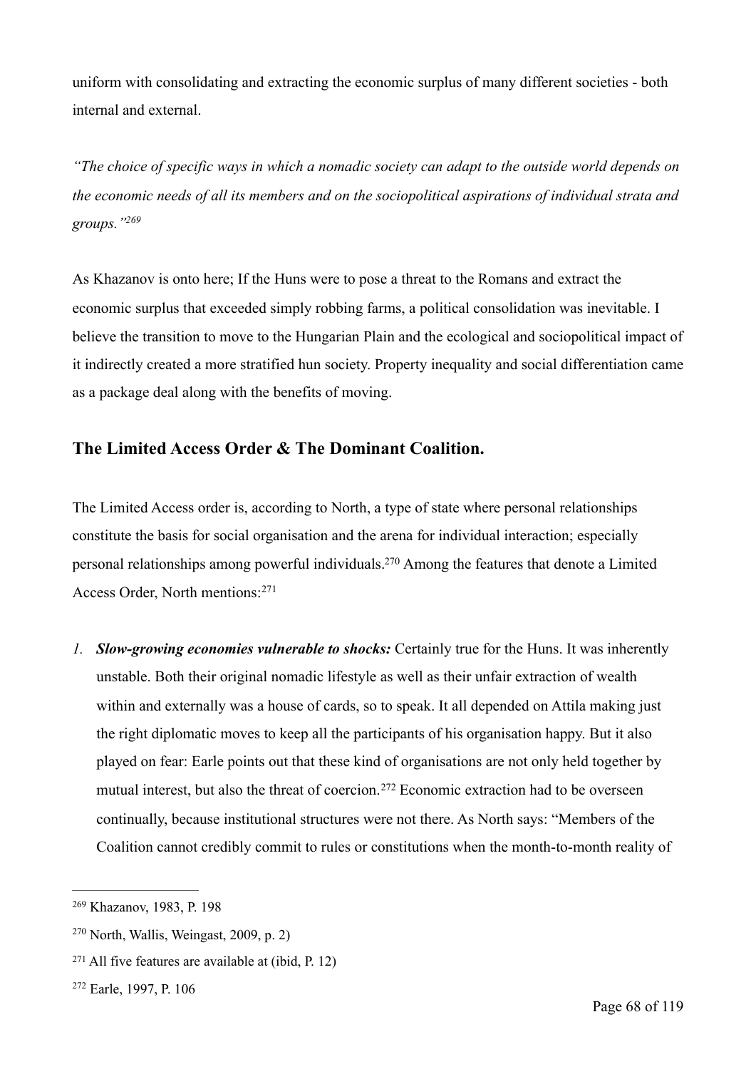uniform with consolidating and extracting the economic surplus of many different societies - both internal and external.

*"The choice of specific ways in which a nomadic society can adapt to the outside world depends on the economic needs of all its members and on the sociopolitical aspirations of individual strata and groups."*[269]

As Khazanov is onto here; If the Huns were to pose a threat to the Romans and extract the economic surplus that exceeded simply robbing farms, a political consolidation was inevitable. I believe the transition to move to the Hungarian Plain and the ecological and sociopolitical impact of it indirectly created a more stratified hun society. Property inequality and social differentiation came as a package deal along with the benefits of moving.

## The Limited Access Order & The Dominant Coalition.

The Limited Access order is, according to North, a type of state where personal relationships constitute the basis for social organisation and the arena for individual interaction; especially personal relationships among powerful individuals.[270] Among the features that denote a Limited Access Order, North mentions:[271]

1. ***Slow-growing economies vulnerable to shocks:*** Certainly true for the Huns. It was inherently unstable. Both their original nomadic lifestyle as well as their unfair extraction of wealth within and externally was a house of cards, so to speak. It all depended on Attila making just the right diplomatic moves to keep all the participants of his organisation happy. But it also played on fear: Earle points out that these kind of organisations are not only held together by mutual interest, but also the threat of coercion.[272] Economic extraction had to be overseen continually, because institutional structures were not there. As North says: "Members of the Coalition cannot credibly commit to rules or constitutions when the month-to-month reality of

---

[269] Khazanov, 1983, P. 198

[270] North, Wallis, Weingast, 2009, p. 2)

[271] All five features are available at (ibid, P. 12)

[272] Earle, 1997, P. 106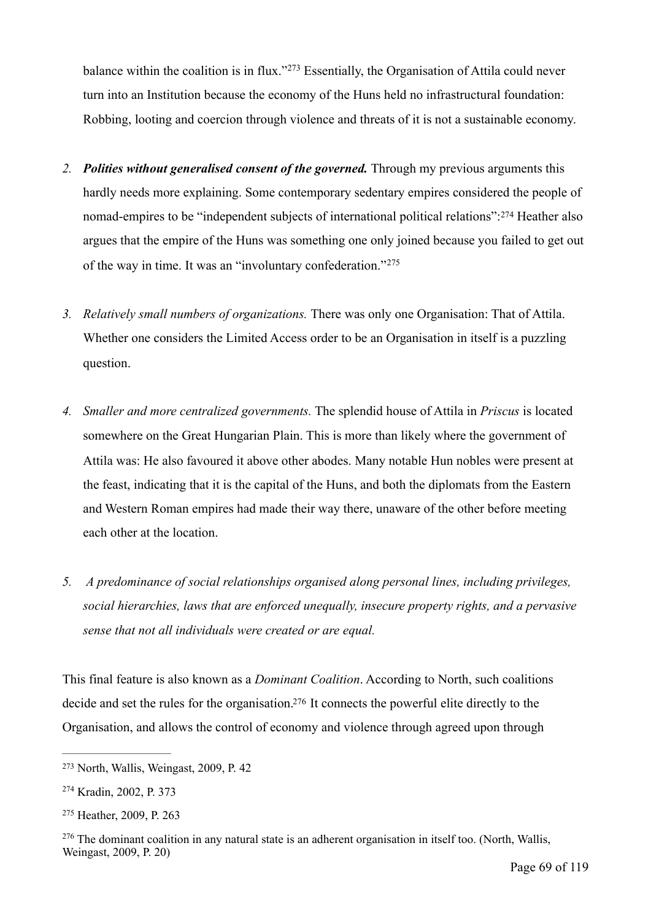balance within the coalition is in flux."[273] Essentially, the Organisation of Attila could never turn into an Institution because the economy of the Huns held no infrastructural foundation: Robbing, looting and coercion through violence and threats of it is not a sustainable economy.

2. ***Polities without generalised consent of the governed.*** Through my previous arguments this hardly needs more explaining. Some contemporary sedentary empires considered the people of nomad-empires to be "independent subjects of international political relations":[274] Heather also argues that the empire of the Huns was something one only joined because you failed to get out of the way in time. It was an "involuntary confederation."[275]

3. *Relatively small numbers of organizations.* There was only one Organisation: That of Attila. Whether one considers the Limited Access order to be an Organisation in itself is a puzzling question.

4. *Smaller and more centralized governments.* The splendid house of Attila in *Priscus* is located somewhere on the Great Hungarian Plain. This is more than likely where the government of Attila was: He also favoured it above other abodes. Many notable Hun nobles were present at the feast, indicating that it is the capital of the Huns, and both the diplomats from the Eastern and Western Roman empires had made their way there, unaware of the other before meeting each other at the location.

5. *A predominance of social relationships organised along personal lines, including privileges, social hierarchies, laws that are enforced unequally, insecure property rights, and a pervasive sense that not all individuals were created or are equal.*

This final feature is also known as a *Dominant Coalition*. According to North, such coalitions decide and set the rules for the organisation.[276] It connects the powerful elite directly to the Organisation, and allows the control of economy and violence through agreed upon through

---

[273] North, Wallis, Weingast, 2009, P. 42

[274] Kradin, 2002, P. 373

[275] Heather, 2009, P. 263

[276] The dominant coalition in any natural state is an adherent organisation in itself too. (North, Wallis, Weingast, 2009, P. 20)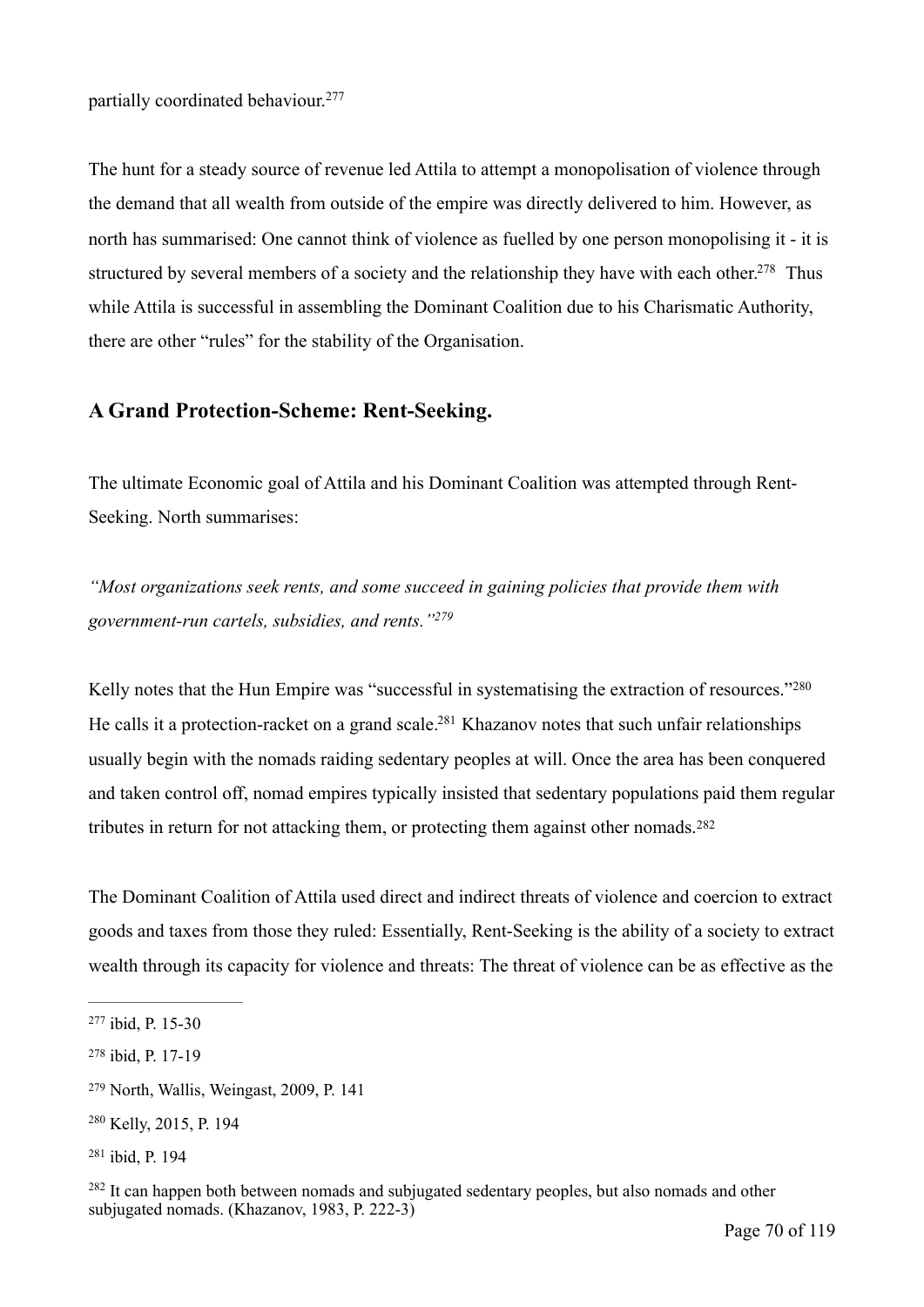partially coordinated behaviour.[277]

The hunt for a steady source of revenue led Attila to attempt a monopolisation of violence through the demand that all wealth from outside of the empire was directly delivered to him. However, as north has summarised: One cannot think of violence as fuelled by one person monopolising it - it is structured by several members of a society and the relationship they have with each other.[278] Thus while Attila is successful in assembling the Dominant Coalition due to his Charismatic Authority, there are other "rules" for the stability of the Organisation.

## A Grand Protection-Scheme: Rent-Seeking.

The ultimate Economic goal of Attila and his Dominant Coalition was attempted through Rent-Seeking. North summarises:

*"Most organizations seek rents, and some succeed in gaining policies that provide them with government-run cartels, subsidies, and rents."[279]*

Kelly notes that the Hun Empire was "successful in systematising the extraction of resources."[280] He calls it a protection-racket on a grand scale.[281] Khazanov notes that such unfair relationships usually begin with the nomads raiding sedentary peoples at will. Once the area has been conquered and taken control off, nomad empires typically insisted that sedentary populations paid them regular tributes in return for not attacking them, or protecting them against other nomads.[282]

The Dominant Coalition of Attila used direct and indirect threats of violence and coercion to extract goods and taxes from those they ruled: Essentially, Rent-Seeking is the ability of a society to extract wealth through its capacity for violence and threats: The threat of violence can be as effective as the

---

[277] ibid, P. 15-30

[278] ibid, P. 17-19

[279] North, Wallis, Weingast, 2009, P. 141

[280] Kelly, 2015, P. 194

[281] ibid, P. 194

[282] It can happen both between nomads and subjugated sedentary peoples, but also nomads and other subjugated nomads. (Khazanov, 1983, P. 222-3)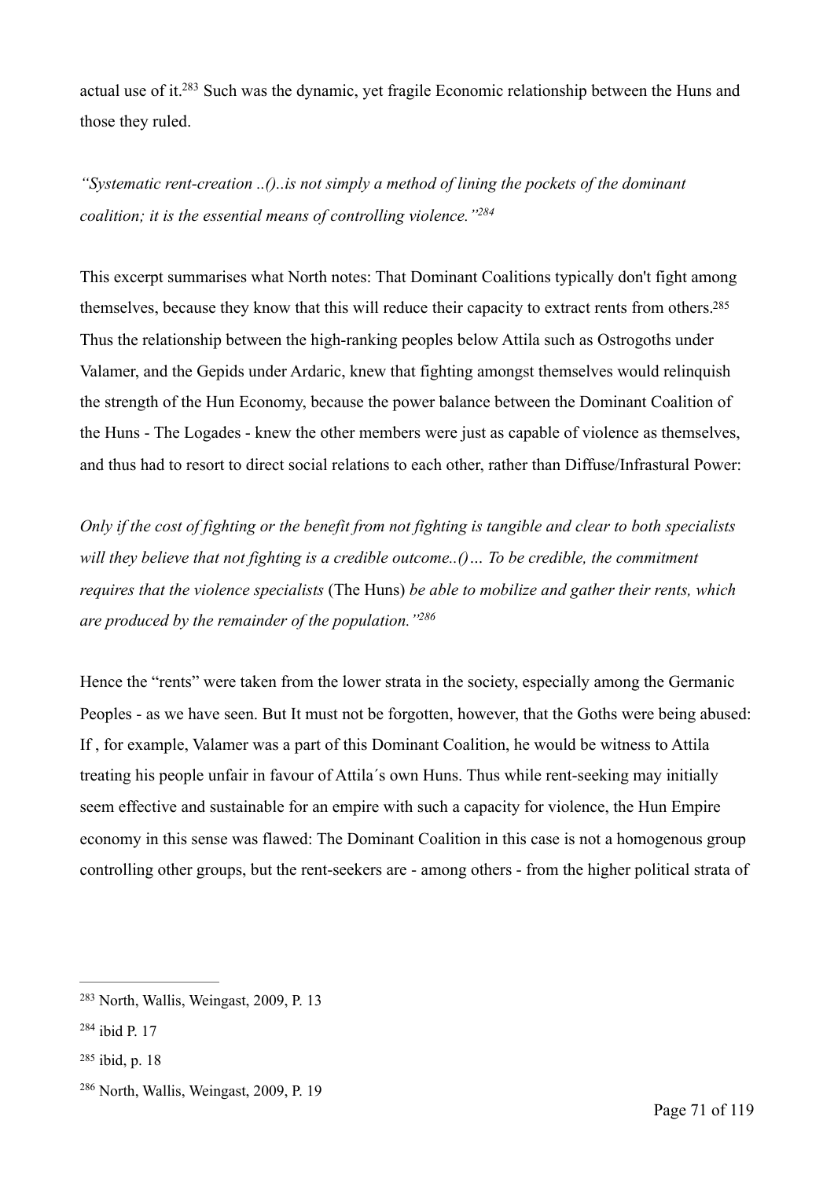actual use of it.[283] Such was the dynamic, yet fragile Economic relationship between the Huns and those they ruled.

*"Systematic rent-creation ..()..is not simply a method of lining the pockets of the dominant coalition; it is the essential means of controlling violence."*[284]

This excerpt summarises what North notes: That Dominant Coalitions typically don't fight among themselves, because they know that this will reduce their capacity to extract rents from others.[285] Thus the relationship between the high-ranking peoples below Attila such as Ostrogoths under Valamer, and the Gepids under Ardaric, knew that fighting amongst themselves would relinquish the strength of the Hun Economy, because the power balance between the Dominant Coalition of the Huns - The Logades - knew the other members were just as capable of violence as themselves, and thus had to resort to direct social relations to each other, rather than Diffuse/Infrastural Power:

*Only if the cost of fighting or the benefit from not fighting is tangible and clear to both specialists will they believe that not fighting is a credible outcome..()… To be credible, the commitment requires that the violence specialists* (The Huns) *be able to mobilize and gather their rents, which are produced by the remainder of the population."*[286]

Hence the "rents" were taken from the lower strata in the society, especially among the Germanic Peoples - as we have seen. But It must not be forgotten, however, that the Goths were being abused: If , for example, Valamer was a part of this Dominant Coalition, he would be witness to Attila treating his people unfair in favour of Attila´s own Huns. Thus while rent-seeking may initially seem effective and sustainable for an empire with such a capacity for violence, the Hun Empire economy in this sense was flawed: The Dominant Coalition in this case is not a homogenous group controlling other groups, but the rent-seekers are - among others - from the higher political strata of

---

[283] North, Wallis, Weingast, 2009, P. 13

[284] ibid P. 17

[285] ibid, p. 18

[286] North, Wallis, Weingast, 2009, P. 19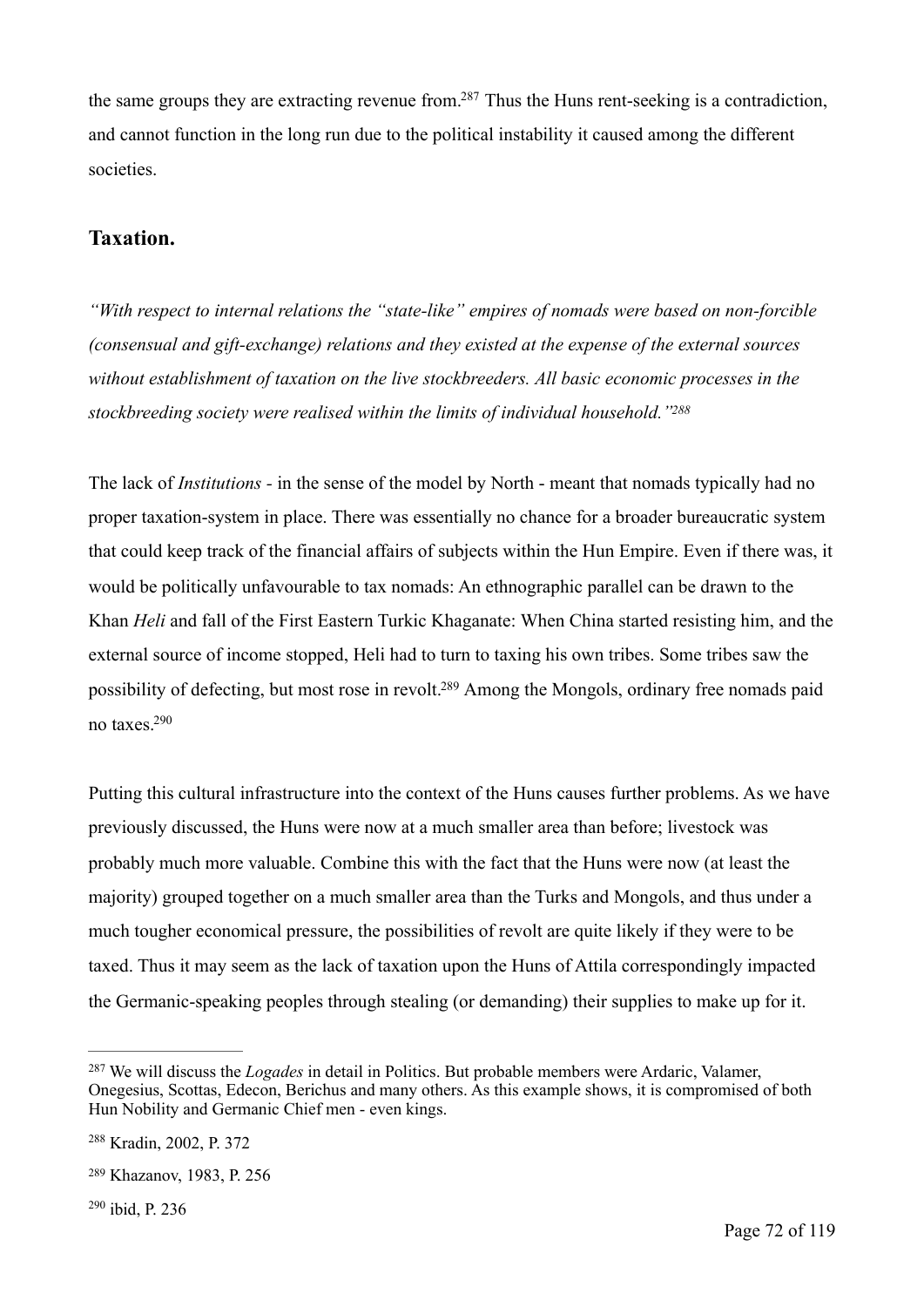the same groups they are extracting revenue from.[287] Thus the Huns rent-seeking is a contradiction, and cannot function in the long run due to the political instability it caused among the different societies.

## Taxation.

*"With respect to internal relations the "state-like" empires of nomads were based on non-forcible (consensual and gift-exchange) relations and they existed at the expense of the external sources without establishment of taxation on the live stockbreeders. All basic economic processes in the stockbreeding society were realised within the limits of individual household."*[288]

The lack of *Institutions* - in the sense of the model by North - meant that nomads typically had no proper taxation-system in place. There was essentially no chance for a broader bureaucratic system that could keep track of the financial affairs of subjects within the Hun Empire. Even if there was, it would be politically unfavourable to tax nomads: An ethnographic parallel can be drawn to the Khan *Heli* and fall of the First Eastern Turkic Khaganate: When China started resisting him, and the external source of income stopped, Heli had to turn to taxing his own tribes. Some tribes saw the possibility of defecting, but most rose in revolt.[289] Among the Mongols, ordinary free nomads paid no taxes.[290]

Putting this cultural infrastructure into the context of the Huns causes further problems. As we have previously discussed, the Huns were now at a much smaller area than before; livestock was probably much more valuable. Combine this with the fact that the Huns were now (at least the majority) grouped together on a much smaller area than the Turks and Mongols, and thus under a much tougher economical pressure, the possibilities of revolt are quite likely if they were to be taxed. Thus it may seem as the lack of taxation upon the Huns of Attila correspondingly impacted the Germanic-speaking peoples through stealing (or demanding) their supplies to make up for it.

---

[287] We will discuss the *Logades* in detail in Politics. But probable members were Ardaric, Valamer, Onegesius, Scottas, Edecon, Berichus and many others. As this example shows, it is compromised of both Hun Nobility and Germanic Chief men - even kings.

[288] Kradin, 2002, P. 372

[289] Khazanov, 1983, P. 256

[290] ibid, P. 236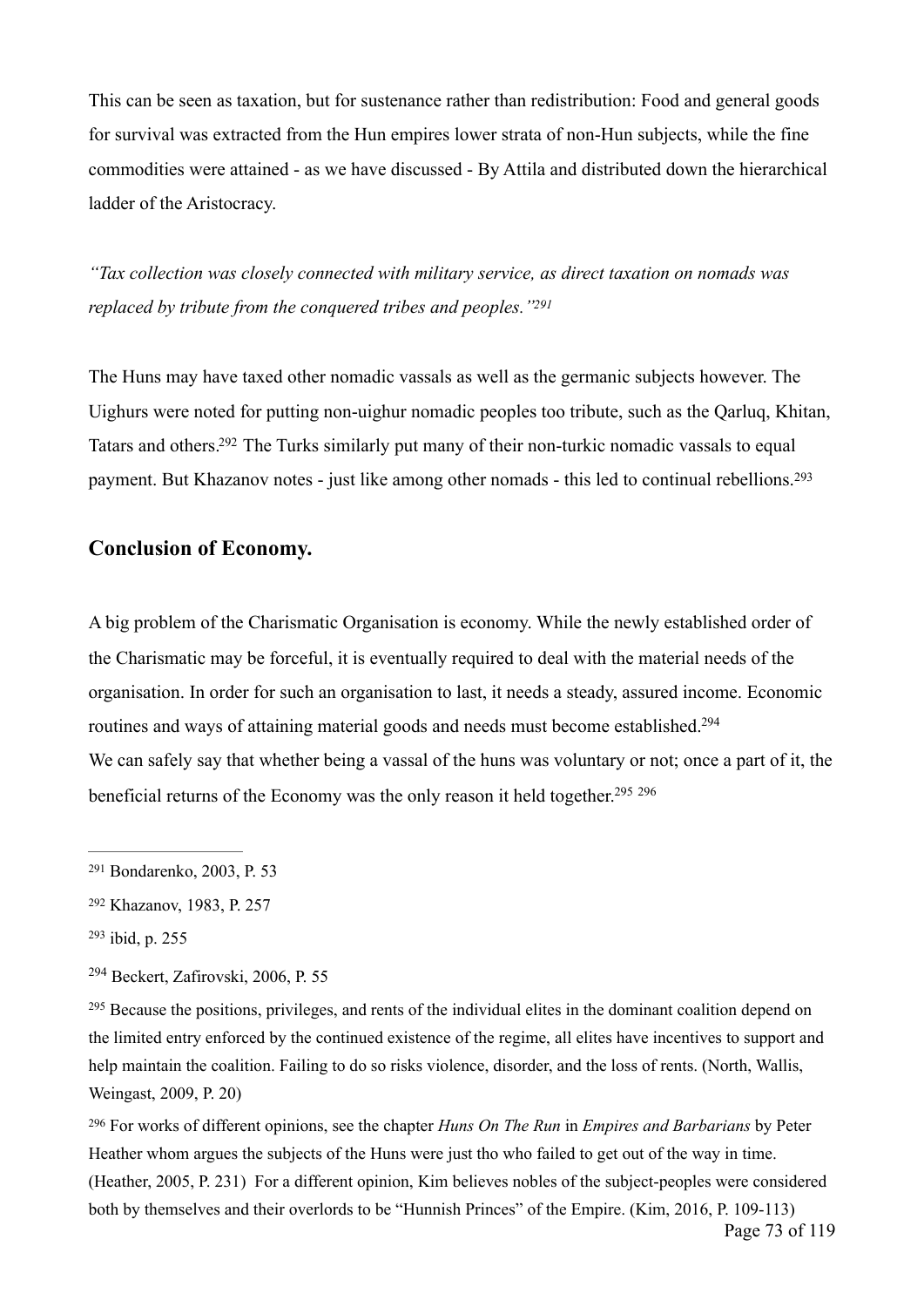This can be seen as taxation, but for sustenance rather than redistribution: Food and general goods for survival was extracted from the Hun empires lower strata of non-Hun subjects, while the fine commodities were attained - as we have discussed - By Attila and distributed down the hierarchical ladder of the Aristocracy.

*"Tax collection was closely connected with military service, as direct taxation on nomads was replaced by tribute from the conquered tribes and peoples."*[291]

The Huns may have taxed other nomadic vassals as well as the germanic subjects however. The Uighurs were noted for putting non-uighur nomadic peoples too tribute, such as the Qarluq, Khitan, Tatars and others.[292] The Turks similarly put many of their non-turkic nomadic vassals to equal payment. But Khazanov notes - just like among other nomads - this led to continual rebellions.[293]

## Conclusion of Economy.

A big problem of the Charismatic Organisation is economy. While the newly established order of the Charismatic may be forceful, it is eventually required to deal with the material needs of the organisation. In order for such an organisation to last, it needs a steady, assured income. Economic routines and ways of attaining material goods and needs must become established.[294]
We can safely say that whether being a vassal of the huns was voluntary or not; once a part of it, the beneficial returns of the Economy was the only reason it held together.[295] [296]

---

[291] Bondarenko, 2003, P. 53

[292] Khazanov, 1983, P. 257

[293] ibid, p. 255

[294] Beckert, Zafirovski, 2006, P. 55

[295] Because the positions, privileges, and rents of the individual elites in the dominant coalition depend on the limited entry enforced by the continued existence of the regime, all elites have incentives to support and help maintain the coalition. Failing to do so risks violence, disorder, and the loss of rents. (North, Wallis, Weingast, 2009, P. 20)

[296] For works of different opinions, see the chapter *Huns On The Run* in *Empires and Barbarians* by Peter Heather whom argues the subjects of the Huns were just tho who failed to get out of the way in time. (Heather, 2005, P. 231) For a different opinion, Kim believes nobles of the subject-peoples were considered both by themselves and their overlords to be "Hunnish Princes" of the Empire. (Kim, 2016, P. 109-113)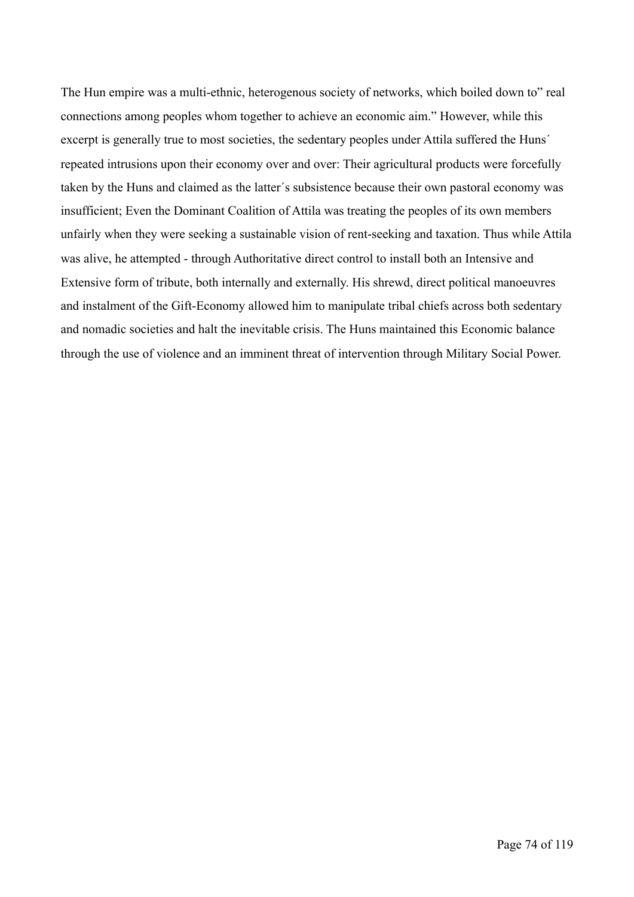The Hun empire was a multi-ethnic, heterogenous society of networks, which boiled down to" real connections among peoples whom together to achieve an economic aim." However, while this excerpt is generally true to most societies, the sedentary peoples under Attila suffered the Huns´ repeated intrusions upon their economy over and over: Their agricultural products were forcefully taken by the Huns and claimed as the latter´s subsistence because their own pastoral economy was insufficient; Even the Dominant Coalition of Attila was treating the peoples of its own members unfairly when they were seeking a sustainable vision of rent-seeking and taxation. Thus while Attila was alive, he attempted - through Authoritative direct control to install both an Intensive and Extensive form of tribute, both internally and externally. His shrewd, direct political manoeuvres and instalment of the Gift-Economy allowed him to manipulate tribal chiefs across both sedentary and nomadic societies and halt the inevitable crisis. The Huns maintained this Economic balance through the use of violence and an imminent threat of intervention through Military Social Power.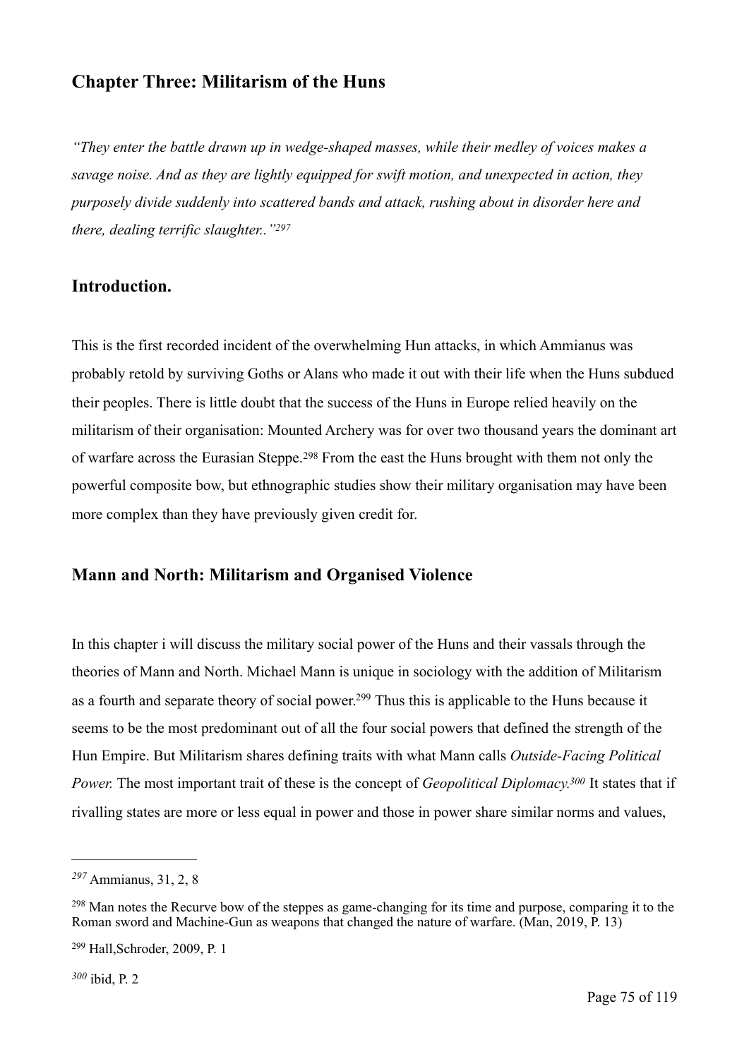## Chapter Three: Militarism of the Huns

*"They enter the battle drawn up in wedge-shaped masses, while their medley of voices makes a savage noise. And as they are lightly equipped for swift motion, and unexpected in action, they purposely divide suddenly into scattered bands and attack, rushing about in disorder here and there, dealing terrific slaughter.."*[297]

### Introduction.

This is the first recorded incident of the overwhelming Hun attacks, in which Ammianus was probably retold by surviving Goths or Alans who made it out with their life when the Huns subdued their peoples. There is little doubt that the success of the Huns in Europe relied heavily on the militarism of their organisation: Mounted Archery was for over two thousand years the dominant art of warfare across the Eurasian Steppe.[298] From the east the Huns brought with them not only the powerful composite bow, but ethnographic studies show their military organisation may have been more complex than they have previously given credit for.

### Mann and North: Militarism and Organised Violence

In this chapter i will discuss the military social power of the Huns and their vassals through the theories of Mann and North. Michael Mann is unique in sociology with the addition of Militarism as a fourth and separate theory of social power.[299] Thus this is applicable to the Huns because it seems to be the most predominant out of all the four social powers that defined the strength of the Hun Empire. But Militarism shares defining traits with what Mann calls *Outside-Facing Political Power*. The most important trait of these is the concept of *Geopolitical Diplomacy.*[300] It states that if rivalling states are more or less equal in power and those in power share similar norms and values,

---

[297] Ammianus, 31, 2, 8

[298] Man notes the Recurve bow of the steppes as game-changing for its time and purpose, comparing it to the Roman sword and Machine-Gun as weapons that changed the nature of warfare. (Man, 2019, P. 13)

[299] Hall,Schroder, 2009, P. 1

[300] ibid, P. 2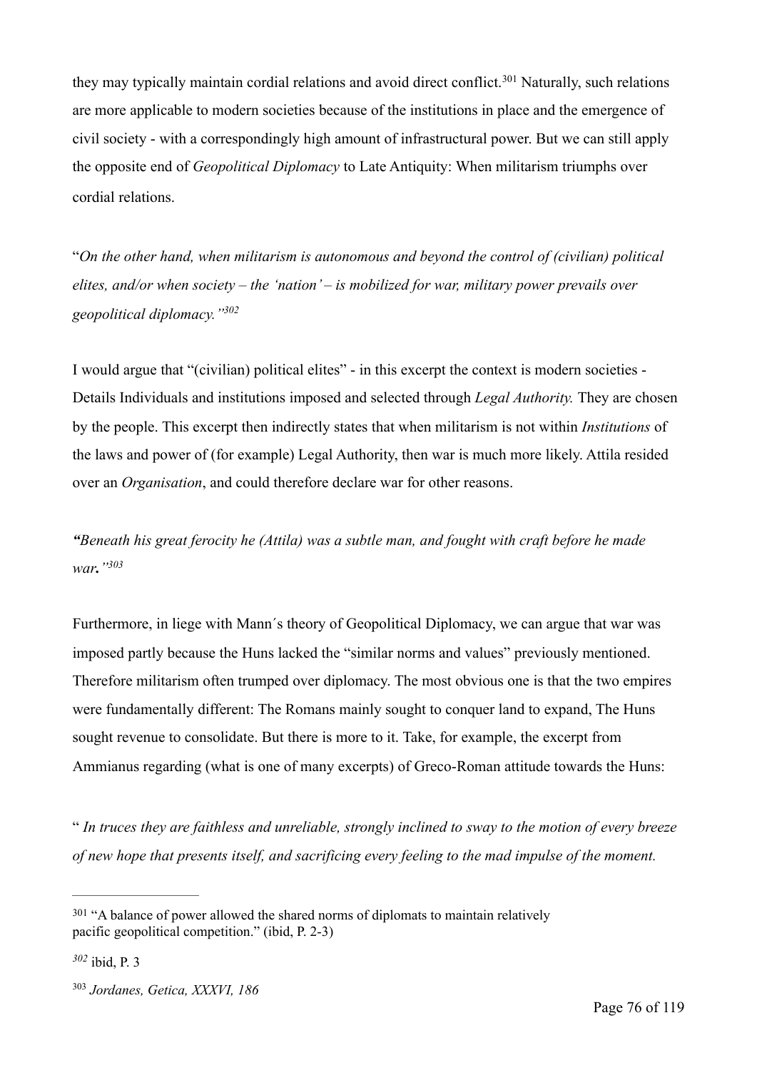they may typically maintain cordial relations and avoid direct conflict.[301] Naturally, such relations are more applicable to modern societies because of the institutions in place and the emergence of civil society - with a correspondingly high amount of infrastructural power. But we can still apply the opposite end of *Geopolitical Diplomacy* to Late Antiquity: When militarism triumphs over cordial relations.

"*On the other hand, when militarism is autonomous and beyond the control of (civilian) political elites, and/or when society – the 'nation' – is mobilized for war, military power prevails over geopolitical diplomacy."*[302]

I would argue that "(civilian) political elites" - in this excerpt the context is modern societies - Details Individuals and institutions imposed and selected through *Legal Authority.* They are chosen by the people. This excerpt then indirectly states that when militarism is not within *Institutions* of the laws and power of (for example) Legal Authority, then war is much more likely. Attila resided over an *Organisation*, and could therefore declare war for other reasons.

***"**Beneath his great ferocity he (Attila) was a subtle man, and fought with craft before he made war**."***[303]

Furthermore, in liege with Mann´s theory of Geopolitical Diplomacy, we can argue that war was imposed partly because the Huns lacked the "similar norms and values" previously mentioned. Therefore militarism often trumped over diplomacy. The most obvious one is that the two empires were fundamentally different: The Romans mainly sought to conquer land to expand, The Huns sought revenue to consolidate. But there is more to it. Take, for example, the excerpt from Ammianus regarding (what is one of many excerpts) of Greco-Roman attitude towards the Huns:

" *In truces they are faithless and unreliable, strongly inclined to sway to the motion of every breeze of new hope that presents itself, and sacrificing every feeling to the mad impulse of the moment.*

---

[301] "A balance of power allowed the shared norms of diplomats to maintain relatively pacific geopolitical competition." (ibid, P. 2-3)

[302] ibid, P. 3

[303] *Jordanes, Getica, XXXVI, 186*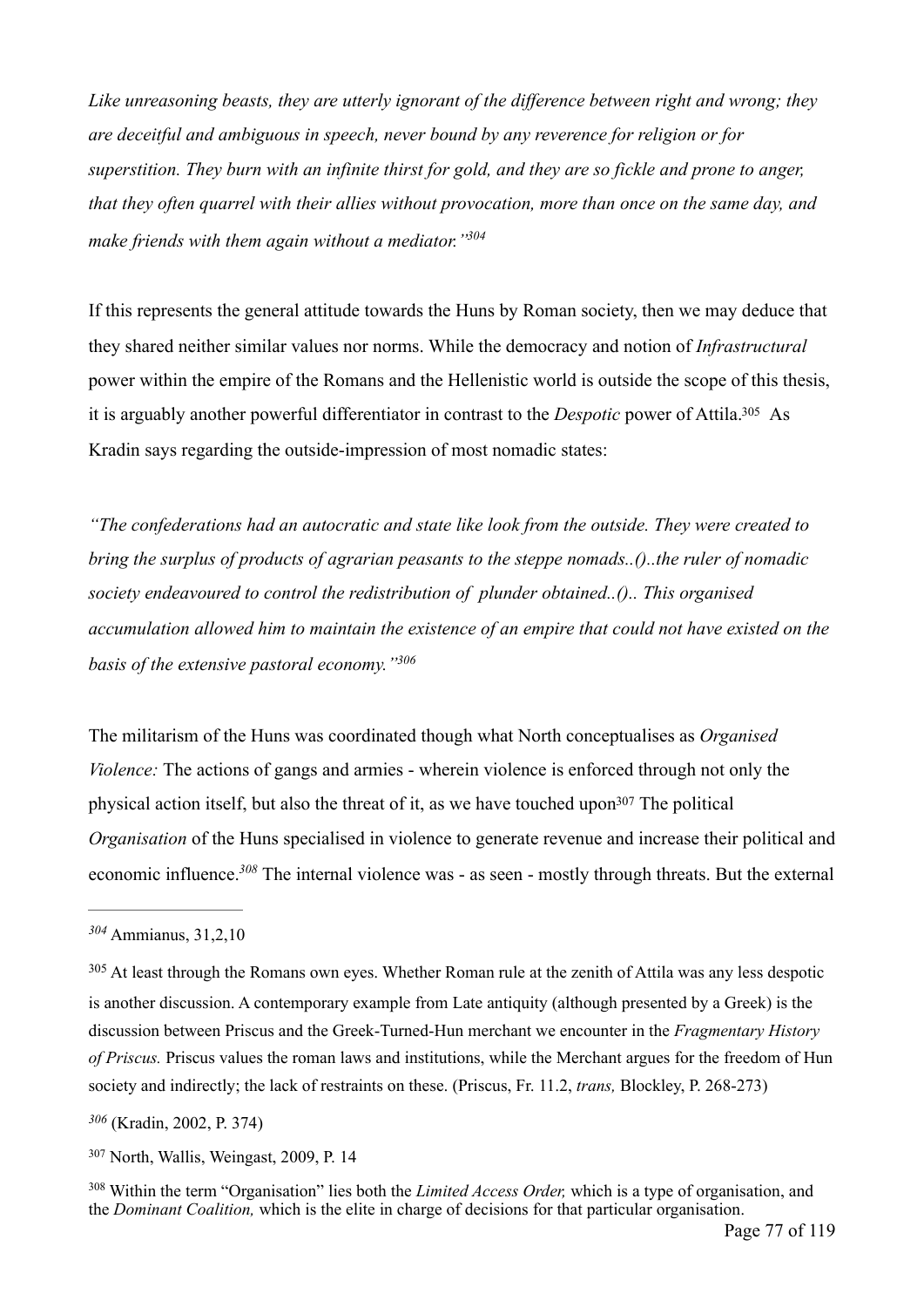*Like unreasoning beasts, they are utterly ignorant of the difference between right and wrong; they are deceitful and ambiguous in speech, never bound by any reverence for religion or for superstition. They burn with an infinite thirst for gold, and they are so fickle and prone to anger, that they often quarrel with their allies without provocation, more than once on the same day, and make friends with them again without a mediator."*[304]

If this represents the general attitude towards the Huns by Roman society, then we may deduce that they shared neither similar values nor norms. While the democracy and notion of *Infrastructural* power within the empire of the Romans and the Hellenistic world is outside the scope of this thesis, it is arguably another powerful differentiator in contrast to the *Despotic* power of Attila.[305] As Kradin says regarding the outside-impression of most nomadic states:

*"The confederations had an autocratic and state like look from the outside. They were created to bring the surplus of products of agrarian peasants to the steppe nomads..()..the ruler of nomadic society endeavoured to control the redistribution of plunder obtained..().. This organised accumulation allowed him to maintain the existence of an empire that could not have existed on the basis of the extensive pastoral economy."*[306]

The militarism of the Huns was coordinated though what North conceptualises as *Organised Violence:* The actions of gangs and armies - wherein violence is enforced through not only the physical action itself, but also the threat of it, as we have touched upon[307] The political *Organisation* of the Huns specialised in violence to generate revenue and increase their political and economic influence.[308] The internal violence was - as seen - mostly through threats. But the external

---

[304] Ammianus, 31,2,10

[305] At least through the Romans own eyes. Whether Roman rule at the zenith of Attila was any less despotic is another discussion. A contemporary example from Late antiquity (although presented by a Greek) is the discussion between Priscus and the Greek-Turned-Hun merchant we encounter in the *Fragmentary History of Priscus.* Priscus values the roman laws and institutions, while the Merchant argues for the freedom of Hun society and indirectly; the lack of restraints on these. (Priscus, Fr. 11.2, *trans,* Blockley, P. 268-273)

[306] (Kradin, 2002, P. 374)

[307] North, Wallis, Weingast, 2009, P. 14

[308] Within the term "Organisation" lies both the *Limited Access Order,* which is a type of organisation, and the *Dominant Coalition,* which is the elite in charge of decisions for that particular organisation.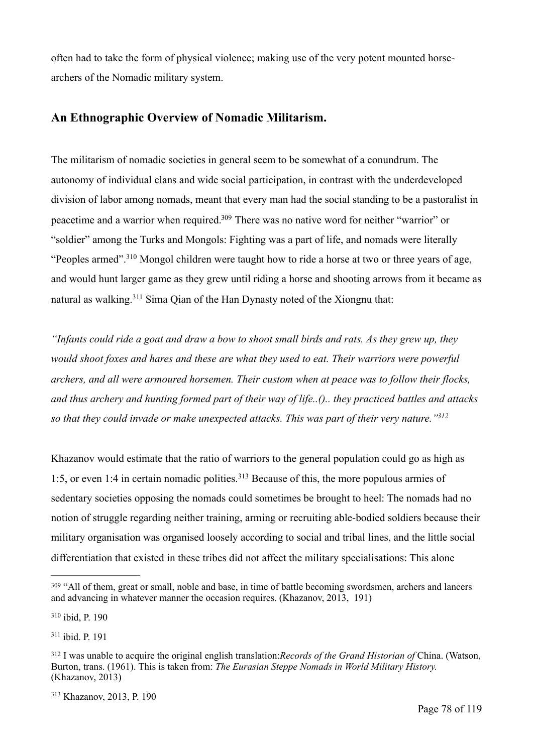often had to take the form of physical violence; making use of the very potent mounted horse-archers of the Nomadic military system.

## An Ethnographic Overview of Nomadic Militarism.

The militarism of nomadic societies in general seem to be somewhat of a conundrum. The autonomy of individual clans and wide social participation, in contrast with the underdeveloped division of labor among nomads, meant that every man had the social standing to be a pastoralist in peacetime and a warrior when required.[309] There was no native word for neither "warrior" or "soldier" among the Turks and Mongols: Fighting was a part of life, and nomads were literally "Peoples armed".[310] Mongol children were taught how to ride a horse at two or three years of age, and would hunt larger game as they grew until riding a horse and shooting arrows from it became as natural as walking.[311] Sima Qian of the Han Dynasty noted of the Xiongnu that:

*"Infants could ride a goat and draw a bow to shoot small birds and rats. As they grew up, they would shoot foxes and hares and these are what they used to eat. Their warriors were powerful archers, and all were armoured horsemen. Their custom when at peace was to follow their flocks, and thus archery and hunting formed part of their way of life..().. they practiced battles and attacks so that they could invade or make unexpected attacks. This was part of their very nature."*[312]

Khazanov would estimate that the ratio of warriors to the general population could go as high as 1:5, or even 1:4 in certain nomadic polities.[313] Because of this, the more populous armies of sedentary societies opposing the nomads could sometimes be brought to heel: The nomads had no notion of struggle regarding neither training, arming or recruiting able-bodied soldiers because their military organisation was organised loosely according to social and tribal lines, and the little social differentiation that existed in these tribes did not affect the military specialisations: This alone

---

[309] "All of them, great or small, noble and base, in time of battle becoming swordsmen, archers and lancers and advancing in whatever manner the occasion requires. (Khazanov, 2013, 191)

[310] ibid, P. 190

[311] ibid. P. 191

[312] I was unable to acquire the original english translation: *Records of the Grand Historian of* China. (Watson, Burton, trans. (1961). This is taken from: *The Eurasian Steppe Nomads in World Military History.* (Khazanov, 2013)

[313] Khazanov, 2013, P. 190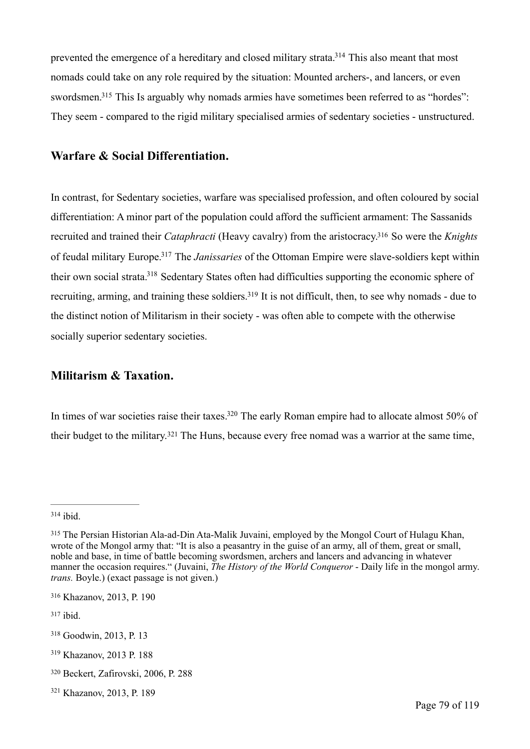prevented the emergence of a hereditary and closed military strata.[314] This also meant that most nomads could take on any role required by the situation: Mounted archers-, and lancers, or even swordsmen.[315] This Is arguably why nomads armies have sometimes been referred to as "hordes": They seem - compared to the rigid military specialised armies of sedentary societies - unstructured.

## Warfare & Social Differentiation.

In contrast, for Sedentary societies, warfare was specialised profession, and often coloured by social differentiation: A minor part of the population could afford the sufficient armament: The Sassanids recruited and trained their *Cataphracti* (Heavy cavalry) from the aristocracy.[316] So were the *Knights* of feudal military Europe.[317] The *Janissaries* of the Ottoman Empire were slave-soldiers kept within their own social strata.[318] Sedentary States often had difficulties supporting the economic sphere of recruiting, arming, and training these soldiers.[319] It is not difficult, then, to see why nomads - due to the distinct notion of Militarism in their society - was often able to compete with the otherwise socially superior sedentary societies.

## Militarism & Taxation.

In times of war societies raise their taxes.[320] The early Roman empire had to allocate almost 50% of their budget to the military.[321] The Huns, because every free nomad was a warrior at the same time,

---

[314] ibid.

[315] The Persian Historian Ala-ad-Din Ata-Malik Juvaini, employed by the Mongol Court of Hulagu Khan, wrote of the Mongol army that: "It is also a peasantry in the guise of an army, all of them, great or small, noble and base, in time of battle becoming swordsmen, archers and lancers and advancing in whatever manner the occasion requires." (Juvaini, *The History of the World Conqueror* - Daily life in the mongol army. *trans.* Boyle.) (exact passage is not given.)

[316] Khazanov, 2013, P. 190

[317] ibid.

[318] Goodwin, 2013, P. 13

[319] Khazanov, 2013 P. 188

[320] Beckert, Zafirovski, 2006, P. 288

[321] Khazanov, 2013, P. 189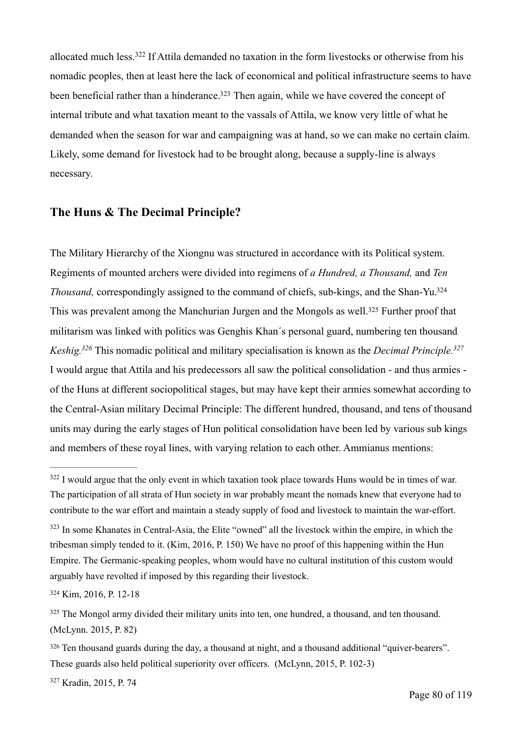allocated much less.[322] If Attila demanded no taxation in the form livestocks or otherwise from his nomadic peoples, then at least here the lack of economical and political infrastructure seems to have been beneficial rather than a hinderance.[323] Then again, while we have covered the concept of internal tribute and what taxation meant to the vassals of Attila, we know very little of what he demanded when the season for war and campaigning was at hand, so we can make no certain claim. Likely, some demand for livestock had to be brought along, because a supply-line is always necessary.

## The Huns & The Decimal Principle?

The Military Hierarchy of the Xiongnu was structured in accordance with its Political system. Regiments of mounted archers were divided into regimens of *a Hundred, a Thousand,* and *Ten Thousand,* correspondingly assigned to the command of chiefs, sub-kings, and the Shan-Yu.[324] This was prevalent among the Manchurian Jurgen and the Mongols as well.[325] Further proof that militarism was linked with politics was Genghis Khan´s personal guard, numbering ten thousand *Keshig.*[326] This nomadic political and military specialisation is known as the *Decimal Principle.*[327] I would argue that Attila and his predecessors all saw the political consolidation - and thus armies - of the Huns at different sociopolitical stages, but may have kept their armies somewhat according to the Central-Asian military Decimal Principle: The different hundred, thousand, and tens of thousand units may during the early stages of Hun political consolidation have been led by various sub kings and members of these royal lines, with varying relation to each other. Ammianus mentions:

---

[322] I would argue that the only event in which taxation took place towards Huns would be in times of war. The participation of all strata of Hun society in war probably meant the nomads knew that everyone had to contribute to the war effort and maintain a steady supply of food and livestock to maintain the war-effort.

[323] In some Khanates in Central-Asia, the Elite "owned" all the livestock within the empire, in which the tribesman simply tended to it. (Kim, 2016, P. 150) We have no proof of this happening within the Hun Empire. The Germanic-speaking peoples, whom would have no cultural institution of this custom would arguably have revolted if imposed by this regarding their livestock.

[324] Kim, 2016, P. 12-18

[325] The Mongol army divided their military units into ten, one hundred, a thousand, and ten thousand. (McLynn. 2015, P. 82)

[326] Ten thousand guards during the day, a thousand at night, and a thousand additional "quiver-bearers". These guards also held political superiority over officers. (McLynn, 2015, P. 102-3)

[327] Kradin, 2015, P. 74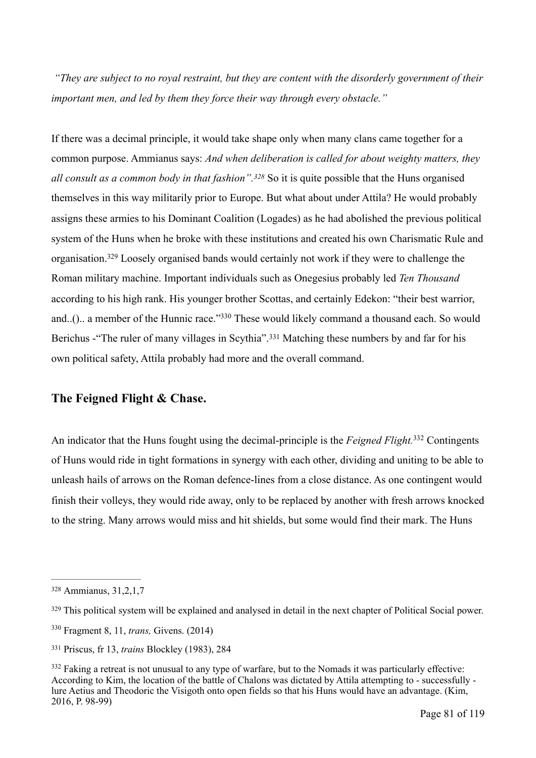*"They are subject to no royal restraint, but they are content with the disorderly government of their important men, and led by them they force their way through every obstacle."*

If there was a decimal principle, it would take shape only when many clans came together for a common purpose. Ammianus says: *And when deliberation is called for about weighty matters, they all consult as a common body in that fashion".*[328] So it is quite possible that the Huns organised themselves in this way militarily prior to Europe. But what about under Attila? He would probably assigns these armies to his Dominant Coalition (Logades) as he had abolished the previous political system of the Huns when he broke with these institutions and created his own Charismatic Rule and organisation.[329] Loosely organised bands would certainly not work if they were to challenge the Roman military machine. Important individuals such as Onegesius probably led *Ten Thousand* according to his high rank. His younger brother Scottas, and certainly Edekon: "their best warrior, and..().. a member of the Hunnic race."[330] These would likely command a thousand each. So would Berichus -"The ruler of many villages in Scythia".[331] Matching these numbers by and far for his own political safety, Attila probably had more and the overall command.

## The Feigned Flight & Chase.

An indicator that the Huns fought using the decimal-principle is the *Feigned Flight.*[332] Contingents of Huns would ride in tight formations in synergy with each other, dividing and uniting to be able to unleash hails of arrows on the Roman defence-lines from a close distance. As one contingent would finish their volleys, they would ride away, only to be replaced by another with fresh arrows knocked to the string. Many arrows would miss and hit shields, but some would find their mark. The Huns

---

[328] Ammianus, 31,2,1,7

[329] This political system will be explained and analysed in detail in the next chapter of Political Social power.

[330] Fragment 8, 11, *trans,* Givens. (2014)

[331] Priscus, fr 13, *trains* Blockley (1983), 284

[332] Faking a retreat is not unusual to any type of warfare, but to the Nomads it was particularly effective: According to Kim, the location of the battle of Chalons was dictated by Attila attempting to - successfully - lure Aetius and Theodoric the Visigoth onto open fields so that his Huns would have an advantage. (Kim, 2016, P. 98-99)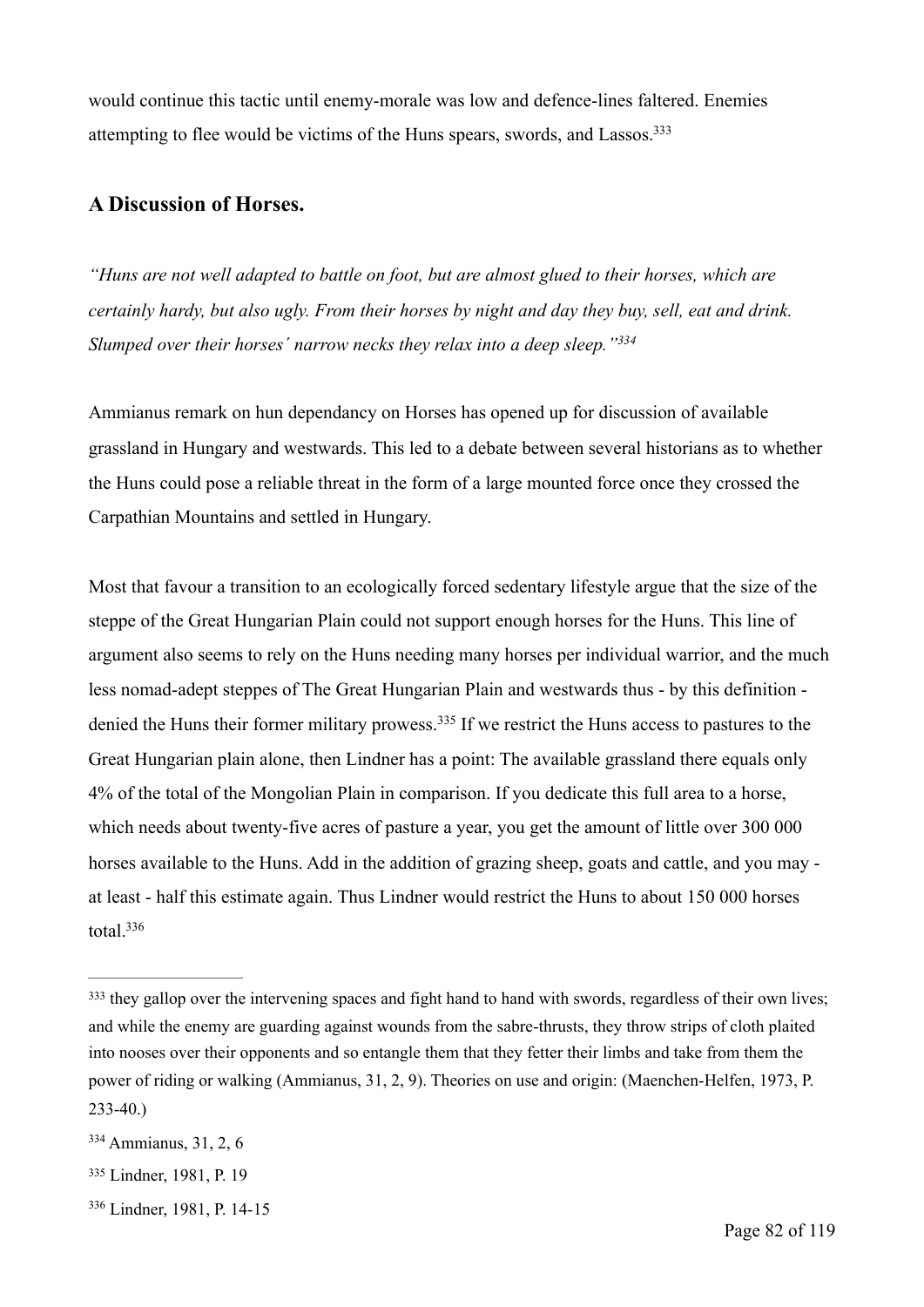would continue this tactic until enemy-morale was low and defence-lines faltered. Enemies attempting to flee would be victims of the Huns spears, swords, and Lassos.[333]

## A Discussion of Horses.

*"Huns are not well adapted to battle on foot, but are almost glued to their horses, which are certainly hardy, but also ugly. From their horses by night and day they buy, sell, eat and drink. Slumped over their horses´ narrow necks they relax into a deep sleep."*[334]

Ammianus remark on hun dependancy on Horses has opened up for discussion of available grassland in Hungary and westwards. This led to a debate between several historians as to whether the Huns could pose a reliable threat in the form of a large mounted force once they crossed the Carpathian Mountains and settled in Hungary.

Most that favour a transition to an ecologically forced sedentary lifestyle argue that the size of the steppe of the Great Hungarian Plain could not support enough horses for the Huns. This line of argument also seems to rely on the Huns needing many horses per individual warrior, and the much less nomad-adept steppes of The Great Hungarian Plain and westwards thus - by this definition - denied the Huns their former military prowess.[335] If we restrict the Huns access to pastures to the Great Hungarian plain alone, then Lindner has a point: The available grassland there equals only 4% of the total of the Mongolian Plain in comparison. If you dedicate this full area to a horse, which needs about twenty-five acres of pasture a year, you get the amount of little over 300 000 horses available to the Huns. Add in the addition of grazing sheep, goats and cattle, and you may - at least - half this estimate again. Thus Lindner would restrict the Huns to about 150 000 horses total.[336]

---

[333] they gallop over the intervening spaces and fight hand to hand with swords, regardless of their own lives; and while the enemy are guarding against wounds from the sabre-thrusts, they throw strips of cloth plaited into nooses over their opponents and so entangle them that they fetter their limbs and take from them the power of riding or walking (Ammianus, 31, 2, 9). Theories on use and origin: (Maenchen-Helfen, 1973, P. 233-40.)

[334] Ammianus, 31, 2, 6

[335] Lindner, 1981, P. 19

[336] Lindner, 1981, P. 14-15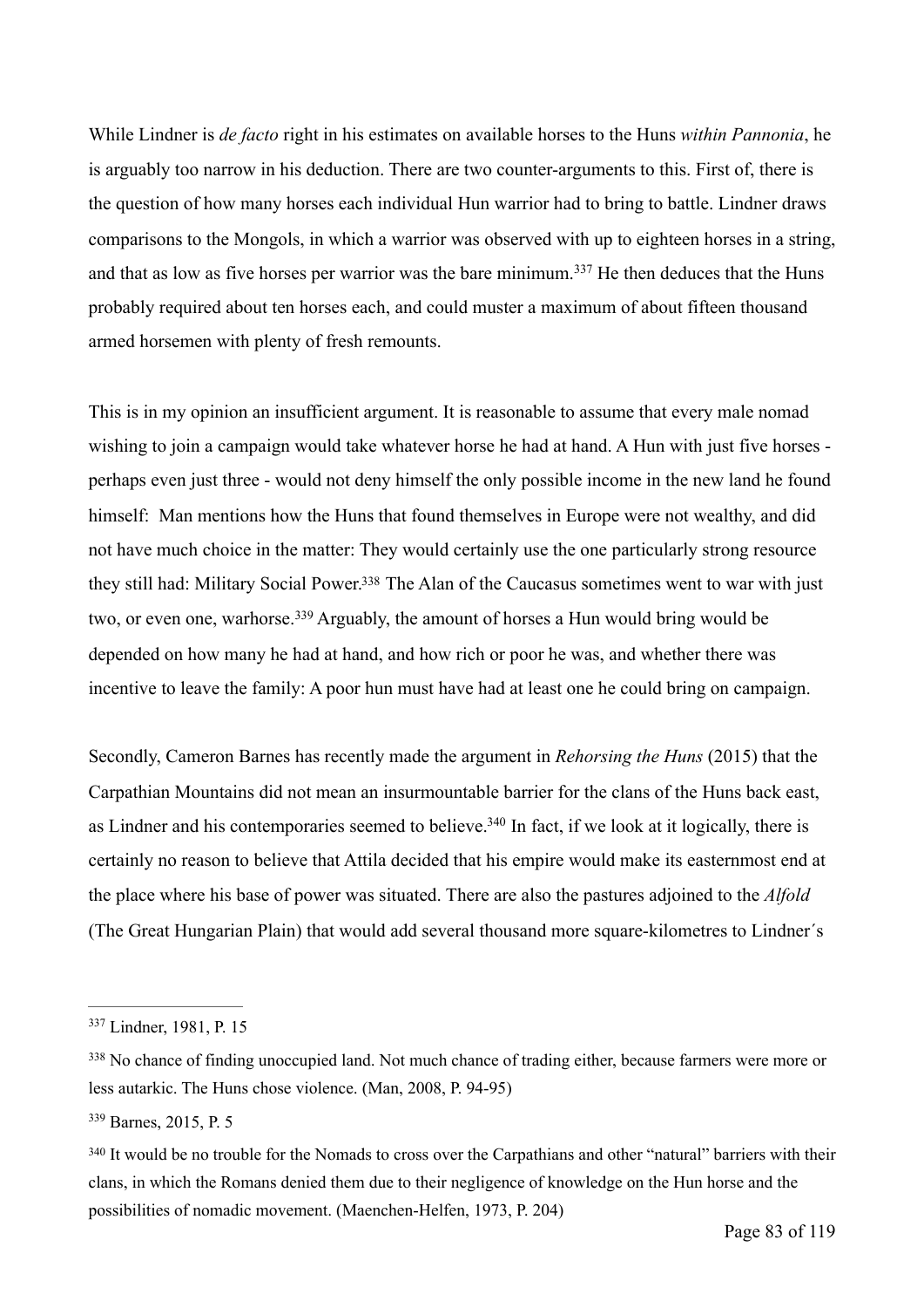While Lindner is *de facto* right in his estimates on available horses to the Huns *within Pannonia*, he is arguably too narrow in his deduction. There are two counter-arguments to this. First of, there is the question of how many horses each individual Hun warrior had to bring to battle. Lindner draws comparisons to the Mongols, in which a warrior was observed with up to eighteen horses in a string, and that as low as five horses per warrior was the bare minimum.[337] He then deduces that the Huns probably required about ten horses each, and could muster a maximum of about fifteen thousand armed horsemen with plenty of fresh remounts.

This is in my opinion an insufficient argument. It is reasonable to assume that every male nomad wishing to join a campaign would take whatever horse he had at hand. A Hun with just five horses - perhaps even just three - would not deny himself the only possible income in the new land he found himself: Man mentions how the Huns that found themselves in Europe were not wealthy, and did not have much choice in the matter: They would certainly use the one particularly strong resource they still had: Military Social Power.[338] The Alan of the Caucasus sometimes went to war with just two, or even one, warhorse.[339] Arguably, the amount of horses a Hun would bring would be depended on how many he had at hand, and how rich or poor he was, and whether there was incentive to leave the family: A poor hun must have had at least one he could bring on campaign.

Secondly, Cameron Barnes has recently made the argument in *Rehorsing the Huns* (2015) that the Carpathian Mountains did not mean an insurmountable barrier for the clans of the Huns back east, as Lindner and his contemporaries seemed to believe.[340] In fact, if we look at it logically, there is certainly no reason to believe that Attila decided that his empire would make its easternmost end at the place where his base of power was situated. There are also the pastures adjoined to the *Alfold* (The Great Hungarian Plain) that would add several thousand more square-kilometres to Lindner´s

---

[337] Lindner, 1981, P. 15

[338] No chance of finding unoccupied land. Not much chance of trading either, because farmers were more or less autarkic. The Huns chose violence. (Man, 2008, P. 94-95)

[339] Barnes, 2015, P. 5

[340] It would be no trouble for the Nomads to cross over the Carpathians and other "natural" barriers with their clans, in which the Romans denied them due to their negligence of knowledge on the Hun horse and the possibilities of nomadic movement. (Maenchen-Helfen, 1973, P. 204)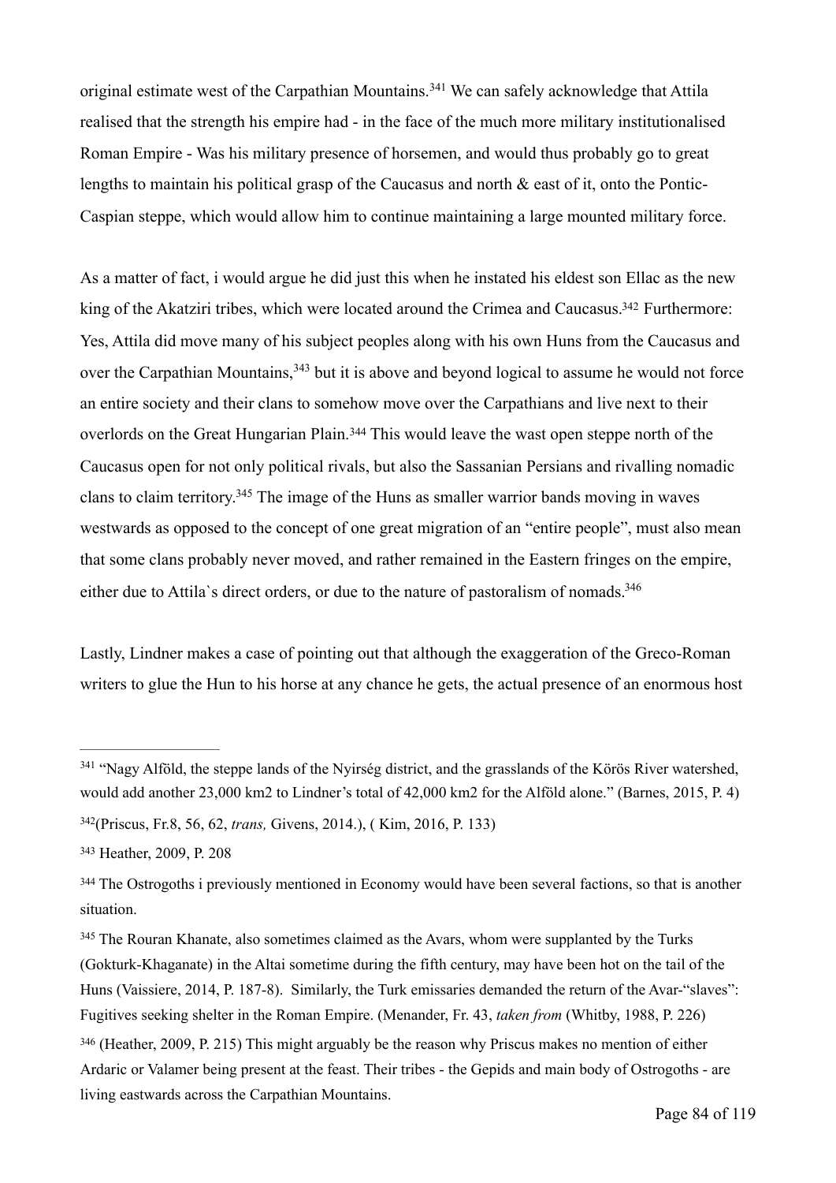original estimate west of the Carpathian Mountains.[341] We can safely acknowledge that Attila realised that the strength his empire had - in the face of the much more military institutionalised Roman Empire - Was his military presence of horsemen, and would thus probably go to great lengths to maintain his political grasp of the Caucasus and north & east of it, onto the Pontic-Caspian steppe, which would allow him to continue maintaining a large mounted military force.

As a matter of fact, i would argue he did just this when he instated his eldest son Ellac as the new king of the Akatziri tribes, which were located around the Crimea and Caucasus.[342] Furthermore: Yes, Attila did move many of his subject peoples along with his own Huns from the Caucasus and over the Carpathian Mountains,[343] but it is above and beyond logical to assume he would not force an entire society and their clans to somehow move over the Carpathians and live next to their overlords on the Great Hungarian Plain.[344] This would leave the wast open steppe north of the Caucasus open for not only political rivals, but also the Sassanian Persians and rivalling nomadic clans to claim territory.[345] The image of the Huns as smaller warrior bands moving in waves westwards as opposed to the concept of one great migration of an "entire people", must also mean that some clans probably never moved, and rather remained in the Eastern fringes on the empire, either due to Attila`s direct orders, or due to the nature of pastoralism of nomads.[346]

Lastly, Lindner makes a case of pointing out that although the exaggeration of the Greco-Roman writers to glue the Hun to his horse at any chance he gets, the actual presence of an enormous host

---

[341] "Nagy Alföld, the steppe lands of the Nyirség district, and the grasslands of the Körös River watershed, would add another 23,000 km2 to Lindner's total of 42,000 km2 for the Alföld alone." (Barnes, 2015, P. 4)

[342](Priscus, Fr.8, 56, 62, *trans,* Givens, 2014.), ( Kim, 2016, P. 133)

[343] Heather, 2009, P. 208

[344] The Ostrogoths i previously mentioned in Economy would have been several factions, so that is another situation.

[345] The Rouran Khanate, also sometimes claimed as the Avars, whom were supplanted by the Turks (Gokturk-Khaganate) in the Altai sometime during the fifth century, may have been hot on the tail of the Huns (Vaissiere, 2014, P. 187-8). Similarly, the Turk emissaries demanded the return of the Avar-"slaves": Fugitives seeking shelter in the Roman Empire. (Menander, Fr. 43, *taken from* (Whitby, 1988, P. 226)

[346] (Heather, 2009, P. 215) This might arguably be the reason why Priscus makes no mention of either Ardaric or Valamer being present at the feast. Their tribes - the Gepids and main body of Ostrogoths - are living eastwards across the Carpathian Mountains.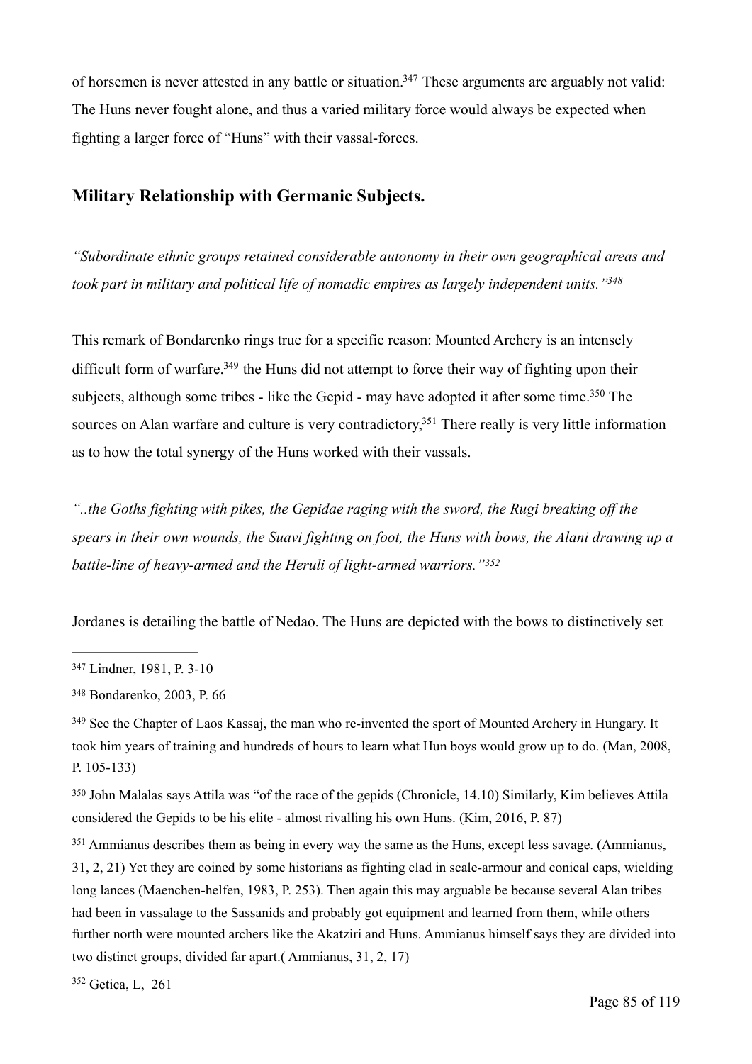of horsemen is never attested in any battle or situation.[347] These arguments are arguably not valid: The Huns never fought alone, and thus a varied military force would always be expected when fighting a larger force of "Huns" with their vassal-forces.

## Military Relationship with Germanic Subjects.

*"Subordinate ethnic groups retained considerable autonomy in their own geographical areas and took part in military and political life of nomadic empires as largely independent units."[348]*

This remark of Bondarenko rings true for a specific reason: Mounted Archery is an intensely difficult form of warfare.[349] the Huns did not attempt to force their way of fighting upon their subjects, although some tribes - like the Gepid - may have adopted it after some time.[350] The sources on Alan warfare and culture is very contradictory,[351] There really is very little information as to how the total synergy of the Huns worked with their vassals.

*"..the Goths fighting with pikes, the Gepidae raging with the sword, the Rugi breaking off the spears in their own wounds, the Suavi fighting on foot, the Huns with bows, the Alani drawing up a battle-line of heavy-armed and the Heruli of light-armed warriors."[352]*

Jordanes is detailing the battle of Nedao. The Huns are depicted with the bows to distinctively set

---

[347] Lindner, 1981, P. 3-10

[348] Bondarenko, 2003, P. 66

[349] See the Chapter of Laos Kassaj, the man who re-invented the sport of Mounted Archery in Hungary. It took him years of training and hundreds of hours to learn what Hun boys would grow up to do. (Man, 2008, P. 105-133)

[350] John Malalas says Attila was "of the race of the gepids (Chronicle, 14.10) Similarly, Kim believes Attila considered the Gepids to be his elite - almost rivalling his own Huns. (Kim, 2016, P. 87)

[351] Ammianus describes them as being in every way the same as the Huns, except less savage. (Ammianus, 31, 2, 21) Yet they are coined by some historians as fighting clad in scale-armour and conical caps, wielding long lances (Maenchen-helfen, 1983, P. 253). Then again this may arguable be because several Alan tribes had been in vassalage to the Sassanids and probably got equipment and learned from them, while others further north were mounted archers like the Akatziri and Huns. Ammianus himself says they are divided into two distinct groups, divided far apart.( Ammianus, 31, 2, 17)

[352] Getica, L, 261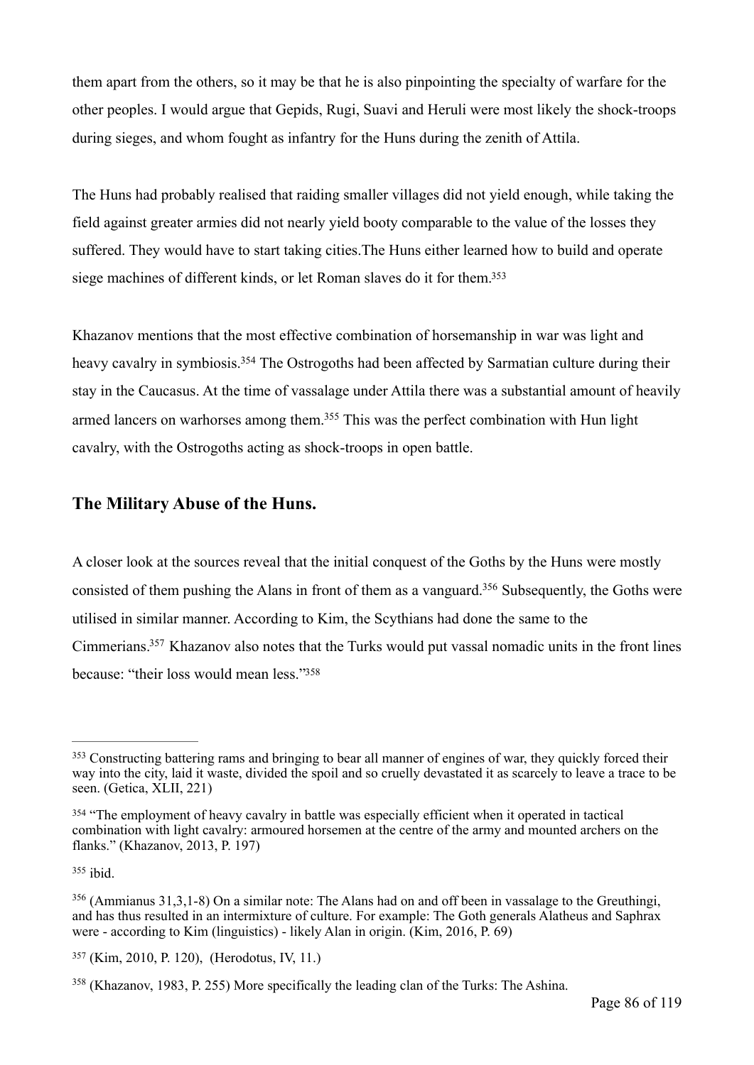them apart from the others, so it may be that he is also pinpointing the specialty of warfare for the other peoples. I would argue that Gepids, Rugi, Suavi and Heruli were most likely the shock-troops during sieges, and whom fought as infantry for the Huns during the zenith of Attila.

The Huns had probably realised that raiding smaller villages did not yield enough, while taking the field against greater armies did not nearly yield booty comparable to the value of the losses they suffered. They would have to start taking cities.The Huns either learned how to build and operate siege machines of different kinds, or let Roman slaves do it for them.[353]

Khazanov mentions that the most effective combination of horsemanship in war was light and heavy cavalry in symbiosis.[354] The Ostrogoths had been affected by Sarmatian culture during their stay in the Caucasus. At the time of vassalage under Attila there was a substantial amount of heavily armed lancers on warhorses among them.[355] This was the perfect combination with Hun light cavalry, with the Ostrogoths acting as shock-troops in open battle.

## The Military Abuse of the Huns.

A closer look at the sources reveal that the initial conquest of the Goths by the Huns were mostly consisted of them pushing the Alans in front of them as a vanguard.[356] Subsequently, the Goths were utilised in similar manner. According to Kim, the Scythians had done the same to the Cimmerians.[357] Khazanov also notes that the Turks would put vassal nomadic units in the front lines because: "their loss would mean less."[358]

---

[353] Constructing battering rams and bringing to bear all manner of engines of war, they quickly forced their way into the city, laid it waste, divided the spoil and so cruelly devastated it as scarcely to leave a trace to be seen. (Getica, XLII, 221)

[354] "The employment of heavy cavalry in battle was especially efficient when it operated in tactical combination with light cavalry: armoured horsemen at the centre of the army and mounted archers on the flanks." (Khazanov, 2013, P. 197)

[355] ibid.

[356] (Ammianus 31,3,1-8) On a similar note: The Alans had on and off been in vassalage to the Greuthingi, and has thus resulted in an intermixture of culture. For example: The Goth generals Alatheus and Saphrax were - according to Kim (linguistics) - likely Alan in origin. (Kim, 2016, P. 69)

[357] (Kim, 2010, P. 120), (Herodotus, IV, 11.)

[358] (Khazanov, 1983, P. 255) More specifically the leading clan of the Turks: The Ashina.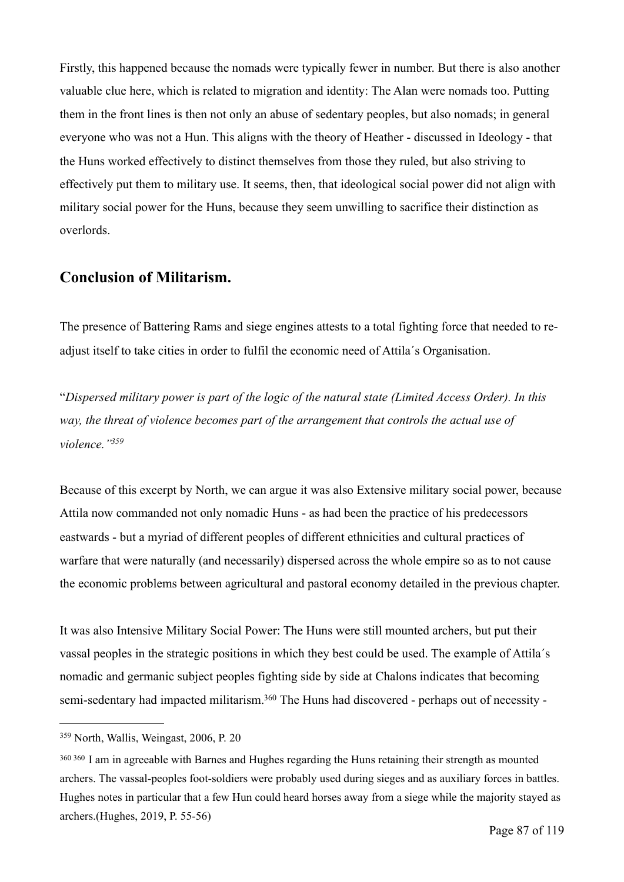Firstly, this happened because the nomads were typically fewer in number. But there is also another valuable clue here, which is related to migration and identity: The Alan were nomads too. Putting them in the front lines is then not only an abuse of sedentary peoples, but also nomads; in general everyone who was not a Hun. This aligns with the theory of Heather - discussed in Ideology - that the Huns worked effectively to distinct themselves from those they ruled, but also striving to effectively put them to military use. It seems, then, that ideological social power did not align with military social power for the Huns, because they seem unwilling to sacrifice their distinction as overlords.

## Conclusion of Militarism.

The presence of Battering Rams and siege engines attests to a total fighting force that needed to re-adjust itself to take cities in order to fulfil the economic need of Attila´s Organisation.

"*Dispersed military power is part of the logic of the natural state (Limited Access Order). In this way, the threat of violence becomes part of the arrangement that controls the actual use of violence."*[359]

Because of this excerpt by North, we can argue it was also Extensive military social power, because Attila now commanded not only nomadic Huns - as had been the practice of his predecessors eastwards - but a myriad of different peoples of different ethnicities and cultural practices of warfare that were naturally (and necessarily) dispersed across the whole empire so as to not cause the economic problems between agricultural and pastoral economy detailed in the previous chapter.

It was also Intensive Military Social Power: The Huns were still mounted archers, but put their vassal peoples in the strategic positions in which they best could be used. The example of Attila´s nomadic and germanic subject peoples fighting side by side at Chalons indicates that becoming semi-sedentary had impacted militarism.[360] The Huns had discovered - perhaps out of necessity -

---

[359] North, Wallis, Weingast, 2006, P. 20

[360] [360] I am in agreeable with Barnes and Hughes regarding the Huns retaining their strength as mounted archers. The vassal-peoples foot-soldiers were probably used during sieges and as auxiliary forces in battles. Hughes notes in particular that a few Hun could heard horses away from a siege while the majority stayed as archers.(Hughes, 2019, P. 55-56)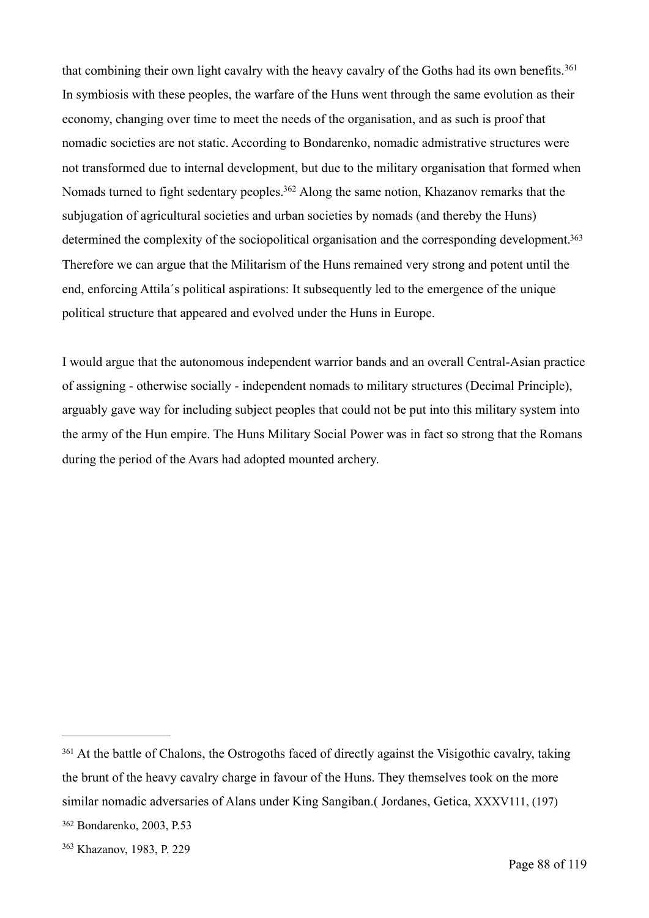that combining their own light cavalry with the heavy cavalry of the Goths had its own benefits.[361] In symbiosis with these peoples, the warfare of the Huns went through the same evolution as their economy, changing over time to meet the needs of the organisation, and as such is proof that nomadic societies are not static. According to Bondarenko, nomadic admistrative structures were not transformed due to internal development, but due to the military organisation that formed when Nomads turned to fight sedentary peoples.[362] Along the same notion, Khazanov remarks that the subjugation of agricultural societies and urban societies by nomads (and thereby the Huns) determined the complexity of the sociopolitical organisation and the corresponding development.[363] Therefore we can argue that the Militarism of the Huns remained very strong and potent until the end, enforcing Attila´s political aspirations: It subsequently led to the emergence of the unique political structure that appeared and evolved under the Huns in Europe.

I would argue that the autonomous independent warrior bands and an overall Central-Asian practice of assigning - otherwise socially - independent nomads to military structures (Decimal Principle), arguably gave way for including subject peoples that could not be put into this military system into the army of the Hun empire. The Huns Military Social Power was in fact so strong that the Romans during the period of the Avars had adopted mounted archery.

---

[361] At the battle of Chalons, the Ostrogoths faced of directly against the Visigothic cavalry, taking the brunt of the heavy cavalry charge in favour of the Huns. They themselves took on the more similar nomadic adversaries of Alans under King Sangiban.( Jordanes, Getica, XXXV111, (197)

[362] Bondarenko, 2003, P.53

[363] Khazanov, 1983, P. 229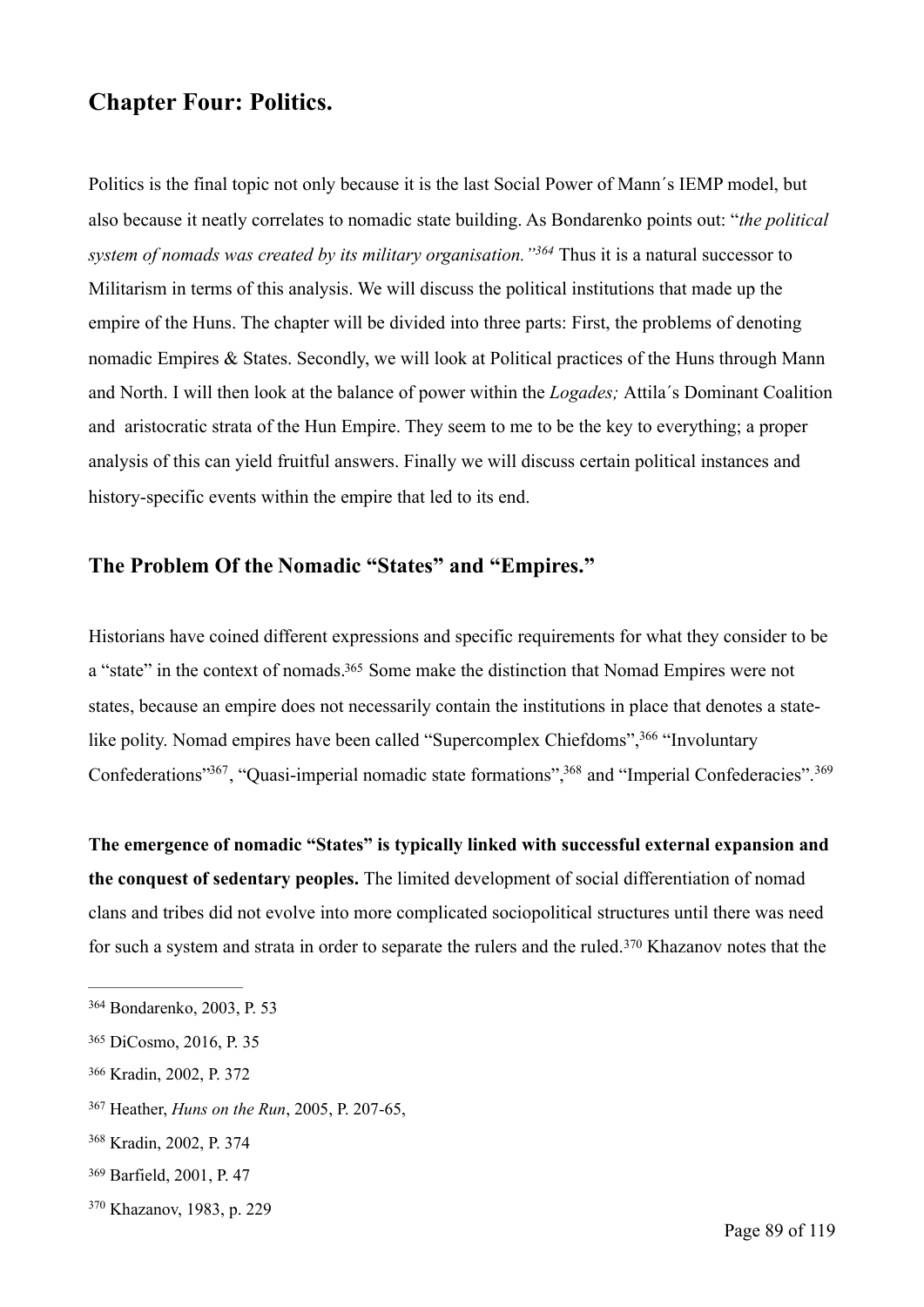## Chapter Four: Politics.

Politics is the final topic not only because it is the last Social Power of Mann´s IEMP model, but also because it neatly correlates to nomadic state building. As Bondarenko points out: "*the political system of nomads was created by its military organisation."*[364] Thus it is a natural successor to Militarism in terms of this analysis. We will discuss the political institutions that made up the empire of the Huns. The chapter will be divided into three parts: First, the problems of denoting nomadic Empires & States. Secondly, we will look at Political practices of the Huns through Mann and North. I will then look at the balance of power within the *Logades;* Attila´s Dominant Coalition and aristocratic strata of the Hun Empire. They seem to me to be the key to everything; a proper analysis of this can yield fruitful answers. Finally we will discuss certain political instances and history-specific events within the empire that led to its end.

### The Problem Of the Nomadic "States" and "Empires."

Historians have coined different expressions and specific requirements for what they consider to be a "state" in the context of nomads.[365] Some make the distinction that Nomad Empires were not states, because an empire does not necessarily contain the institutions in place that denotes a state-like polity. Nomad empires have been called "Supercomplex Chiefdoms",[366] "Involuntary Confederations"[367], "Quasi-imperial nomadic state formations",[368] and "Imperial Confederacies".[369]

**The emergence of nomadic "States" is typically linked with successful external expansion and the conquest of sedentary peoples.** The limited development of social differentiation of nomad clans and tribes did not evolve into more complicated sociopolitical structures until there was need for such a system and strata in order to separate the rulers and the ruled.[370] Khazanov notes that the

---

[364] Bondarenko, 2003, P. 53

[365] DiCosmo, 2016, P. 35

[366] Kradin, 2002, P. 372

[367] Heather, *Huns on the Run*, 2005, P. 207-65,

[368] Kradin, 2002, P. 374

[369] Barfield, 2001, P. 47

[370] Khazanov, 1983, p. 229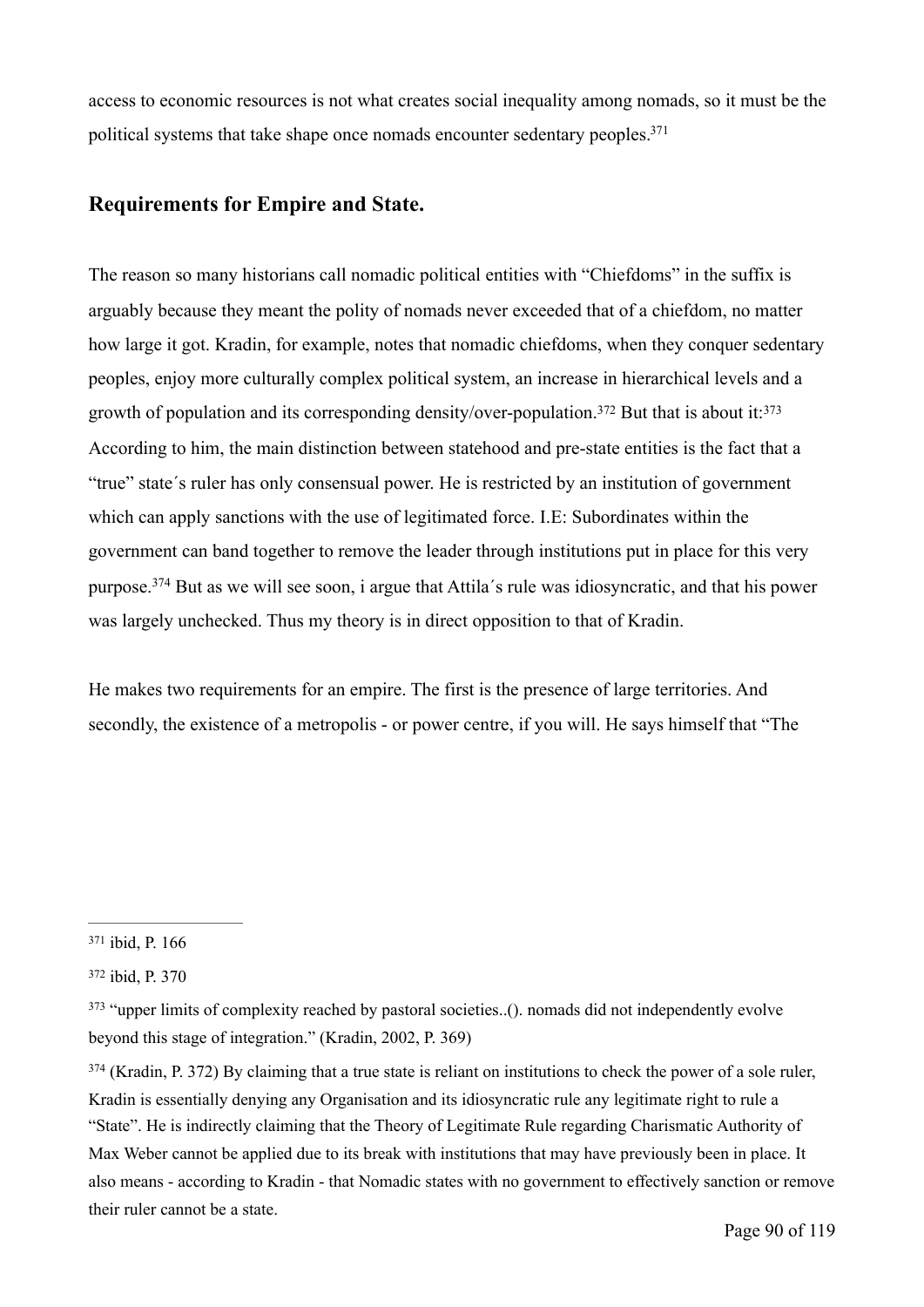access to economic resources is not what creates social inequality among nomads, so it must be the political systems that take shape once nomads encounter sedentary peoples.[371]

## Requirements for Empire and State.

The reason so many historians call nomadic political entities with "Chiefdoms" in the suffix is arguably because they meant the polity of nomads never exceeded that of a chiefdom, no matter how large it got. Kradin, for example, notes that nomadic chiefdoms, when they conquer sedentary peoples, enjoy more culturally complex political system, an increase in hierarchical levels and a growth of population and its corresponding density/over-population.[372] But that is about it:[373] According to him, the main distinction between statehood and pre-state entities is the fact that a "true" state´s ruler has only consensual power. He is restricted by an institution of government which can apply sanctions with the use of legitimated force. I.E: Subordinates within the government can band together to remove the leader through institutions put in place for this very purpose.[374] But as we will see soon, i argue that Attila´s rule was idiosyncratic, and that his power was largely unchecked. Thus my theory is in direct opposition to that of Kradin.

He makes two requirements for an empire. The first is the presence of large territories. And secondly, the existence of a metropolis - or power centre, if you will. He says himself that "The

---

[371] ibid, P. 166

[372] ibid, P. 370

[373] "upper limits of complexity reached by pastoral societies..(). nomads did not independently evolve beyond this stage of integration." (Kradin, 2002, P. 369)

[374] (Kradin, P. 372) By claiming that a true state is reliant on institutions to check the power of a sole ruler, Kradin is essentially denying any Organisation and its idiosyncratic rule any legitimate right to rule a "State". He is indirectly claiming that the Theory of Legitimate Rule regarding Charismatic Authority of Max Weber cannot be applied due to its break with institutions that may have previously been in place. It also means - according to Kradin - that Nomadic states with no government to effectively sanction or remove their ruler cannot be a state.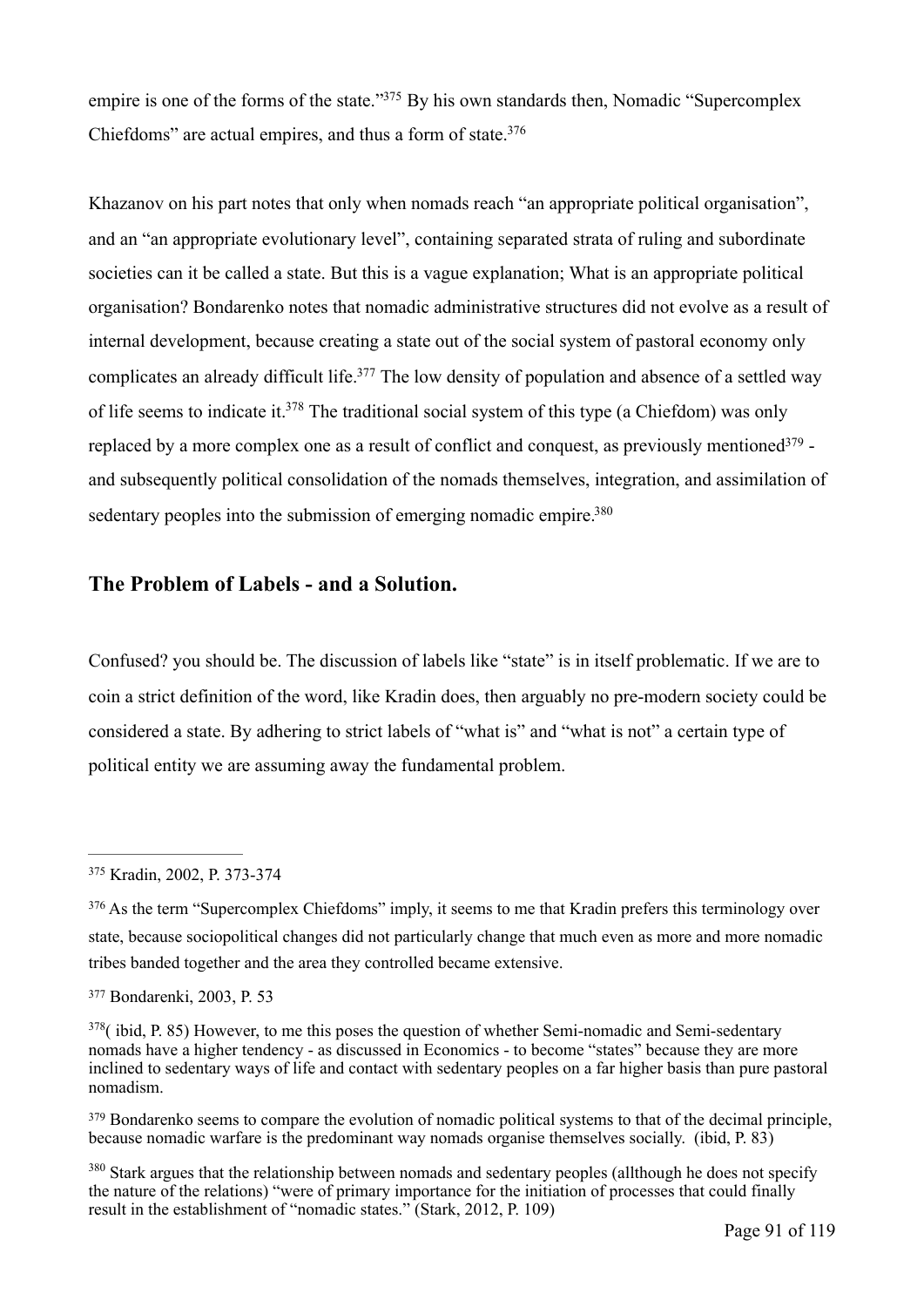empire is one of the forms of the state."[375] By his own standards then, Nomadic "Supercomplex Chiefdoms" are actual empires, and thus a form of state.[376]

Khazanov on his part notes that only when nomads reach "an appropriate political organisation", and an "an appropriate evolutionary level", containing separated strata of ruling and subordinate societies can it be called a state. But this is a vague explanation; What is an appropriate political organisation? Bondarenko notes that nomadic administrative structures did not evolve as a result of internal development, because creating a state out of the social system of pastoral economy only complicates an already difficult life.[377] The low density of population and absence of a settled way of life seems to indicate it.[378] The traditional social system of this type (a Chiefdom) was only replaced by a more complex one as a result of conflict and conquest, as previously mentioned[379] - and subsequently political consolidation of the nomads themselves, integration, and assimilation of sedentary peoples into the submission of emerging nomadic empire.[380]

## The Problem of Labels - and a Solution.

Confused? you should be. The discussion of labels like "state" is in itself problematic. If we are to coin a strict definition of the word, like Kradin does, then arguably no pre-modern society could be considered a state. By adhering to strict labels of "what is" and "what is not" a certain type of political entity we are assuming away the fundamental problem.

---

[375] Kradin, 2002, P. 373-374

[376] As the term "Supercomplex Chiefdoms" imply, it seems to me that Kradin prefers this terminology over state, because sociopolitical changes did not particularly change that much even as more and more nomadic tribes banded together and the area they controlled became extensive.

[377] Bondarenki, 2003, P. 53

[378]( ibid, P. 85) However, to me this poses the question of whether Semi-nomadic and Semi-sedentary nomads have a higher tendency - as discussed in Economics - to become "states" because they are more inclined to sedentary ways of life and contact with sedentary peoples on a far higher basis than pure pastoral nomadism.

[379] Bondarenko seems to compare the evolution of nomadic political systems to that of the decimal principle, because nomadic warfare is the predominant way nomads organise themselves socially. (ibid, P. 83)

[380] Stark argues that the relationship between nomads and sedentary peoples (allthough he does not specify the nature of the relations) "were of primary importance for the initiation of processes that could finally result in the establishment of "nomadic states." (Stark, 2012, P. 109)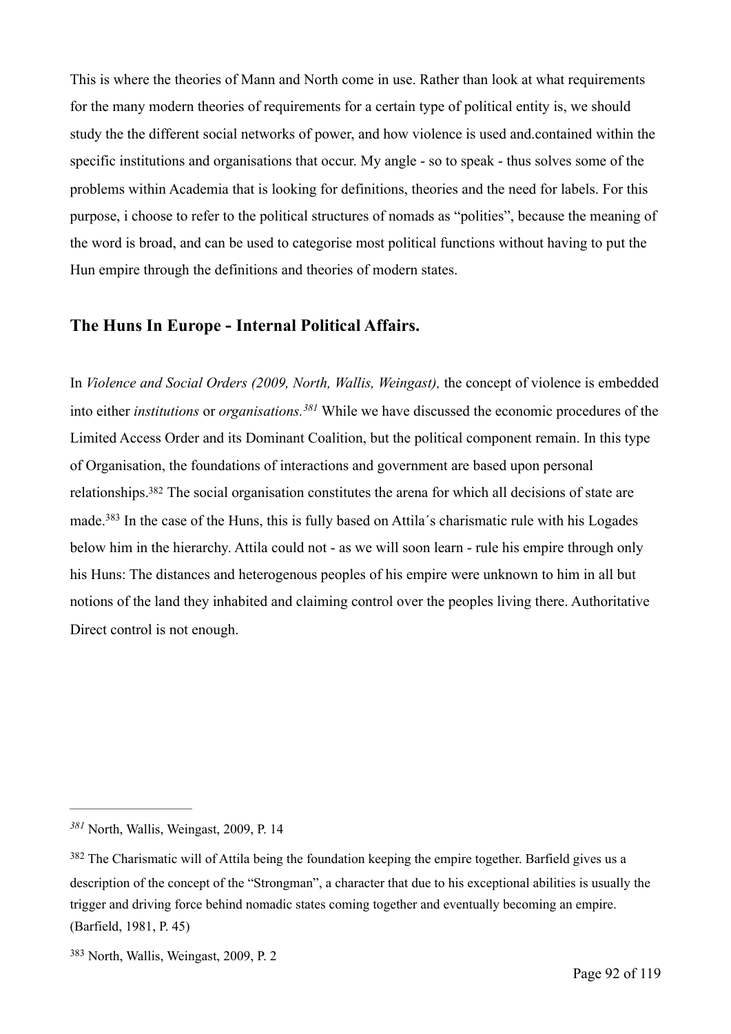This is where the theories of Mann and North come in use. Rather than look at what requirements for the many modern theories of requirements for a certain type of political entity is, we should study the the different social networks of power, and how violence is used and.contained within the specific institutions and organisations that occur. My angle - so to speak - thus solves some of the problems within Academia that is looking for definitions, theories and the need for labels. For this purpose, i choose to refer to the political structures of nomads as "polities", because the meaning of the word is broad, and can be used to categorise most political functions without having to put the Hun empire through the definitions and theories of modern states.

## The Huns In Europe - Internal Political Affairs.

In *Violence and Social Orders (2009, North, Wallis, Weingast),* the concept of violence is embedded into either *institutions* or *organisations.*[381] While we have discussed the economic procedures of the Limited Access Order and its Dominant Coalition, but the political component remain. In this type of Organisation, the foundations of interactions and government are based upon personal relationships.[382] The social organisation constitutes the arena for which all decisions of state are made.[383] In the case of the Huns, this is fully based on Attila´s charismatic rule with his Logades below him in the hierarchy. Attila could not - as we will soon learn - rule his empire through only his Huns: The distances and heterogenous peoples of his empire were unknown to him in all but notions of the land they inhabited and claiming control over the peoples living there. Authoritative Direct control is not enough.

---

[381] North, Wallis, Weingast, 2009, P. 14

[382] The Charismatic will of Attila being the foundation keeping the empire together. Barfield gives us a description of the concept of the "Strongman", a character that due to his exceptional abilities is usually the trigger and driving force behind nomadic states coming together and eventually becoming an empire. (Barfield, 1981, P. 45)

[383] North, Wallis, Weingast, 2009, P. 2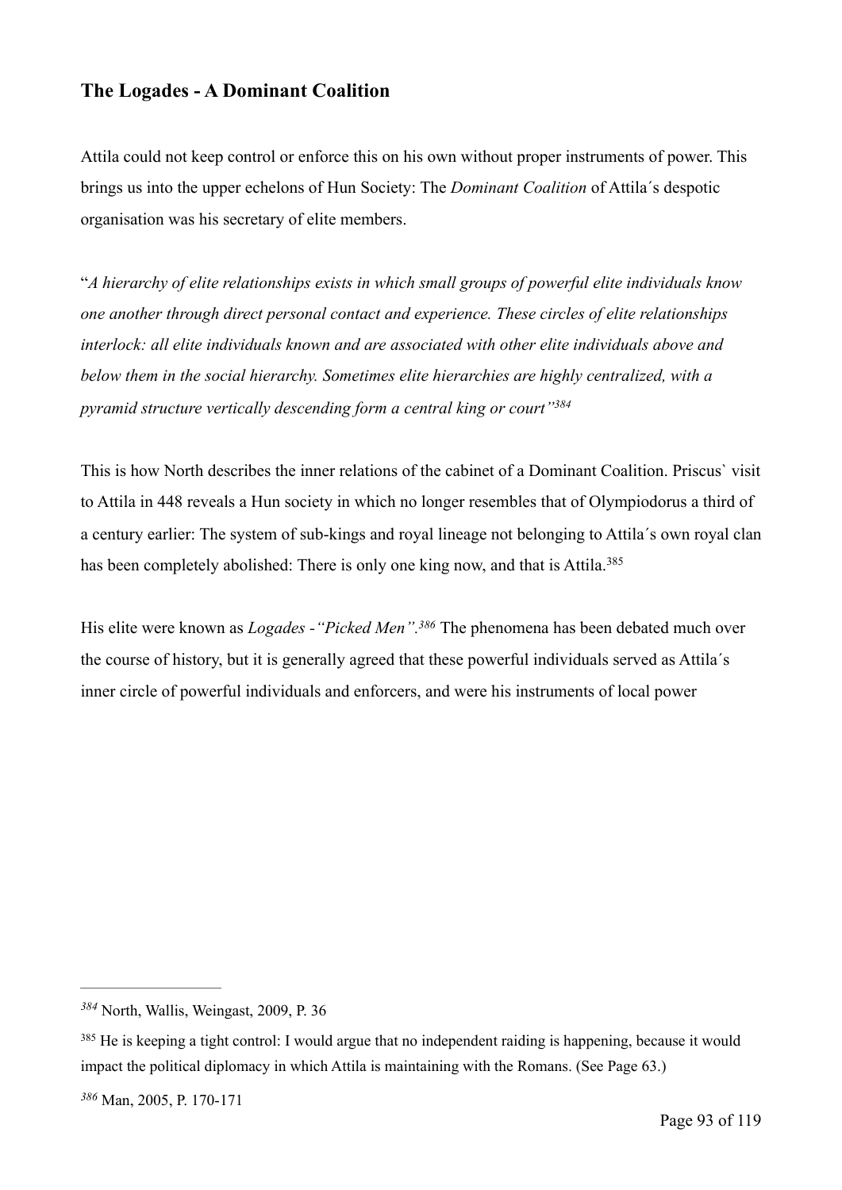## The Logades - A Dominant Coalition

Attila could not keep control or enforce this on his own without proper instruments of power. This brings us into the upper echelons of Hun Society: The *Dominant Coalition* of Attila´s despotic organisation was his secretary of elite members.

"*A hierarchy of elite relationships exists in which small groups of powerful elite individuals know one another through direct personal contact and experience. These circles of elite relationships interlock: all elite individuals known and are associated with other elite individuals above and below them in the social hierarchy. Sometimes elite hierarchies are highly centralized, with a pyramid structure vertically descending form a central king or court"*[384]

This is how North describes the inner relations of the cabinet of a Dominant Coalition. Priscus` visit to Attila in 448 reveals a Hun society in which no longer resembles that of Olympiodorus a third of a century earlier: The system of sub-kings and royal lineage not belonging to Attila´s own royal clan has been completely abolished: There is only one king now, and that is Attila.[385]

His elite were known as *Logades -"Picked Men"*.[386] The phenomena has been debated much over the course of history, but it is generally agreed that these powerful individuals served as Attila´s inner circle of powerful individuals and enforcers, and were his instruments of local power

---

[384] North, Wallis, Weingast, 2009, P. 36

[385] He is keeping a tight control: I would argue that no independent raiding is happening, because it would impact the political diplomacy in which Attila is maintaining with the Romans. (See Page 63.)

[386] Man, 2005, P. 170-171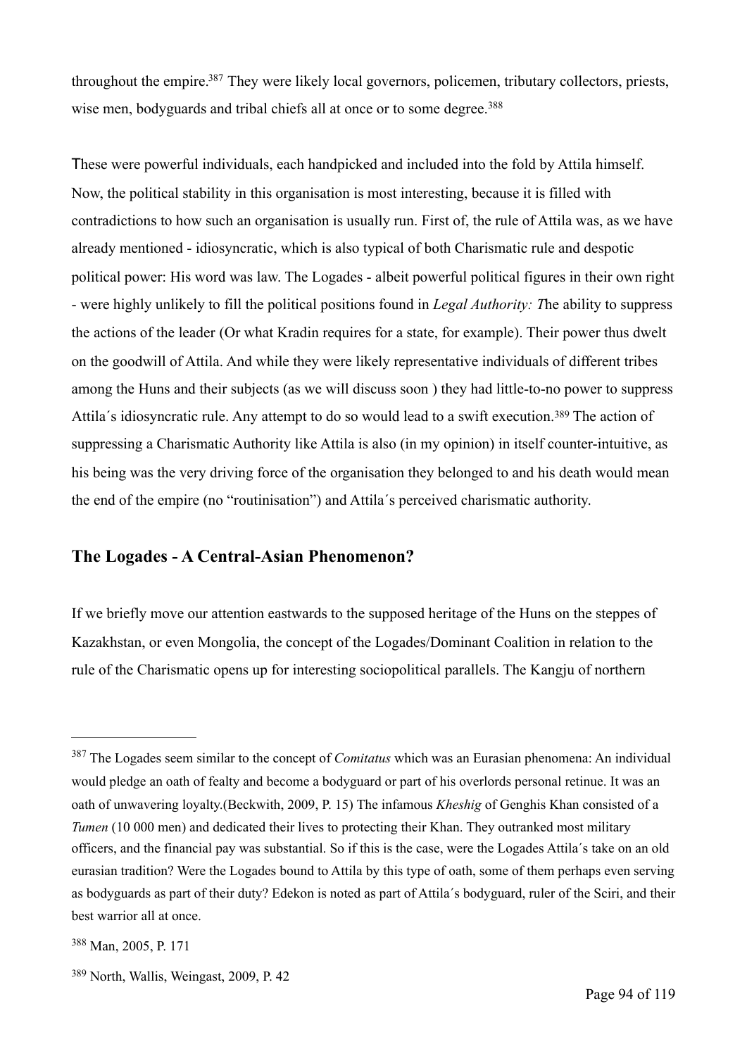throughout the empire.[387] They were likely local governors, policemen, tributary collectors, priests, wise men, bodyguards and tribal chiefs all at once or to some degree.[388]

These were powerful individuals, each handpicked and included into the fold by Attila himself. Now, the political stability in this organisation is most interesting, because it is filled with contradictions to how such an organisation is usually run. First of, the rule of Attila was, as we have already mentioned - idiosyncratic, which is also typical of both Charismatic rule and despotic political power: His word was law. The Logades - albeit powerful political figures in their own right - were highly unlikely to fill the political positions found in *Legal Authority: T*he ability to suppress the actions of the leader (Or what Kradin requires for a state, for example). Their power thus dwelt on the goodwill of Attila. And while they were likely representative individuals of different tribes among the Huns and their subjects (as we will discuss soon ) they had little-to-no power to suppress Attila´s idiosyncratic rule. Any attempt to do so would lead to a swift execution.[389] The action of suppressing a Charismatic Authority like Attila is also (in my opinion) in itself counter-intuitive, as his being was the very driving force of the organisation they belonged to and his death would mean the end of the empire (no "routinisation") and Attila´s perceived charismatic authority.

## The Logades - A Central-Asian Phenomenon?

If we briefly move our attention eastwards to the supposed heritage of the Huns on the steppes of Kazakhstan, or even Mongolia, the concept of the Logades/Dominant Coalition in relation to the rule of the Charismatic opens up for interesting sociopolitical parallels. The Kangju of northern

---

[387] The Logades seem similar to the concept of *Comitatus* which was an Eurasian phenomena: An individual would pledge an oath of fealty and become a bodyguard or part of his overlords personal retinue. It was an oath of unwavering loyalty.(Beckwith, 2009, P. 15) The infamous *Kheshig* of Genghis Khan consisted of a *Tumen* (10 000 men) and dedicated their lives to protecting their Khan. They outranked most military officers, and the financial pay was substantial. So if this is the case, were the Logades Attila´s take on an old eurasian tradition? Were the Logades bound to Attila by this type of oath, some of them perhaps even serving as bodyguards as part of their duty? Edekon is noted as part of Attila´s bodyguard, ruler of the Sciri, and their best warrior all at once.

[388] Man, 2005, P. 171

[389] North, Wallis, Weingast, 2009, P. 42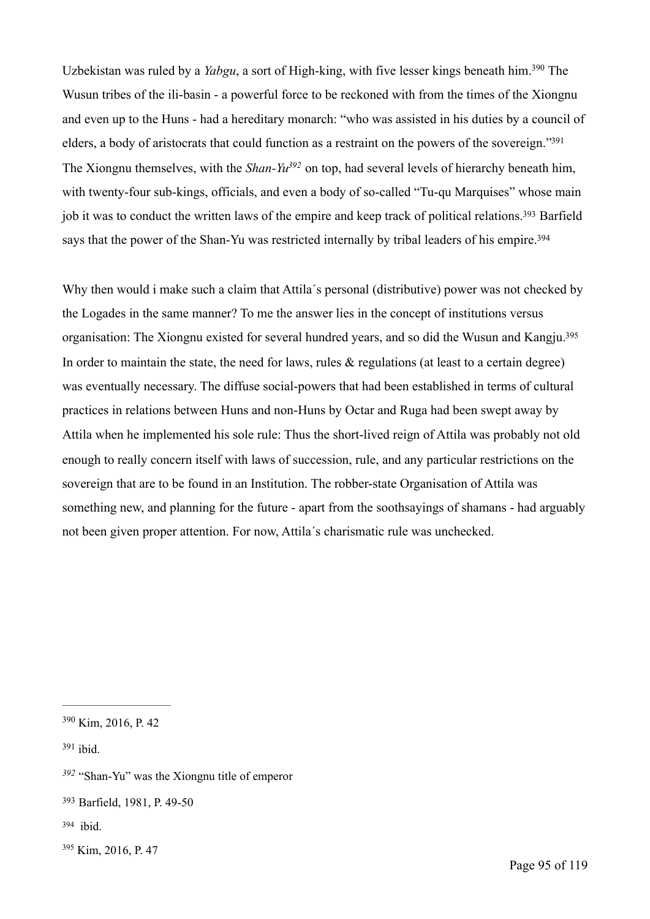Uzbekistan was ruled by a *Yabgu*, a sort of High-king, with five lesser kings beneath him.[390] The Wusun tribes of the ili-basin - a powerful force to be reckoned with from the times of the Xiongnu and even up to the Huns - had a hereditary monarch: "who was assisted in his duties by a council of elders, a body of aristocrats that could function as a restraint on the powers of the sovereign."[391] The Xiongnu themselves, with the *Shan-Yu*[392] on top, had several levels of hierarchy beneath him, with twenty-four sub-kings, officials, and even a body of so-called "Tu-qu Marquises" whose main job it was to conduct the written laws of the empire and keep track of political relations.[393] Barfield says that the power of the Shan-Yu was restricted internally by tribal leaders of his empire.[394]

Why then would i make such a claim that Attila´s personal (distributive) power was not checked by the Logades in the same manner? To me the answer lies in the concept of institutions versus organisation: The Xiongnu existed for several hundred years, and so did the Wusun and Kangju.[395] In order to maintain the state, the need for laws, rules & regulations (at least to a certain degree) was eventually necessary. The diffuse social-powers that had been established in terms of cultural practices in relations between Huns and non-Huns by Octar and Ruga had been swept away by Attila when he implemented his sole rule: Thus the short-lived reign of Attila was probably not old enough to really concern itself with laws of succession, rule, and any particular restrictions on the sovereign that are to be found in an Institution. The robber-state Organisation of Attila was something new, and planning for the future - apart from the soothsayings of shamans - had arguably not been given proper attention. For now, Attila´s charismatic rule was unchecked.

---

[390] Kim, 2016, P. 42

[391] ibid.

[392] "Shan-Yu" was the Xiongnu title of emperor

[393] Barfield, 1981, P. 49-50

[394] ibid.

[395] Kim, 2016, P. 47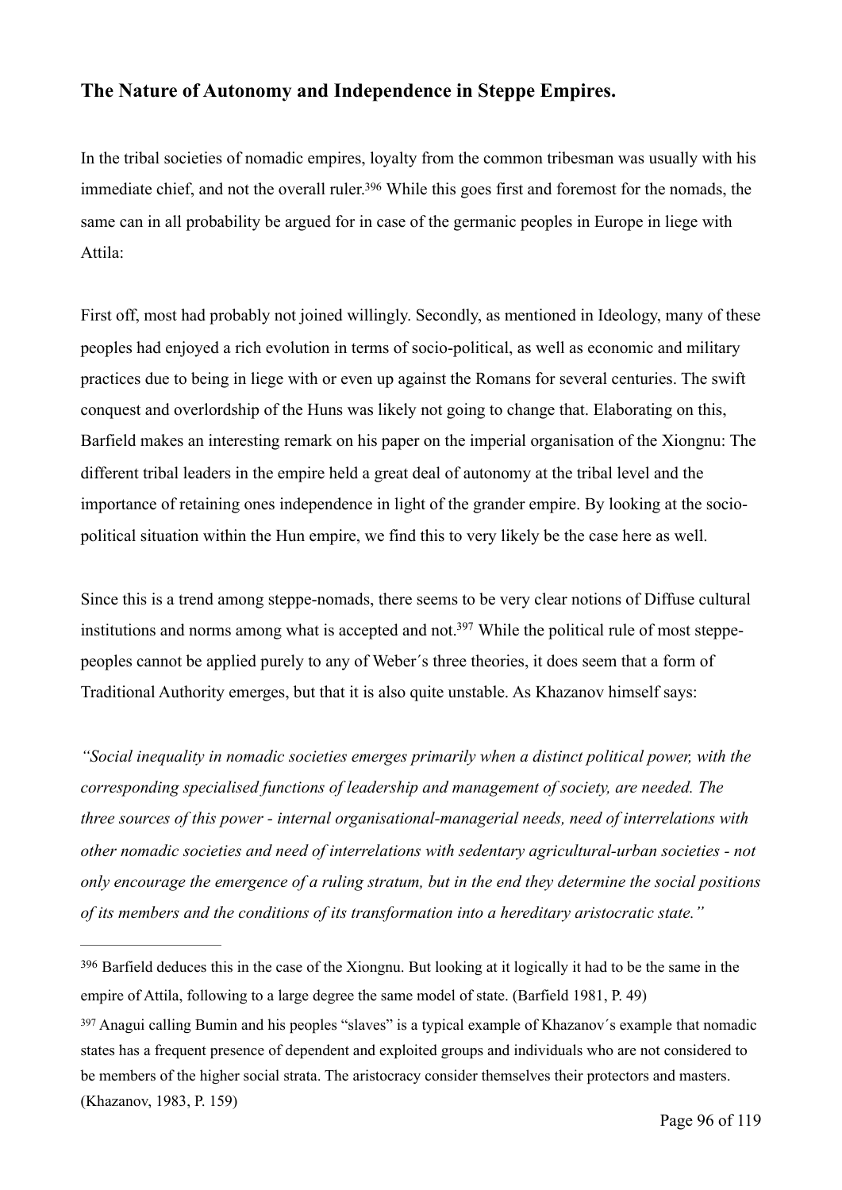## The Nature of Autonomy and Independence in Steppe Empires.

In the tribal societies of nomadic empires, loyalty from the common tribesman was usually with his immediate chief, and not the overall ruler.[396] While this goes first and foremost for the nomads, the same can in all probability be argued for in case of the germanic peoples in Europe in liege with Attila:

First off, most had probably not joined willingly. Secondly, as mentioned in Ideology, many of these peoples had enjoyed a rich evolution in terms of socio-political, as well as economic and military practices due to being in liege with or even up against the Romans for several centuries. The swift conquest and overlordship of the Huns was likely not going to change that. Elaborating on this, Barfield makes an interesting remark on his paper on the imperial organisation of the Xiongnu: The different tribal leaders in the empire held a great deal of autonomy at the tribal level and the importance of retaining ones independence in light of the grander empire. By looking at the socio-political situation within the Hun empire, we find this to very likely be the case here as well.

Since this is a trend among steppe-nomads, there seems to be very clear notions of Diffuse cultural institutions and norms among what is accepted and not.[397] While the political rule of most steppe-peoples cannot be applied purely to any of Weber´s three theories, it does seem that a form of Traditional Authority emerges, but that it is also quite unstable. As Khazanov himself says:

*"Social inequality in nomadic societies emerges primarily when a distinct political power, with the corresponding specialised functions of leadership and management of society, are needed. The three sources of this power - internal organisational-managerial needs, need of interrelations with other nomadic societies and need of interrelations with sedentary agricultural-urban societies - not only encourage the emergence of a ruling stratum, but in the end they determine the social positions of its members and the conditions of its transformation into a hereditary aristocratic state."*

---

[396] Barfield deduces this in the case of the Xiongnu. But looking at it logically it had to be the same in the empire of Attila, following to a large degree the same model of state. (Barfield 1981, P. 49)

[397] Anagui calling Bumin and his peoples "slaves" is a typical example of Khazanov´s example that nomadic states has a frequent presence of dependent and exploited groups and individuals who are not considered to be members of the higher social strata. The aristocracy consider themselves their protectors and masters. (Khazanov, 1983, P. 159)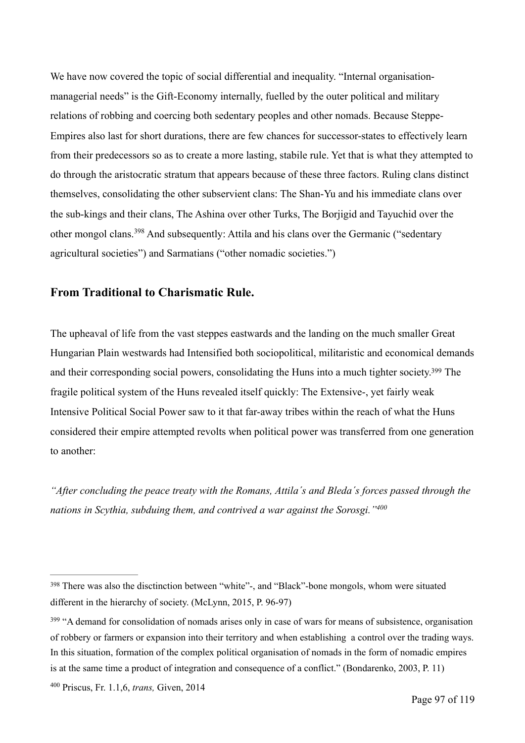We have now covered the topic of social differential and inequality. "Internal organisation-managerial needs" is the Gift-Economy internally, fuelled by the outer political and military relations of robbing and coercing both sedentary peoples and other nomads. Because Steppe-Empires also last for short durations, there are few chances for successor-states to effectively learn from their predecessors so as to create a more lasting, stabile rule. Yet that is what they attempted to do through the aristocratic stratum that appears because of these three factors. Ruling clans distinct themselves, consolidating the other subservient clans: The Shan-Yu and his immediate clans over the sub-kings and their clans, The Ashina over other Turks, The Borjigid and Tayuchid over the other mongol clans.[398] And subsequently: Attila and his clans over the Germanic ("sedentary agricultural societies") and Sarmatians ("other nomadic societies.")

## From Traditional to Charismatic Rule.

The upheaval of life from the vast steppes eastwards and the landing on the much smaller Great Hungarian Plain westwards had Intensified both sociopolitical, militaristic and economical demands and their corresponding social powers, consolidating the Huns into a much tighter society.[399] The fragile political system of the Huns revealed itself quickly: The Extensive-, yet fairly weak Intensive Political Social Power saw to it that far-away tribes within the reach of what the Huns considered their empire attempted revolts when political power was transferred from one generation to another:

*"After concluding the peace treaty with the Romans, Attila´s and Bleda´s forces passed through the nations in Scythia, subduing them, and contrived a war against the Sorosgi."[400]*

---

[398] There was also the disctinction between "white"-, and "Black"-bone mongols, whom were situated different in the hierarchy of society. (McLynn, 2015, P. 96-97)

[399] "A demand for consolidation of nomads arises only in case of wars for means of subsistence, organisation of robbery or farmers or expansion into their territory and when establishing a control over the trading ways. In this situation, formation of the complex political organisation of nomads in the form of nomadic empires is at the same time a product of integration and consequence of a conflict." (Bondarenko, 2003, P. 11)

[400] Priscus, Fr. 1.1,6, *trans,* Given, 2014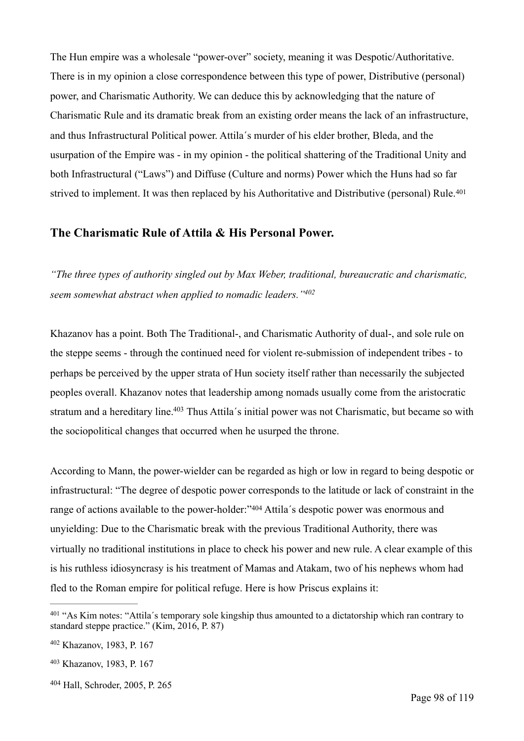The Hun empire was a wholesale "power-over" society, meaning it was Despotic/Authoritative. There is in my opinion a close correspondence between this type of power, Distributive (personal) power, and Charismatic Authority. We can deduce this by acknowledging that the nature of Charismatic Rule and its dramatic break from an existing order means the lack of an infrastructure, and thus Infrastructural Political power. Attila´s murder of his elder brother, Bleda, and the usurpation of the Empire was - in my opinion - the political shattering of the Traditional Unity and both Infrastructural ("Laws") and Diffuse (Culture and norms) Power which the Huns had so far strived to implement. It was then replaced by his Authoritative and Distributive (personal) Rule.[401]

## The Charismatic Rule of Attila & His Personal Power.

*"The three types of authority singled out by Max Weber, traditional, bureaucratic and charismatic, seem somewhat abstract when applied to nomadic leaders."[402]*

Khazanov has a point. Both The Traditional-, and Charismatic Authority of dual-, and sole rule on the steppe seems - through the continued need for violent re-submission of independent tribes - to perhaps be perceived by the upper strata of Hun society itself rather than necessarily the subjected peoples overall. Khazanov notes that leadership among nomads usually come from the aristocratic stratum and a hereditary line.[403] Thus Attila´s initial power was not Charismatic, but became so with the sociopolitical changes that occurred when he usurped the throne.

According to Mann, the power-wielder can be regarded as high or low in regard to being despotic or infrastructural: "The degree of despotic power corresponds to the latitude or lack of constraint in the range of actions available to the power-holder:"[404] Attila´s despotic power was enormous and unyielding: Due to the Charismatic break with the previous Traditional Authority, there was virtually no traditional institutions in place to check his power and new rule. A clear example of this is his ruthless idiosyncrasy is his treatment of Mamas and Atakam, two of his nephews whom had fled to the Roman empire for political refuge. Here is how Priscus explains it:

---

[401] "As Kim notes: "Attila´s temporary sole kingship thus amounted to a dictatorship which ran contrary to standard steppe practice." (Kim, 2016, P. 87)

[402] Khazanov, 1983, P. 167

[403] Khazanov, 1983, P. 167

[404] Hall, Schroder, 2005, P. 265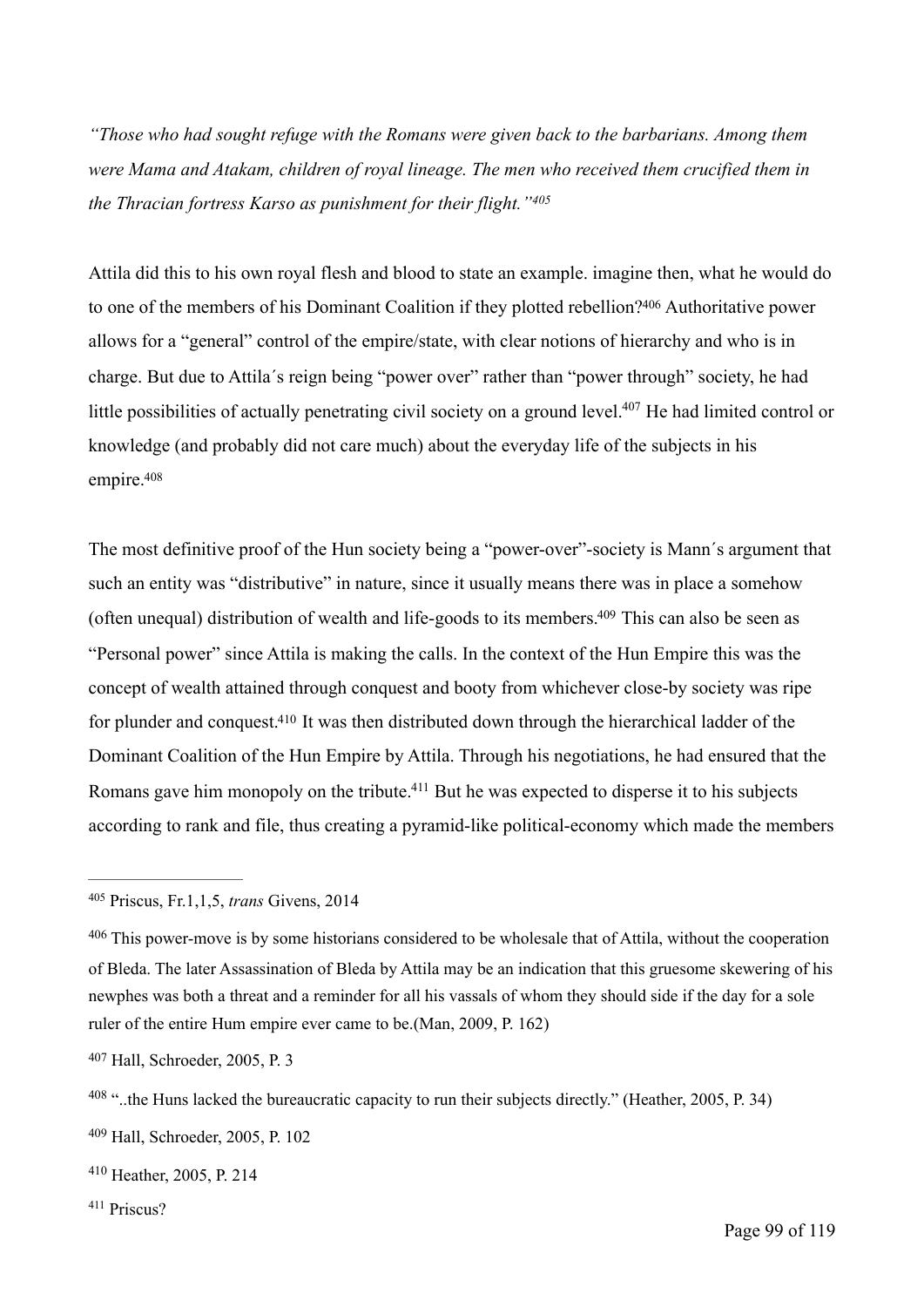*"Those who had sought refuge with the Romans were given back to the barbarians. Among them were Mama and Atakam, children of royal lineage. The men who received them crucified them in the Thracian fortress Karso as punishment for their flight."*[405]

Attila did this to his own royal flesh and blood to state an example. imagine then, what he would do to one of the members of his Dominant Coalition if they plotted rebellion?[406] Authoritative power allows for a "general" control of the empire/state, with clear notions of hierarchy and who is in charge. But due to Attila´s reign being "power over" rather than "power through" society, he had little possibilities of actually penetrating civil society on a ground level.[407] He had limited control or knowledge (and probably did not care much) about the everyday life of the subjects in his empire.[408]

The most definitive proof of the Hun society being a "power-over"-society is Mann´s argument that such an entity was "distributive" in nature, since it usually means there was in place a somehow (often unequal) distribution of wealth and life-goods to its members.[409] This can also be seen as "Personal power" since Attila is making the calls. In the context of the Hun Empire this was the concept of wealth attained through conquest and booty from whichever close-by society was ripe for plunder and conquest.[410] It was then distributed down through the hierarchical ladder of the Dominant Coalition of the Hun Empire by Attila. Through his negotiations, he had ensured that the Romans gave him monopoly on the tribute.[411] But he was expected to disperse it to his subjects according to rank and file, thus creating a pyramid-like political-economy which made the members

---

[405] Priscus, Fr.1,1,5, *trans* Givens, 2014

[406] This power-move is by some historians considered to be wholesale that of Attila, without the cooperation of Bleda. The later Assassination of Bleda by Attila may be an indication that this gruesome skewering of his newphes was both a threat and a reminder for all his vassals of whom they should side if the day for a sole ruler of the entire Hum empire ever came to be.(Man, 2009, P. 162)

[407] Hall, Schroeder, 2005, P. 3

[408] "..the Huns lacked the bureaucratic capacity to run their subjects directly." (Heather, 2005, P. 34)

[409] Hall, Schroeder, 2005, P. 102

[410] Heather, 2005, P. 214

[411] Priscus?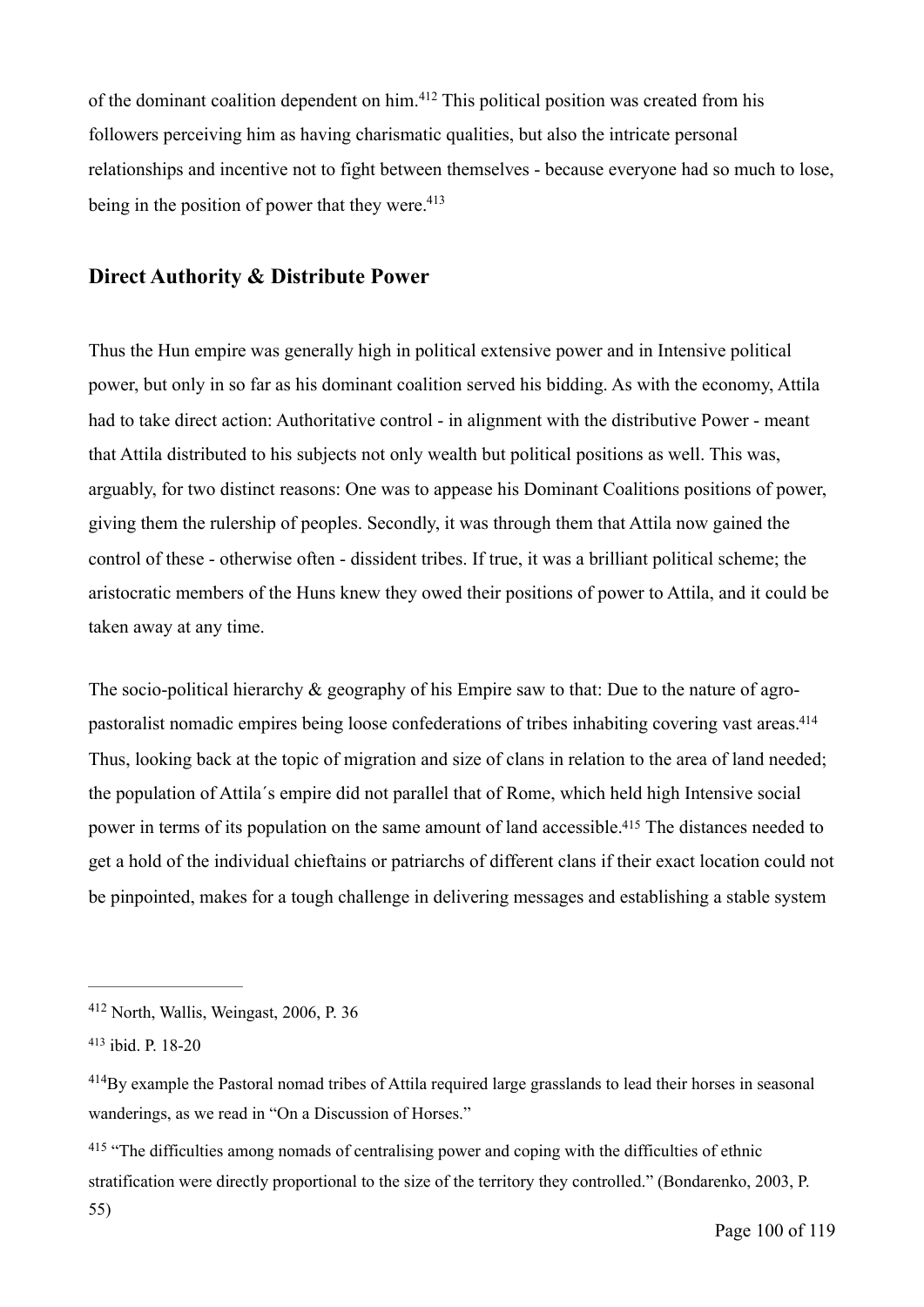of the dominant coalition dependent on him.[412] This political position was created from his followers perceiving him as having charismatic qualities, but also the intricate personal relationships and incentive not to fight between themselves - because everyone had so much to lose, being in the position of power that they were.[413]

## Direct Authority & Distribute Power

Thus the Hun empire was generally high in political extensive power and in Intensive political power, but only in so far as his dominant coalition served his bidding. As with the economy, Attila had to take direct action: Authoritative control - in alignment with the distributive Power - meant that Attila distributed to his subjects not only wealth but political positions as well. This was, arguably, for two distinct reasons: One was to appease his Dominant Coalitions positions of power, giving them the rulership of peoples. Secondly, it was through them that Attila now gained the control of these - otherwise often - dissident tribes. If true, it was a brilliant political scheme; the aristocratic members of the Huns knew they owed their positions of power to Attila, and it could be taken away at any time.

The socio-political hierarchy & geography of his Empire saw to that: Due to the nature of agro-pastoralist nomadic empires being loose confederations of tribes inhabiting covering vast areas.[414] Thus, looking back at the topic of migration and size of clans in relation to the area of land needed; the population of Attila´s empire did not parallel that of Rome, which held high Intensive social power in terms of its population on the same amount of land accessible.[415] The distances needed to get a hold of the individual chieftains or patriarchs of different clans if their exact location could not be pinpointed, makes for a tough challenge in delivering messages and establishing a stable system

---

[412] North, Wallis, Weingast, 2006, P. 36

[413] ibid. P. 18-20

[414] By example the Pastoral nomad tribes of Attila required large grasslands to lead their horses in seasonal wanderings, as we read in "On a Discussion of Horses."

[415] "The difficulties among nomads of centralising power and coping with the difficulties of ethnic stratification were directly proportional to the size of the territory they controlled." (Bondarenko, 2003, P. 55)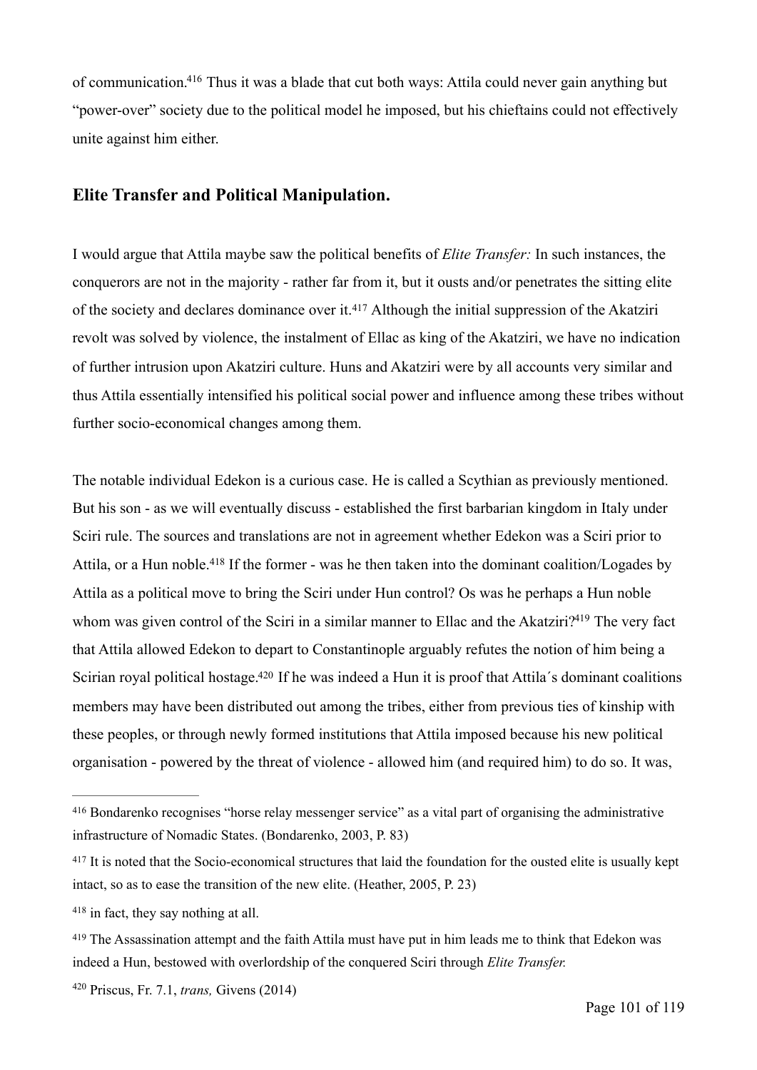of communication.[416] Thus it was a blade that cut both ways: Attila could never gain anything but "power-over" society due to the political model he imposed, but his chieftains could not effectively unite against him either.

## Elite Transfer and Political Manipulation.

I would argue that Attila maybe saw the political benefits of *Elite Transfer:* In such instances, the conquerors are not in the majority - rather far from it, but it ousts and/or penetrates the sitting elite of the society and declares dominance over it.[417] Although the initial suppression of the Akatziri revolt was solved by violence, the instalment of Ellac as king of the Akatziri, we have no indication of further intrusion upon Akatziri culture. Huns and Akatziri were by all accounts very similar and thus Attila essentially intensified his political social power and influence among these tribes without further socio-economical changes among them.

The notable individual Edekon is a curious case. He is called a Scythian as previously mentioned. But his son - as we will eventually discuss - established the first barbarian kingdom in Italy under Sciri rule. The sources and translations are not in agreement whether Edekon was a Sciri prior to Attila, or a Hun noble.[418] If the former - was he then taken into the dominant coalition/Logades by Attila as a political move to bring the Sciri under Hun control? Os was he perhaps a Hun noble whom was given control of the Sciri in a similar manner to Ellac and the Akatziri?[419] The very fact that Attila allowed Edekon to depart to Constantinople arguably refutes the notion of him being a Scirian royal political hostage.[420] If he was indeed a Hun it is proof that Attila´s dominant coalitions members may have been distributed out among the tribes, either from previous ties of kinship with these peoples, or through newly formed institutions that Attila imposed because his new political organisation - powered by the threat of violence - allowed him (and required him) to do so. It was,

---

[416] Bondarenko recognises "horse relay messenger service" as a vital part of organising the administrative infrastructure of Nomadic States. (Bondarenko, 2003, P. 83)

[417] It is noted that the Socio-economical structures that laid the foundation for the ousted elite is usually kept intact, so as to ease the transition of the new elite. (Heather, 2005, P. 23)

[418] in fact, they say nothing at all.

[419] The Assassination attempt and the faith Attila must have put in him leads me to think that Edekon was indeed a Hun, bestowed with overlordship of the conquered Sciri through *Elite Transfer.*

[420] Priscus, Fr. 7.1, *trans,* Givens (2014)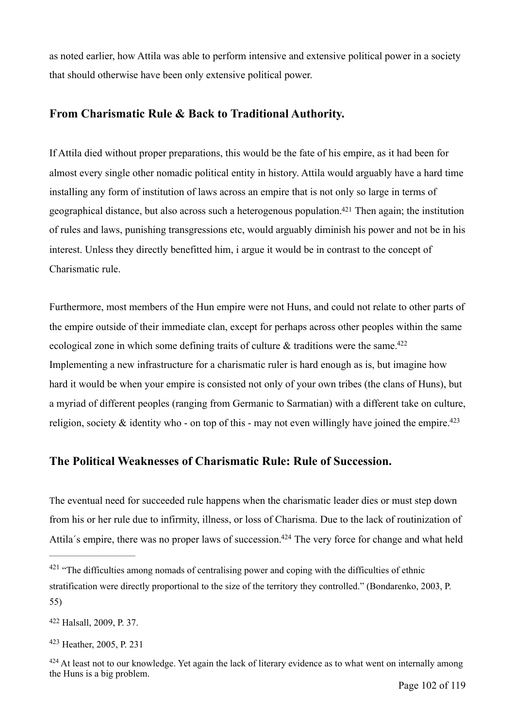as noted earlier, how Attila was able to perform intensive and extensive political power in a society that should otherwise have been only extensive political power.

## From Charismatic Rule & Back to Traditional Authority.

If Attila died without proper preparations, this would be the fate of his empire, as it had been for almost every single other nomadic political entity in history. Attila would arguably have a hard time installing any form of institution of laws across an empire that is not only so large in terms of geographical distance, but also across such a heterogenous population.[421] Then again; the institution of rules and laws, punishing transgressions etc, would arguably diminish his power and not be in his interest. Unless they directly benefitted him, i argue it would be in contrast to the concept of Charismatic rule.

Furthermore, most members of the Hun empire were not Huns, and could not relate to other parts of the empire outside of their immediate clan, except for perhaps across other peoples within the same ecological zone in which some defining traits of culture & traditions were the same.[422] Implementing a new infrastructure for a charismatic ruler is hard enough as is, but imagine how hard it would be when your empire is consisted not only of your own tribes (the clans of Huns), but a myriad of different peoples (ranging from Germanic to Sarmatian) with a different take on culture, religion, society & identity who - on top of this - may not even willingly have joined the empire.[423]

## The Political Weaknesses of Charismatic Rule: Rule of Succession.

The eventual need for succeeded rule happens when the charismatic leader dies or must step down from his or her rule due to infirmity, illness, or loss of Charisma. Due to the lack of routinization of Attila´s empire, there was no proper laws of succession.[424] The very force for change and what held

---

[421] "The difficulties among nomads of centralising power and coping with the difficulties of ethnic stratification were directly proportional to the size of the territory they controlled." (Bondarenko, 2003, P. 55)

[422] Halsall, 2009, P. 37.

[423] Heather, 2005, P. 231

[424] At least not to our knowledge. Yet again the lack of literary evidence as to what went on internally among the Huns is a big problem.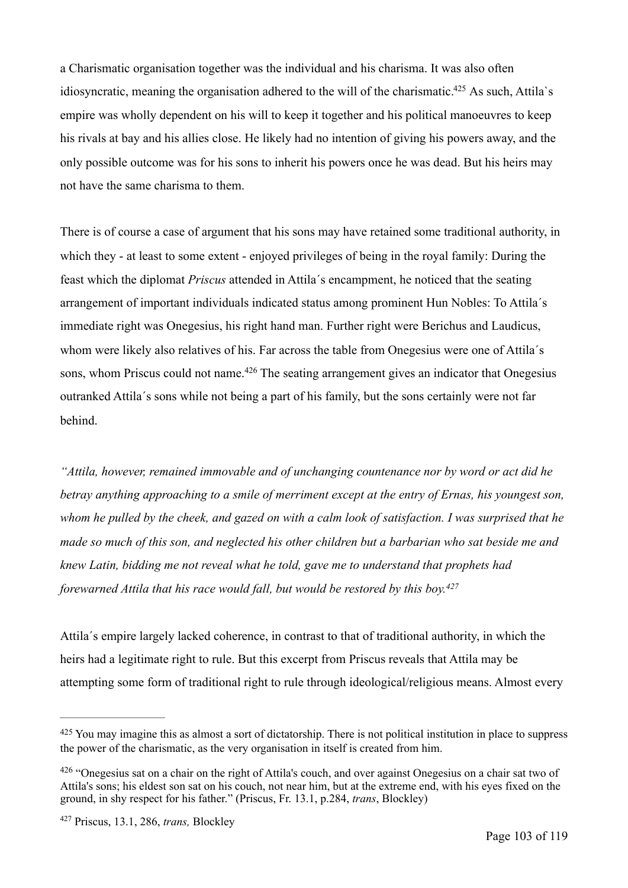a Charismatic organisation together was the individual and his charisma. It was also often idiosyncratic, meaning the organisation adhered to the will of the charismatic.[425] As such, Attila`s empire was wholly dependent on his will to keep it together and his political manoeuvres to keep his rivals at bay and his allies close. He likely had no intention of giving his powers away, and the only possible outcome was for his sons to inherit his powers once he was dead. But his heirs may not have the same charisma to them.

There is of course a case of argument that his sons may have retained some traditional authority, in which they - at least to some extent - enjoyed privileges of being in the royal family: During the feast which the diplomat *Priscus* attended in Attila´s encampment, he noticed that the seating arrangement of important individuals indicated status among prominent Hun Nobles: To Attila´s immediate right was Onegesius, his right hand man. Further right were Berichus and Laudicus, whom were likely also relatives of his. Far across the table from Onegesius were one of Attila´s sons, whom Priscus could not name.[426] The seating arrangement gives an indicator that Onegesius outranked Attila´s sons while not being a part of his family, but the sons certainly were not far behind.

*"Attila, however, remained immovable and of unchanging countenance nor by word or act did he betray anything approaching to a smile of merriment except at the entry of Ernas, his youngest son, whom he pulled by the cheek, and gazed on with a calm look of satisfaction. I was surprised that he made so much of this son, and neglected his other children but a barbarian who sat beside me and knew Latin, bidding me not reveal what he told, gave me to understand that prophets had forewarned Attila that his race would fall, but would be restored by this boy.[427]*

Attila´s empire largely lacked coherence, in contrast to that of traditional authority, in which the heirs had a legitimate right to rule. But this excerpt from Priscus reveals that Attila may be attempting some form of traditional right to rule through ideological/religious means. Almost every

---

[425] You may imagine this as almost a sort of dictatorship. There is not political institution in place to suppress the power of the charismatic, as the very organisation in itself is created from him.

[426] "Onegesius sat on a chair on the right of Attila's couch, and over against Onegesius on a chair sat two of Attila's sons; his eldest son sat on his couch, not near him, but at the extreme end, with his eyes fixed on the ground, in shy respect for his father." (Priscus, Fr. 13.1, p.284, *trans*, Blockley)

[427] Priscus, 13.1, 286, *trans,* Blockley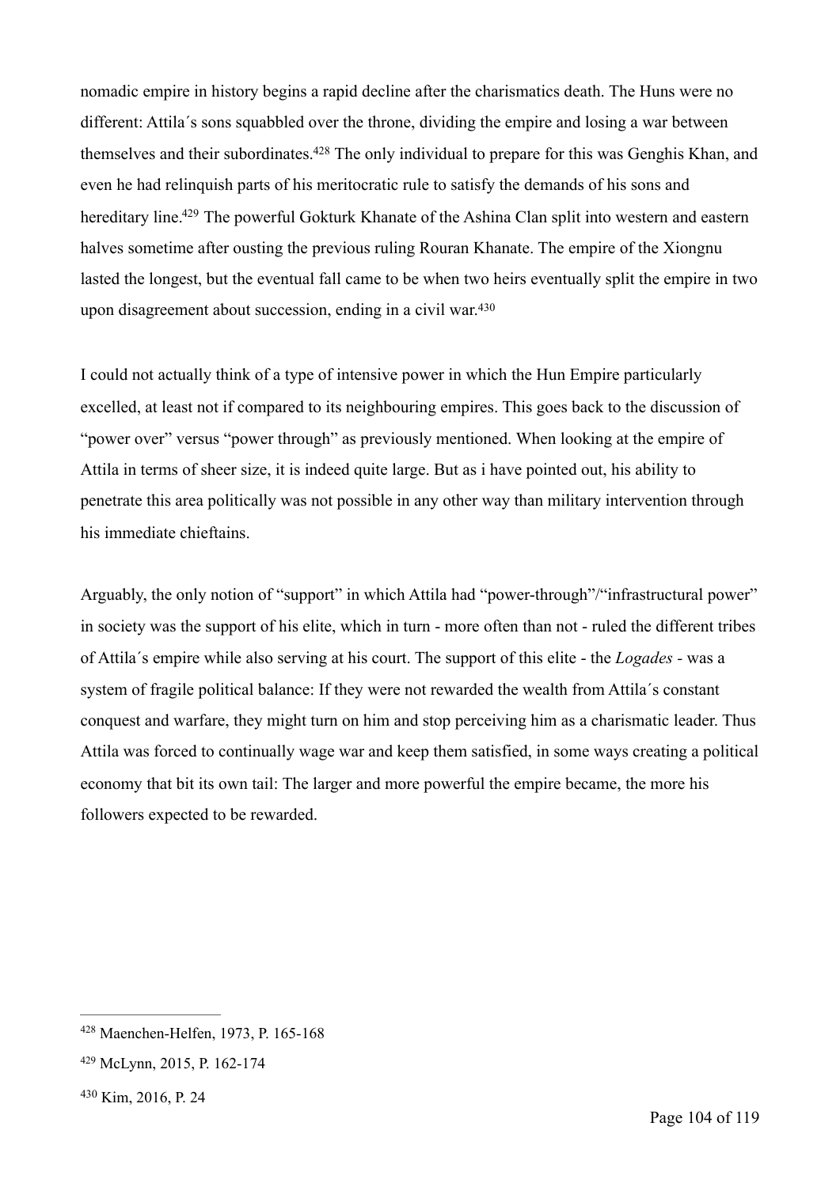nomadic empire in history begins a rapid decline after the charismatics death. The Huns were no different: Attila´s sons squabbled over the throne, dividing the empire and losing a war between themselves and their subordinates.[428] The only individual to prepare for this was Genghis Khan, and even he had relinquish parts of his meritocratic rule to satisfy the demands of his sons and hereditary line.[429] The powerful Gokturk Khanate of the Ashina Clan split into western and eastern halves sometime after ousting the previous ruling Rouran Khanate. The empire of the Xiongnu lasted the longest, but the eventual fall came to be when two heirs eventually split the empire in two upon disagreement about succession, ending in a civil war.[430]

I could not actually think of a type of intensive power in which the Hun Empire particularly excelled, at least not if compared to its neighbouring empires. This goes back to the discussion of "power over" versus "power through" as previously mentioned. When looking at the empire of Attila in terms of sheer size, it is indeed quite large. But as i have pointed out, his ability to penetrate this area politically was not possible in any other way than military intervention through his immediate chieftains.

Arguably, the only notion of "support" in which Attila had "power-through"/"infrastructural power" in society was the support of his elite, which in turn - more often than not - ruled the different tribes of Attila´s empire while also serving at his court. The support of this elite - the *Logades* - was a system of fragile political balance: If they were not rewarded the wealth from Attila´s constant conquest and warfare, they might turn on him and stop perceiving him as a charismatic leader. Thus Attila was forced to continually wage war and keep them satisfied, in some ways creating a political economy that bit its own tail: The larger and more powerful the empire became, the more his followers expected to be rewarded.

---

[428] Maenchen-Helfen, 1973, P. 165-168

[429] McLynn, 2015, P. 162-174

[430] Kim, 2016, P. 24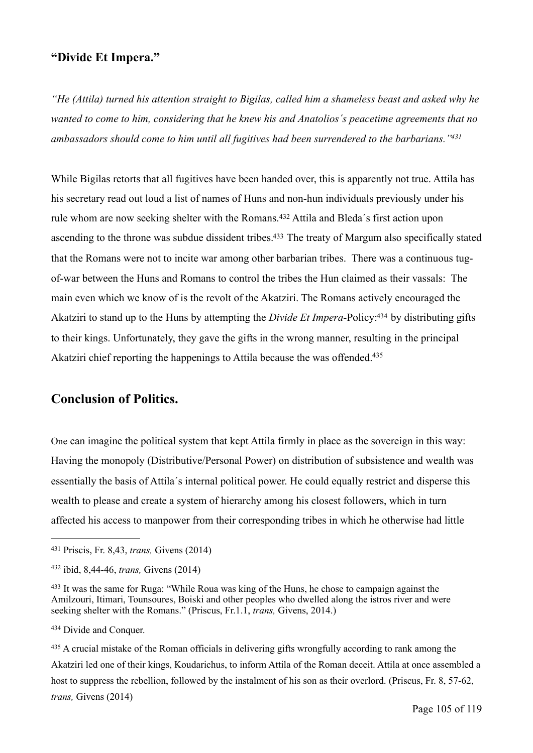## "Divide Et Impera."

*"He (Attila) turned his attention straight to Bigilas, called him a shameless beast and asked why he wanted to come to him, considering that he knew his and Anatolios´s peacetime agreements that no ambassadors should come to him until all fugitives had been surrendered to the barbarians."*[431]

While Bigilas retorts that all fugitives have been handed over, this is apparently not true. Attila has his secretary read out loud a list of names of Huns and non-hun individuals previously under his rule whom are now seeking shelter with the Romans.[432] Attila and Bleda´s first action upon ascending to the throne was subdue dissident tribes.[433] The treaty of Margum also specifically stated that the Romans were not to incite war among other barbarian tribes. There was a continuous tug-of-war between the Huns and Romans to control the tribes the Hun claimed as their vassals: The main even which we know of is the revolt of the Akatziri. The Romans actively encouraged the Akatziri to stand up to the Huns by attempting the *Divide Et Impera*-Policy:[434] by distributing gifts to their kings. Unfortunately, they gave the gifts in the wrong manner, resulting in the principal Akatziri chief reporting the happenings to Attila because the was offended.[435]

## Conclusion of Politics.

One can imagine the political system that kept Attila firmly in place as the sovereign in this way: Having the monopoly (Distributive/Personal Power) on distribution of subsistence and wealth was essentially the basis of Attila´s internal political power. He could equally restrict and disperse this wealth to please and create a system of hierarchy among his closest followers, which in turn affected his access to manpower from their corresponding tribes in which he otherwise had little

---

[431] Priscis, Fr. 8,43, *trans,* Givens (2014)

[432] ibid, 8,44-46, *trans,* Givens (2014)

[433] It was the same for Ruga: "While Roua was king of the Huns, he chose to campaign against the Amilzouri, Itimari, Tounsoures, Boiski and other peoples who dwelled along the istros river and were seeking shelter with the Romans." (Priscus, Fr.1.1, *trans,* Givens, 2014.)

[434] Divide and Conquer.

[435] A crucial mistake of the Roman officials in delivering gifts wrongfully according to rank among the Akatziri led one of their kings, Koudarichus, to inform Attila of the Roman deceit. Attila at once assembled a host to suppress the rebellion, followed by the instalment of his son as their overlord. (Priscus, Fr. 8, 57-62, *trans,* Givens (2014)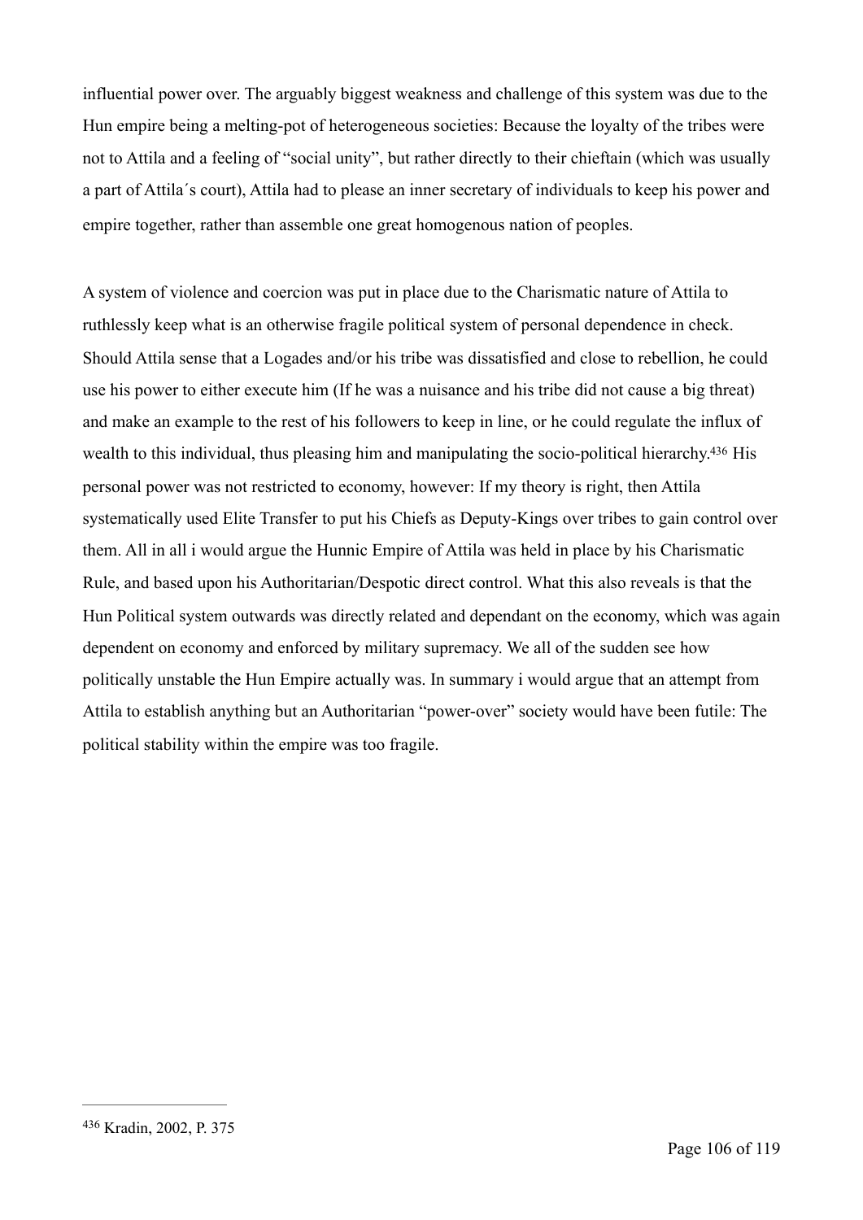influential power over. The arguably biggest weakness and challenge of this system was due to the Hun empire being a melting-pot of heterogeneous societies: Because the loyalty of the tribes were not to Attila and a feeling of "social unity", but rather directly to their chieftain (which was usually a part of Attila´s court), Attila had to please an inner secretary of individuals to keep his power and empire together, rather than assemble one great homogenous nation of peoples.

A system of violence and coercion was put in place due to the Charismatic nature of Attila to ruthlessly keep what is an otherwise fragile political system of personal dependence in check. Should Attila sense that a Logades and/or his tribe was dissatisfied and close to rebellion, he could use his power to either execute him (If he was a nuisance and his tribe did not cause a big threat) and make an example to the rest of his followers to keep in line, or he could regulate the influx of wealth to this individual, thus pleasing him and manipulating the socio-political hierarchy.[436] His personal power was not restricted to economy, however: If my theory is right, then Attila systematically used Elite Transfer to put his Chiefs as Deputy-Kings over tribes to gain control over them. All in all i would argue the Hunnic Empire of Attila was held in place by his Charismatic Rule, and based upon his Authoritarian/Despotic direct control. What this also reveals is that the Hun Political system outwards was directly related and dependant on the economy, which was again dependent on economy and enforced by military supremacy. We all of the sudden see how politically unstable the Hun Empire actually was. In summary i would argue that an attempt from Attila to establish anything but an Authoritarian "power-over" society would have been futile: The political stability within the empire was too fragile.

[436] Kradin, 2002, P. 375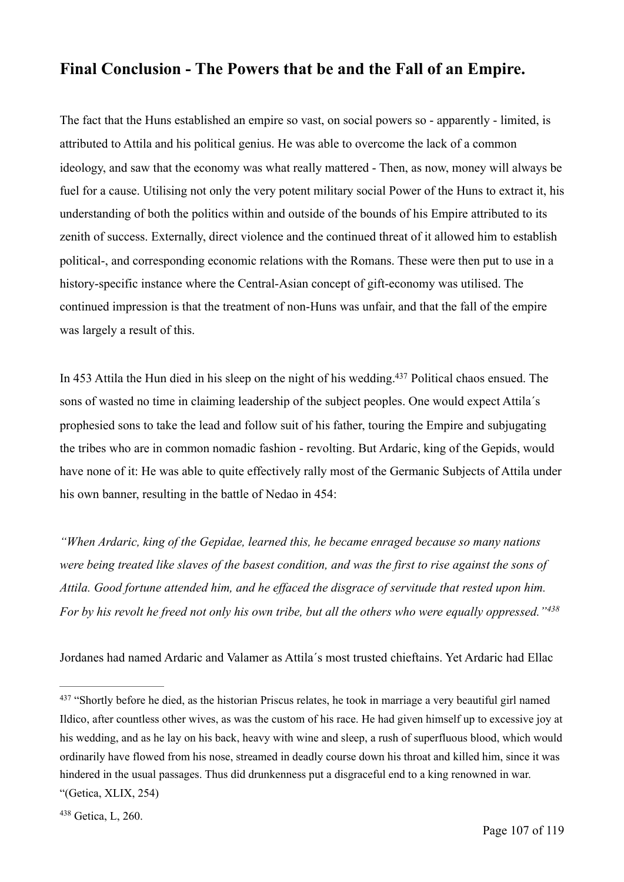## Final Conclusion - The Powers that be and the Fall of an Empire.

The fact that the Huns established an empire so vast, on social powers so - apparently - limited, is attributed to Attila and his political genius. He was able to overcome the lack of a common ideology, and saw that the economy was what really mattered - Then, as now, money will always be fuel for a cause. Utilising not only the very potent military social Power of the Huns to extract it, his understanding of both the politics within and outside of the bounds of his Empire attributed to its zenith of success. Externally, direct violence and the continued threat of it allowed him to establish political-, and corresponding economic relations with the Romans. These were then put to use in a history-specific instance where the Central-Asian concept of gift-economy was utilised. The continued impression is that the treatment of non-Huns was unfair, and that the fall of the empire was largely a result of this.

In 453 Attila the Hun died in his sleep on the night of his wedding.[437] Political chaos ensued. The sons of wasted no time in claiming leadership of the subject peoples. One would expect Attila´s prophesied sons to take the lead and follow suit of his father, touring the Empire and subjugating the tribes who are in common nomadic fashion - revolting. But Ardaric, king of the Gepids, would have none of it: He was able to quite effectively rally most of the Germanic Subjects of Attila under his own banner, resulting in the battle of Nedao in 454:

*"When Ardaric, king of the Gepidae, learned this, he became enraged because so many nations were being treated like slaves of the basest condition, and was the first to rise against the sons of Attila. Good fortune attended him, and he effaced the disgrace of servitude that rested upon him. For by his revolt he freed not only his own tribe, but all the others who were equally oppressed."*[438]

Jordanes had named Ardaric and Valamer as Attila´s most trusted chieftains. Yet Ardaric had Ellac

---

[437] "Shortly before he died, as the historian Priscus relates, he took in marriage a very beautiful girl named Ildico, after countless other wives, as was the custom of his race. He had given himself up to excessive joy at his wedding, and as he lay on his back, heavy with wine and sleep, a rush of superfluous blood, which would ordinarily have flowed from his nose, streamed in deadly course down his throat and killed him, since it was hindered in the usual passages. Thus did drunkenness put a disgraceful end to a king renowned in war. "(Getica, XLIX, 254)

[438] Getica, L, 260.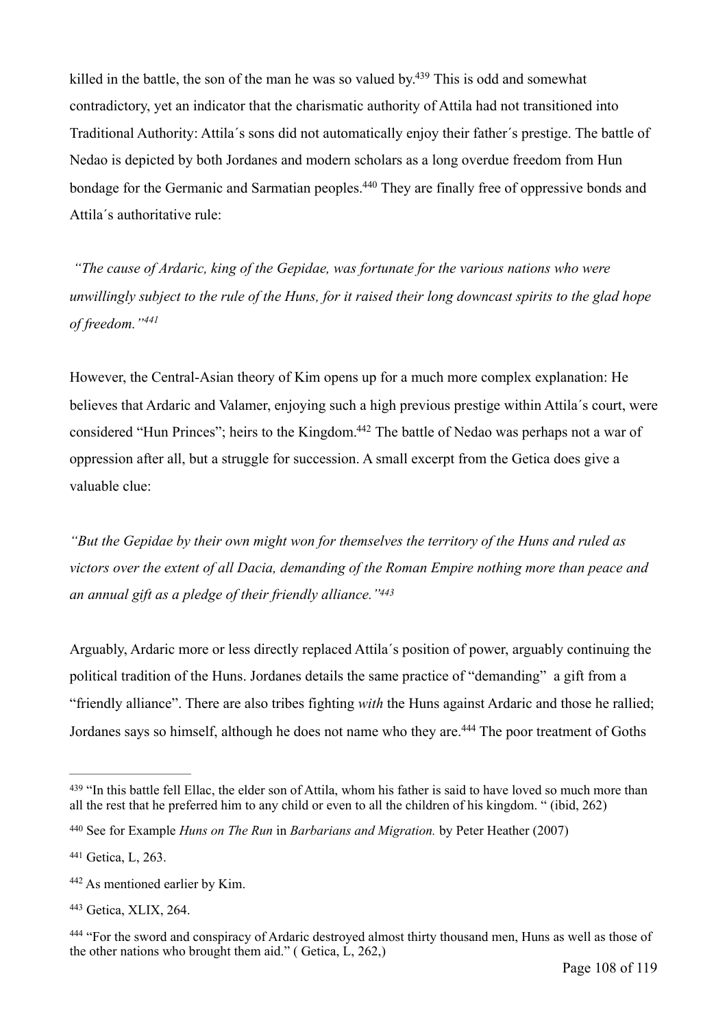killed in the battle, the son of the man he was so valued by.[439] This is odd and somewhat contradictory, yet an indicator that the charismatic authority of Attila had not transitioned into Traditional Authority: Attila´s sons did not automatically enjoy their father´s prestige. The battle of Nedao is depicted by both Jordanes and modern scholars as a long overdue freedom from Hun bondage for the Germanic and Sarmatian peoples.[440] They are finally free of oppressive bonds and Attila´s authoritative rule:

*"The cause of Ardaric, king of the Gepidae, was fortunate for the various nations who were unwillingly subject to the rule of the Huns, for it raised their long downcast spirits to the glad hope of freedom."[441]*

However, the Central-Asian theory of Kim opens up for a much more complex explanation: He believes that Ardaric and Valamer, enjoying such a high previous prestige within Attila´s court, were considered "Hun Princes"; heirs to the Kingdom.[442] The battle of Nedao was perhaps not a war of oppression after all, but a struggle for succession. A small excerpt from the Getica does give a valuable clue:

*"But the Gepidae by their own might won for themselves the territory of the Huns and ruled as victors over the extent of all Dacia, demanding of the Roman Empire nothing more than peace and an annual gift as a pledge of their friendly alliance."[443]*

Arguably, Ardaric more or less directly replaced Attila´s position of power, arguably continuing the political tradition of the Huns. Jordanes details the same practice of "demanding" a gift from a "friendly alliance". There are also tribes fighting *with* the Huns against Ardaric and those he rallied; Jordanes says so himself, although he does not name who they are.[444] The poor treatment of Goths

---

[439] "In this battle fell Ellac, the elder son of Attila, whom his father is said to have loved so much more than all the rest that he preferred him to any child or even to all the children of his kingdom. " (ibid, 262)

[440] See for Example *Huns on The Run* in *Barbarians and Migration.* by Peter Heather (2007)

[441] Getica, L, 263.

[442] As mentioned earlier by Kim.

[443] Getica, XLIX, 264.

[444] "For the sword and conspiracy of Ardaric destroyed almost thirty thousand men, Huns as well as those of the other nations who brought them aid." ( Getica, L, 262,)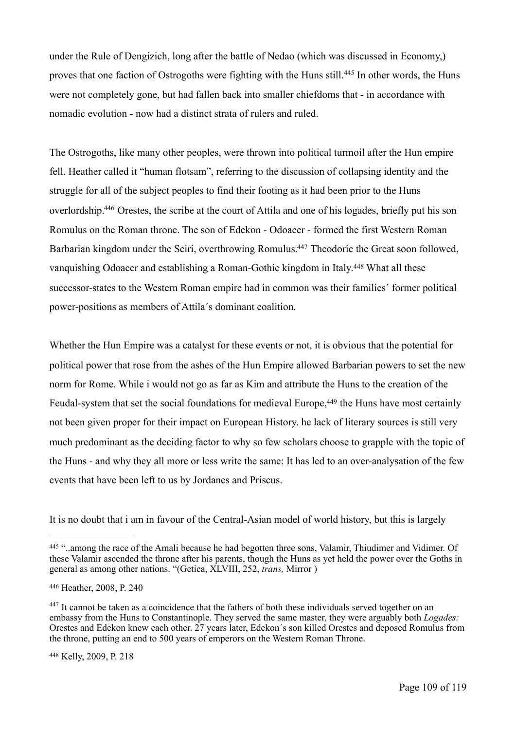under the Rule of Dengizich, long after the battle of Nedao (which was discussed in Economy,) proves that one faction of Ostrogoths were fighting with the Huns still.[445] In other words, the Huns were not completely gone, but had fallen back into smaller chiefdoms that - in accordance with nomadic evolution - now had a distinct strata of rulers and ruled.

The Ostrogoths, like many other peoples, were thrown into political turmoil after the Hun empire fell. Heather called it "human flotsam", referring to the discussion of collapsing identity and the struggle for all of the subject peoples to find their footing as it had been prior to the Huns overlordship.[446] Orestes, the scribe at the court of Attila and one of his logades, briefly put his son Romulus on the Roman throne. The son of Edekon - Odoacer - formed the first Western Roman Barbarian kingdom under the Sciri, overthrowing Romulus.[447] Theodoric the Great soon followed, vanquishing Odoacer and establishing a Roman-Gothic kingdom in Italy.[448] What all these successor-states to the Western Roman empire had in common was their families´ former political power-positions as members of Attila´s dominant coalition.

Whether the Hun Empire was a catalyst for these events or not, it is obvious that the potential for political power that rose from the ashes of the Hun Empire allowed Barbarian powers to set the new norm for Rome. While i would not go as far as Kim and attribute the Huns to the creation of the Feudal-system that set the social foundations for medieval Europe,[449] the Huns have most certainly not been given proper for their impact on European History. he lack of literary sources is still very much predominant as the deciding factor to why so few scholars choose to grapple with the topic of the Huns - and why they all more or less write the same: It has led to an over-analysation of the few events that have been left to us by Jordanes and Priscus.

It is no doubt that i am in favour of the Central-Asian model of world history, but this is largely

---

[445] "..among the race of the Amali because he had begotten three sons, Valamir, Thiudimer and Vidimer. Of these Valamir ascended the throne after his parents, though the Huns as yet held the power over the Goths in general as among other nations. "(Getica, XLVIII, 252, *trans,* Mirror )

[446] Heather, 2008, P. 240

[447] It cannot be taken as a coincidence that the fathers of both these individuals served together on an embassy from the Huns to Constantinople. They served the same master, they were arguably both *Logades:* Orestes and Edekon knew each other. 27 years later, Edekon´s son killed Orestes and deposed Romulus from the throne, putting an end to 500 years of emperors on the Western Roman Throne.

[448] Kelly, 2009, P. 218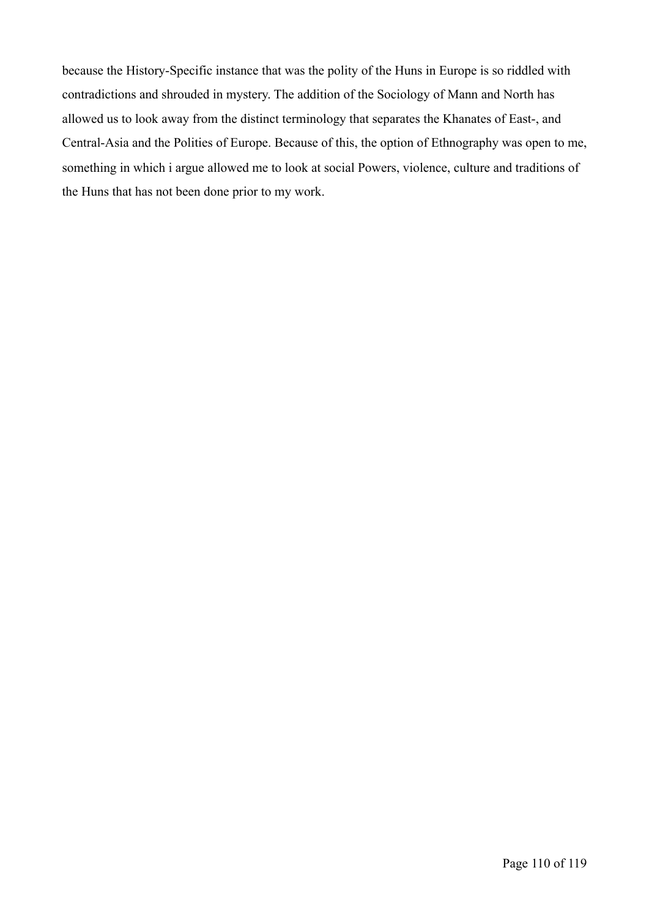because the History-Specific instance that was the polity of the Huns in Europe is so riddled with contradictions and shrouded in mystery. The addition of the Sociology of Mann and North has allowed us to look away from the distinct terminology that separates the Khanates of East-, and Central-Asia and the Polities of Europe. Because of this, the option of Ethnography was open to me, something in which i argue allowed me to look at social Powers, violence, culture and traditions of the Huns that has not been done prior to my work.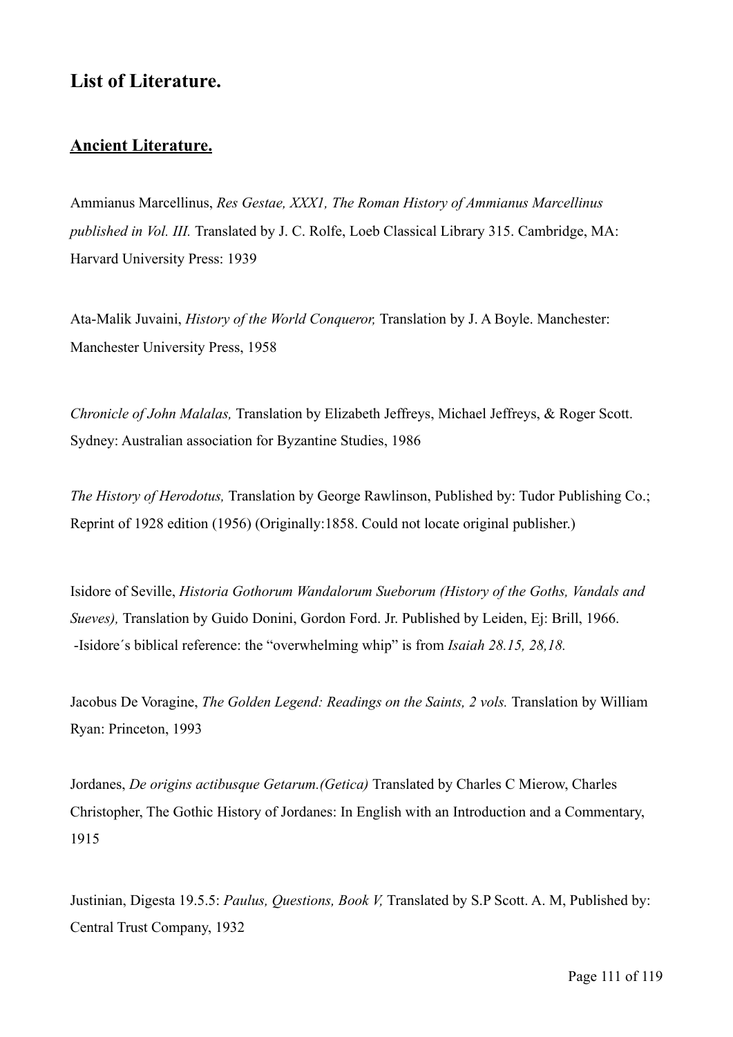## List of Literature.

### Ancient Literature.

Ammianus Marcellinus, *Res Gestae, XXX1, The Roman History of Ammianus Marcellinus published in Vol. III.* Translated by J. C. Rolfe, Loeb Classical Library 315. Cambridge, MA: Harvard University Press: 1939

Ata-Malik Juvaini, *History of the World Conqueror,* Translation by J. A Boyle. Manchester: Manchester University Press, 1958

*Chronicle of John Malalas,* Translation by Elizabeth Jeffreys, Michael Jeffreys, & Roger Scott. Sydney: Australian association for Byzantine Studies, 1986

*The History of Herodotus,* Translation by George Rawlinson, Published by: Tudor Publishing Co.; Reprint of 1928 edition (1956) (Originally:1858. Could not locate original publisher.)

Isidore of Seville, *Historia Gothorum Wandalorum Sueborum (History of the Goths, Vandals and Sueves),* Translation by Guido Donini, Gordon Ford. Jr. Published by Leiden, Ej: Brill, 1966.
-Isidore´s biblical reference: the "overwhelming whip" is from *Isaiah 28.15, 28,18.*

Jacobus De Voragine, *The Golden Legend: Readings on the Saints, 2 vols.* Translation by William Ryan: Princeton, 1993

Jordanes, *De origins actibusque Getarum.(Getica)* Translated by Charles C Mierow, Charles Christopher, The Gothic History of Jordanes: In English with an Introduction and a Commentary, 1915

Justinian, Digesta 19.5.5: *Paulus, Questions, Book V,* Translated by S.P Scott. A. M, Published by: Central Trust Company, 1932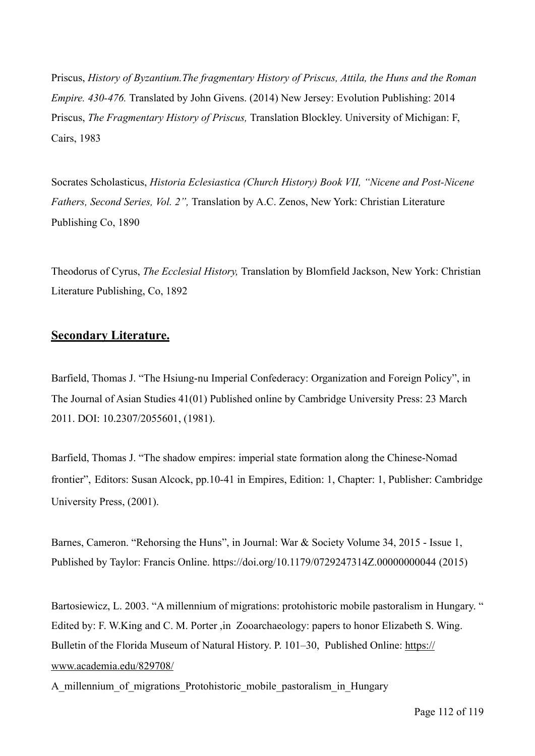Priscus, *History of Byzantium.The fragmentary History of Priscus, Attila, the Huns and the Roman Empire. 430-476.* Translated by John Givens. (2014) New Jersey: Evolution Publishing: 2014

Priscus, *The Fragmentary History of Priscus,* Translation Blockley. University of Michigan: F, Cairs, 1983

Socrates Scholasticus, *Historia Eclesiastica (Church History) Book VII, "Nicene and Post-Nicene Fathers, Second Series, Vol. 2",* Translation by A.C. Zenos, New York: Christian Literature Publishing Co, 1890

Theodorus of Cyrus, *The Ecclesial History,* Translation by Blomfield Jackson, New York: Christian Literature Publishing, Co, 1892

## **Secondary Literature.**

Barfield, Thomas J. "The Hsiung-nu Imperial Confederacy: Organization and Foreign Policy", in The Journal of Asian Studies 41(01) Published online by Cambridge University Press: 23 March 2011. DOI: 10.2307/2055601, (1981).

Barfield, Thomas J. "The shadow empires: imperial state formation along the Chinese-Nomad frontier", Editors: Susan Alcock, pp.10-41 in Empires, Edition: 1, Chapter: 1, Publisher: Cambridge University Press, (2001).

Barnes, Cameron. "Rehorsing the Huns", in Journal: War & Society Volume 34, 2015 - Issue 1, Published by Taylor: Francis Online. https://doi.org/10.1179/0729247314Z.00000000044 (2015)

Bartosiewicz, L. 2003. "A millennium of migrations: protohistoric mobile pastoralism in Hungary. " Edited by: F. W.King and C. M. Porter ,in Zooarchaeology: papers to honor Elizabeth S. Wing. Bulletin of the Florida Museum of Natural History. P. 101–30, Published Online: https://www.academia.edu/829708/A_millennium_of_migrations_Protohistoric_mobile_pastoralism_in_Hungary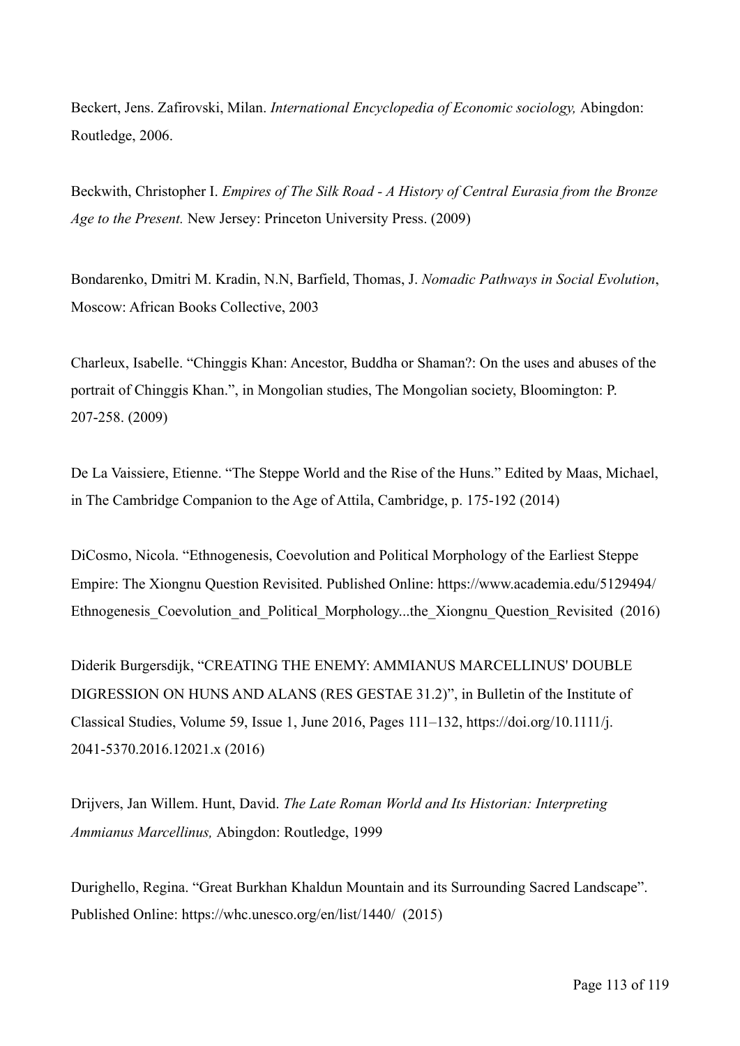Beckert, Jens. Zafirovski, Milan. *International Encyclopedia of Economic sociology,* Abingdon: Routledge, 2006.

Beckwith, Christopher I. *Empires of The Silk Road - A History of Central Eurasia from the Bronze Age to the Present.* New Jersey: Princeton University Press. (2009)

Bondarenko, Dmitri M. Kradin, N.N, Barfield, Thomas, J. *Nomadic Pathways in Social Evolution*, Moscow: African Books Collective, 2003

Charleux, Isabelle. "Chinggis Khan: Ancestor, Buddha or Shaman?: On the uses and abuses of the portrait of Chinggis Khan.", in Mongolian studies, The Mongolian society, Bloomington: P. 207-258. (2009)

De La Vaissiere, Etienne. "The Steppe World and the Rise of the Huns." Edited by Maas, Michael, in The Cambridge Companion to the Age of Attila, Cambridge, p. 175-192 (2014)

DiCosmo, Nicola. "Ethnogenesis, Coevolution and Political Morphology of the Earliest Steppe Empire: The Xiongnu Question Revisited. Published Online: https://www.academia.edu/5129494/Ethnogenesis_Coevolution_and_Political_Morphology...the_Xiongnu_Question_Revisited (2016)

Diderik Burgersdijk, "CREATING THE ENEMY: AMMIANUS MARCELLINUS' DOUBLE DIGRESSION ON HUNS AND ALANS (RES GESTAE 31.2)", in Bulletin of the Institute of Classical Studies, Volume 59, Issue 1, June 2016, Pages 111–132, https://doi.org/10.1111/j.2041-5370.2016.12021.x (2016)

Drijvers, Jan Willem. Hunt, David. *The Late Roman World and Its Historian: Interpreting Ammianus Marcellinus,* Abingdon: Routledge, 1999

Durighello, Regina. "Great Burkhan Khaldun Mountain and its Surrounding Sacred Landscape". Published Online: https://whc.unesco.org/en/list/1440/ (2015)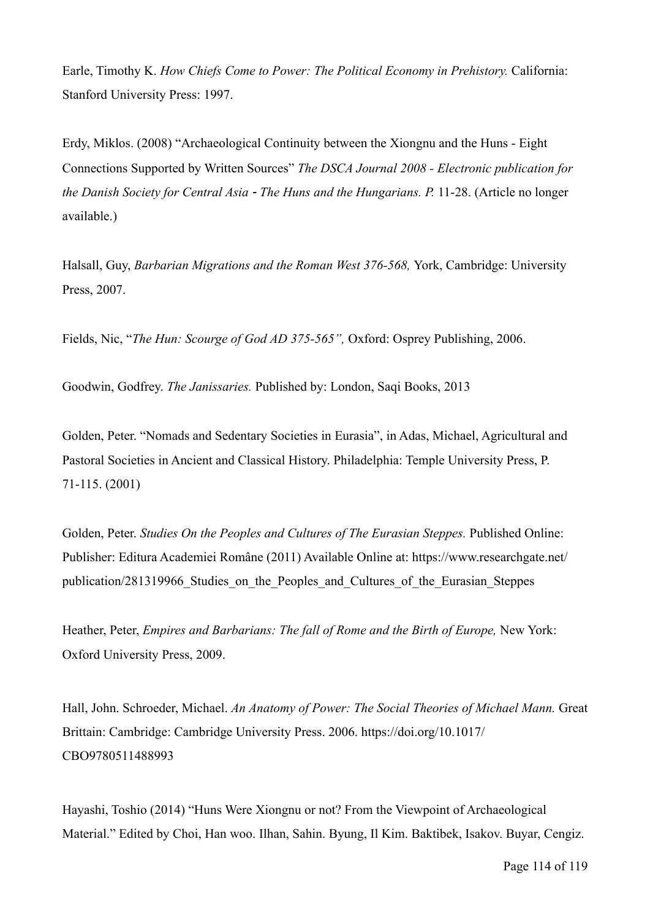Earle, Timothy K. *How Chiefs Come to Power: The Political Economy in Prehistory.* California: Stanford University Press: 1997.

Erdy, Miklos. (2008) "Archaeological Continuity between the Xiongnu and the Huns - Eight Connections Supported by Written Sources" *The DSCA Journal 2008 - Electronic publication for the Danish Society for Central Asia - The Huns and the Hungarians. P.* 11-28. (Article no longer available.)

Halsall, Guy, *Barbarian Migrations and the Roman West 376-568,* York, Cambridge: University Press, 2007.

Fields, Nic, "*The Hun: Scourge of God AD 375-565",* Oxford: Osprey Publishing, 2006.

Goodwin, Godfrey. *The Janissaries.* Published by: London, Saqi Books, 2013

Golden, Peter. "Nomads and Sedentary Societies in Eurasia", in Adas, Michael, Agricultural and Pastoral Societies in Ancient and Classical History. Philadelphia: Temple University Press, P. 71-115. (2001)

Golden, Peter. *Studies On the Peoples and Cultures of The Eurasian Steppes.* Published Online: Publisher: Editura Academiei Române (2011) Available Online at: https://www.researchgate.net/publication/281319966_Studies_on_the_Peoples_and_Cultures_of_the_Eurasian_Steppes

Heather, Peter, *Empires and Barbarians: The fall of Rome and the Birth of Europe,* New York: Oxford University Press, 2009.

Hall, John. Schroeder, Michael. *An Anatomy of Power: The Social Theories of Michael Mann.* Great Brittain: Cambridge: Cambridge University Press. 2006. https://doi.org/10.1017/CBO9780511488993

Hayashi, Toshio (2014) "Huns Were Xiongnu or not? From the Viewpoint of Archaeological Material." Edited by Choi, Han woo. Ilhan, Sahin. Byung, Il Kim. Baktibek, Isakov. Buyar, Cengiz.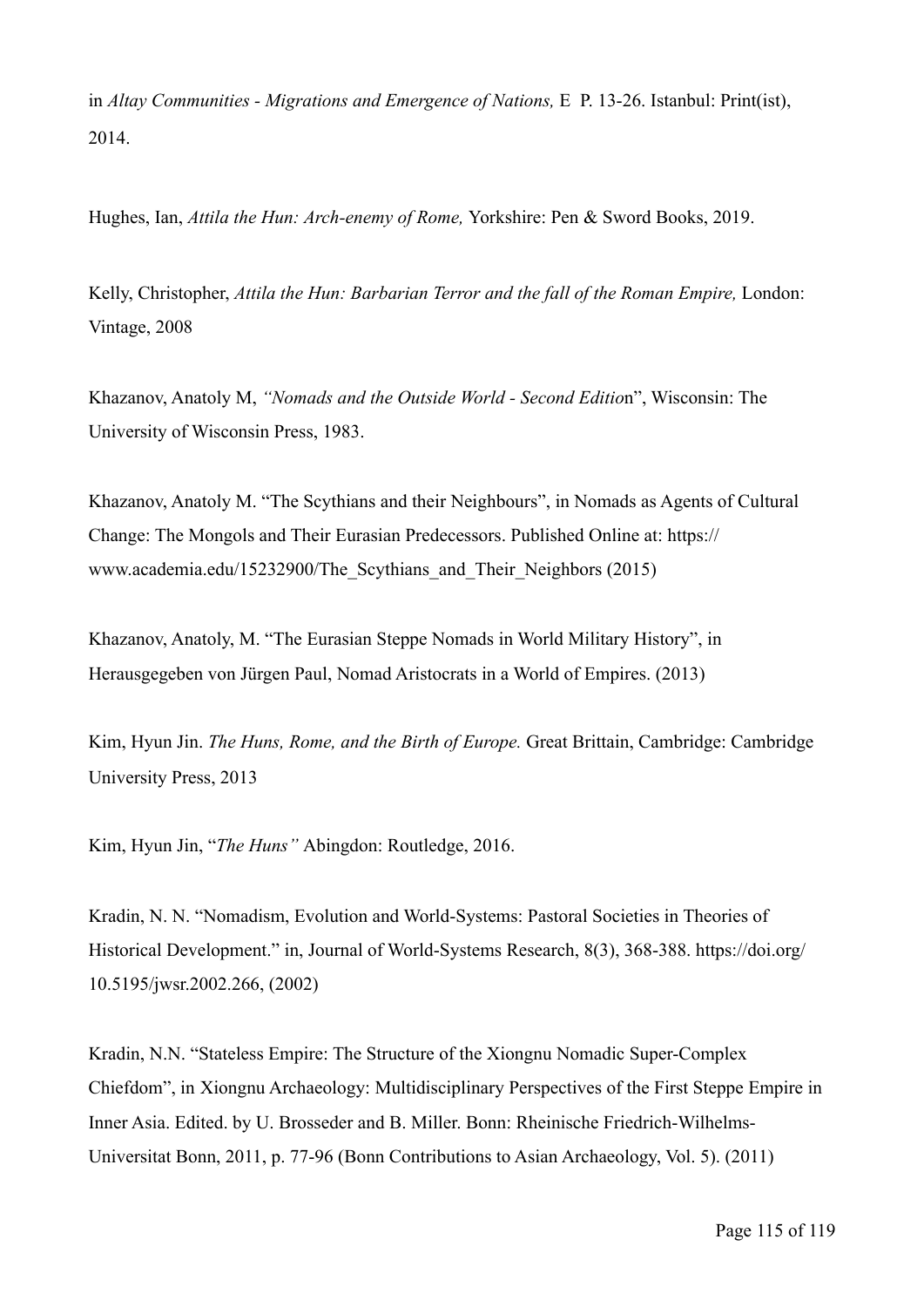in *Altay Communities - Migrations and Emergence of Nations,* E P. 13-26. Istanbul: Print(ist), 2014.

Hughes, Ian, *Attila the Hun: Arch-enemy of Rome,* Yorkshire: Pen & Sword Books, 2019.

Kelly, Christopher, *Attila the Hun: Barbarian Terror and the fall of the Roman Empire,* London: Vintage, 2008

Khazanov, Anatoly M, *"Nomads and the Outside World - Second Editio*n", Wisconsin: The University of Wisconsin Press, 1983.

Khazanov, Anatoly M. "The Scythians and their Neighbours", in Nomads as Agents of Cultural Change: The Mongols and Their Eurasian Predecessors. Published Online at: https://www.academia.edu/15232900/The_Scythians_and_Their_Neighbors (2015)

Khazanov, Anatoly, M. "The Eurasian Steppe Nomads in World Military History", in Herausgegeben von Jürgen Paul, Nomad Aristocrats in a World of Empires. (2013)

Kim, Hyun Jin. *The Huns, Rome, and the Birth of Europe.* Great Brittain, Cambridge: Cambridge University Press, 2013

Kim, Hyun Jin, "*The Huns"* Abingdon: Routledge, 2016.

Kradin, N. N. "Nomadism, Evolution and World-Systems: Pastoral Societies in Theories of Historical Development." in, Journal of World-Systems Research, 8(3), 368-388. https://doi.org/10.5195/jwsr.2002.266, (2002)

Kradin, N.N. "Stateless Empire: The Structure of the Xiongnu Nomadic Super-Complex Chiefdom", in Xiongnu Archaeology: Multidisciplinary Perspectives of the First Steppe Empire in Inner Asia. Edited. by U. Brosseder and B. Miller. Bonn: Rheinische Friedrich-Wilhelms-Universitat Bonn, 2011, p. 77-96 (Bonn Contributions to Asian Archaeology, Vol. 5). (2011)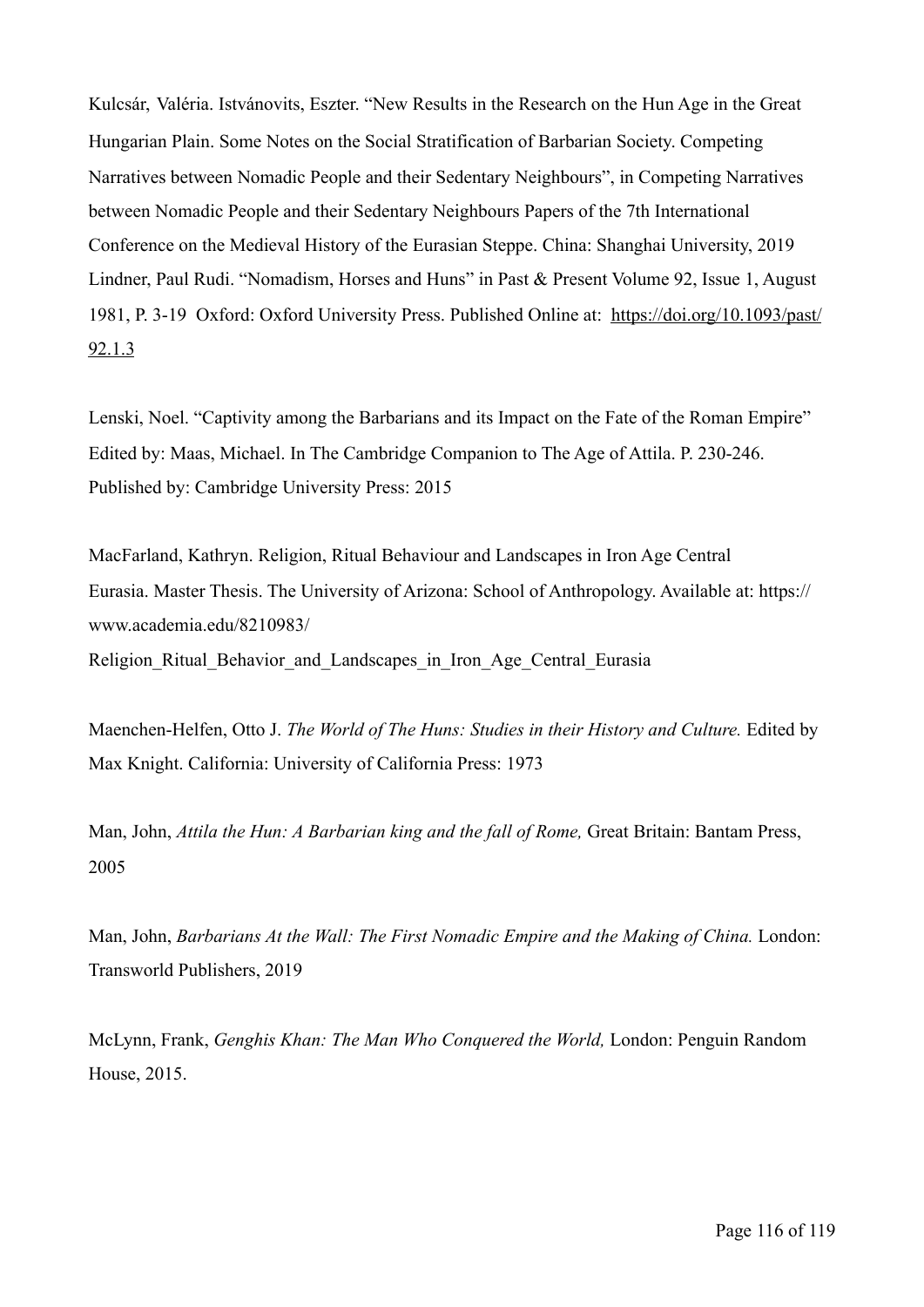Kulcsár, Valéria. Istvánovits, Eszter. "New Results in the Research on the Hun Age in the Great Hungarian Plain. Some Notes on the Social Stratification of Barbarian Society. Competing Narratives between Nomadic People and their Sedentary Neighbours", in Competing Narratives between Nomadic People and their Sedentary Neighbours Papers of the 7th International Conference on the Medieval History of the Eurasian Steppe. China: Shanghai University, 2019

Lindner, Paul Rudi. "Nomadism, Horses and Huns" in Past & Present Volume 92, Issue 1, August 1981, P. 3-19 Oxford: Oxford University Press. Published Online at: https://doi.org/10.1093/past/92.1.3

Lenski, Noel. "Captivity among the Barbarians and its Impact on the Fate of the Roman Empire" Edited by: Maas, Michael. In The Cambridge Companion to The Age of Attila. P. 230-246. Published by: Cambridge University Press: 2015

MacFarland, Kathryn. Religion, Ritual Behaviour and Landscapes in Iron Age Central Eurasia. Master Thesis. The University of Arizona: School of Anthropology. Available at: https://www.academia.edu/8210983/Religion_Ritual_Behavior_and_Landscapes_in_Iron_Age_Central_Eurasia

Maenchen-Helfen, Otto J. *The World of The Huns: Studies in their History and Culture.* Edited by Max Knight. California: University of California Press: 1973

Man, John, *Attila the Hun: A Barbarian king and the fall of Rome,* Great Britain: Bantam Press, 2005

Man, John, *Barbarians At the Wall: The First Nomadic Empire and the Making of China.* London: Transworld Publishers, 2019

McLynn, Frank, *Genghis Khan: The Man Who Conquered the World,* London: Penguin Random House, 2015.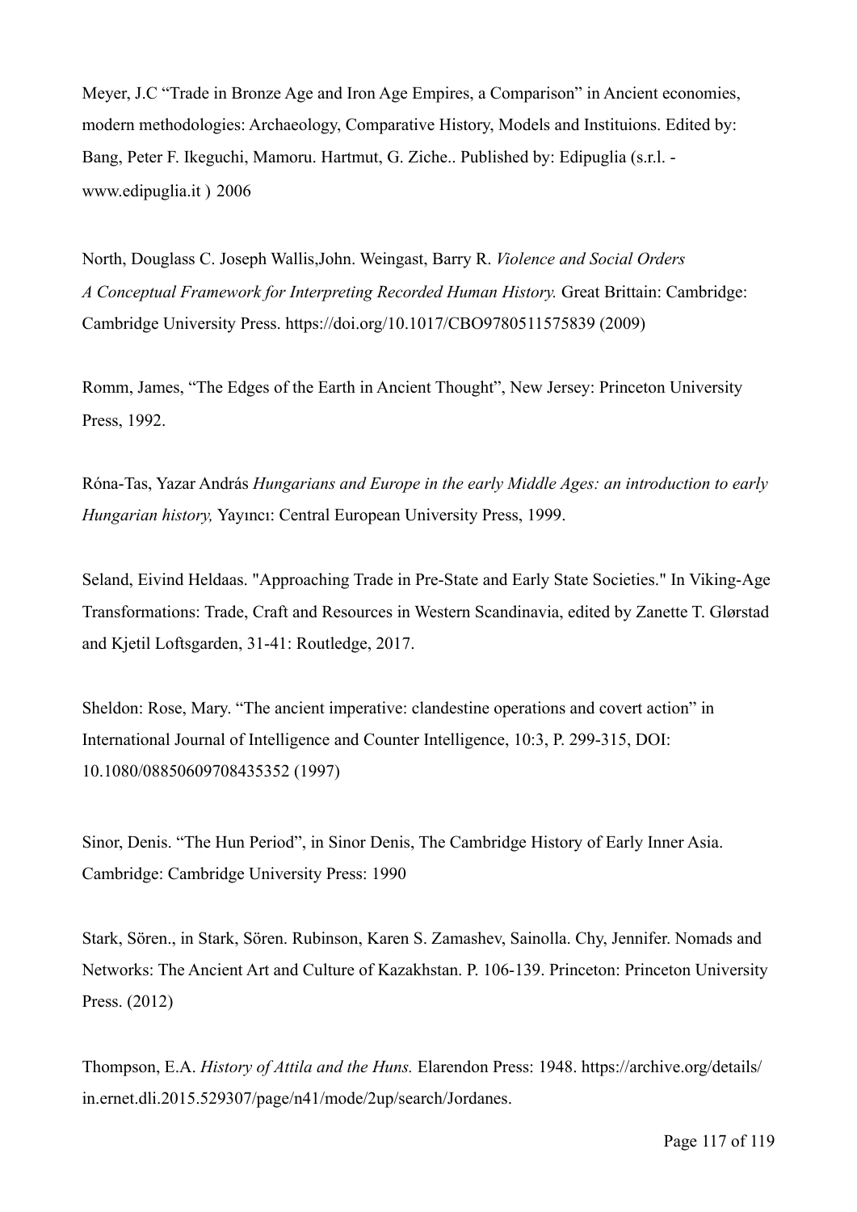Meyer, J.C "Trade in Bronze Age and Iron Age Empires, a Comparison" in Ancient economies, modern methodologies: Archaeology, Comparative History, Models and Instituions. Edited by: Bang, Peter F. Ikeguchi, Mamoru. Hartmut, G. Ziche.. Published by: Edipuglia (s.r.l. - www.edipuglia.it ) 2006

North, Douglass C. Joseph Wallis,John. Weingast, Barry R. *Violence and Social Orders A Conceptual Framework for Interpreting Recorded Human History.* Great Brittain: Cambridge: Cambridge University Press. https://doi.org/10.1017/CBO9780511575839 (2009)

Romm, James, "The Edges of the Earth in Ancient Thought", New Jersey: Princeton University Press, 1992.

Róna-Tas, Yazar András *Hungarians and Europe in the early Middle Ages: an introduction to early Hungarian history,* Yayıncı: Central European University Press, 1999.

Seland, Eivind Heldaas. "Approaching Trade in Pre-State and Early State Societies." In Viking-Age Transformations: Trade, Craft and Resources in Western Scandinavia, edited by Zanette T. Glørstad and Kjetil Loftsgarden, 31-41: Routledge, 2017.

Sheldon: Rose, Mary. "The ancient imperative: clandestine operations and covert action" in International Journal of Intelligence and Counter Intelligence, 10:3, P. 299-315, DOI: 10.1080/08850609708435352 (1997)

Sinor, Denis. "The Hun Period", in Sinor Denis, The Cambridge History of Early Inner Asia. Cambridge: Cambridge University Press: 1990

Stark, Sören., in Stark, Sören. Rubinson, Karen S. Zamashev, Sainolla. Chy, Jennifer. Nomads and Networks: The Ancient Art and Culture of Kazakhstan. P. 106-139. Princeton: Princeton University Press. (2012)

Thompson, E.A. *History of Attila and the Huns.* Elarendon Press: 1948. https://archive.org/details/in.ernet.dli.2015.529307/page/n41/mode/2up/search/Jordanes.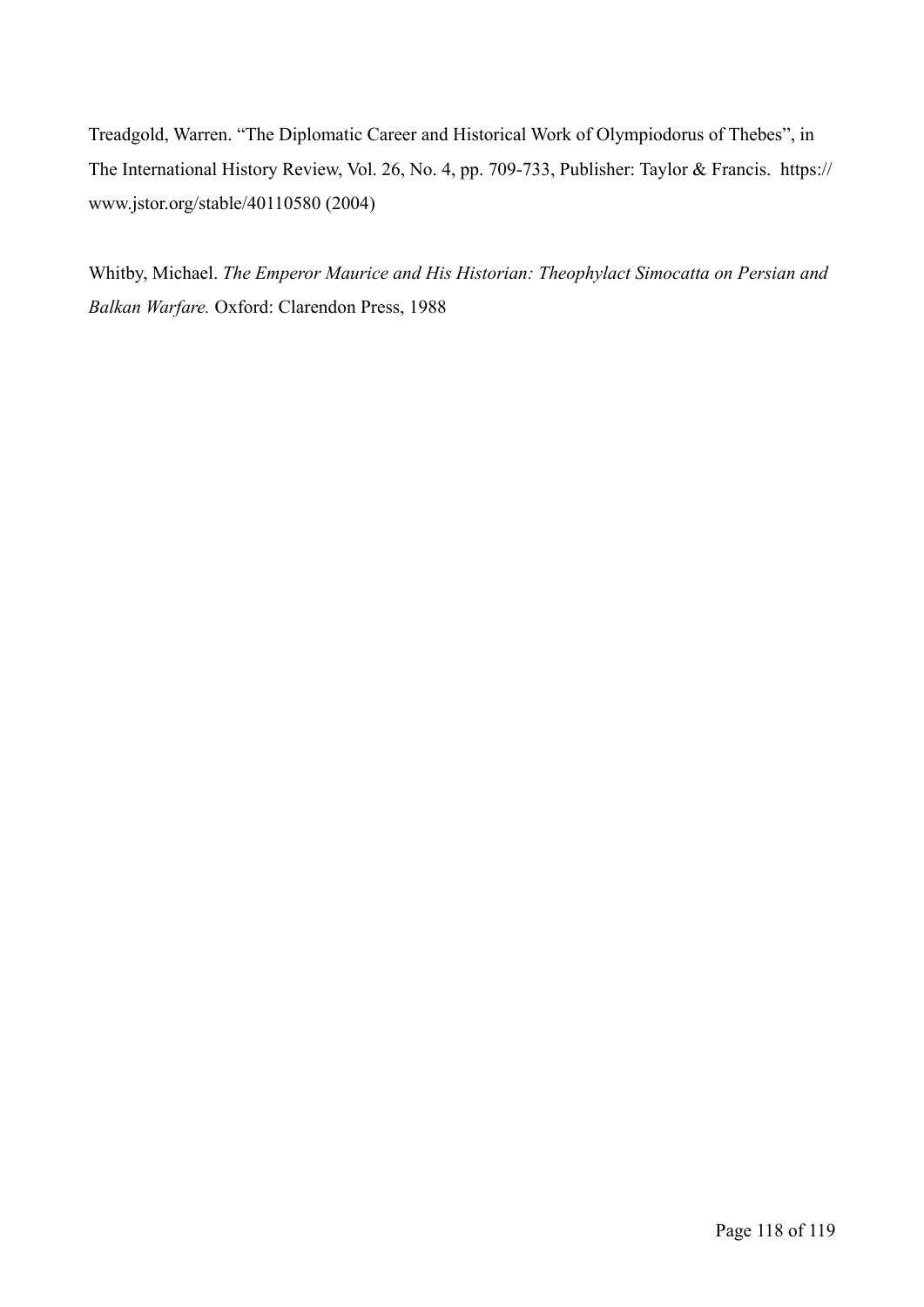Treadgold, Warren. "The Diplomatic Career and Historical Work of Olympiodorus of Thebes", in The International History Review, Vol. 26, No. 4, pp. 709-733, Publisher: Taylor & Francis. https://www.jstor.org/stable/40110580 (2004)

Whitby, Michael. *The Emperor Maurice and His Historian: Theophylact Simocatta on Persian and Balkan Warfare.* Oxford: Clarendon Press, 1988